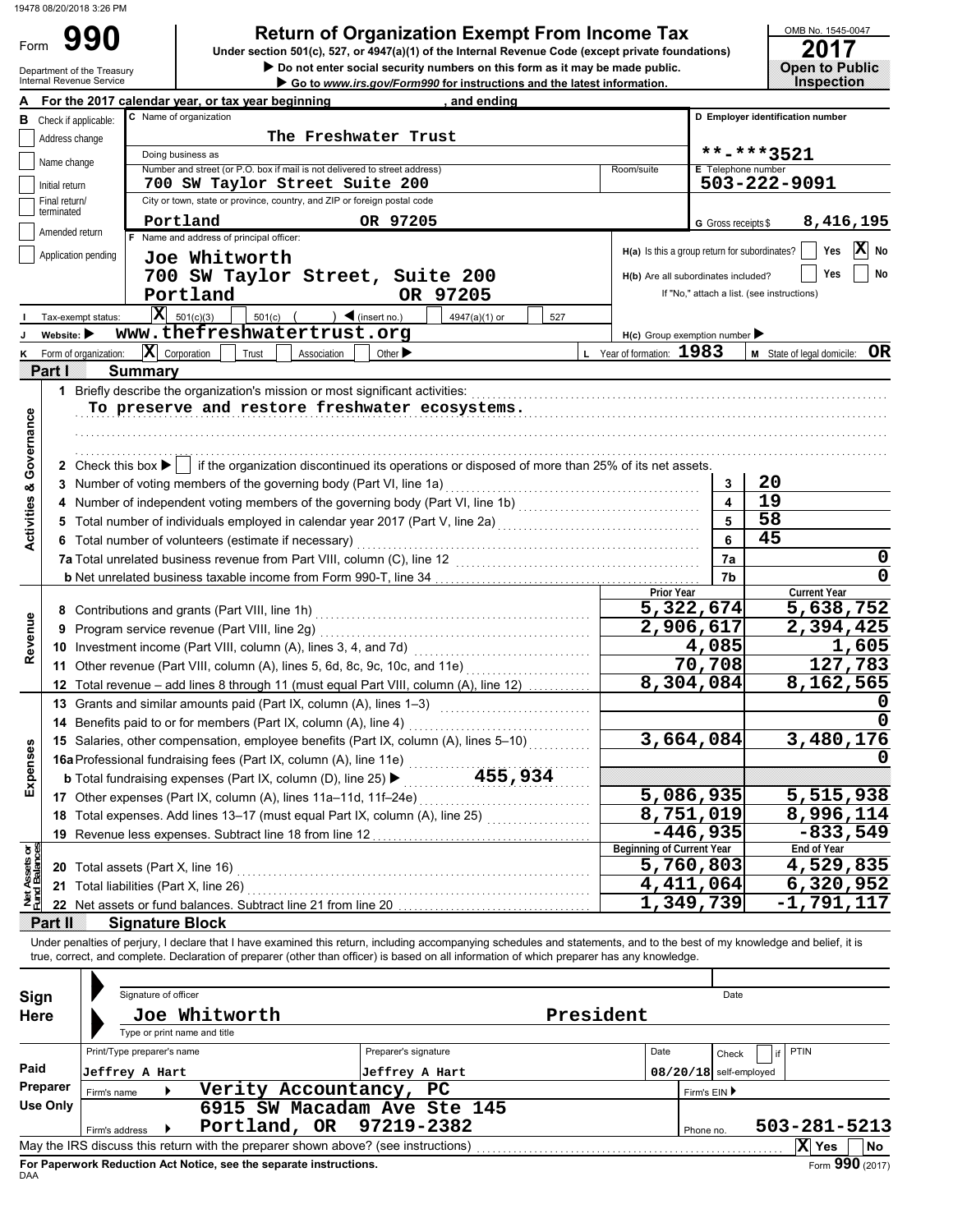Form **990**

# Return of Organization Exempt From Income Tax

**Under section 501(c), 527, or 4947(a)(1) of the Internal Revenue Code (except private foundations)**

▶ Do not enter social security numbers on this form as it may be made public.

▶ Go to www.irs.gov/Form990 for instructions and the latest information.

Department of the Treasury
Internal Revenue Service

OMB No. 1545-0047

**2017**

**Open to Public Inspection**

**A** For the 2017 calendar year, or tax year beginning , and ending

**B** Check if applicable:
- Address change
- Name change
- Initial return
- Final return/terminated
- Amended return
- Application pending

**C** Name of organization: The Freshwater Trust

Doing business as

Number and street (or P.O. box if mail is not delivered to street address): 700 SW Taylor Street Suite 200 — Room/suite

City or town, state or province, country, and ZIP or foreign postal code: Portland OR 97205

**D** Employer identification number: **-***3521

**E** Telephone number: 503-222-9091

**G** Gross receipts $ 8,416,195

**F** Name and address of principal officer:
Joe Whitworth
700 SW Taylor Street, Suite 200
Portland OR 97205

H(a) Is this a group return for subordinates? ☐ Yes ☒ No

H(b) Are all subordinates included? ☐ Yes ☐ No

If "No," attach a list. (see instructions)

**I** Tax-exempt status: ☒ 501(c)(3) ☐ 501(c) ( ) ◀ (insert no.) ☐ 4947(a)(1) or ☐ 527

**J** Website: ▶ www.thefreshwatertrust.org

H(c) Group exemption number ▶

**K** Form of organization: ☒ Corporation ☐ Trust ☐ Association ☐ Other ▶

**L** Year of formation: 1983

**M** State of legal domicile: OR

## Part I Summary

**Activities & Governance**

1 Briefly describe the organization's mission or most significant activities:
To preserve and restore freshwater ecosystems.

2 Check this box ▶ ☐ if the organization discontinued its operations or disposed of more than 25% of its net assets.

| | | | |
|---|---|---|---|
| 3 | Number of voting members of the governing body (Part VI, line 1a) | 3 | 20 |
| 4 | Number of independent voting members of the governing body (Part VI, line 1b) | 4 | 19 |
| 5 | Total number of individuals employed in calendar year 2017 (Part V, line 2a) | 5 | 58 |
| 6 | Total number of volunteers (estimate if necessary) | 6 | 45 |
| 7a | Total unrelated business revenue from Part VIII, column (C), line 12 | 7a | 0 |
| b | Net unrelated business taxable income from Form 990-T, line 34 | 7b | 0 |

| | | Prior Year | Current Year |
|---|---|---|---|
| **Revenue** | | | |
| 8 | Contributions and grants (Part VIII, line 1h) | 5,322,674 | 5,638,752 |
| 9 | Program service revenue (Part VIII, line 2g) | 2,906,617 | 2,394,425 |
| 10 | Investment income (Part VIII, column (A), lines 3, 4, and 7d) | 4,085 | 1,605 |
| 11 | Other revenue (Part VIII, column (A), lines 5, 6d, 8c, 9c, 10c, and 11e) | 70,708 | 127,783 |
| 12 | Total revenue – add lines 8 through 11 (must equal Part VIII, column (A), line 12) | 8,304,084 | 8,162,565 |
| **Expenses** | | | |
| 13 | Grants and similar amounts paid (Part IX, column (A), lines 1–3) | | 0 |
| 14 | Benefits paid to or for members (Part IX, column (A), line 4) | | 0 |
| 15 | Salaries, other compensation, employee benefits (Part IX, column (A), lines 5–10) | 3,664,084 | 3,480,176 |
| 16a | Professional fundraising fees (Part IX, column (A), line 11e) | | 0 |
| b | Total fundraising expenses (Part IX, column (D), line 25) ▶ 455,934 | | |
| 17 | Other expenses (Part IX, column (A), lines 11a–11d, 11f–24e) | 5,086,935 | 5,515,938 |
| 18 | Total expenses. Add lines 13–17 (must equal Part IX, column (A), line 25) | 8,751,019 | 8,996,114 |
| 19 | Revenue less expenses. Subtract line 18 from line 12 | -446,935 | -833,549 |
| **Net Assets or Fund Balances** | | **Beginning of Current Year** | **End of Year** |
| 20 | Total assets (Part X, line 16) | 5,760,803 | 4,529,835 |
| 21 | Total liabilities (Part X, line 26) | 4,411,064 | 6,320,952 |
| 22 | Net assets or fund balances. Subtract line 21 from line 20 | 1,349,739 | -1,791,117 |

## Part II Signature Block

Under penalties of perjury, I declare that I have examined this return, including accompanying schedules and statements, and to the best of my knowledge and belief, it is true, correct, and complete. Declaration of preparer (other than officer) is based on all information of which preparer has any knowledge.

**Sign Here**

Signature of officer — Date

Joe Whitworth — President

Type or print name and title

**Paid Preparer Use Only**

| Print/Type preparer's name | Preparer's signature | Date | Check ☐ if self-employed | PTIN |
|---|---|---|---|---|
| Jeffrey A Hart | Jeffrey A Hart | 08/20/18 | | |

Firm's name ▶ Verity Accountancy, PC — Firm's EIN ▶

Firm's address ▶ 6915 SW Macadam Ave Ste 145, Portland, OR 97219-2382 — Phone no. 503-281-5213

May the IRS discuss this return with the preparer shown above? (see instructions) ☒ Yes ☐ No

**For Paperwork Reduction Act Notice, see the separate instructions.**

DAA — Form **990** (2017)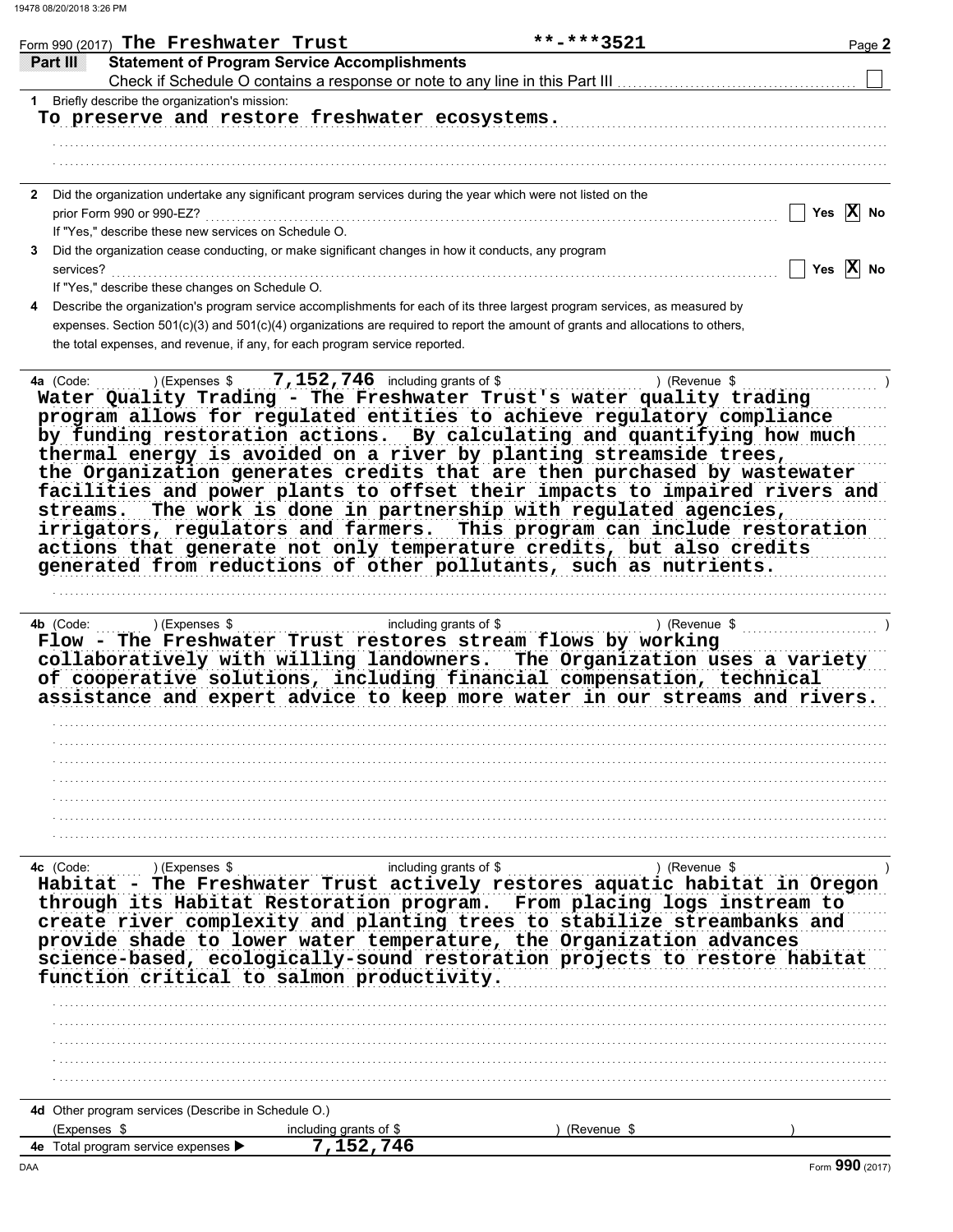Form 990 (2017) **The Freshwater Trust** **-***3521

## Part III Statement of Program Service Accomplishments

Check if Schedule O contains a response or note to any line in this Part III ☐

**1** Briefly describe the organization's mission:

To preserve and restore freshwater ecosystems.

**2** Did the organization undertake any significant program services during the year which were not listed on the prior Form 990 or 990-EZ? ☐ Yes ☒ No

If "Yes," describe these new services on Schedule O.

**3** Did the organization cease conducting, or make significant changes in how it conducts, any program services? ☐ Yes ☒ No

If "Yes," describe these changes on Schedule O.

**4** Describe the organization's program service accomplishments for each of its three largest program services, as measured by expenses. Section 501(c)(3) and 501(c)(4) organizations are required to report the amount of grants and allocations to others, the total expenses, and revenue, if any, for each program service reported.

**4a** (Code: ) (Expenses $ 7,152,746 including grants of $ ) (Revenue $ )

Water Quality Trading - The Freshwater Trust's water quality trading program allows for regulated entities to achieve regulatory compliance by funding restoration actions. By calculating and quantifying how much thermal energy is avoided on a river by planting streamside trees, the Organization generates credits that are then purchased by wastewater facilities and power plants to offset their impacts to impaired rivers and streams. The work is done in partnership with regulated agencies, irrigators, regulators and farmers. This program can include restoration actions that generate not only temperature credits, but also credits generated from reductions of other pollutants, such as nutrients.

**4b** (Code: ) (Expenses $ including grants of $ ) (Revenue $ )

Flow - The Freshwater Trust restores stream flows by working collaboratively with willing landowners. The Organization uses a variety of cooperative solutions, including financial compensation, technical assistance and expert advice to keep more water in our streams and rivers.

**4c** (Code: ) (Expenses $ including grants of $ ) (Revenue $ )

Habitat - The Freshwater Trust actively restores aquatic habitat in Oregon through its Habitat Restoration program. From placing logs instream to create river complexity and planting trees to stabilize streambanks and provide shade to lower water temperature, the Organization advances science-based, ecologically-sound restoration projects to restore habitat function critical to salmon productivity.

**4d** Other program services (Describe in Schedule O.)

(Expenses $ including grants of $ ) (Revenue $ )

**4e** Total program service expenses ▶ 7,152,746

Form **990** (2017)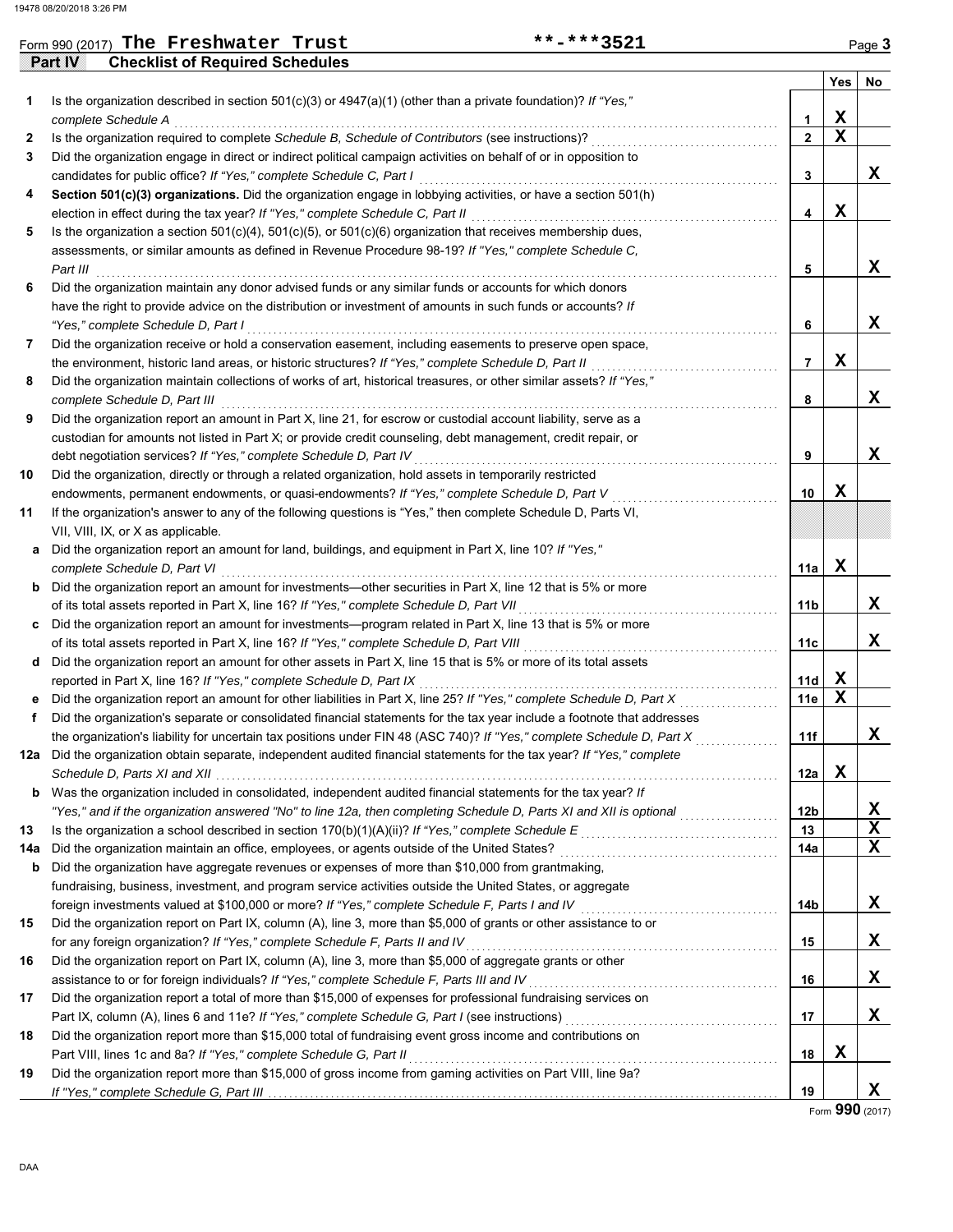Form 990 (2017) **The Freshwater Trust** \*\*-\*\*\*3521 Page **3**

## Part IV Checklist of Required Schedules

| | | | Yes | No |
|---|---|---|---|---|
| 1 | Is the organization described in section 501(c)(3) or 4947(a)(1) (other than a private foundation)? *If "Yes," complete Schedule A* | 1 | X | |
| 2 | Is the organization required to complete *Schedule B, Schedule of Contributors* (see instructions)? | 2 | X | |
| 3 | Did the organization engage in direct or indirect political campaign activities on behalf of or in opposition to candidates for public office? *If "Yes," complete Schedule C, Part I* | 3 | | X |
| 4 | **Section 501(c)(3) organizations.** Did the organization engage in lobbying activities, or have a section 501(h) election in effect during the tax year? *If "Yes," complete Schedule C, Part II* | 4 | X | |
| 5 | Is the organization a section 501(c)(4), 501(c)(5), or 501(c)(6) organization that receives membership dues, assessments, or similar amounts as defined in Revenue Procedure 98-19? *If "Yes," complete Schedule C, Part III* | 5 | | X |
| 6 | Did the organization maintain any donor advised funds or any similar funds or accounts for which donors have the right to provide advice on the distribution or investment of amounts in such funds or accounts? *If "Yes," complete Schedule D, Part I* | 6 | | X |
| 7 | Did the organization receive or hold a conservation easement, including easements to preserve open space, the environment, historic land areas, or historic structures? *If "Yes," complete Schedule D, Part II* | 7 | X | |
| 8 | Did the organization maintain collections of works of art, historical treasures, or other similar assets? *If "Yes," complete Schedule D, Part III* | 8 | | X |
| 9 | Did the organization report an amount in Part X, line 21, for escrow or custodial account liability, serve as a custodian for amounts not listed in Part X; or provide credit counseling, debt management, credit repair, or debt negotiation services? *If "Yes," complete Schedule D, Part IV* | 9 | | X |
| 10 | Did the organization, directly or through a related organization, hold assets in temporarily restricted endowments, permanent endowments, or quasi-endowments? *If "Yes," complete Schedule D, Part V* | 10 | X | |
| 11 | If the organization's answer to any of the following questions is "Yes," then complete Schedule D, Parts VI, VII, VIII, IX, or X as applicable. | | | |
| a | Did the organization report an amount for land, buildings, and equipment in Part X, line 10? *If "Yes," complete Schedule D, Part VI* | 11a | X | |
| b | Did the organization report an amount for investments—other securities in Part X, line 12 that is 5% or more of its total assets reported in Part X, line 16? *If "Yes," complete Schedule D, Part VII* | 11b | | X |
| c | Did the organization report an amount for investments—program related in Part X, line 13 that is 5% or more of its total assets reported in Part X, line 16? *If "Yes," complete Schedule D, Part VIII* | 11c | | X |
| d | Did the organization report an amount for other assets in Part X, line 15 that is 5% or more of its total assets reported in Part X, line 16? *If "Yes," complete Schedule D, Part IX* | 11d | X | |
| e | Did the organization report an amount for other liabilities in Part X, line 25? *If "Yes," complete Schedule D, Part X* | 11e | X | |
| f | Did the organization's separate or consolidated financial statements for the tax year include a footnote that addresses the organization's liability for uncertain tax positions under FIN 48 (ASC 740)? *If "Yes," complete Schedule D, Part X* | 11f | | X |
| 12a | Did the organization obtain separate, independent audited financial statements for the tax year? *If "Yes," complete Schedule D, Parts XI and XII* | 12a | X | |
| b | Was the organization included in consolidated, independent audited financial statements for the tax year? *If "Yes," and if the organization answered "No" to line 12a, then completing Schedule D, Parts XI and XII is optional* | 12b | | X |
| 13 | Is the organization a school described in section 170(b)(1)(A)(ii)? *If "Yes," complete Schedule E* | 13 | | X |
| 14a | Did the organization maintain an office, employees, or agents outside of the United States? | 14a | | X |
| b | Did the organization have aggregate revenues or expenses of more than $10,000 from grantmaking, fundraising, business, investment, and program service activities outside the United States, or aggregate foreign investments valued at $100,000 or more? *If "Yes," complete Schedule F, Parts I and IV* | 14b | | X |
| 15 | Did the organization report on Part IX, column (A), line 3, more than $5,000 of grants or other assistance to or for any foreign organization? *If "Yes," complete Schedule F, Parts II and IV* | 15 | | X |
| 16 | Did the organization report on Part IX, column (A), line 3, more than $5,000 of aggregate grants or other assistance to or for foreign individuals? *If "Yes," complete Schedule F, Parts III and IV* | 16 | | X |
| 17 | Did the organization report a total of more than $15,000 of expenses for professional fundraising services on Part IX, column (A), lines 6 and 11e? *If "Yes," complete Schedule G, Part I* (see instructions) | 17 | | X |
| 18 | Did the organization report more than $15,000 total of fundraising event gross income and contributions on Part VIII, lines 1c and 8a? *If "Yes," complete Schedule G, Part II* | 18 | X | |
| 19 | Did the organization report more than $15,000 of gross income from gaming activities on Part VIII, line 9a? *If "Yes," complete Schedule G, Part III* | 19 | | X |

Form **990** (2017)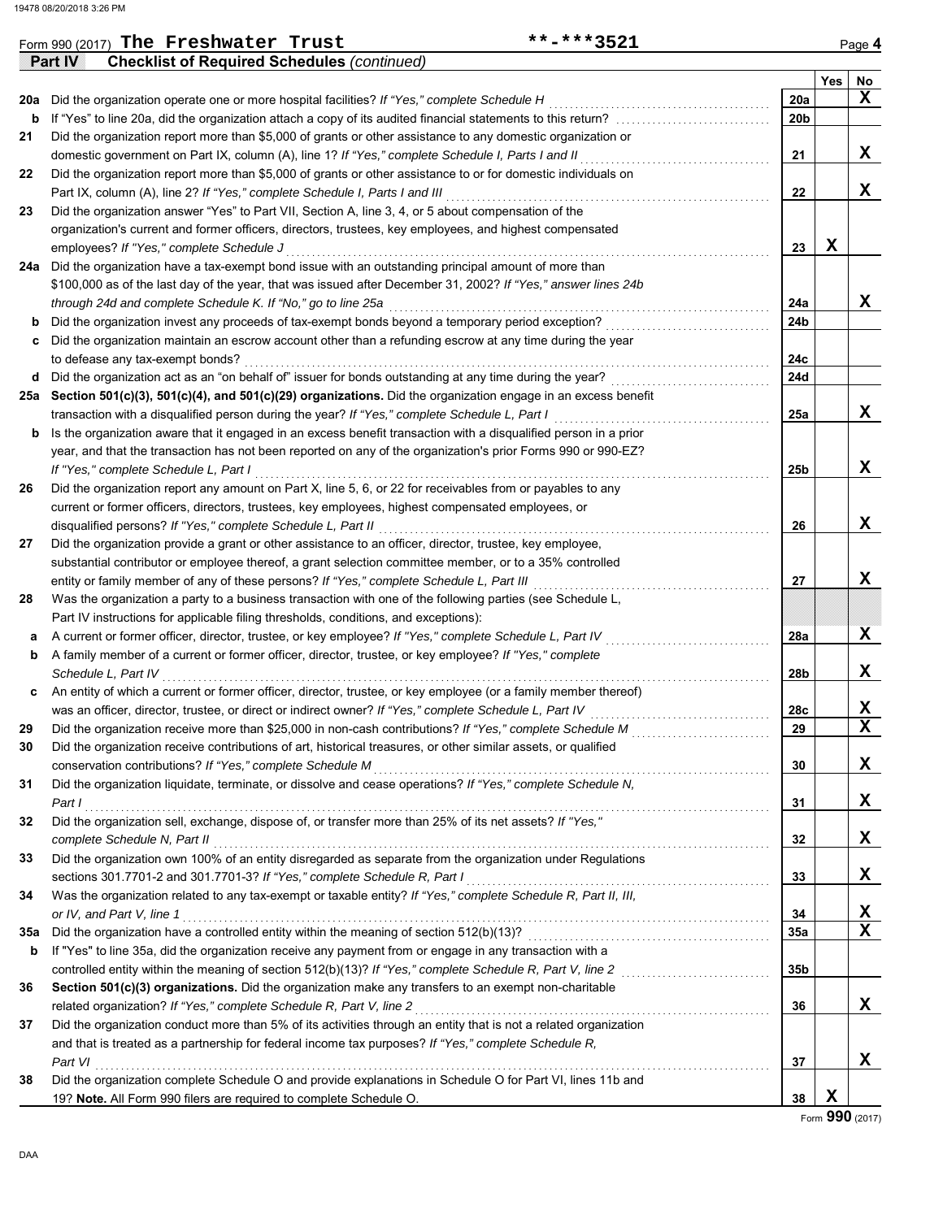Form 990 (2017) **The Freshwater Trust** **-***3521 Page **4**

## Part IV Checklist of Required Schedules *(continued)*

| | | | Yes | No |
|---|---|---|---|---|
| **20a** | Did the organization operate one or more hospital facilities? *If "Yes," complete Schedule H* | 20a | | X |
| **b** | If "Yes" to line 20a, did the organization attach a copy of its audited financial statements to this return? | 20b | | |
| **21** | Did the organization report more than $5,000 of grants or other assistance to any domestic organization or domestic government on Part IX, column (A), line 1? *If "Yes," complete Schedule I, Parts I and II* | 21 | | X |
| **22** | Did the organization report more than $5,000 of grants or other assistance to or for domestic individuals on Part IX, column (A), line 2? *If "Yes," complete Schedule I, Parts I and III* | 22 | | X |
| **23** | Did the organization answer "Yes" to Part VII, Section A, line 3, 4, or 5 about compensation of the organization's current and former officers, directors, trustees, key employees, and highest compensated employees? *If "Yes," complete Schedule J* | 23 | X | |
| **24a** | Did the organization have a tax-exempt bond issue with an outstanding principal amount of more than $100,000 as of the last day of the year, that was issued after December 31, 2002? *If "Yes," answer lines 24b through 24d and complete Schedule K. If "No," go to line 25a* | 24a | | X |
| **b** | Did the organization invest any proceeds of tax-exempt bonds beyond a temporary period exception? | 24b | | |
| **c** | Did the organization maintain an escrow account other than a refunding escrow at any time during the year to defease any tax-exempt bonds? | 24c | | |
| **d** | Did the organization act as an "on behalf of" issuer for bonds outstanding at any time during the year? | 24d | | |
| **25a** | **Section 501(c)(3), 501(c)(4), and 501(c)(29) organizations.** Did the organization engage in an excess benefit transaction with a disqualified person during the year? *If "Yes," complete Schedule L, Part I* | 25a | | X |
| **b** | Is the organization aware that it engaged in an excess benefit transaction with a disqualified person in a prior year, and that the transaction has not been reported on any of the organization's prior Forms 990 or 990-EZ? *If "Yes," complete Schedule L, Part I* | 25b | | X |
| **26** | Did the organization report any amount on Part X, line 5, 6, or 22 for receivables from or payables to any current or former officers, directors, trustees, key employees, highest compensated employees, or disqualified persons? *If "Yes," complete Schedule L, Part II* | 26 | | X |
| **27** | Did the organization provide a grant or other assistance to an officer, director, trustee, key employee, substantial contributor or employee thereof, a grant selection committee member, or to a 35% controlled entity or family member of any of these persons? *If "Yes," complete Schedule L, Part III* | 27 | | X |
| **28** | Was the organization a party to a business transaction with one of the following parties (see Schedule L, Part IV instructions for applicable filing thresholds, conditions, and exceptions): | | | |
| **a** | A current or former officer, director, trustee, or key employee? *If "Yes," complete Schedule L, Part IV* | 28a | | X |
| **b** | A family member of a current or former officer, director, trustee, or key employee? *If "Yes," complete Schedule L, Part IV* | 28b | | X |
| **c** | An entity of which a current or former officer, director, trustee, or key employee (or a family member thereof) was an officer, director, trustee, or direct or indirect owner? *If "Yes," complete Schedule L, Part IV* | 28c | | X |
| **29** | Did the organization receive more than $25,000 in non-cash contributions? *If "Yes," complete Schedule M* | 29 | | X |
| **30** | Did the organization receive contributions of art, historical treasures, or other similar assets, or qualified conservation contributions? *If "Yes," complete Schedule M* | 30 | | X |
| **31** | Did the organization liquidate, terminate, or dissolve and cease operations? *If "Yes," complete Schedule N, Part I* | 31 | | X |
| **32** | Did the organization sell, exchange, dispose of, or transfer more than 25% of its net assets? *If "Yes," complete Schedule N, Part II* | 32 | | X |
| **33** | Did the organization own 100% of an entity disregarded as separate from the organization under Regulations sections 301.7701-2 and 301.7701-3? *If "Yes," complete Schedule R, Part I* | 33 | | X |
| **34** | Was the organization related to any tax-exempt or taxable entity? *If "Yes," complete Schedule R, Part II, III, or IV, and Part V, line 1* | 34 | | X |
| **35a** | Did the organization have a controlled entity within the meaning of section 512(b)(13)? | 35a | | X |
| **b** | If "Yes" to line 35a, did the organization receive any payment from or engage in any transaction with a controlled entity within the meaning of section 512(b)(13)? *If "Yes," complete Schedule R, Part V, line 2* | 35b | | |
| **36** | **Section 501(c)(3) organizations.** Did the organization make any transfers to an exempt non-charitable related organization? *If "Yes," complete Schedule R, Part V, line 2* | 36 | | X |
| **37** | Did the organization conduct more than 5% of its activities through an entity that is not a related organization and that is treated as a partnership for federal income tax purposes? *If "Yes," complete Schedule R, Part VI* | 37 | | X |
| **38** | Did the organization complete Schedule O and provide explanations in Schedule O for Part VI, lines 11b and 19? **Note.** All Form 990 filers are required to complete Schedule O. | 38 | X | |

Form **990** (2017)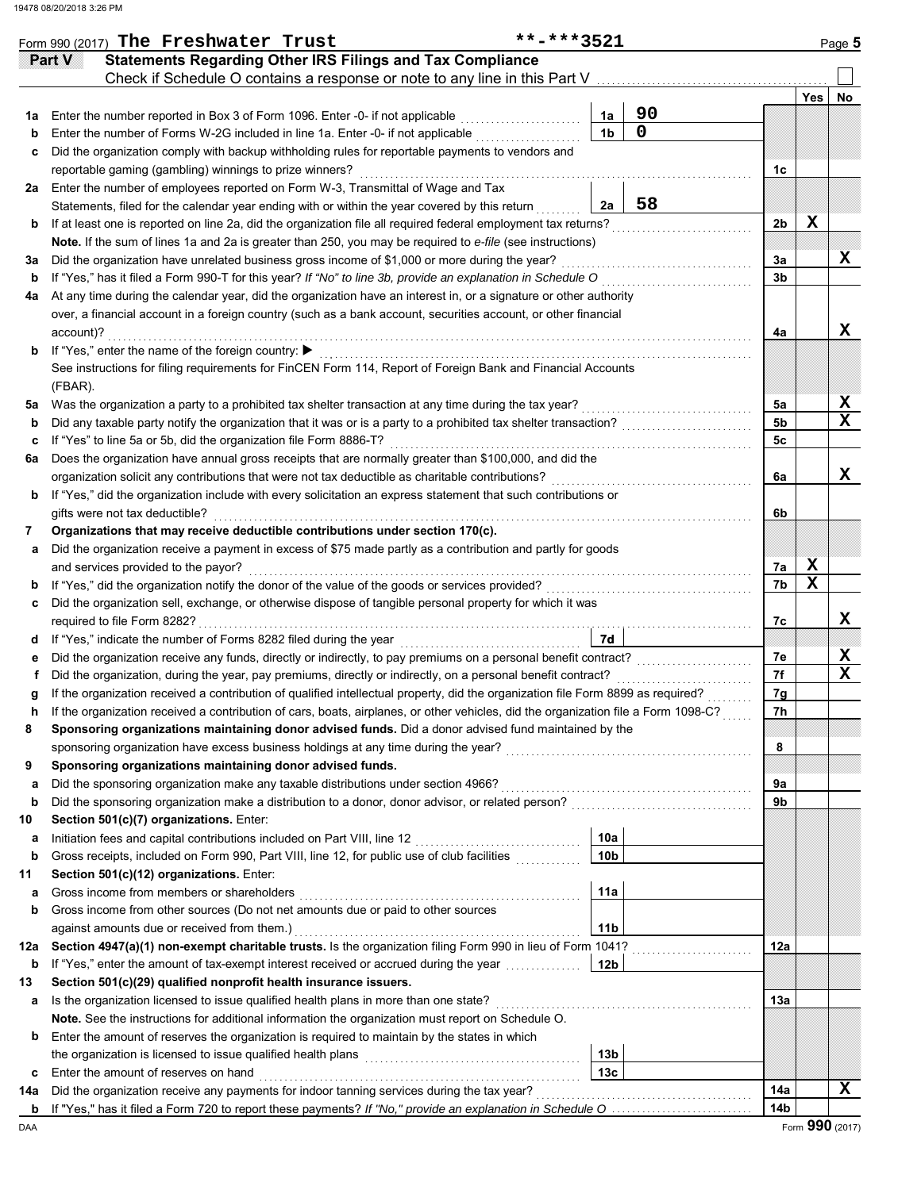Form 990 (2017) The Freshwater Trust **-***3521 Page 5

## Part V Statements Regarding Other IRS Filings and Tax Compliance

Check if Schedule O contains a response or note to any line in this Part V

| | | | | | Yes | No |
|---|---|---|---|---|---|---|
| **1a** | Enter the number reported in Box 3 of Form 1096. Enter -0- if not applicable | 1a | 90 | | | |
| **b** | Enter the number of Forms W-2G included in line 1a. Enter -0- if not applicable | 1b | 0 | | | |
| **c** | Did the organization comply with backup withholding rules for reportable payments to vendors and reportable gaming (gambling) winnings to prize winners? | | | 1c | | |
| **2a** | Enter the number of employees reported on Form W-3, Transmittal of Wage and Tax Statements, filed for the calendar year ending with or within the year covered by this return | 2a | 58 | | | |
| **b** | If at least one is reported on line 2a, did the organization file all required federal employment tax returns? | | | 2b | X | |
| | **Note.** If the sum of lines 1a and 2a is greater than 250, you may be required to *e-file* (see instructions) | | | | | |
| **3a** | Did the organization have unrelated business gross income of $1,000 or more during the year? | | | 3a | | X |
| **b** | If "Yes," has it filed a Form 990-T for this year? *If "No" to line 3b, provide an explanation in Schedule O* | | | 3b | | |
| **4a** | At any time during the calendar year, did the organization have an interest in, or a signature or other authority over, a financial account in a foreign country (such as a bank account, securities account, or other financial account)? | | | 4a | | X |
| **b** | If "Yes," enter the name of the foreign country: ▶ | | | | | |
| | See instructions for filing requirements for FinCEN Form 114, Report of Foreign Bank and Financial Accounts (FBAR). | | | | | |
| **5a** | Was the organization a party to a prohibited tax shelter transaction at any time during the tax year? | | | 5a | | X |
| **b** | Did any taxable party notify the organization that it was or is a party to a prohibited tax shelter transaction? | | | 5b | | X |
| **c** | If "Yes" to line 5a or 5b, did the organization file Form 8886-T? | | | 5c | | |
| **6a** | Does the organization have annual gross receipts that are normally greater than $100,000, and did the organization solicit any contributions that were not tax deductible as charitable contributions? | | | 6a | | X |
| **b** | If "Yes," did the organization include with every solicitation an express statement that such contributions or gifts were not tax deductible? | | | 6b | | |
| **7** | **Organizations that may receive deductible contributions under section 170(c).** | | | | | |
| **a** | Did the organization receive a payment in excess of $75 made partly as a contribution and partly for goods and services provided to the payor? | | | 7a | X | |
| **b** | If "Yes," did the organization notify the donor of the value of the goods or services provided? | | | 7b | X | |
| **c** | Did the organization sell, exchange, or otherwise dispose of tangible personal property for which it was required to file Form 8282? | | | 7c | | X |
| **d** | If "Yes," indicate the number of Forms 8282 filed during the year | 7d | | | | |
| **e** | Did the organization receive any funds, directly or indirectly, to pay premiums on a personal benefit contract? | | | 7e | | X |
| **f** | Did the organization, during the year, pay premiums, directly or indirectly, on a personal benefit contract? | | | 7f | | X |
| **g** | If the organization received a contribution of qualified intellectual property, did the organization file Form 8899 as required? | | | 7g | | |
| **h** | If the organization received a contribution of cars, boats, airplanes, or other vehicles, did the organization file a Form 1098-C? | | | 7h | | |
| **8** | **Sponsoring organizations maintaining donor advised funds.** Did a donor advised fund maintained by the sponsoring organization have excess business holdings at any time during the year? | | | 8 | | |
| **9** | **Sponsoring organizations maintaining donor advised funds.** | | | | | |
| **a** | Did the sponsoring organization make any taxable distributions under section 4966? | | | 9a | | |
| **b** | Did the sponsoring organization make a distribution to a donor, donor advisor, or related person? | | | 9b | | |
| **10** | **Section 501(c)(7) organizations.** Enter: | | | | | |
| **a** | Initiation fees and capital contributions included on Part VIII, line 12 | 10a | | | | |
| **b** | Gross receipts, included on Form 990, Part VIII, line 12, for public use of club facilities | 10b | | | | |
| **11** | **Section 501(c)(12) organizations.** Enter: | | | | | |
| **a** | Gross income from members or shareholders | 11a | | | | |
| **b** | Gross income from other sources (Do not net amounts due or paid to other sources against amounts due or received from them.) | 11b | | | | |
| **12a** | **Section 4947(a)(1) non-exempt charitable trusts.** Is the organization filing Form 990 in lieu of Form 1041? | | | 12a | | |
| **b** | If "Yes," enter the amount of tax-exempt interest received or accrued during the year | 12b | | | | |
| **13** | **Section 501(c)(29) qualified nonprofit health insurance issuers.** | | | | | |
| **a** | Is the organization licensed to issue qualified health plans in more than one state? | | | 13a | | |
| | **Note.** See the instructions for additional information the organization must report on Schedule O. | | | | | |
| **b** | Enter the amount of reserves the organization is required to maintain by the states in which the organization is licensed to issue qualified health plans | 13b | | | | |
| **c** | Enter the amount of reserves on hand | 13c | | | | |
| **14a** | Did the organization receive any payments for indoor tanning services during the tax year? | | | 14a | | X |
| **b** | If "Yes," has it filed a Form 720 to report these payments? *If "No," provide an explanation in Schedule O* | | | 14b | | |

DAA Form 990 (2017)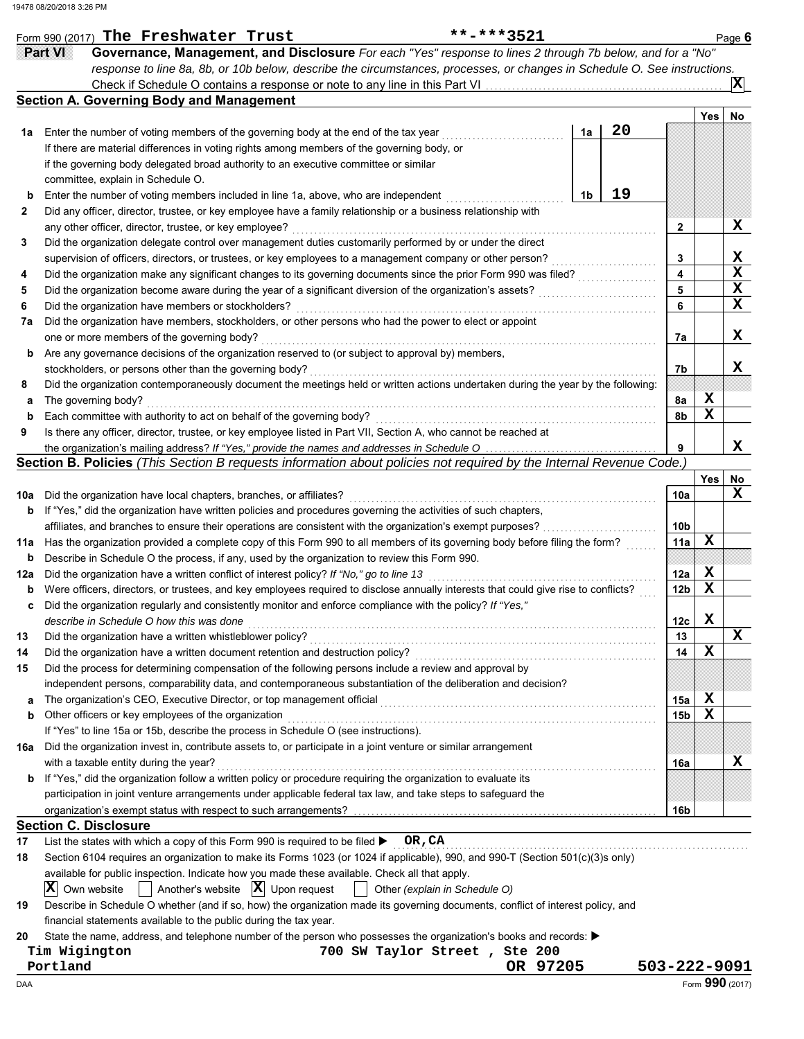Form 990 (2017) **The Freshwater Trust** **-***3521 Page **6**

## Part VI Governance, Management, and Disclosure

*For each "Yes" response to lines 2 through 7b below, and for a "No" response to line 8a, 8b, or 10b below, describe the circumstances, processes, or changes in Schedule O. See instructions.*

Check if Schedule O contains a response or note to any line in this Part VI ..... **X**

### Section A. Governing Body and Management

| | | | Yes | No |
|---|---|---|---|---|
| **1a** | Enter the number of voting members of the governing body at the end of the tax year ..... **1a** **20**<br>If there are material differences in voting rights among members of the governing body, or if the governing body delegated broad authority to an executive committee or similar committee, explain in Schedule O. | | | |
| **b** | Enter the number of voting members included in line 1a, above, who are independent ..... **1b** **19** | | | |
| **2** | Did any officer, director, trustee, or key employee have a family relationship or a business relationship with any other officer, director, trustee, or key employee? | 2 | | X |
| **3** | Did the organization delegate control over management duties customarily performed by or under the direct supervision of officers, directors, or trustees, or key employees to a management company or other person? | 3 | | X |
| **4** | Did the organization make any significant changes to its governing documents since the prior Form 990 was filed? | 4 | | X |
| **5** | Did the organization become aware during the year of a significant diversion of the organization's assets? | 5 | | X |
| **6** | Did the organization have members or stockholders? | 6 | | X |
| **7a** | Did the organization have members, stockholders, or other persons who had the power to elect or appoint one or more members of the governing body? | 7a | | X |
| **b** | Are any governance decisions of the organization reserved to (or subject to approval by) members, stockholders, or persons other than the governing body? | 7b | | X |
| **8** | Did the organization contemporaneously document the meetings held or written actions undertaken during the year by the following: | | | |
| **a** | The governing body? | 8a | X | |
| **b** | Each committee with authority to act on behalf of the governing body? | 8b | X | |
| **9** | Is there any officer, director, trustee, or key employee listed in Part VII, Section A, who cannot be reached at the organization's mailing address? *If "Yes," provide the names and addresses in Schedule O* | 9 | | X |

### Section B. Policies *(This Section B requests information about policies not required by the Internal Revenue Code.)*

| | | | Yes | No |
|---|---|---|---|---|
| **10a** | Did the organization have local chapters, branches, or affiliates? | 10a | | X |
| **b** | If "Yes," did the organization have written policies and procedures governing the activities of such chapters, affiliates, and branches to ensure their operations are consistent with the organization's exempt purposes? | 10b | | |
| **11a** | Has the organization provided a complete copy of this Form 990 to all members of its governing body before filing the form? | 11a | X | |
| **b** | Describe in Schedule O the process, if any, used by the organization to review this Form 990. | | | |
| **12a** | Did the organization have a written conflict of interest policy? *If "No," go to line 13* | 12a | X | |
| **b** | Were officers, directors, or trustees, and key employees required to disclose annually interests that could give rise to conflicts? | 12b | X | |
| **c** | Did the organization regularly and consistently monitor and enforce compliance with the policy? *If "Yes," describe in Schedule O how this was done* | 12c | X | |
| **13** | Did the organization have a written whistleblower policy? | 13 | | X |
| **14** | Did the organization have a written document retention and destruction policy? | 14 | X | |
| **15** | Did the process for determining compensation of the following persons include a review and approval by independent persons, comparability data, and contemporaneous substantiation of the deliberation and decision? | | | |
| **a** | The organization's CEO, Executive Director, or top management official | 15a | X | |
| **b** | Other officers or key employees of the organization<br>If "Yes" to line 15a or 15b, describe the process in Schedule O (see instructions). | 15b | X | |
| **16a** | Did the organization invest in, contribute assets to, or participate in a joint venture or similar arrangement with a taxable entity during the year? | 16a | | X |
| **b** | If "Yes," did the organization follow a written policy or procedure requiring the organization to evaluate its participation in joint venture arrangements under applicable federal tax law, and take steps to safeguard the organization's exempt status with respect to such arrangements? | 16b | | |

### Section C. Disclosure

**17** List the states with which a copy of this Form 990 is required to be filed ▶ **OR,CA**

**18** Section 6104 requires an organization to make its Forms 1023 (or 1024 if applicable), 990, and 990-T (Section 501(c)(3)s only) available for public inspection. Indicate how you made these available. Check all that apply.

[X] Own website [ ] Another's website [X] Upon request [ ] Other *(explain in Schedule O)*

**19** Describe in Schedule O whether (and if so, how) the organization made its governing documents, conflict of interest policy, and financial statements available to the public during the tax year.

**20** State the name, address, and telephone number of the person who possesses the organization's books and records: ▶

**Tim Wigington** **700 SW Taylor Street , Ste 200**
**Portland** **OR 97205** **503-222-9091**

Form **990** (2017)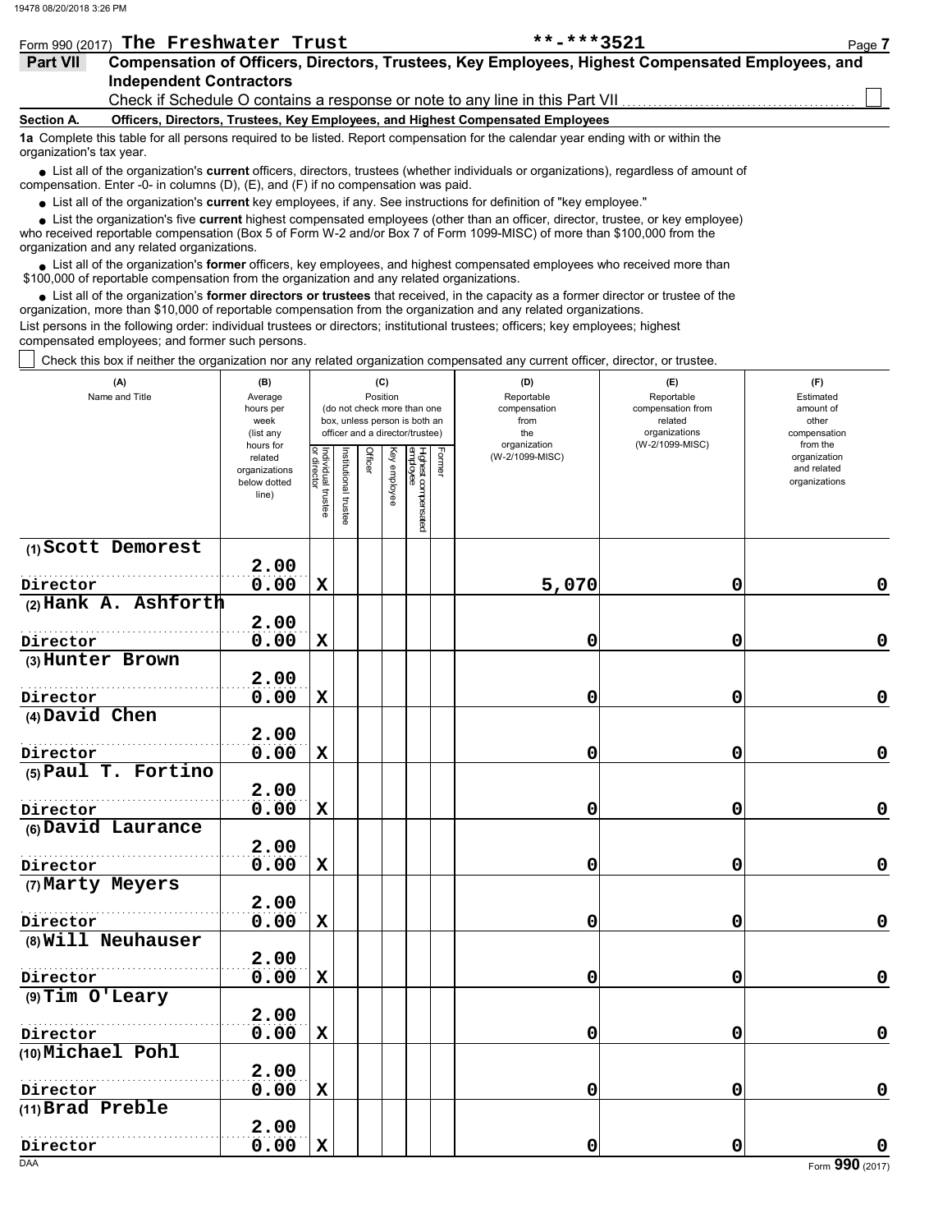Form 990 (2017) **The Freshwater Trust** **-***3521

## Part VII Compensation of Officers, Directors, Trustees, Key Employees, Highest Compensated Employees, and Independent Contractors

Check if Schedule O contains a response or note to any line in this Part VII ☐

**Section A. Officers, Directors, Trustees, Key Employees, and Highest Compensated Employees**

**1a** Complete this table for all persons required to be listed. Report compensation for the calendar year ending with or within the organization's tax year.

- List all of the organization's **current** officers, directors, trustees (whether individuals or organizations), regardless of amount of compensation. Enter -0- in columns (D), (E), and (F) if no compensation was paid.
- List all of the organization's **current** key employees, if any. See instructions for definition of "key employee."
- List the organization's five **current** highest compensated employees (other than an officer, director, trustee, or key employee) who received reportable compensation (Box 5 of Form W-2 and/or Box 7 of Form 1099-MISC) of more than $100,000 from the organization and any related organizations.
- List all of the organization's **former** officers, key employees, and highest compensated employees who received more than $100,000 of reportable compensation from the organization and any related organizations.
- List all of the organization's **former directors or trustees** that received, in the capacity as a former director or trustee of the organization, more than $10,000 of reportable compensation from the organization and any related organizations.

List persons in the following order: individual trustees or directors; institutional trustees; officers; key employees; highest compensated employees; and former such persons.

☐ Check this box if neither the organization nor any related organization compensated any current officer, director, or trustee.

| (A) Name and Title | (B) Average hours per week (list any hours for related organizations below dotted line) | (C) Position (do not check more than one box, unless person is both an officer and a director/trustee) | | | | | | (D) Reportable compensation from the organization (W-2/1099-MISC) | (E) Reportable compensation from related organizations (W-2/1099-MISC) | (F) Estimated amount of other compensation from the organization and related organizations |
|---|---|---|---|---|---|---|---|---|---|---|
| | | Individual trustee or director | Institutional trustee | Officer | Key employee | Highest compensated employee | Former | | | |
| (1) Scott Demorest<br>Director | 2.00<br>0.00 | X | | | | | | 5,070 | 0 | 0 |
| (2) Hank A. Ashforth<br>Director | 2.00<br>0.00 | X | | | | | | 0 | 0 | 0 |
| (3) Hunter Brown<br>Director | 2.00<br>0.00 | X | | | | | | 0 | 0 | 0 |
| (4) David Chen<br>Director | 2.00<br>0.00 | X | | | | | | 0 | 0 | 0 |
| (5) Paul T. Fortino<br>Director | 2.00<br>0.00 | X | | | | | | 0 | 0 | 0 |
| (6) David Laurance<br>Director | 2.00<br>0.00 | X | | | | | | 0 | 0 | 0 |
| (7) Marty Meyers<br>Director | 2.00<br>0.00 | X | | | | | | 0 | 0 | 0 |
| (8) Will Neuhauser<br>Director | 2.00<br>0.00 | X | | | | | | 0 | 0 | 0 |
| (9) Tim O'Leary<br>Director | 2.00<br>0.00 | X | | | | | | 0 | 0 | 0 |
| (10) Michael Pohl<br>Director | 2.00<br>0.00 | X | | | | | | 0 | 0 | 0 |
| (11) Brad Preble<br>Director | 2.00<br>0.00 | X | | | | | | 0 | 0 | 0 |

Form **990** (2017)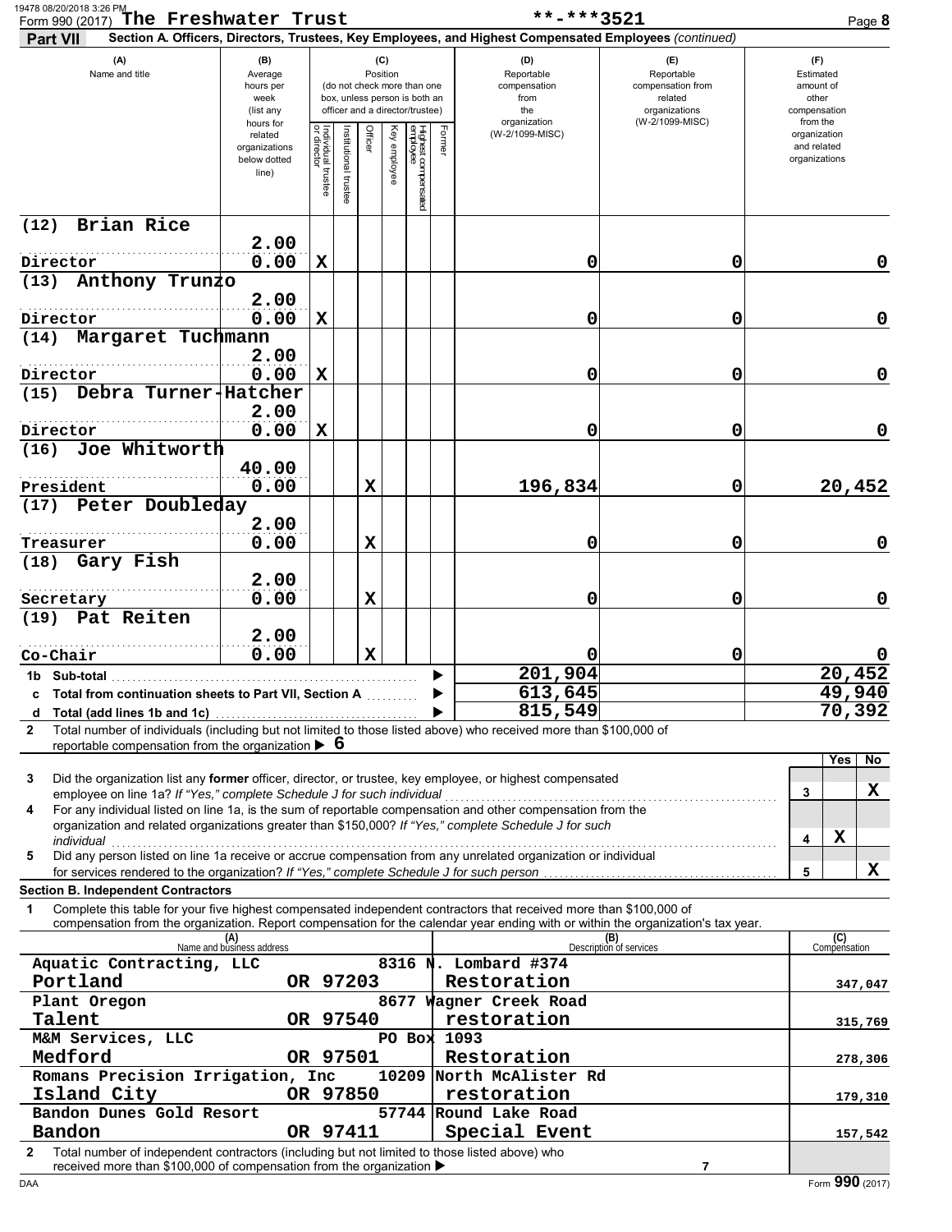Form 990 (2017) The Freshwater Trust **-***3521

**Part VII Section A. Officers, Directors, Trustees, Key Employees, and Highest Compensated Employees** *(continued)*

| (A) Name and title | (B) Average hours per week (list any hours for related organizations below dotted line) | (C) Position: Individual trustee or director | Institutional trustee | Officer | Key employee | Highest compensated employee | Former | (D) Reportable compensation from the organization (W-2/1099-MISC) | (E) Reportable compensation from related organizations (W-2/1099-MISC) | (F) Estimated amount of other compensation from the organization and related organizations |
|---|---|---|---|---|---|---|---|---|---|---|
| (12) Brian Rice<br>Director | 2.00<br>0.00 | X | | | | | | 0 | 0 | 0 |
| (13) Anthony Trunzo<br>Director | 2.00<br>0.00 | X | | | | | | 0 | 0 | 0 |
| (14) Margaret Tuchmann<br>Director | 2.00<br>0.00 | X | | | | | | 0 | 0 | 0 |
| (15) Debra Turner-Hatcher<br>Director | 2.00<br>0.00 | X | | | | | | 0 | 0 | 0 |
| (16) Joe Whitworth<br>President | 40.00<br>0.00 | | | X | | | | 196,834 | 0 | 20,452 |
| (17) Peter Doubleday<br>Treasurer | 2.00<br>0.00 | | | X | | | | 0 | 0 | 0 |
| (18) Gary Fish<br>Secretary | 2.00<br>0.00 | | | X | | | | 0 | 0 | 0 |
| (19) Pat Reiten<br>Co-Chair | 2.00<br>0.00 | | | X | | | | 0 | 0 | 0 |
| **1b Sub-total** | | | | | | | | 201,904 | | 20,452 |
| **c Total from continuation sheets to Part VII, Section A** | | | | | | | | 613,645 | | 49,940 |
| **d Total (add lines 1b and 1c)** | | | | | | | | 815,549 | | 70,392 |

**2** Total number of individuals (including but not limited to those listed above) who received more than $100,000 of reportable compensation from the organization ▶ 6

| | | Yes | No |
|---|---|---|---|
| **3** Did the organization list any **former** officer, director, or trustee, key employee, or highest compensated employee on line 1a? *If "Yes," complete Schedule J for such individual* | 3 | | X |
| **4** For any individual listed on line 1a, is the sum of reportable compensation and other compensation from the organization and related organizations greater than $150,000? *If "Yes," complete Schedule J for such individual* | 4 | X | |
| **5** Did any person listed on line 1a receive or accrue compensation from any unrelated organization or individual for services rendered to the organization? *If "Yes," complete Schedule J for such person* | 5 | | X |

**Section B. Independent Contractors**

**1** Complete this table for your five highest compensated independent contractors that received more than $100,000 of compensation from the organization. Report compensation for the calendar year ending with or within the organization's tax year.

| (A) Name and business address | (B) Description of services | (C) Compensation |
|---|---|---|
| Aquatic Contracting, LLC 8316 N. Lombard #374 Portland OR 97203 | Restoration | 347,047 |
| Plant Oregon 8677 Wagner Creek Road Talent OR 97540 | restoration | 315,769 |
| M&M Services, LLC PO Box 1093 Medford OR 97501 | Restoration | 278,306 |
| Romans Precision Irrigation, Inc 10209 North McAlister Rd Island City OR 97850 | restoration | 179,310 |
| Bandon Dunes Gold Resort 57744 Round Lake Road Bandon OR 97411 | Special Event | 157,542 |

**2** Total number of independent contractors (including but not limited to those listed above) who received more than $100,000 of compensation from the organization ▶ 7

Form **990** (2017)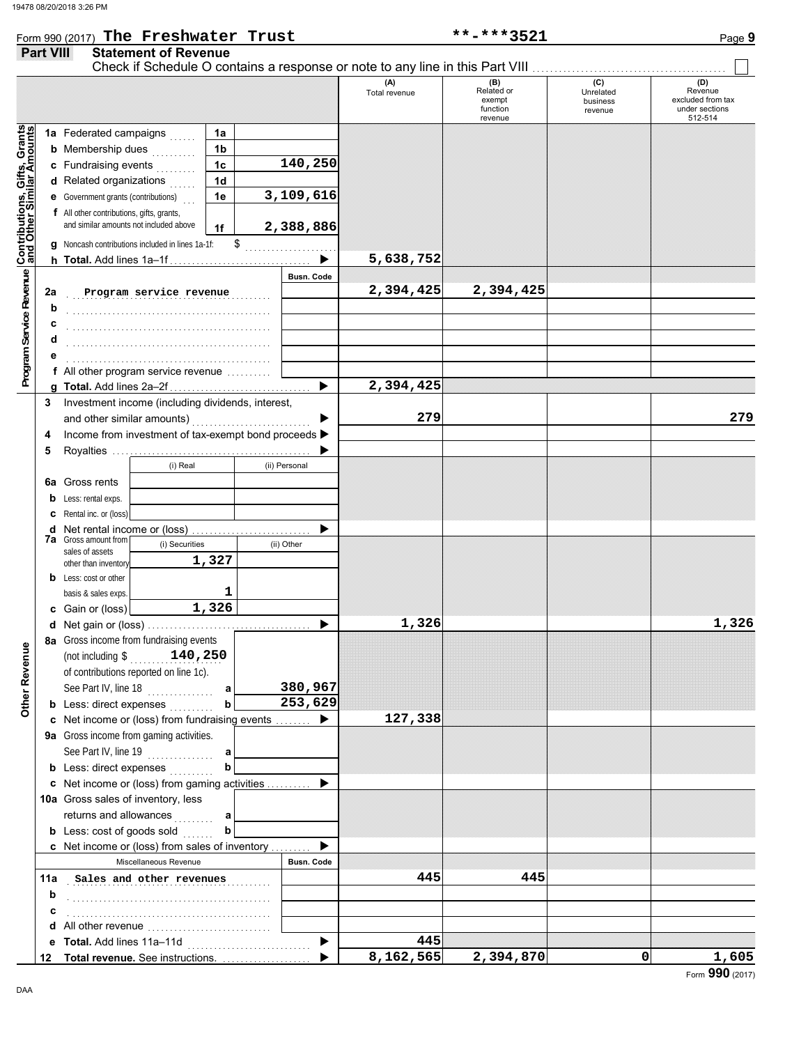Form 990 (2017) **The Freshwater Trust** **-***3521

## Part VIII Statement of Revenue

Check if Schedule O contains a response or note to any line in this Part VIII ☐

| | | | | (A) Total revenue | (B) Related or exempt function revenue | (C) Unrelated business revenue | (D) Revenue excluded from tax under sections 512-514 |
|---|---|---|---|---|---|---|---|
| **Contributions, Gifts, Grants and Other Similar Amounts** | 1a Federated campaigns | 1a | | | | | |
| | b Membership dues | 1b | | | | | |
| | c Fundraising events | 1c | 140,250 | | | | |
| | d Related organizations | 1d | | | | | |
| | e Government grants (contributions) | 1e | 3,109,616 | | | | |
| | f All other contributions, gifts, grants, and similar amounts not included above | 1f | 2,388,886 | | | | |
| | g Noncash contributions included in lines 1a-1f: $ | | | | | | |
| | h **Total.** Add lines 1a–1f | | ▶ | 5,638,752 | | | |
| **Program Service Revenue** | | | Busn. Code | | | | |
| | 2a Program service revenue | | | 2,394,425 | 2,394,425 | | |
| | b | | | | | | |
| | c | | | | | | |
| | d | | | | | | |
| | e | | | | | | |
| | f All other program service revenue | | | | | | |
| | g **Total.** Add lines 2a–2f | | ▶ | 2,394,425 | | | |
| **Other Revenue** | 3 Investment income (including dividends, interest, and other similar amounts) | | ▶ | 279 | | | 279 |
| | 4 Income from investment of tax-exempt bond proceeds | | ▶ | | | | |
| | 5 Royalties | | ▶ | | | | |
| | | (i) Real | (ii) Personal | | | | |
| | 6a Gross rents | | | | | | |
| | b Less: rental exps. | | | | | | |
| | c Rental inc. or (loss) | | | | | | |
| | d Net rental income or (loss) | | ▶ | | | | |
| | 7a Gross amount from sales of assets other than inventory | (i) Securities 1,327 | (ii) Other | | | | |
| | b Less: cost or other basis & sales exps. | 1 | | | | | |
| | c Gain or (loss) | 1,326 | | | | | |
| | d Net gain or (loss) | | ▶ | 1,326 | | | 1,326 |
| | 8a Gross income from fundraising events (not including $ 140,250 of contributions reported on line 1c). See Part IV, line 18 | a | 380,967 | | | | |
| | b Less: direct expenses | b | 253,629 | | | | |
| | c Net income or (loss) from fundraising events | | ▶ | 127,338 | | | |
| | 9a Gross income from gaming activities. See Part IV, line 19 | a | | | | | |
| | b Less: direct expenses | b | | | | | |
| | c Net income or (loss) from gaming activities | | ▶ | | | | |
| | 10a Gross sales of inventory, less returns and allowances | a | | | | | |
| | b Less: cost of goods sold | b | | | | | |
| | c Net income or (loss) from sales of inventory | | ▶ | | | | |
| | Miscellaneous Revenue | | Busn. Code | | | | |
| | 11a Sales and other revenues | | | 445 | 445 | | |
| | b | | | | | | |
| | c | | | | | | |
| | d All other revenue | | | | | | |
| | e **Total.** Add lines 11a–11d | | ▶ | 445 | | | |
| | 12 **Total revenue.** See instructions. | | ▶ | 8,162,565 | 2,394,870 | 0 | 1,605 |

Form **990** (2017)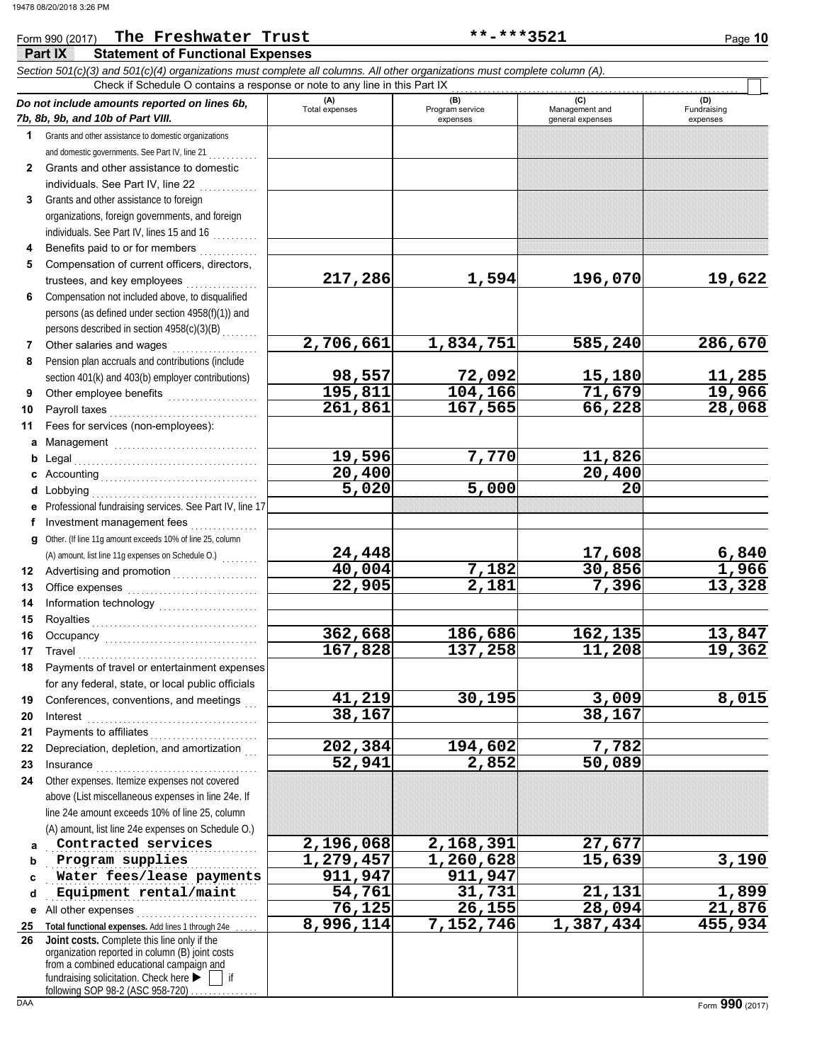Form 990 (2017) **The Freshwater Trust** **\*\*-\*\*\*3521** Page **10**

## Part IX Statement of Functional Expenses

*Section 501(c)(3) and 501(c)(4) organizations must complete all columns. All other organizations must complete column (A).*

Check if Schedule O contains a response or note to any line in this Part IX ☐

| *Do not include amounts reported on lines 6b, 7b, 8b, 9b, and 10b of Part VIII.* | (A) Total expenses | (B) Program service expenses | (C) Management and general expenses | (D) Fundraising expenses |
|---|---|---|---|---|
| **1** Grants and other assistance to domestic organizations and domestic governments. See Part IV, line 21 | | | | |
| **2** Grants and other assistance to domestic individuals. See Part IV, line 22 | | | | |
| **3** Grants and other assistance to foreign organizations, foreign governments, and foreign individuals. See Part IV, lines 15 and 16 | | | | |
| **4** Benefits paid to or for members | | | | |
| **5** Compensation of current officers, directors, trustees, and key employees | 217,286 | 1,594 | 196,070 | 19,622 |
| **6** Compensation not included above, to disqualified persons (as defined under section 4958(f)(1)) and persons described in section 4958(c)(3)(B) | | | | |
| **7** Other salaries and wages | 2,706,661 | 1,834,751 | 585,240 | 286,670 |
| **8** Pension plan accruals and contributions (include section 401(k) and 403(b) employer contributions) | 98,557 | 72,092 | 15,180 | 11,285 |
| **9** Other employee benefits | 195,811 | 104,166 | 71,679 | 19,966 |
| **10** Payroll taxes | 261,861 | 167,565 | 66,228 | 28,068 |
| **11** Fees for services (non-employees): | | | | |
| **a** Management | | | | |
| **b** Legal | 19,596 | 7,770 | 11,826 | |
| **c** Accounting | 20,400 | | 20,400 | |
| **d** Lobbying | 5,020 | 5,000 | 20 | |
| **e** Professional fundraising services. See Part IV, line 17 | | | | |
| **f** Investment management fees | | | | |
| **g** Other. (If line 11g amount exceeds 10% of line 25, column (A) amount, list line 11g expenses on Schedule O.) | 24,448 | | 17,608 | 6,840 |
| **12** Advertising and promotion | 40,004 | 7,182 | 30,856 | 1,966 |
| **13** Office expenses | 22,905 | 2,181 | 7,396 | 13,328 |
| **14** Information technology | | | | |
| **15** Royalties | | | | |
| **16** Occupancy | 362,668 | 186,686 | 162,135 | 13,847 |
| **17** Travel | 167,828 | 137,258 | 11,208 | 19,362 |
| **18** Payments of travel or entertainment expenses for any federal, state, or local public officials | | | | |
| **19** Conferences, conventions, and meetings | 41,219 | 30,195 | 3,009 | 8,015 |
| **20** Interest | 38,167 | | 38,167 | |
| **21** Payments to affiliates | | | | |
| **22** Depreciation, depletion, and amortization | 202,384 | 194,602 | 7,782 | |
| **23** Insurance | 52,941 | 2,852 | 50,089 | |
| **24** Other expenses. Itemize expenses not covered above (List miscellaneous expenses in line 24e. If line 24e amount exceeds 10% of line 25, column (A) amount, list line 24e expenses on Schedule O.) | | | | |
| **a** Contracted services | 2,196,068 | 2,168,391 | 27,677 | |
| **b** Program supplies | 1,279,457 | 1,260,628 | 15,639 | 3,190 |
| **c** Water fees/lease payments | 911,947 | 911,947 | | |
| **d** Equipment rental/maint | 54,761 | 31,731 | 21,131 | 1,899 |
| **e** All other expenses | 76,125 | 26,155 | 28,094 | 21,876 |
| **25** **Total functional expenses.** Add lines 1 through 24e | 8,996,114 | 7,152,746 | 1,387,434 | 455,934 |
| **26** **Joint costs.** Complete this line only if the organization reported in column (B) joint costs from a combined educational campaign and fundraising solicitation. Check here ▶ ☐ if following SOP 98-2 (ASC 958-720) | | | | |

Form **990** (2017)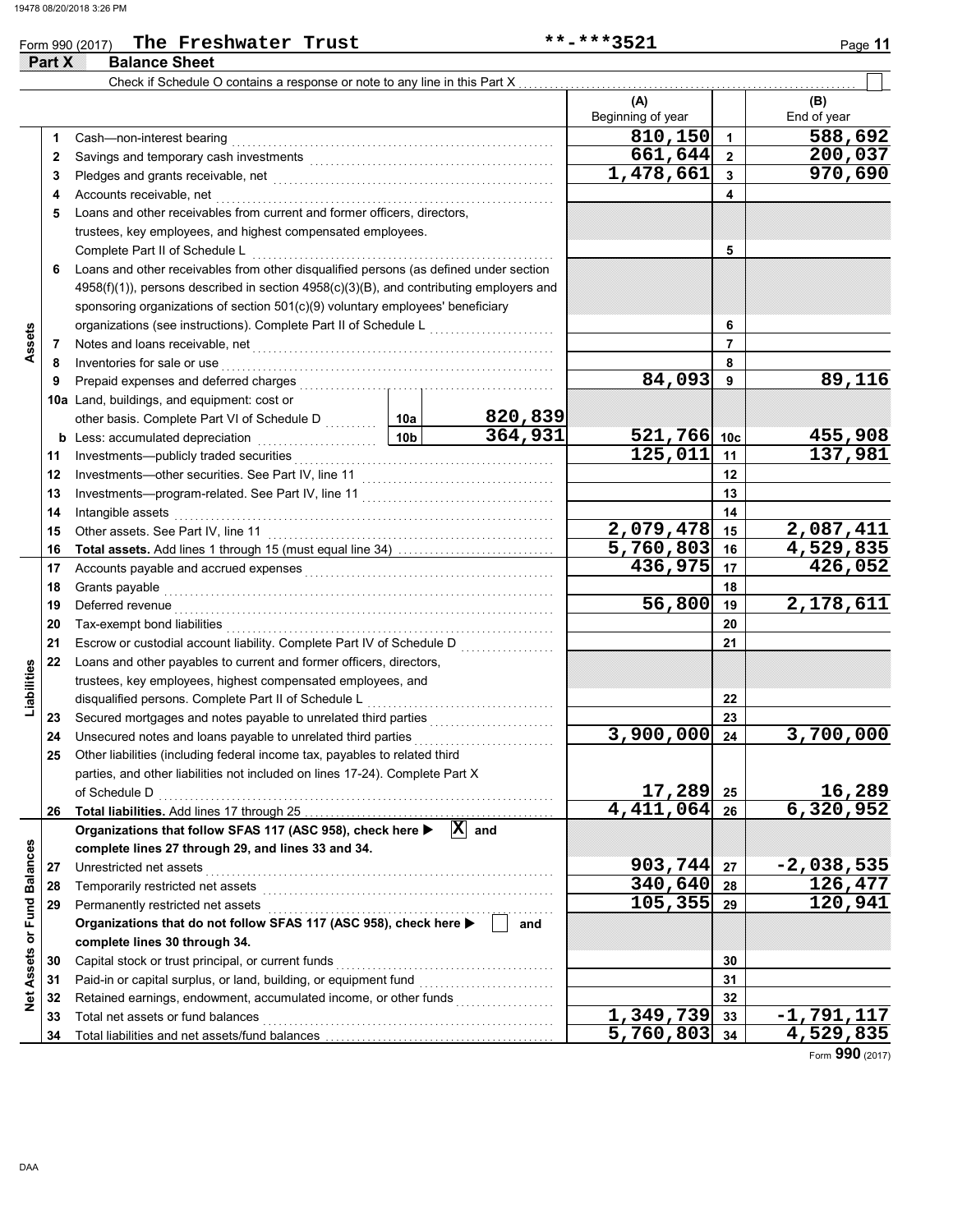Form 990 (2017) **The Freshwater Trust** **-***3521

## Part X Balance Sheet

Check if Schedule O contains a response or note to any line in this Part X . . . . . ☐

| | | | | (A) Beginning of year | | (B) End of year |
|---|---|---|---|---|---|---|
| **Assets** | 1 | Cash—non-interest bearing | | 810,150 | 1 | 588,692 |
| | 2 | Savings and temporary cash investments | | 661,644 | 2 | 200,037 |
| | 3 | Pledges and grants receivable, net | | 1,478,661 | 3 | 970,690 |
| | 4 | Accounts receivable, net | | | 4 | |
| | 5 | Loans and other receivables from current and former officers, directors, trustees, key employees, and highest compensated employees. Complete Part II of Schedule L | | | 5 | |
| | 6 | Loans and other receivables from other disqualified persons (as defined under section 4958(f)(1)), persons described in section 4958(c)(3)(B), and contributing employers and sponsoring organizations of section 501(c)(9) voluntary employees' beneficiary organizations (see instructions). Complete Part II of Schedule L | | | 6 | |
| | 7 | Notes and loans receivable, net | | | 7 | |
| | 8 | Inventories for sale or use | | | 8 | |
| | 9 | Prepaid expenses and deferred charges | | 84,093 | 9 | 89,116 |
| | 10a | Land, buildings, and equipment: cost or other basis. Complete Part VI of Schedule D | 10a 820,839 | | | |
| | b | Less: accumulated depreciation | 10b 364,931 | 521,766 | 10c | 455,908 |
| | 11 | Investments—publicly traded securities | | 125,011 | 11 | 137,981 |
| | 12 | Investments—other securities. See Part IV, line 11 | | | 12 | |
| | 13 | Investments—program-related. See Part IV, line 11 | | | 13 | |
| | 14 | Intangible assets | | | 14 | |
| | 15 | Other assets. See Part IV, line 11 | | 2,079,478 | 15 | 2,087,411 |
| | 16 | **Total assets.** Add lines 1 through 15 (must equal line 34) | | 5,760,803 | 16 | 4,529,835 |
| **Liabilities** | 17 | Accounts payable and accrued expenses | | 436,975 | 17 | 426,052 |
| | 18 | Grants payable | | | 18 | |
| | 19 | Deferred revenue | | 56,800 | 19 | 2,178,611 |
| | 20 | Tax-exempt bond liabilities | | | 20 | |
| | 21 | Escrow or custodial account liability. Complete Part IV of Schedule D | | | 21 | |
| | 22 | Loans and other payables to current and former officers, directors, trustees, key employees, highest compensated employees, and disqualified persons. Complete Part II of Schedule L | | | 22 | |
| | 23 | Secured mortgages and notes payable to unrelated third parties | | | 23 | |
| | 24 | Unsecured notes and loans payable to unrelated third parties | | 3,900,000 | 24 | 3,700,000 |
| | 25 | Other liabilities (including federal income tax, payables to related third parties, and other liabilities not included on lines 17-24). Complete Part X of Schedule D | | 17,289 | 25 | 16,289 |
| | 26 | **Total liabilities.** Add lines 17 through 25 | | 4,411,064 | 26 | 6,320,952 |
| **Net Assets or Fund Balances** | | **Organizations that follow SFAS 117 (ASC 958), check here ▶ [X] and complete lines 27 through 29, and lines 33 and 34.** | | | | |
| | 27 | Unrestricted net assets | | 903,744 | 27 | -2,038,535 |
| | 28 | Temporarily restricted net assets | | 340,640 | 28 | 126,477 |
| | 29 | Permanently restricted net assets | | 105,355 | 29 | 120,941 |
| | | **Organizations that do not follow SFAS 117 (ASC 958), check here ▶ [ ] and complete lines 30 through 34.** | | | | |
| | 30 | Capital stock or trust principal, or current funds | | | 30 | |
| | 31 | Paid-in or capital surplus, or land, building, or equipment fund | | | 31 | |
| | 32 | Retained earnings, endowment, accumulated income, or other funds | | | 32 | |
| | 33 | Total net assets or fund balances | | 1,349,739 | 33 | -1,791,117 |
| | 34 | Total liabilities and net assets/fund balances | | 5,760,803 | 34 | 4,529,835 |

Form **990** (2017)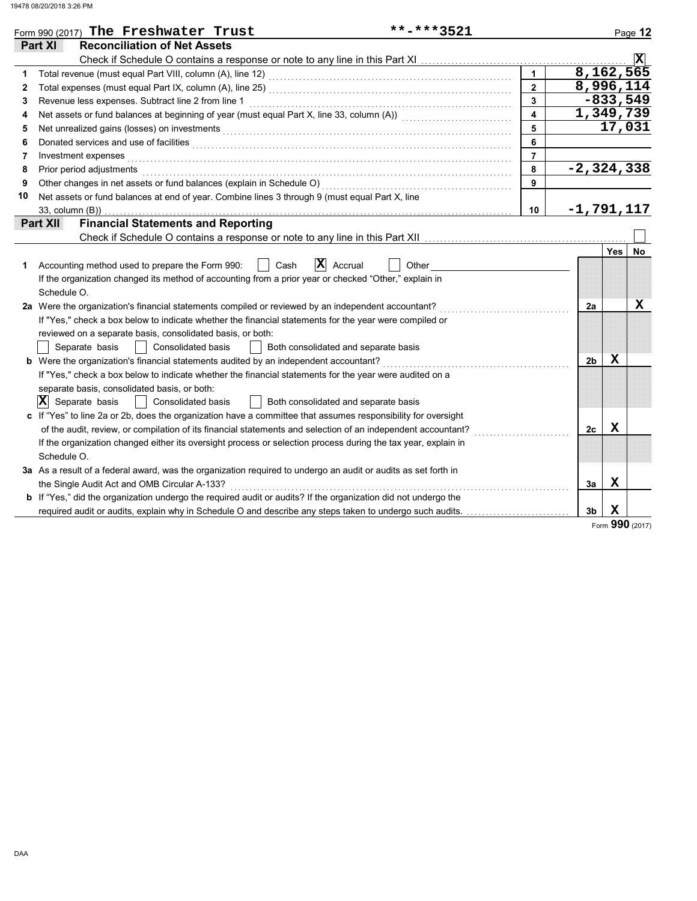Form 990 (2017) **The Freshwater Trust** **-***3521

## Part XI Reconciliation of Net Assets

Check if Schedule O contains a response or note to any line in this Part XI ☒

| | | | |
|---|---|---|---|
| 1 | Total revenue (must equal Part VIII, column (A), line 12) | 1 | 8,162,565 |
| 2 | Total expenses (must equal Part IX, column (A), line 25) | 2 | 8,996,114 |
| 3 | Revenue less expenses. Subtract line 2 from line 1 | 3 | -833,549 |
| 4 | Net assets or fund balances at beginning of year (must equal Part X, line 33, column (A)) | 4 | 1,349,739 |
| 5 | Net unrealized gains (losses) on investments | 5 | 17,031 |
| 6 | Donated services and use of facilities | 6 | |
| 7 | Investment expenses | 7 | |
| 8 | Prior period adjustments | 8 | -2,324,338 |
| 9 | Other changes in net assets or fund balances (explain in Schedule O) | 9 | |
| 10 | Net assets or fund balances at end of year. Combine lines 3 through 9 (must equal Part X, line 33, column (B)) | 10 | -1,791,117 |

## Part XII Financial Statements and Reporting

Check if Schedule O contains a response or note to any line in this Part XII ☐

| | | | Yes | No |
|---|---|---|---|---|
| 1 | Accounting method used to prepare the Form 990: ☐ Cash ☒ Accrual ☐ Other<br>If the organization changed its method of accounting from a prior year or checked "Other," explain in Schedule O. | | | |
| 2a | Were the organization's financial statements compiled or reviewed by an independent accountant?<br>If "Yes," check a box below to indicate whether the financial statements for the year were compiled or reviewed on a separate basis, consolidated basis, or both:<br>☐ Separate basis ☐ Consolidated basis ☐ Both consolidated and separate basis | 2a | | X |
| b | Were the organization's financial statements audited by an independent accountant?<br>If "Yes," check a box below to indicate whether the financial statements for the year were audited on a separate basis, consolidated basis, or both:<br>☒ Separate basis ☐ Consolidated basis ☐ Both consolidated and separate basis | 2b | X | |
| c | If "Yes" to line 2a or 2b, does the organization have a committee that assumes responsibility for oversight of the audit, review, or compilation of its financial statements and selection of an independent accountant?<br>If the organization changed either its oversight process or selection process during the tax year, explain in Schedule O. | 2c | X | |
| 3a | As a result of a federal award, was the organization required to undergo an audit or audits as set forth in the Single Audit Act and OMB Circular A-133? | 3a | X | |
| b | If "Yes," did the organization undergo the required audit or audits? If the organization did not undergo the required audit or audits, explain why in Schedule O and describe any steps taken to undergo such audits. | 3b | X | |

Form **990** (2017)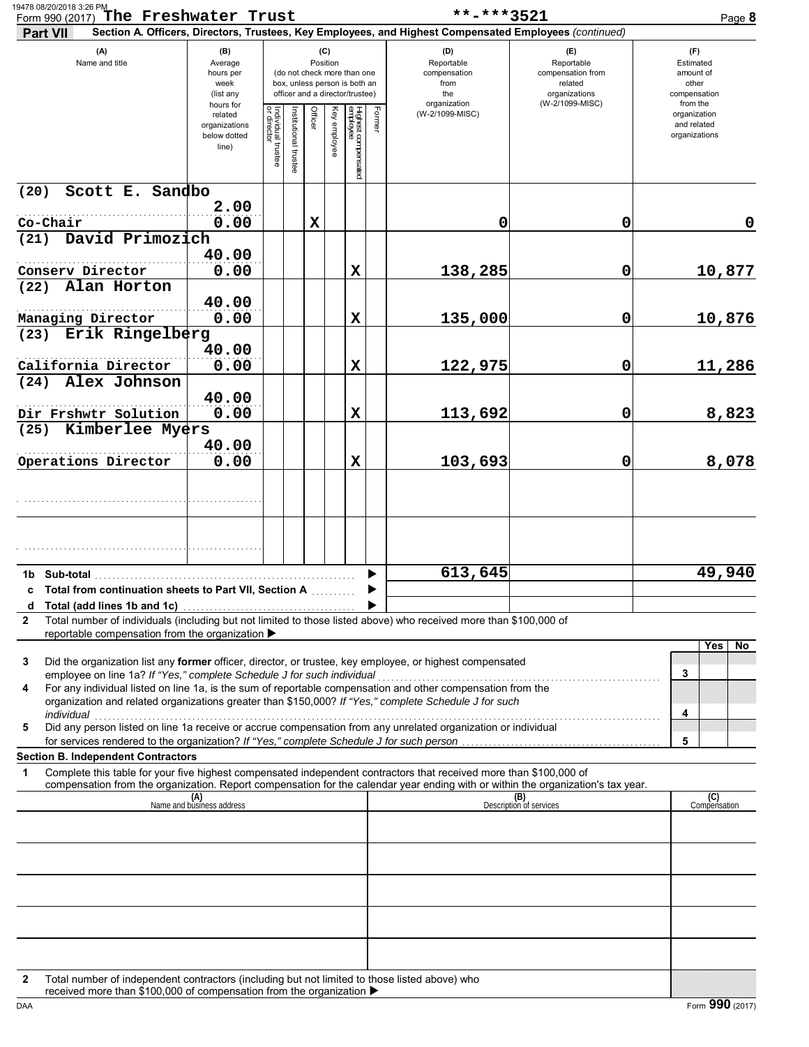Form 990 (2017) **The Freshwater Trust** **-***3521

**Part VII** **Section A. Officers, Directors, Trustees, Key Employees, and Highest Compensated Employees** *(continued)*

| (A) Name and title | (B) Average hours per week (list any hours for related organizations below dotted line) | (C) Position: Individual trustee or director | Institutional trustee | Officer | Key employee | Highest compensated employee | Former | (D) Reportable compensation from the organization (W-2/1099-MISC) | (E) Reportable compensation from related organizations (W-2/1099-MISC) | (F) Estimated amount of other compensation from the organization and related organizations |
|---|---|---|---|---|---|---|---|---|---|---|
| (20) Scott E. Sandbo<br>Co-Chair | 2.00<br>0.00 | | | X | | | | 0 | 0 | 0 |
| (21) David Primozich<br>Conserv Director | 40.00<br>0.00 | | | | | X | | 138,285 | 0 | 10,877 |
| (22) Alan Horton<br>Managing Director | 40.00<br>0.00 | | | | | X | | 135,000 | 0 | 10,876 |
| (23) Erik Ringelberg<br>California Director | 40.00<br>0.00 | | | | | X | | 122,975 | 0 | 11,286 |
| (24) Alex Johnson<br>Dir Frshwtr Solution | 40.00<br>0.00 | | | | | X | | 113,692 | 0 | 8,823 |
| (25) Kimberlee Myers<br>Operations Director | 40.00<br>0.00 | | | | | X | | 103,693 | 0 | 8,078 |
| | | | | | | | | | | |
| | | | | | | | | | | |

| | | (D) | (E) | (F) |
|---|---|---|---|---|
| **1b** | **Sub-total** | 613,645 | | 49,940 |
| **c** | **Total from continuation sheets to Part VII, Section A** | | | |
| **d** | **Total (add lines 1b and 1c)** | | | |

**2** Total number of individuals (including but not limited to those listed above) who received more than $100,000 of reportable compensation from the organization ▶

| | | | Yes | No |
|---|---|---|---|---|
| **3** | Did the organization list any **former** officer, director, or trustee, key employee, or highest compensated employee on line 1a? *If "Yes," complete Schedule J for such individual* | 3 | | |
| **4** | For any individual listed on line 1a, is the sum of reportable compensation and other compensation from the organization and related organizations greater than $150,000? *If "Yes," complete Schedule J for such individual* | 4 | | |
| **5** | Did any person listed on line 1a receive or accrue compensation from any unrelated organization or individual for services rendered to the organization? *If "Yes," complete Schedule J for such person* | 5 | | |

**Section B. Independent Contractors**

**1** Complete this table for your five highest compensated independent contractors that received more than $100,000 of compensation from the organization. Report compensation for the calendar year ending with or within the organization's tax year.

| (A) Name and business address | (B) Description of services | (C) Compensation |
|---|---|---|
| | | |
| | | |
| | | |
| | | |
| | | |

**2** Total number of independent contractors (including but not limited to those listed above) who received more than $100,000 of compensation from the organization ▶

Form **990** (2017)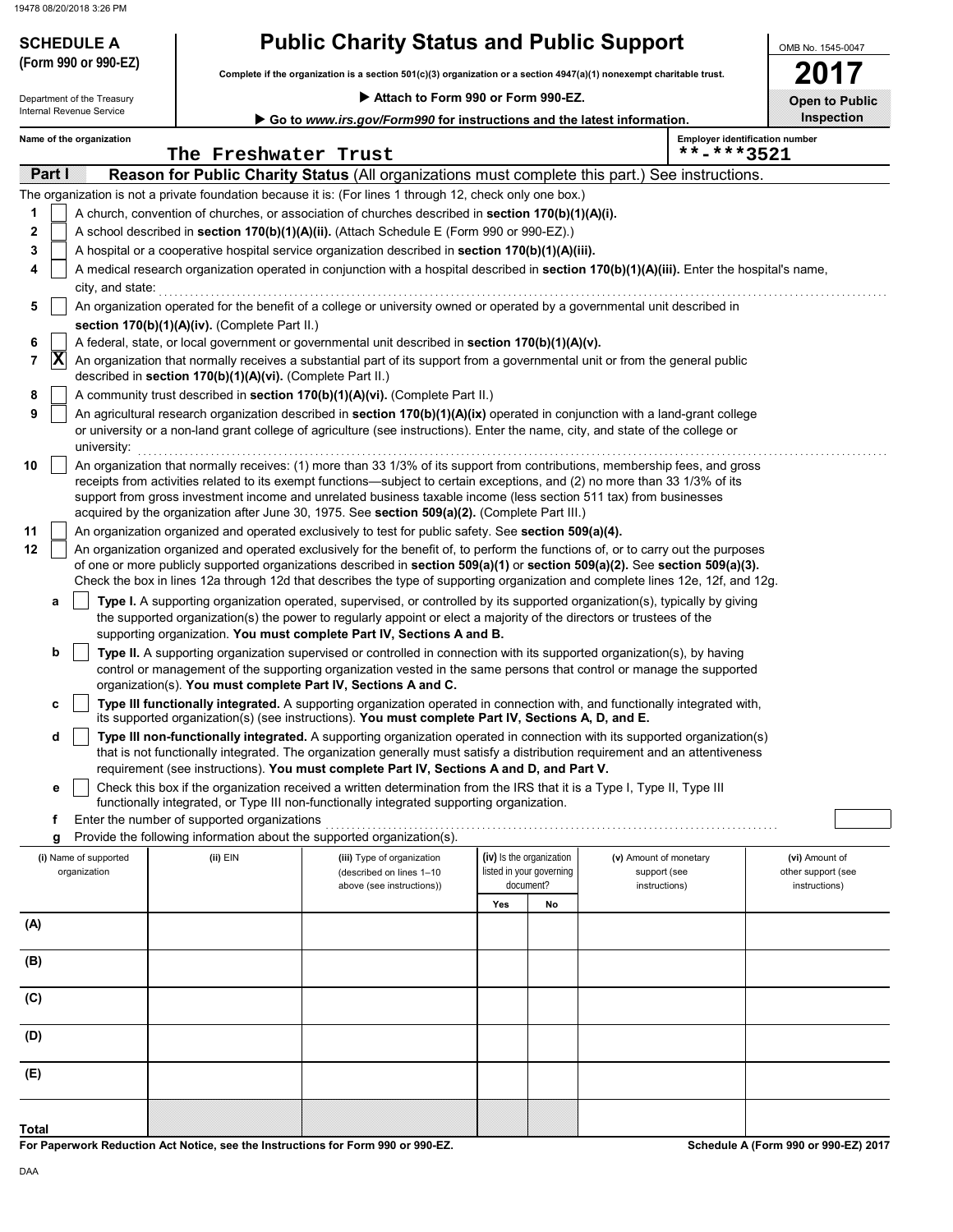**SCHEDULE A (Form 990 or 990-EZ)**

Department of the Treasury
Internal Revenue Service

# Public Charity Status and Public Support

**Complete if the organization is a section 501(c)(3) organization or a section 4947(a)(1) nonexempt charitable trust.**

▶ **Attach to Form 990 or Form 990-EZ.**

▶ **Go to *www.irs.gov/Form990* for instructions and the latest information.**

OMB No. 1545-0047

**2017**

**Open to Public Inspection**

**Name of the organization**
The Freshwater Trust

**Employer identification number**
**-***3521

## Part I — Reason for Public Charity Status (All organizations must complete this part.) See instructions.

The organization is not a private foundation because it is: (For lines 1 through 12, check only one box.)

1. ☐ A church, convention of churches, or association of churches described in **section 170(b)(1)(A)(i).**
2. ☐ A school described in **section 170(b)(1)(A)(ii).** (Attach Schedule E (Form 990 or 990-EZ).)
3. ☐ A hospital or a cooperative hospital service organization described in **section 170(b)(1)(A)(iii).**
4. ☐ A medical research organization operated in conjunction with a hospital described in **section 170(b)(1)(A)(iii).** Enter the hospital's name, city, and state:
5. ☐ An organization operated for the benefit of a college or university owned or operated by a governmental unit described in **section 170(b)(1)(A)(iv).** (Complete Part II.)
6. ☐ A federal, state, or local government or governmental unit described in **section 170(b)(1)(A)(v).**
7. ☒ An organization that normally receives a substantial part of its support from a governmental unit or from the general public described in **section 170(b)(1)(A)(vi).** (Complete Part II.)
8. ☐ A community trust described in **section 170(b)(1)(A)(vi).** (Complete Part II.)
9. ☐ An agricultural research organization described in **section 170(b)(1)(A)(ix)** operated in conjunction with a land-grant college or university or a non-land grant college of agriculture (see instructions). Enter the name, city, and state of the college or university:
10. ☐ An organization that normally receives: (1) more than 33 1/3% of its support from contributions, membership fees, and gross receipts from activities related to its exempt functions—subject to certain exceptions, and (2) no more than 33 1/3% of its support from gross investment income and unrelated business taxable income (less section 511 tax) from businesses acquired by the organization after June 30, 1975. See **section 509(a)(2).** (Complete Part III.)
11. ☐ An organization organized and operated exclusively to test for public safety. See **section 509(a)(4).**
12. ☐ An organization organized and operated exclusively for the benefit of, to perform the functions of, or to carry out the purposes of one or more publicly supported organizations described in **section 509(a)(1)** or **section 509(a)(2).** See **section 509(a)(3).** Check the box in lines 12a through 12d that describes the type of supporting organization and complete lines 12e, 12f, and 12g.
   - **a** ☐ **Type I.** A supporting organization operated, supervised, or controlled by its supported organization(s), typically by giving the supported organization(s) the power to regularly appoint or elect a majority of the directors or trustees of the supporting organization. **You must complete Part IV, Sections A and B.**
   - **b** ☐ **Type II.** A supporting organization supervised or controlled in connection with its supported organization(s), by having control or management of the supporting organization vested in the same persons that control or manage the supported organization(s). **You must complete Part IV, Sections A and C.**
   - **c** ☐ **Type III functionally integrated.** A supporting organization operated in connection with, and functionally integrated with, its supported organization(s) (see instructions). **You must complete Part IV, Sections A, D, and E.**
   - **d** ☐ **Type III non-functionally integrated.** A supporting organization operated in connection with its supported organization(s) that is not functionally integrated. The organization generally must satisfy a distribution requirement and an attentiveness requirement (see instructions). **You must complete Part IV, Sections A and D, and Part V.**
   - **e** ☐ Check this box if the organization received a written determination from the IRS that it is a Type I, Type II, Type III functionally integrated, or Type III non-functionally integrated supporting organization.
   - **f** Enter the number of supported organizations
   - **g** Provide the following information about the supported organization(s).

| (i) Name of supported organization | (ii) EIN | (iii) Type of organization (described on lines 1–10 above (see instructions)) | (iv) Is the organization listed in your governing document? Yes | No | (v) Amount of monetary support (see instructions) | (vi) Amount of other support (see instructions) |
|---|---|---|---|---|---|---|
| (A) | | | | | | |
| (B) | | | | | | |
| (C) | | | | | | |
| (D) | | | | | | |
| (E) | | | | | | |
| Total | | | | | | |

**For Paperwork Reduction Act Notice, see the Instructions for Form 990 or 990-EZ.**

**Schedule A (Form 990 or 990-EZ) 2017**

DAA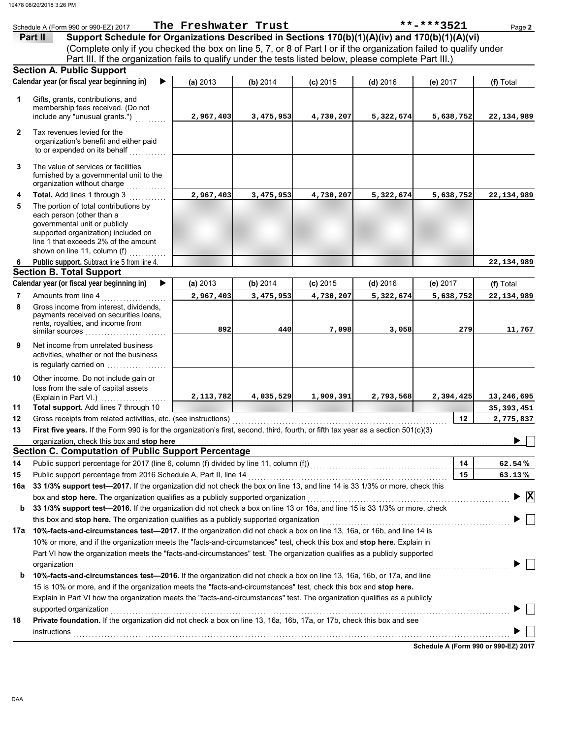Schedule A (Form 990 or 990-EZ) 2017 **The Freshwater Trust** **-***3521

## Part II Support Schedule for Organizations Described in Sections 170(b)(1)(A)(iv) and 170(b)(1)(A)(vi)

(Complete only if you checked the box on line 5, 7, or 8 of Part I or if the organization failed to qualify under Part III. If the organization fails to qualify under the tests listed below, please complete Part III.)

### Section A. Public Support

| Calendar year (or fiscal year beginning in) | (a) 2013 | (b) 2014 | (c) 2015 | (d) 2016 | (e) 2017 | (f) Total |
|---|---|---|---|---|---|---|
| **1** Gifts, grants, contributions, and membership fees received. (Do not include any "unusual grants.") | 2,967,403 | 3,475,953 | 4,730,207 | 5,322,674 | 5,638,752 | 22,134,989 |
| **2** Tax revenues levied for the organization's benefit and either paid to or expended on its behalf | | | | | | |
| **3** The value of services or facilities furnished by a governmental unit to the organization without charge | | | | | | |
| **4 Total.** Add lines 1 through 3 | 2,967,403 | 3,475,953 | 4,730,207 | 5,322,674 | 5,638,752 | 22,134,989 |
| **5** The portion of total contributions by each person (other than a governmental unit or publicly supported organization) included on line 1 that exceeds 2% of the amount shown on line 11, column (f) | | | | | | |
| **6 Public support.** Subtract line 5 from line 4. | | | | | | 22,134,989 |

### Section B. Total Support

| Calendar year (or fiscal year beginning in) | (a) 2013 | (b) 2014 | (c) 2015 | (d) 2016 | (e) 2017 | (f) Total |
|---|---|---|---|---|---|---|
| **7** Amounts from line 4 | 2,967,403 | 3,475,953 | 4,730,207 | 5,322,674 | 5,638,752 | 22,134,989 |
| **8** Gross income from interest, dividends, payments received on securities loans, rents, royalties, and income from similar sources | 892 | 440 | 7,098 | 3,058 | 279 | 11,767 |
| **9** Net income from unrelated business activities, whether or not the business is regularly carried on | | | | | | |
| **10** Other income. Do not include gain or loss from the sale of capital assets (Explain in Part VI.) | 2,113,782 | 4,035,529 | 1,909,391 | 2,793,568 | 2,394,425 | 13,246,695 |
| **11 Total support.** Add lines 7 through 10 | | | | | | 35,393,451 |
| **12** Gross receipts from related activities, etc. (see instructions) | | | | | 12 | 2,775,837 |

**13 First five years.** If the Form 990 is for the organization's first, second, third, fourth, or fifth tax year as a section 501(c)(3) organization, check this box and **stop here** ☐

### Section C. Computation of Public Support Percentage

| | | | |
|---|---|---|---|
| **14** | Public support percentage for 2017 (line 6, column (f) divided by line 11, column (f)) | 14 | 62.54 % |
| **15** | Public support percentage from 2016 Schedule A, Part II, line 14 | 15 | 63.13 % |

**16a 33 1/3% support test—2017.** If the organization did not check the box on line 13, and line 14 is 33 1/3% or more, check this box and **stop here.** The organization qualifies as a publicly supported organization ☒

**b 33 1/3% support test—2016.** If the organization did not check a box on line 13 or 16a, and line 15 is 33 1/3% or more, check this box and **stop here.** The organization qualifies as a publicly supported organization ☐

**17a 10%-facts-and-circumstances test—2017.** If the organization did not check a box on line 13, 16a, or 16b, and line 14 is 10% or more, and if the organization meets the "facts-and-circumstances" test, check this box and **stop here.** Explain in Part VI how the organization meets the "facts-and-circumstances" test. The organization qualifies as a publicly supported organization ☐

**b 10%-facts-and-circumstances test—2016.** If the organization did not check a box on line 13, 16a, 16b, or 17a, and line 15 is 10% or more, and if the organization meets the "facts-and-circumstances" test, check this box and **stop here.** Explain in Part VI how the organization meets the "facts-and-circumstances" test. The organization qualifies as a publicly supported organization ☐

**18 Private foundation.** If the organization did not check a box on line 13, 16a, 16b, 17a, or 17b, check this box and see instructions ☐

**Schedule A (Form 990 or 990-EZ) 2017**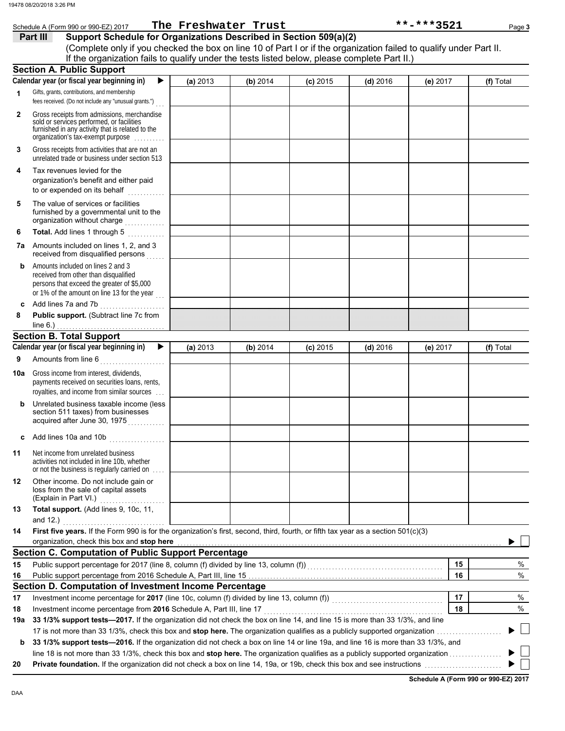Schedule A (Form 990 or 990-EZ) 2017 **The Freshwater Trust** **-***3521

**Part III** **Support Schedule for Organizations Described in Section 509(a)(2)**

(Complete only if you checked the box on line 10 of Part I or if the organization failed to qualify under Part II. If the organization fails to qualify under the tests listed below, please complete Part II.)

## Section A. Public Support

| Calendar year (or fiscal year beginning in) ▶ | (a) 2013 | (b) 2014 | (c) 2015 | (d) 2016 | (e) 2017 | (f) Total |
|---|---|---|---|---|---|---|
| 1 Gifts, grants, contributions, and membership fees received. (Do not include any "unusual grants.") | | | | | | |
| 2 Gross receipts from admissions, merchandise sold or services performed, or facilities furnished in any activity that is related to the organization's tax-exempt purpose | | | | | | |
| 3 Gross receipts from activities that are not an unrelated trade or business under section 513 | | | | | | |
| 4 Tax revenues levied for the organization's benefit and either paid to or expended on its behalf | | | | | | |
| 5 The value of services or facilities furnished by a governmental unit to the organization without charge | | | | | | |
| 6 **Total.** Add lines 1 through 5 | | | | | | |
| 7a Amounts included on lines 1, 2, and 3 received from disqualified persons | | | | | | |
| b Amounts included on lines 2 and 3 received from other than disqualified persons that exceed the greater of $5,000 or 1% of the amount on line 13 for the year | | | | | | |
| c Add lines 7a and 7b | | | | | | |
| 8 **Public support.** (Subtract line 7c from line 6.) | | | | | | |

## Section B. Total Support

| Calendar year (or fiscal year beginning in) ▶ | (a) 2013 | (b) 2014 | (c) 2015 | (d) 2016 | (e) 2017 | (f) Total |
|---|---|---|---|---|---|---|
| 9 Amounts from line 6 | | | | | | |
| 10a Gross income from interest, dividends, payments received on securities loans, rents, royalties, and income from similar sources | | | | | | |
| b Unrelated business taxable income (less section 511 taxes) from businesses acquired after June 30, 1975 | | | | | | |
| c Add lines 10a and 10b | | | | | | |
| 11 Net income from unrelated business activities not included in line 10b, whether or not the business is regularly carried on | | | | | | |
| 12 Other income. Do not include gain or loss from the sale of capital assets (Explain in Part VI.) | | | | | | |
| 13 **Total support.** (Add lines 9, 10c, 11, and 12.) | | | | | | |

**14** **First five years.** If the Form 990 is for the organization's first, second, third, fourth, or fifth tax year as a section 501(c)(3) organization, check this box and **stop here** ▶ ☐

## Section C. Computation of Public Support Percentage

| | | | |
|---|---|---|---|
| 15 | Public support percentage for 2017 (line 8, column (f) divided by line 13, column (f)) | 15 | % |
| 16 | Public support percentage from 2016 Schedule A, Part III, line 15 | 16 | % |

## Section D. Computation of Investment Income Percentage

| | | | |
|---|---|---|---|
| 17 | Investment income percentage for **2017** (line 10c, column (f) divided by line 13, column (f)) | 17 | % |
| 18 | Investment income percentage from **2016** Schedule A, Part III, line 17 | 18 | % |

**19a** **33 1/3% support tests—2017.** If the organization did not check the box on line 14, and line 15 is more than 33 1/3%, and line 17 is not more than 33 1/3%, check this box and **stop here.** The organization qualifies as a publicly supported organization ▶ ☐

**b** **33 1/3% support tests—2016.** If the organization did not check a box on line 14 or line 19a, and line 16 is more than 33 1/3%, and line 18 is not more than 33 1/3%, check this box and **stop here.** The organization qualifies as a publicly supported organization ▶ ☐

**20** **Private foundation.** If the organization did not check a box on line 14, 19a, or 19b, check this box and see instructions ▶ ☐

**Schedule A (Form 990 or 990-EZ) 2017**

DAA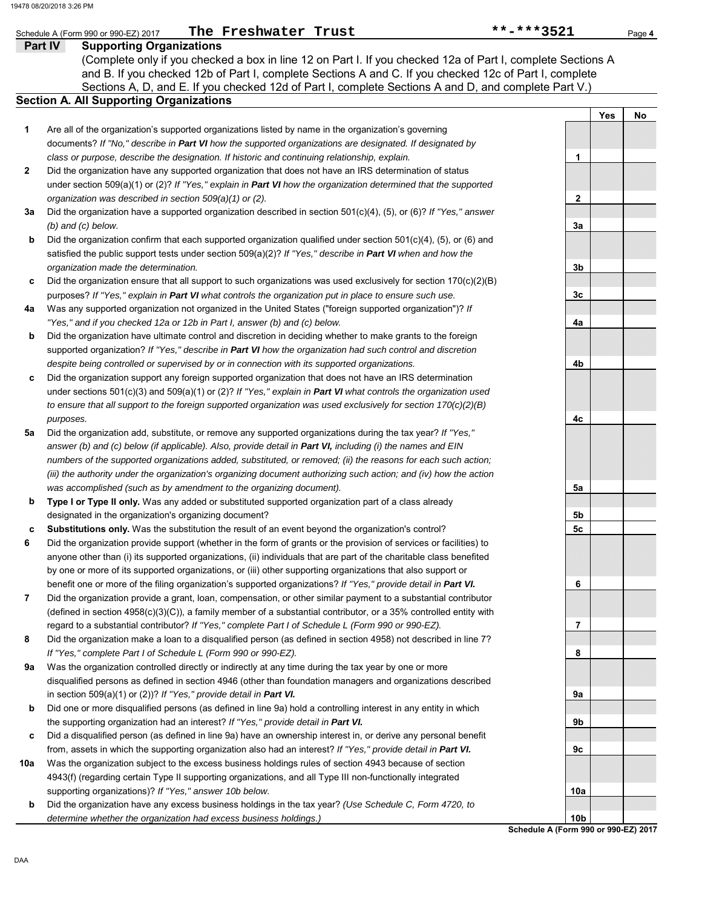Schedule A (Form 990 or 990-EZ) 2017 **The Freshwater Trust** **-***3521

## Part IV Supporting Organizations

(Complete only if you checked a box in line 12 on Part I. If you checked 12a of Part I, complete Sections A and B. If you checked 12b of Part I, complete Sections A and C. If you checked 12c of Part I, complete Sections A, D, and E. If you checked 12d of Part I, complete Sections A and D, and complete Part V.)

### Section A. All Supporting Organizations

| | | Line | Yes | No |
|---|---|---|---|---|
| **1** | Are all of the organization's supported organizations listed by name in the organization's governing documents? *If "No," describe in **Part VI** how the supported organizations are designated. If designated by class or purpose, describe the designation. If historic and continuing relationship, explain.* | 1 | | |
| **2** | Did the organization have any supported organization that does not have an IRS determination of status under section 509(a)(1) or (2)? *If "Yes," explain in **Part VI** how the organization determined that the supported organization was described in section 509(a)(1) or (2).* | 2 | | |
| **3a** | Did the organization have a supported organization described in section 501(c)(4), (5), or (6)? *If "Yes," answer (b) and (c) below.* | 3a | | |
| **b** | Did the organization confirm that each supported organization qualified under section 501(c)(4), (5), or (6) and satisfied the public support tests under section 509(a)(2)? *If "Yes," describe in **Part VI** when and how the organization made the determination.* | 3b | | |
| **c** | Did the organization ensure that all support to such organizations was used exclusively for section 170(c)(2)(B) purposes? *If "Yes," explain in **Part VI** what controls the organization put in place to ensure such use.* | 3c | | |
| **4a** | Was any supported organization not organized in the United States ("foreign supported organization")? *If "Yes," and if you checked 12a or 12b in Part I, answer (b) and (c) below.* | 4a | | |
| **b** | Did the organization have ultimate control and discretion in deciding whether to make grants to the foreign supported organization? *If "Yes," describe in **Part VI** how the organization had such control and discretion despite being controlled or supervised by or in connection with its supported organizations.* | 4b | | |
| **c** | Did the organization support any foreign supported organization that does not have an IRS determination under sections 501(c)(3) and 509(a)(1) or (2)? *If "Yes," explain in **Part VI** what controls the organization used to ensure that all support to the foreign supported organization was used exclusively for section 170(c)(2)(B) purposes.* | 4c | | |
| **5a** | Did the organization add, substitute, or remove any supported organizations during the tax year? *If "Yes," answer (b) and (c) below (if applicable). Also, provide detail in **Part VI,** including (i) the names and EIN numbers of the supported organizations added, substituted, or removed; (ii) the reasons for each such action; (iii) the authority under the organization's organizing document authorizing such action; and (iv) how the action was accomplished (such as by amendment to the organizing document).* | 5a | | |
| **b** | **Type I or Type II only.** Was any added or substituted supported organization part of a class already designated in the organization's organizing document? | 5b | | |
| **c** | **Substitutions only.** Was the substitution the result of an event beyond the organization's control? | 5c | | |
| **6** | Did the organization provide support (whether in the form of grants or the provision of services or facilities) to anyone other than (i) its supported organizations, (ii) individuals that are part of the charitable class benefited by one or more of its supported organizations, or (iii) other supporting organizations that also support or benefit one or more of the filing organization's supported organizations? *If "Yes," provide detail in **Part VI.*** | 6 | | |
| **7** | Did the organization provide a grant, loan, compensation, or other similar payment to a substantial contributor (defined in section 4958(c)(3)(C)), a family member of a substantial contributor, or a 35% controlled entity with regard to a substantial contributor? *If "Yes," complete Part I of Schedule L (Form 990 or 990-EZ).* | 7 | | |
| **8** | Did the organization make a loan to a disqualified person (as defined in section 4958) not described in line 7? *If "Yes," complete Part I of Schedule L (Form 990 or 990-EZ).* | 8 | | |
| **9a** | Was the organization controlled directly or indirectly at any time during the tax year by one or more disqualified persons as defined in section 4946 (other than foundation managers and organizations described in section 509(a)(1) or (2))? *If "Yes," provide detail in **Part VI.*** | 9a | | |
| **b** | Did one or more disqualified persons (as defined in line 9a) hold a controlling interest in any entity in which the supporting organization had an interest? *If "Yes," provide detail in **Part VI.*** | 9b | | |
| **c** | Did a disqualified person (as defined in line 9a) have an ownership interest in, or derive any personal benefit from, assets in which the supporting organization also had an interest? *If "Yes," provide detail in **Part VI.*** | 9c | | |
| **10a** | Was the organization subject to the excess business holdings rules of section 4943 because of section 4943(f) (regarding certain Type II supporting organizations, and all Type III non-functionally integrated supporting organizations)? *If "Yes," answer 10b below.* | 10a | | |
| **b** | Did the organization have any excess business holdings in the tax year? *(Use Schedule C, Form 4720, to determine whether the organization had excess business holdings.)* | 10b | | |

**Schedule A (Form 990 or 990-EZ) 2017**

DAA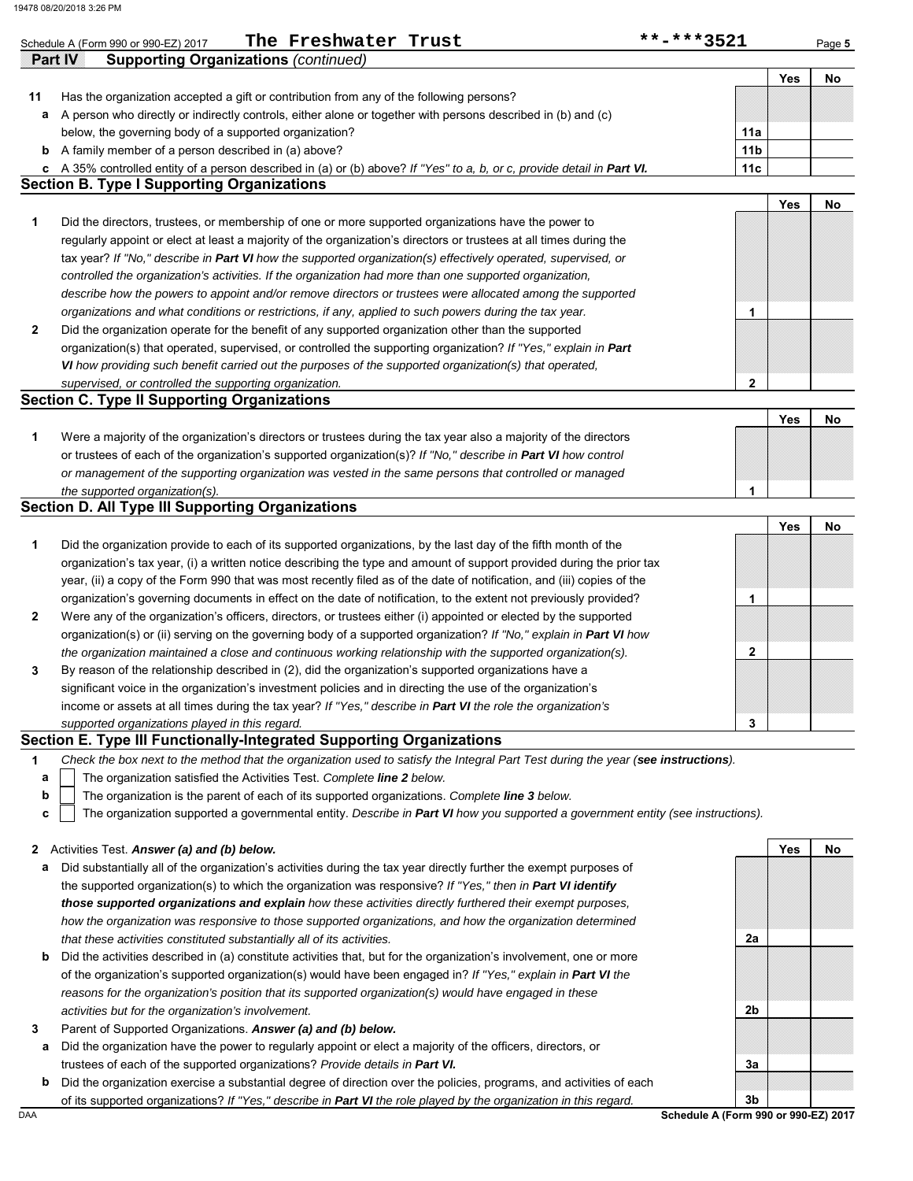Schedule A (Form 990 or 990-EZ) 2017 **The Freshwater Trust** **-***3521

## Part IV Supporting Organizations *(continued)*

| | | | Yes | No |
|---|---|---|---|---|
| **11** | Has the organization accepted a gift or contribution from any of the following persons? | | | |
| **a** | A person who directly or indirectly controls, either alone or together with persons described in (b) and (c) below, the governing body of a supported organization? | 11a | | |
| **b** | A family member of a person described in (a) above? | 11b | | |
| **c** | A 35% controlled entity of a person described in (a) or (b) above? *If "Yes" to a, b, or c, provide detail in* ***Part VI.*** | 11c | | |

### Section B. Type I Supporting Organizations

| | | | Yes | No |
|---|---|---|---|---|
| **1** | Did the directors, trustees, or membership of one or more supported organizations have the power to regularly appoint or elect at least a majority of the organization's directors or trustees at all times during the tax year? *If "No," describe in* ***Part VI*** *how the supported organization(s) effectively operated, supervised, or controlled the organization's activities. If the organization had more than one supported organization, describe how the powers to appoint and/or remove directors or trustees were allocated among the supported organizations and what conditions or restrictions, if any, applied to such powers during the tax year.* | 1 | | |
| **2** | Did the organization operate for the benefit of any supported organization other than the supported organization(s) that operated, supervised, or controlled the supporting organization? *If "Yes," explain in* ***Part VI*** *how providing such benefit carried out the purposes of the supported organization(s) that operated, supervised, or controlled the supporting organization.* | 2 | | |

### Section C. Type II Supporting Organizations

| | | | Yes | No |
|---|---|---|---|---|
| **1** | Were a majority of the organization's directors or trustees during the tax year also a majority of the directors or trustees of each of the organization's supported organization(s)? *If "No," describe in* ***Part VI*** *how control or management of the supporting organization was vested in the same persons that controlled or managed the supported organization(s).* | 1 | | |

### Section D. All Type III Supporting Organizations

| | | | Yes | No |
|---|---|---|---|---|
| **1** | Did the organization provide to each of its supported organizations, by the last day of the fifth month of the organization's tax year, (i) a written notice describing the type and amount of support provided during the prior tax year, (ii) a copy of the Form 990 that was most recently filed as of the date of notification, and (iii) copies of the organization's governing documents in effect on the date of notification, to the extent not previously provided? | 1 | | |
| **2** | Were any of the organization's officers, directors, or trustees either (i) appointed or elected by the supported organization(s) or (ii) serving on the governing body of a supported organization? *If "No," explain in* ***Part VI*** *how the organization maintained a close and continuous working relationship with the supported organization(s).* | 2 | | |
| **3** | By reason of the relationship described in (2), did the organization's supported organizations have a significant voice in the organization's investment policies and in directing the use of the organization's income or assets at all times during the tax year? *If "Yes," describe in* ***Part VI*** *the role the organization's supported organizations played in this regard.* | 3 | | |

### Section E. Type III Functionally-Integrated Supporting Organizations

**1** *Check the box next to the method that the organization used to satisfy the Integral Part Test during the year (**see instructions**).*

- **a** ☐ The organization satisfied the Activities Test. *Complete **line 2** below.*
- **b** ☐ The organization is the parent of each of its supported organizations. *Complete **line 3** below.*
- **c** ☐ The organization supported a governmental entity. *Describe in **Part VI** how you supported a government entity (see instructions).*

| | | | Yes | No |
|---|---|---|---|---|
| **2** | Activities Test. ***Answer (a) and (b) below.*** | | | |
| **a** | Did substantially all of the organization's activities during the tax year directly further the exempt purposes of the supported organization(s) to which the organization was responsive? *If "Yes," then in* ***Part VI identify those supported organizations and explain*** *how these activities directly furthered their exempt purposes, how the organization was responsive to those supported organizations, and how the organization determined that these activities constituted substantially all of its activities.* | 2a | | |
| **b** | Did the activities described in (a) constitute activities that, but for the organization's involvement, one or more of the organization's supported organization(s) would have been engaged in? *If "Yes," explain in* ***Part VI*** *the reasons for the organization's position that its supported organization(s) would have engaged in these activities but for the organization's involvement.* | 2b | | |
| **3** | Parent of Supported Organizations. ***Answer (a) and (b) below.*** | | | |
| **a** | Did the organization have the power to regularly appoint or elect a majority of the officers, directors, or trustees of each of the supported organizations? *Provide details in* ***Part VI.*** | 3a | | |
| **b** | Did the organization exercise a substantial degree of direction over the policies, programs, and activities of each of its supported organizations? *If "Yes," describe in* ***Part VI*** *the role played by the organization in this regard.* | 3b | | |

Schedule A (Form 990 or 990-EZ) 2017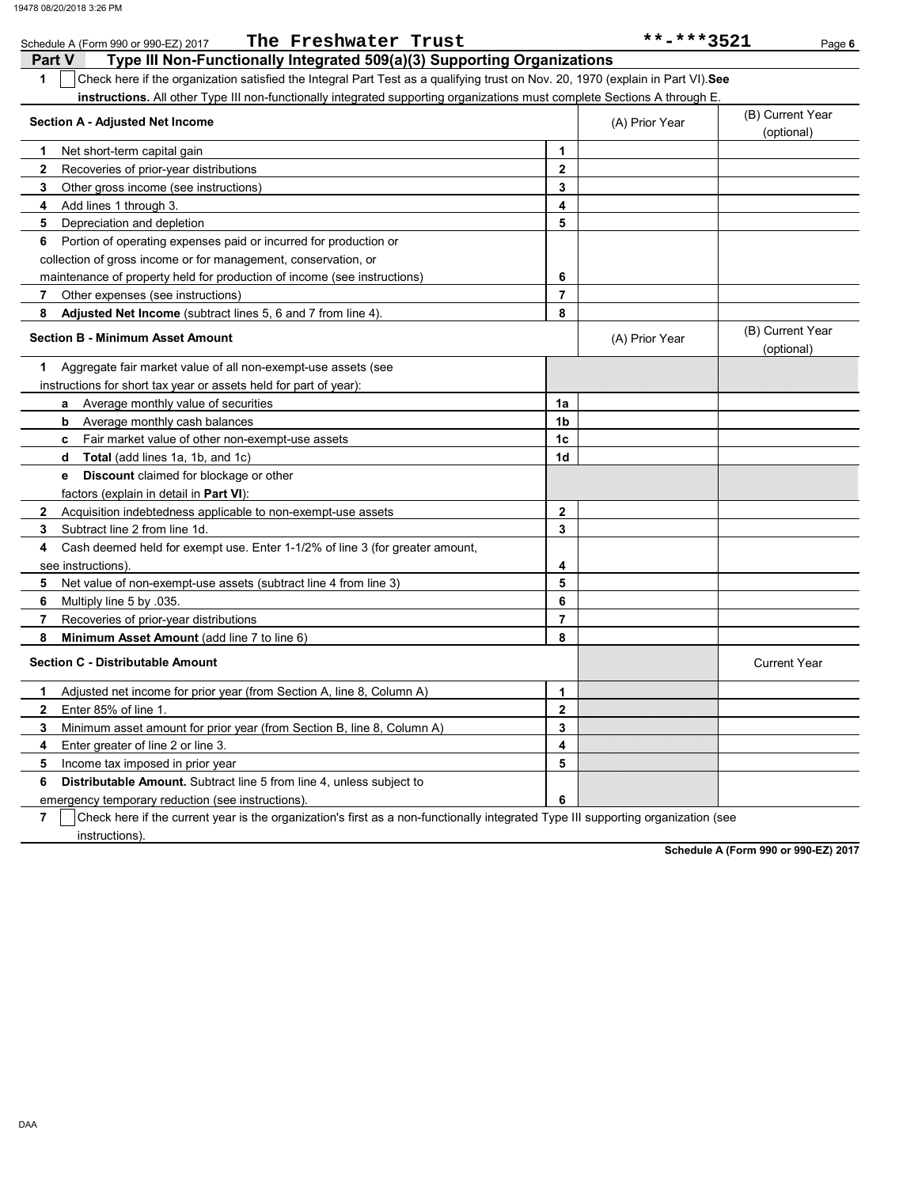Schedule A (Form 990 or 990-EZ) 2017 **The Freshwater Trust** **-***3521

## Part V Type III Non-Functionally Integrated 509(a)(3) Supporting Organizations

**1** ☐ Check here if the organization satisfied the Integral Part Test as a qualifying trust on Nov. 20, 1970 (explain in Part VI). **See instructions.** All other Type III non-functionally integrated supporting organizations must complete Sections A through E.

| **Section A - Adjusted Net Income** | | (A) Prior Year | (B) Current Year (optional) |
|---|---|---|---|
| **1** Net short-term capital gain | 1 | | |
| **2** Recoveries of prior-year distributions | 2 | | |
| **3** Other gross income (see instructions) | 3 | | |
| **4** Add lines 1 through 3. | 4 | | |
| **5** Depreciation and depletion | 5 | | |
| **6** Portion of operating expenses paid or incurred for production or collection of gross income or for management, conservation, or maintenance of property held for production of income (see instructions) | 6 | | |
| **7** Other expenses (see instructions) | 7 | | |
| **8** **Adjusted Net Income** (subtract lines 5, 6 and 7 from line 4). | 8 | | |

| **Section B - Minimum Asset Amount** | | (A) Prior Year | (B) Current Year (optional) |
|---|---|---|---|
| **1** Aggregate fair market value of all non-exempt-use assets (see instructions for short tax year or assets held for part of year): | | | |
| **a** Average monthly value of securities | 1a | | |
| **b** Average monthly cash balances | 1b | | |
| **c** Fair market value of other non-exempt-use assets | 1c | | |
| **d** **Total** (add lines 1a, 1b, and 1c) | 1d | | |
| **e** **Discount** claimed for blockage or other factors (explain in detail in **Part VI**): | | | |
| **2** Acquisition indebtedness applicable to non-exempt-use assets | 2 | | |
| **3** Subtract line 2 from line 1d. | 3 | | |
| **4** Cash deemed held for exempt use. Enter 1-1/2% of line 3 (for greater amount, see instructions). | 4 | | |
| **5** Net value of non-exempt-use assets (subtract line 4 from line 3) | 5 | | |
| **6** Multiply line 5 by .035. | 6 | | |
| **7** Recoveries of prior-year distributions | 7 | | |
| **8** **Minimum Asset Amount** (add line 7 to line 6) | 8 | | |

| **Section C - Distributable Amount** | | | Current Year |
|---|---|---|---|
| **1** Adjusted net income for prior year (from Section A, line 8, Column A) | 1 | | |
| **2** Enter 85% of line 1. | 2 | | |
| **3** Minimum asset amount for prior year (from Section B, line 8, Column A) | 3 | | |
| **4** Enter greater of line 2 or line 3. | 4 | | |
| **5** Income tax imposed in prior year | 5 | | |
| **6** **Distributable Amount.** Subtract line 5 from line 4, unless subject to emergency temporary reduction (see instructions). | 6 | | |

**7** ☐ Check here if the current year is the organization's first as a non-functionally integrated Type III supporting organization (see instructions).

**Schedule A (Form 990 or 990-EZ) 2017**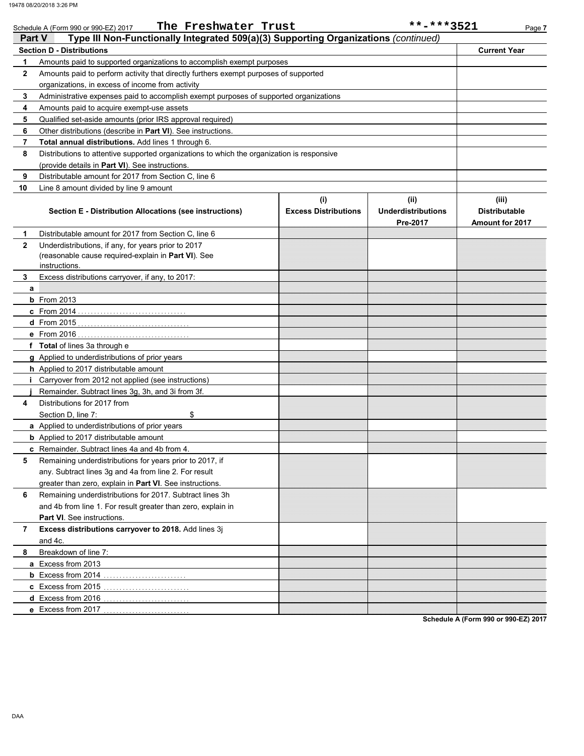Schedule A (Form 990 or 990-EZ) 2017 The Freshwater Trust **-***3521

## Part V Type III Non-Functionally Integrated 509(a)(3) Supporting Organizations *(continued)*

| Section D - Distributions | | Current Year |
|---|---|---|
| 1 | Amounts paid to supported organizations to accomplish exempt purposes | |
| 2 | Amounts paid to perform activity that directly furthers exempt purposes of supported organizations, in excess of income from activity | |
| 3 | Administrative expenses paid to accomplish exempt purposes of supported organizations | |
| 4 | Amounts paid to acquire exempt-use assets | |
| 5 | Qualified set-aside amounts (prior IRS approval required) | |
| 6 | Other distributions (describe in **Part VI**). See instructions. | |
| 7 | **Total annual distributions.** Add lines 1 through 6. | |
| 8 | Distributions to attentive supported organizations to which the organization is responsive (provide details in **Part VI**). See instructions. | |
| 9 | Distributable amount for 2017 from Section C, line 6 | |
| 10 | Line 8 amount divided by line 9 amount | |

| | Section E - Distribution Allocations (see instructions) | (i) Excess Distributions | (ii) Underdistributions Pre-2017 | (iii) Distributable Amount for 2017 |
|---|---|---|---|---|
| 1 | Distributable amount for 2017 from Section C, line 6 | | | |
| 2 | Underdistributions, if any, for years prior to 2017 (reasonable cause required-explain in **Part VI**). See instructions. | | | |
| 3 | Excess distributions carryover, if any, to 2017: | | | |
| a | | | | |
| b | From 2013 | | | |
| c | From 2014 | | | |
| d | From 2015 | | | |
| e | From 2016 | | | |
| f | **Total** of lines 3a through e | | | |
| g | Applied to underdistributions of prior years | | | |
| h | Applied to 2017 distributable amount | | | |
| i | Carryover from 2012 not applied (see instructions) | | | |
| j | Remainder. Subtract lines 3g, 3h, and 3i from 3f. | | | |
| 4 | Distributions for 2017 from Section D, line 7: $ | | | |
| a | Applied to underdistributions of prior years | | | |
| b | Applied to 2017 distributable amount | | | |
| c | Remainder. Subtract lines 4a and 4b from 4. | | | |
| 5 | Remaining underdistributions for years prior to 2017, if any. Subtract lines 3g and 4a from line 2. For result greater than zero, explain in **Part VI**. See instructions. | | | |
| 6 | Remaining underdistributions for 2017. Subtract lines 3h and 4b from line 1. For result greater than zero, explain in **Part VI**. See instructions. | | | |
| 7 | **Excess distributions carryover to 2018.** Add lines 3j and 4c. | | | |
| 8 | Breakdown of line 7: | | | |
| a | Excess from 2013 | | | |
| b | Excess from 2014 | | | |
| c | Excess from 2015 | | | |
| d | Excess from 2016 | | | |
| e | Excess from 2017 | | | |

Schedule A (Form 990 or 990-EZ) 2017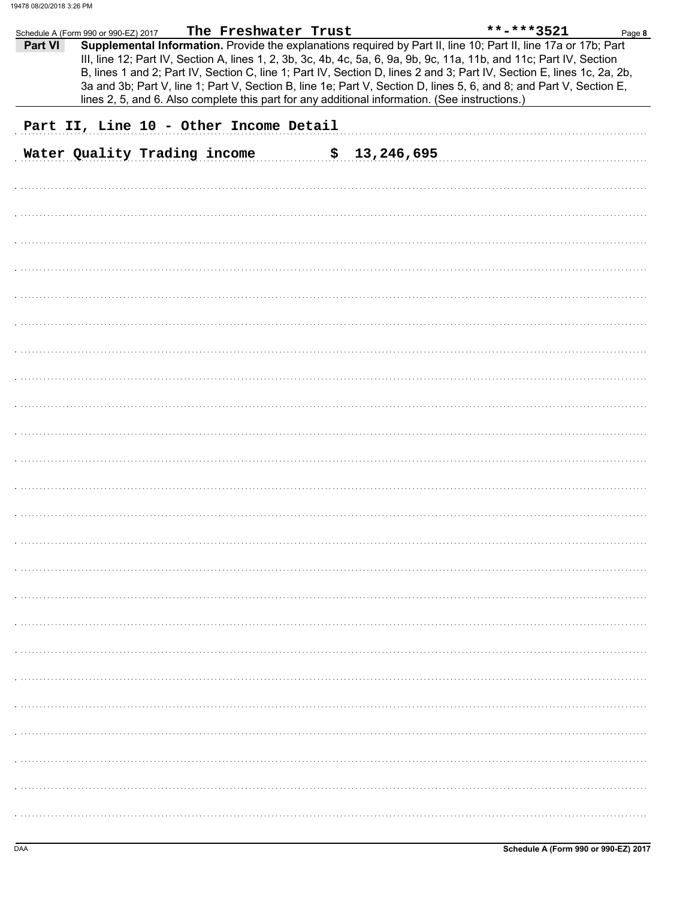Schedule A (Form 990 or 990-EZ) 2017 The Freshwater Trust **-***3521

**Part VI** **Supplemental Information.** Provide the explanations required by Part II, line 10; Part II, line 17a or 17b; Part III, line 12; Part IV, Section A, lines 1, 2, 3b, 3c, 4b, 4c, 5a, 6, 9a, 9b, 9c, 11a, 11b, and 11c; Part IV, Section B, lines 1 and 2; Part IV, Section C, line 1; Part IV, Section D, lines 2 and 3; Part IV, Section E, lines 1c, 2a, 2b, 3a and 3b; Part V, line 1; Part V, Section B, line 1e; Part V, Section D, lines 5, 6, and 8; and Part V, Section E, lines 2, 5, and 6. Also complete this part for any additional information. (See instructions.)

Part II, Line 10 - Other Income Detail

Water Quality Trading income $ 13,246,695

Schedule A (Form 990 or 990-EZ) 2017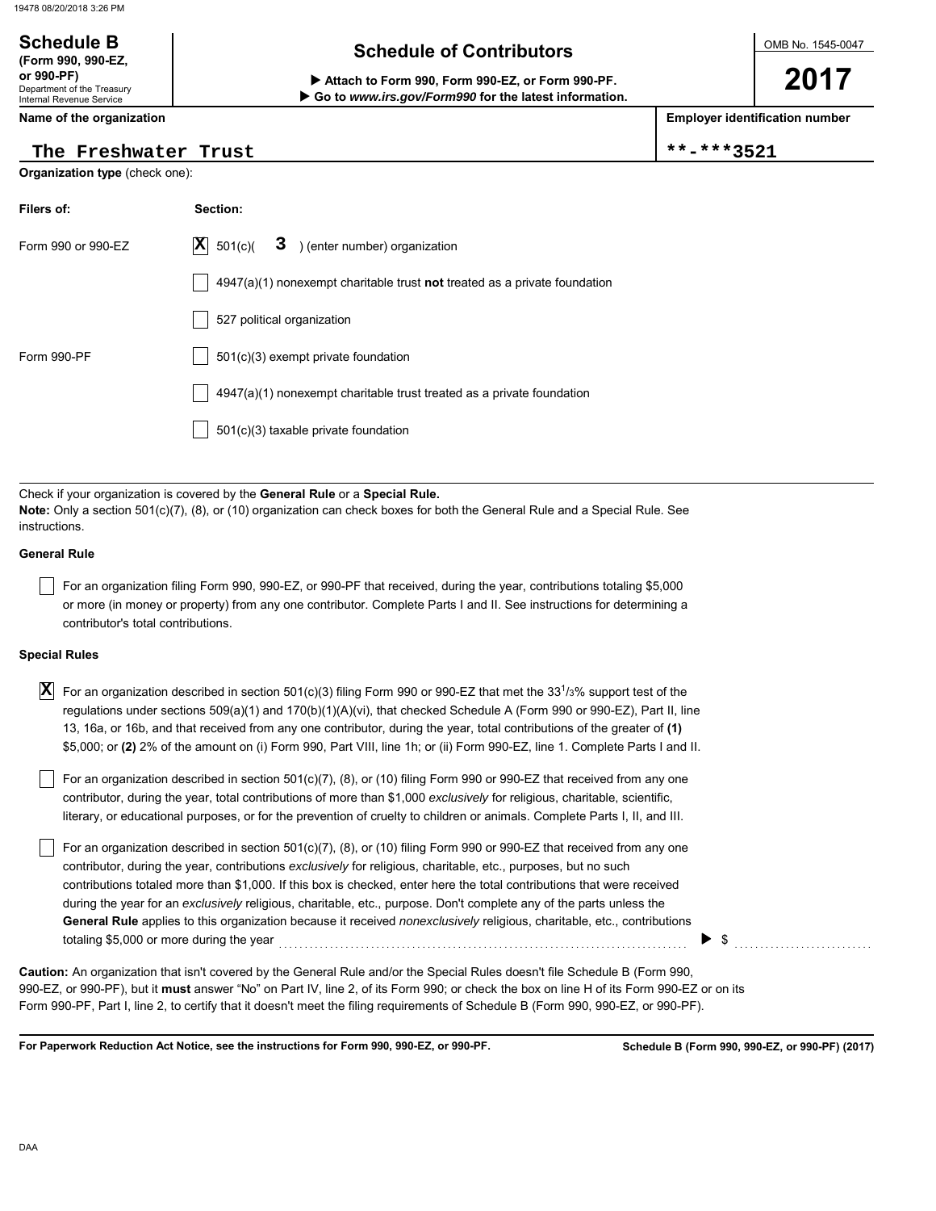# Schedule B
**(Form 990, 990-EZ, or 990-PF)**
Department of the Treasury
Internal Revenue Service

## Schedule of Contributors

▶ **Attach to Form 990, Form 990-EZ, or Form 990-PF.**
▶ **Go to *www.irs.gov/Form990* for the latest information.**

OMB No. 1545-0047

**2017**

**Name of the organization**

The Freshwater Trust

**Employer identification number**

**-***3521

**Organization type** (check one):

| **Filers of:** | **Section:** |
|---|---|
| Form 990 or 990-EZ | [X] 501(c)( 3 ) (enter number) organization |
| | [ ] 4947(a)(1) nonexempt charitable trust **not** treated as a private foundation |
| | [ ] 527 political organization |
| Form 990-PF | [ ] 501(c)(3) exempt private foundation |
| | [ ] 4947(a)(1) nonexempt charitable trust treated as a private foundation |
| | [ ] 501(c)(3) taxable private foundation |

Check if your organization is covered by the **General Rule** or a **Special Rule.**
**Note:** Only a section 501(c)(7), (8), or (10) organization can check boxes for both the General Rule and a Special Rule. See instructions.

**General Rule**

[ ] For an organization filing Form 990, 990-EZ, or 990-PF that received, during the year, contributions totaling $5,000 or more (in money or property) from any one contributor. Complete Parts I and II. See instructions for determining a contributor's total contributions.

**Special Rules**

[X] For an organization described in section 501(c)(3) filing Form 990 or 990-EZ that met the $33\frac{1}{3}$% support test of the regulations under sections 509(a)(1) and 170(b)(1)(A)(vi), that checked Schedule A (Form 990 or 990-EZ), Part II, line 13, 16a, or 16b, and that received from any one contributor, during the year, total contributions of the greater of **(1)** $5,000; or **(2)** 2% of the amount on (i) Form 990, Part VIII, line 1h; or (ii) Form 990-EZ, line 1. Complete Parts I and II.

[ ] For an organization described in section 501(c)(7), (8), or (10) filing Form 990 or 990-EZ that received from any one contributor, during the year, total contributions of more than $1,000 *exclusively* for religious, charitable, scientific, literary, or educational purposes, or for the prevention of cruelty to children or animals. Complete Parts I, II, and III.

[ ] For an organization described in section 501(c)(7), (8), or (10) filing Form 990 or 990-EZ that received from any one contributor, during the year, contributions *exclusively* for religious, charitable, etc., purposes, but no such contributions totaled more than $1,000. If this box is checked, enter here the total contributions that were received during the year for an *exclusively* religious, charitable, etc., purpose. Don't complete any of the parts unless the **General Rule** applies to this organization because it received *nonexclusively* religious, charitable, etc., contributions totaling $5,000 or more during the year ▶ $

**Caution:** An organization that isn't covered by the General Rule and/or the Special Rules doesn't file Schedule B (Form 990, 990-EZ, or 990-PF), but it **must** answer "No" on Part IV, line 2, of its Form 990; or check the box on line H of its Form 990-EZ or on its Form 990-PF, Part I, line 2, to certify that it doesn't meet the filing requirements of Schedule B (Form 990, 990-EZ, or 990-PF).

**For Paperwork Reduction Act Notice, see the instructions for Form 990, 990-EZ, or 990-PF.** **Schedule B (Form 990, 990-EZ, or 990-PF) (2017)**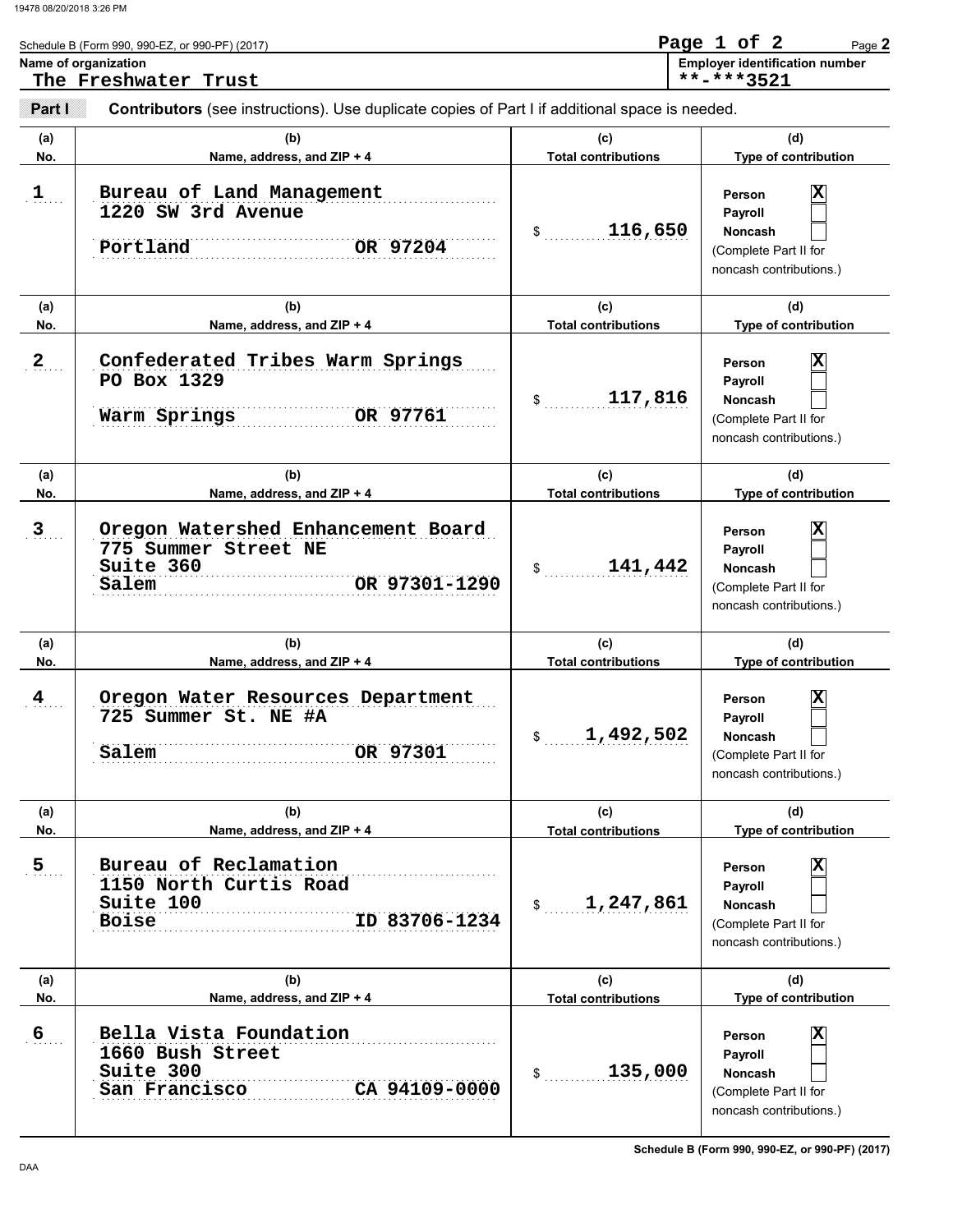Schedule B (Form 990, 990-EZ, or 990-PF) (2017)

**Name of organization**
The Freshwater Trust

**Employer identification number**
**-***3521

**Part I** **Contributors** (see instructions). Use duplicate copies of Part I if additional space is needed.

| (a) No. | (b) Name, address, and ZIP + 4 | (c) Total contributions | (d) Type of contribution |
|---|---|---|---|
| 1 | Bureau of Land Management<br>1220 SW 3rd Avenue<br>Portland OR 97204 | $ 116,650 | Person [X]<br>Payroll [ ]<br>Noncash [ ]<br>(Complete Part II for noncash contributions.) |
| 2 | Confederated Tribes Warm Springs<br>PO Box 1329<br>Warm Springs OR 97761 | $ 117,816 | Person [X]<br>Payroll [ ]<br>Noncash [ ]<br>(Complete Part II for noncash contributions.) |
| 3 | Oregon Watershed Enhancement Board<br>775 Summer Street NE<br>Suite 360<br>Salem OR 97301-1290 | $ 141,442 | Person [X]<br>Payroll [ ]<br>Noncash [ ]<br>(Complete Part II for noncash contributions.) |
| 4 | Oregon Water Resources Department<br>725 Summer St. NE #A<br>Salem OR 97301 | $ 1,492,502 | Person [X]<br>Payroll [ ]<br>Noncash [ ]<br>(Complete Part II for noncash contributions.) |
| 5 | Bureau of Reclamation<br>1150 North Curtis Road<br>Suite 100<br>Boise ID 83706-1234 | $ 1,247,861 | Person [X]<br>Payroll [ ]<br>Noncash [ ]<br>(Complete Part II for noncash contributions.) |
| 6 | Bella Vista Foundation<br>1660 Bush Street<br>Suite 300<br>San Francisco CA 94109-0000 | $ 135,000 | Person [X]<br>Payroll [ ]<br>Noncash [ ]<br>(Complete Part II for noncash contributions.) |

Schedule B (Form 990, 990-EZ, or 990-PF) (2017)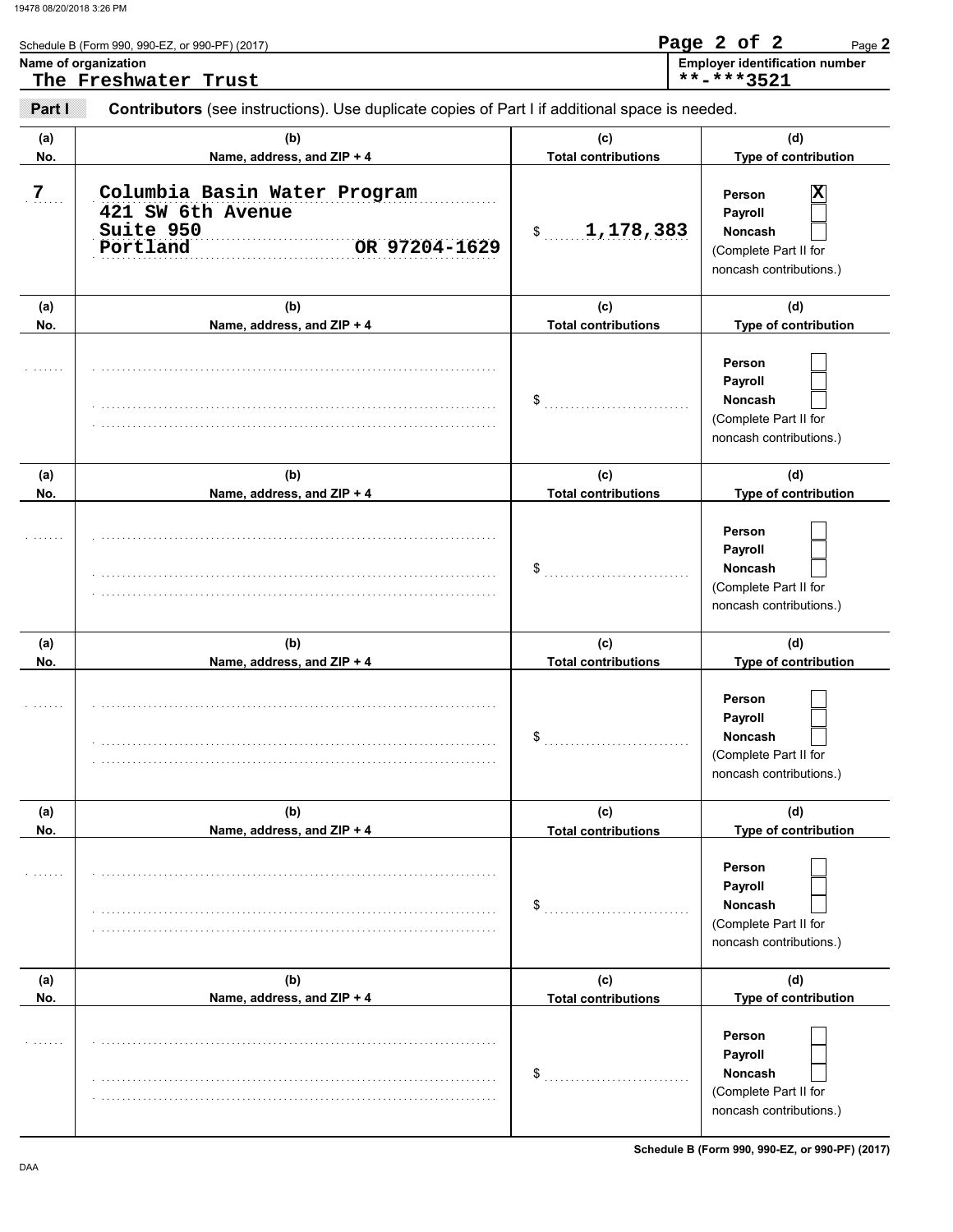Schedule B (Form 990, 990-EZ, or 990-PF) (2017)

**Name of organization**
The Freshwater Trust

**Employer identification number**
**-***3521

**Part I** **Contributors** (see instructions). Use duplicate copies of Part I if additional space is needed.

| (a) No. | (b) Name, address, and ZIP + 4 | (c) Total contributions | (d) Type of contribution |
|---|---|---|---|
| 7 | Columbia Basin Water Program<br>421 SW 6th Avenue<br>Suite 950<br>Portland OR 97204-1629 | $ 1,178,383 | Person [X]<br>Payroll [ ]<br>Noncash [ ]<br>(Complete Part II for noncash contributions.) |
| | | $ | Person [ ]<br>Payroll [ ]<br>Noncash [ ]<br>(Complete Part II for noncash contributions.) |
| | | $ | Person [ ]<br>Payroll [ ]<br>Noncash [ ]<br>(Complete Part II for noncash contributions.) |
| | | $ | Person [ ]<br>Payroll [ ]<br>Noncash [ ]<br>(Complete Part II for noncash contributions.) |
| | | $ | Person [ ]<br>Payroll [ ]<br>Noncash [ ]<br>(Complete Part II for noncash contributions.) |
| | | $ | Person [ ]<br>Payroll [ ]<br>Noncash [ ]<br>(Complete Part II for noncash contributions.) |

Schedule B (Form 990, 990-EZ, or 990-PF) (2017)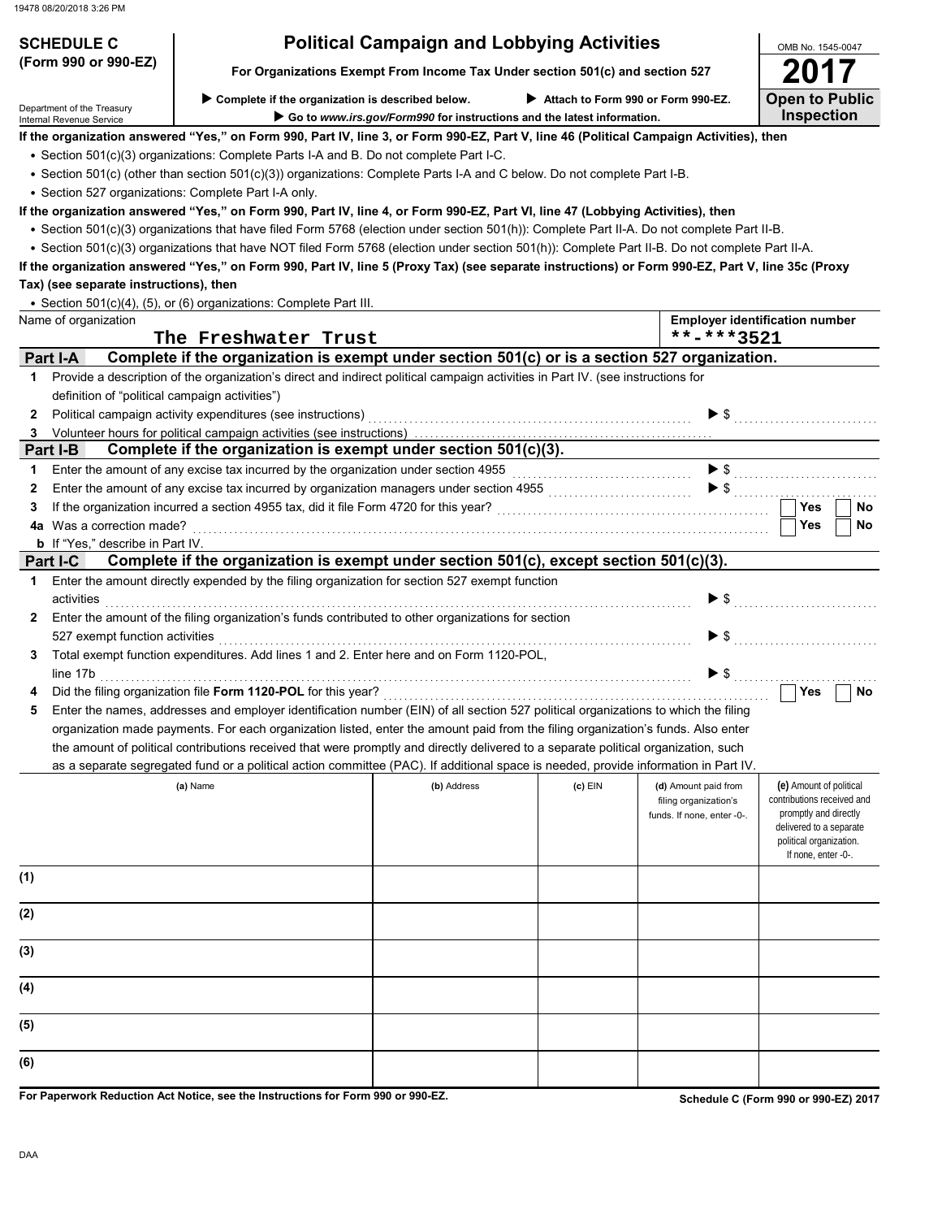**SCHEDULE C (Form 990 or 990-EZ)**

Department of the Treasury
Internal Revenue Service

# Political Campaign and Lobbying Activities

**For Organizations Exempt From Income Tax Under section 501(c) and section 527**

▶ Complete if the organization is described below. ▶ Attach to Form 990 or Form 990-EZ.

▶ Go to *www.irs.gov/Form990* for instructions and the latest information.

OMB No. 1545-0047

**2017**

**Open to Public Inspection**

**If the organization answered "Yes," on Form 990, Part IV, line 3, or Form 990-EZ, Part V, line 46 (Political Campaign Activities), then**

- Section 501(c)(3) organizations: Complete Parts I-A and B. Do not complete Part I-C.
- Section 501(c) (other than section 501(c)(3)) organizations: Complete Parts I-A and C below. Do not complete Part I-B.
- Section 527 organizations: Complete Part I-A only.

**If the organization answered "Yes," on Form 990, Part IV, line 4, or Form 990-EZ, Part VI, line 47 (Lobbying Activities), then**

- Section 501(c)(3) organizations that have filed Form 5768 (election under section 501(h)): Complete Part II-A. Do not complete Part II-B.
- Section 501(c)(3) organizations that have NOT filed Form 5768 (election under section 501(h)): Complete Part II-B. Do not complete Part II-A.

**If the organization answered "Yes," on Form 990, Part IV, line 5 (Proxy Tax) (see separate instructions) or Form 990-EZ, Part V, line 35c (Proxy Tax) (see separate instructions), then**

- Section 501(c)(4), (5), or (6) organizations: Complete Part III.

| Name of organization | Employer identification number |
|---|---|
| The Freshwater Trust | **-***3521 |

## Part I-A Complete if the organization is exempt under section 501(c) or is a section 527 organization.

1. Provide a description of the organization's direct and indirect political campaign activities in Part IV. (see instructions for definition of "political campaign activities")
2. Political campaign activity expenditures (see instructions) ▶ $
3. Volunteer hours for political campaign activities (see instructions)

## Part I-B Complete if the organization is exempt under section 501(c)(3).

1. Enter the amount of any excise tax incurred by the organization under section 4955 ▶ $
2. Enter the amount of any excise tax incurred by organization managers under section 4955 ▶ $
3. If the organization incurred a section 4955 tax, did it file Form 4720 for this year? ☐ Yes ☐ No

4a Was a correction made? ☐ Yes ☐ No

**b** If "Yes," describe in Part IV.

## Part I-C Complete if the organization is exempt under section 501(c), except section 501(c)(3).

1. Enter the amount directly expended by the filing organization for section 527 exempt function activities ▶ $
2. Enter the amount of the filing organization's funds contributed to other organizations for section 527 exempt function activities ▶ $
3. Total exempt function expenditures. Add lines 1 and 2. Enter here and on Form 1120-POL, line 17b ▶ $
4. Did the filing organization file **Form 1120-POL** for this year? ☐ Yes ☐ No
5. Enter the names, addresses and employer identification number (EIN) of all section 527 political organizations to which the filing organization made payments. For each organization listed, enter the amount paid from the filing organization's funds. Also enter the amount of political contributions received that were promptly and directly delivered to a separate political organization, such as a separate segregated fund or a political action committee (PAC). If additional space is needed, provide information in Part IV.

| | (a) Name | (b) Address | (c) EIN | (d) Amount paid from filing organization's funds. If none, enter -0-. | (e) Amount of political contributions received and promptly and directly delivered to a separate political organization. If none, enter -0-. |
|---|---|---|---|---|---|
| (1) | | | | | |
| (2) | | | | | |
| (3) | | | | | |
| (4) | | | | | |
| (5) | | | | | |
| (6) | | | | | |

**For Paperwork Reduction Act Notice, see the Instructions for Form 990 or 990-EZ.**

**Schedule C (Form 990 or 990-EZ) 2017**

DAA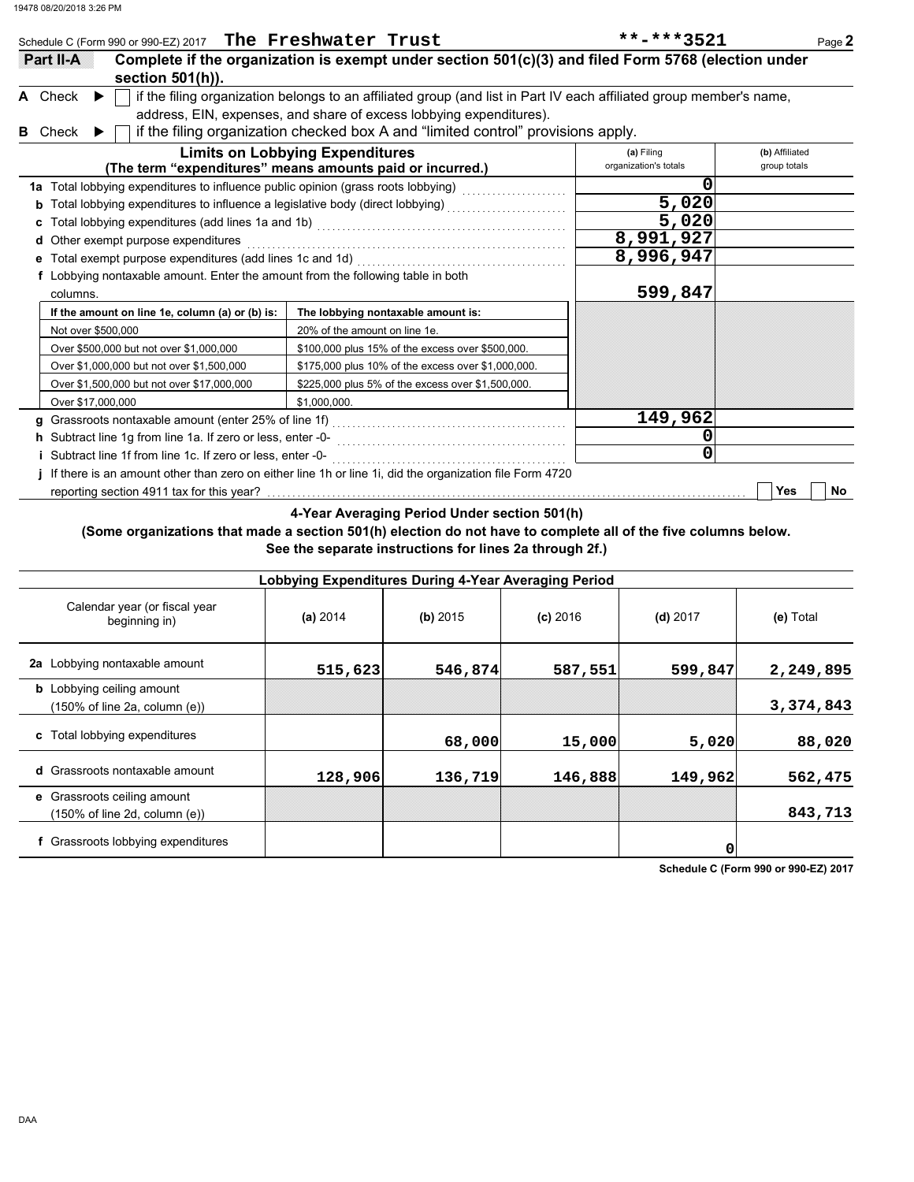Schedule C (Form 990 or 990-EZ) 2017 **The Freshwater Trust** **-***3521

## Part II-A Complete if the organization is exempt under section 501(c)(3) and filed Form 5768 (election under section 501(h)).

**A** Check ▶ ☐ if the filing organization belongs to an affiliated group (and list in Part IV each affiliated group member's name, address, EIN, expenses, and share of excess lobbying expenditures).

**B** Check ▶ ☐ if the filing organization checked box A and "limited control" provisions apply.

| Limits on Lobbying Expenditures (The term "expenditures" means amounts paid or incurred.) | (a) Filing organization's totals | (b) Affiliated group totals |
|---|---|---|
| **1a** Total lobbying expenditures to influence public opinion (grass roots lobbying) | 0 | |
| **b** Total lobbying expenditures to influence a legislative body (direct lobbying) | 5,020 | |
| **c** Total lobbying expenditures (add lines 1a and 1b) | 5,020 | |
| **d** Other exempt purpose expenditures | 8,991,927 | |
| **e** Total exempt purpose expenditures (add lines 1c and 1d) | 8,996,947 | |
| **f** Lobbying nontaxable amount. Enter the amount from the following table in both columns. | 599,847 | |

| If the amount on line 1e, column (a) or (b) is: | The lobbying nontaxable amount is: |
|---|---|
| Not over $500,000 | 20% of the amount on line 1e. |
| Over $500,000 but not over $1,000,000 | $100,000 plus 15% of the excess over $500,000. |
| Over $1,000,000 but not over $1,500,000 | $175,000 plus 10% of the excess over $1,000,000. |
| Over $1,500,000 but not over $17,000,000 | $225,000 plus 5% of the excess over $1,500,000. |
| Over $17,000,000 | $1,000,000. |

| | (a) Filing organization's totals | (b) Affiliated group totals |
|---|---|---|
| **g** Grassroots nontaxable amount (enter 25% of line 1f) | 149,962 | |
| **h** Subtract line 1g from line 1a. If zero or less, enter -0- | 0 | |
| **i** Subtract line 1f from line 1c. If zero or less, enter -0- | 0 | |

**j** If there is an amount other than zero on either line 1h or line 1i, did the organization file Form 4720 reporting section 4911 tax for this year? ☐ Yes ☐ No

### 4-Year Averaging Period Under section 501(h)

**(Some organizations that made a section 501(h) election do not have to complete all of the five columns below. See the separate instructions for lines 2a through 2f.)**

| Lobbying Expenditures During 4-Year Averaging Period | | | | | |
|---|---|---|---|---|---|
| Calendar year (or fiscal year beginning in) | (a) 2014 | (b) 2015 | (c) 2016 | (d) 2017 | (e) Total |
| **2a** Lobbying nontaxable amount | 515,623 | 546,874 | 587,551 | 599,847 | 2,249,895 |
| **b** Lobbying ceiling amount (150% of line 2a, column (e)) | | | | | 3,374,843 |
| **c** Total lobbying expenditures | | 68,000 | 15,000 | 5,020 | 88,020 |
| **d** Grassroots nontaxable amount | 128,906 | 136,719 | 146,888 | 149,962 | 562,475 |
| **e** Grassroots ceiling amount (150% of line 2d, column (e)) | | | | | 843,713 |
| **f** Grassroots lobbying expenditures | | | | 0 | |

Schedule C (Form 990 or 990-EZ) 2017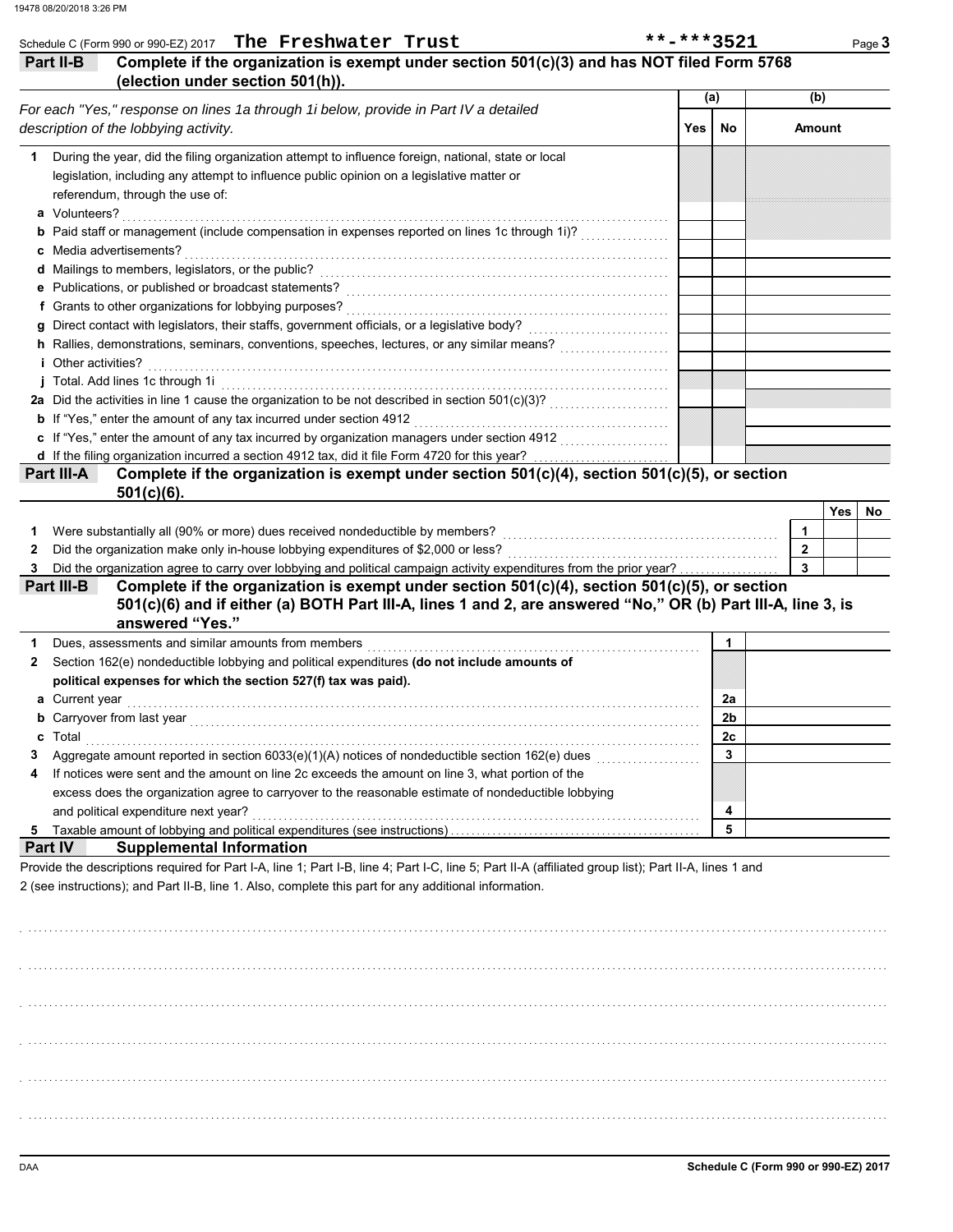Schedule C (Form 990 or 990-EZ) 2017 **The Freshwater Trust** **-***3521

## Part II-B Complete if the organization is exempt under section 501(c)(3) and has NOT filed Form 5768 (election under section 501(h)).

| *For each "Yes," response on lines 1a through 1i below, provide in Part IV a detailed description of the lobbying activity.* | (a) Yes | (a) No | (b) Amount |
|---|---|---|---|
| **1** During the year, did the filing organization attempt to influence foreign, national, state or local legislation, including any attempt to influence public opinion on a legislative matter or referendum, through the use of: | | | |
| **a** Volunteers? | | | |
| **b** Paid staff or management (include compensation in expenses reported on lines 1c through 1i)? | | | |
| **c** Media advertisements? | | | |
| **d** Mailings to members, legislators, or the public? | | | |
| **e** Publications, or published or broadcast statements? | | | |
| **f** Grants to other organizations for lobbying purposes? | | | |
| **g** Direct contact with legislators, their staffs, government officials, or a legislative body? | | | |
| **h** Rallies, demonstrations, seminars, conventions, speeches, lectures, or any similar means? | | | |
| **i** Other activities? | | | |
| **j** Total. Add lines 1c through 1i | | | |
| **2a** Did the activities in line 1 cause the organization to be not described in section 501(c)(3)? | | | |
| **b** If "Yes," enter the amount of any tax incurred under section 4912 | | | |
| **c** If "Yes," enter the amount of any tax incurred by organization managers under section 4912 | | | |
| **d** If the filing organization incurred a section 4912 tax, did it file Form 4720 for this year? | | | |

## Part III-A Complete if the organization is exempt under section 501(c)(4), section 501(c)(5), or section 501(c)(6).

| | | Yes | No |
|---|---|---|---|
| **1** Were substantially all (90% or more) dues received nondeductible by members? | 1 | | |
| **2** Did the organization make only in-house lobbying expenditures of $2,000 or less? | 2 | | |
| **3** Did the organization agree to carry over lobbying and political campaign activity expenditures from the prior year? | 3 | | |

## Part III-B Complete if the organization is exempt under section 501(c)(4), section 501(c)(5), or section 501(c)(6) and if either (a) BOTH Part III-A, lines 1 and 2, are answered "No," OR (b) Part III-A, line 3, is answered "Yes."

| | | |
|---|---|---|
| **1** Dues, assessments and similar amounts from members | 1 | |
| **2** Section 162(e) nondeductible lobbying and political expenditures **(do not include amounts of political expenses for which the section 527(f) tax was paid).** | | |
| **a** Current year | 2a | |
| **b** Carryover from last year | 2b | |
| **c** Total | 2c | |
| **3** Aggregate amount reported in section 6033(e)(1)(A) notices of nondeductible section 162(e) dues | 3 | |
| **4** If notices were sent and the amount on line 2c exceeds the amount on line 3, what portion of the excess does the organization agree to carryover to the reasonable estimate of nondeductible lobbying and political expenditure next year? | 4 | |
| **5** Taxable amount of lobbying and political expenditures (see instructions) | 5 | |

## Part IV Supplemental Information

Provide the descriptions required for Part I-A, line 1; Part I-B, line 4; Part I-C, line 5; Part II-A (affiliated group list); Part II-A, lines 1 and 2 (see instructions); and Part II-B, line 1. Also, complete this part for any additional information.

DAA **Schedule C (Form 990 or 990-EZ) 2017**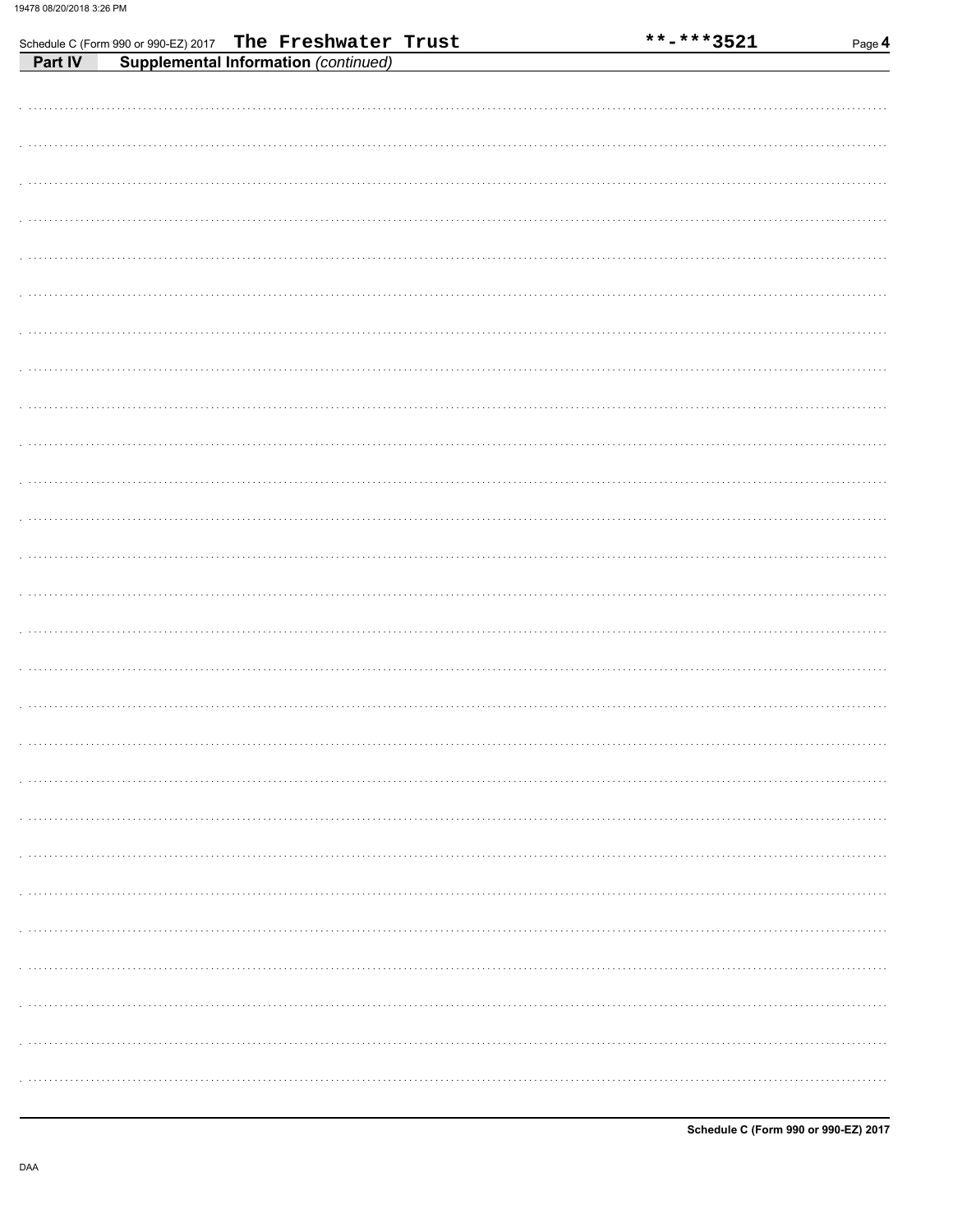Schedule C (Form 990 or 990-EZ) 2017 The Freshwater Trust **-***3521

## Part IV Supplemental Information *(continued)*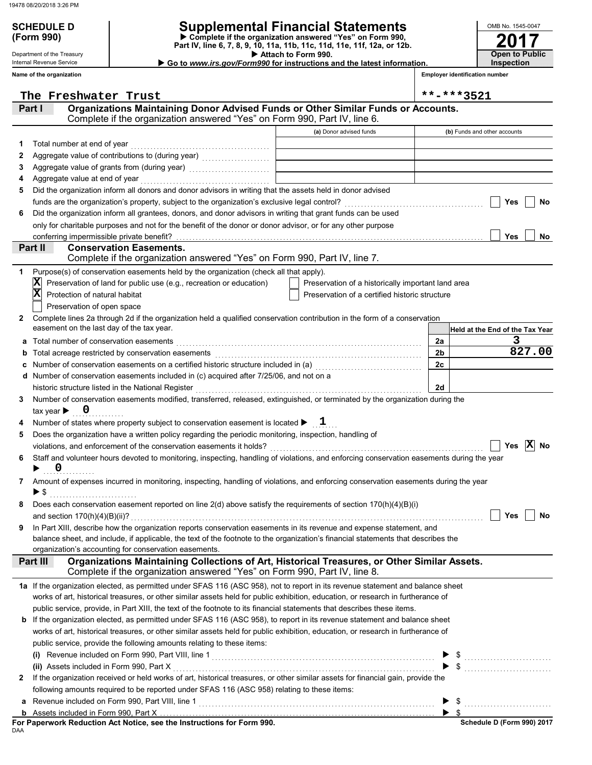# SCHEDULE D (Form 990)

Department of the Treasury
Internal Revenue Service

# Supplemental Financial Statements

▶ Complete if the organization answered "Yes" on Form 990, Part IV, line 6, 7, 8, 9, 10, 11a, 11b, 11c, 11d, 11e, 11f, 12a, or 12b.
▶ Attach to Form 990.
▶ Go to *www.irs.gov/Form990* for instructions and the latest information.

OMB No. 1545-0047

**2017**

**Open to Public Inspection**

**Name of the organization:** The Freshwater Trust

**Employer identification number:** **-***3521

## Part I — Organizations Maintaining Donor Advised Funds or Other Similar Funds or Accounts.

Complete if the organization answered "Yes" on Form 990, Part IV, line 6.

| | | (a) Donor advised funds | (b) Funds and other accounts |
|---|---|---|---|
| 1 | Total number at end of year | | |
| 2 | Aggregate value of contributions to (during year) | | |
| 3 | Aggregate value of grants from (during year) | | |
| 4 | Aggregate value at end of year | | |

5 Did the organization inform all donors and donor advisors in writing that the assets held in donor advised funds are the organization's property, subject to the organization's exclusive legal control? ☐ Yes ☐ No

6 Did the organization inform all grantees, donors, and donor advisors in writing that grant funds can be used only for charitable purposes and not for the benefit of the donor or donor advisor, or for any other purpose conferring impermissible private benefit? ☐ Yes ☐ No

## Part II — Conservation Easements.

Complete if the organization answered "Yes" on Form 990, Part IV, line 7.

1 Purpose(s) of conservation easements held by the organization (check all that apply).

- [X] Preservation of land for public use (e.g., recreation or education)
- [X] Protection of natural habitat
- [ ] Preservation of open space
- [ ] Preservation of a historically important land area
- [ ] Preservation of a certified historic structure

2 Complete lines 2a through 2d if the organization held a qualified conservation contribution in the form of a conservation easement on the last day of the tax year.

| | | | Held at the End of the Tax Year |
|---|---|---|---|
| a | Total number of conservation easements | 2a | 3 |
| b | Total acreage restricted by conservation easements | 2b | 827.00 |
| c | Number of conservation easements on a certified historic structure included in (a) | 2c | |
| d | Number of conservation easements included in (c) acquired after 7/25/06, and not on a historic structure listed in the National Register | 2d | |

3 Number of conservation easements modified, transferred, released, extinguished, or terminated by the organization during the tax year ▶ 0

4 Number of states where property subject to conservation easement is located ▶ 1

5 Does the organization have a written policy regarding the periodic monitoring, inspection, handling of violations, and enforcement of the conservation easements it holds? ☐ Yes ☒ No

6 Staff and volunteer hours devoted to monitoring, inspecting, handling of violations, and enforcing conservation easements during the year ▶ 0

7 Amount of expenses incurred in monitoring, inspecting, handling of violations, and enforcing conservation easements during the year ▶ $

8 Does each conservation easement reported on line 2(d) above satisfy the requirements of section 170(h)(4)(B)(i) and section 170(h)(4)(B)(ii)? ☐ Yes ☐ No

9 In Part XIII, describe how the organization reports conservation easements in its revenue and expense statement, and balance sheet, and include, if applicable, the text of the footnote to the organization's financial statements that describes the organization's accounting for conservation easements.

## Part III — Organizations Maintaining Collections of Art, Historical Treasures, or Other Similar Assets.

Complete if the organization answered "Yes" on Form 990, Part IV, line 8.

1a If the organization elected, as permitted under SFAS 116 (ASC 958), not to report in its revenue statement and balance sheet works of art, historical treasures, or other similar assets held for public exhibition, education, or research in furtherance of public service, provide, in Part XIII, the text of the footnote to its financial statements that describes these items.

b If the organization elected, as permitted under SFAS 116 (ASC 958), to report in its revenue statement and balance sheet works of art, historical treasures, or other similar assets held for public exhibition, education, or research in furtherance of public service, provide the following amounts relating to these items:

(i) Revenue included on Form 990, Part VIII, line 1 ▶ $

(ii) Assets included in Form 990, Part X ▶ $

2 If the organization received or held works of art, historical treasures, or other similar assets for financial gain, provide the following amounts required to be reported under SFAS 116 (ASC 958) relating to these items:

a Revenue included on Form 990, Part VIII, line 1 ▶ $

b Assets included in Form 990, Part X ▶ $

**For Paperwork Reduction Act Notice, see the Instructions for Form 990.**

DAA

Schedule D (Form 990) 2017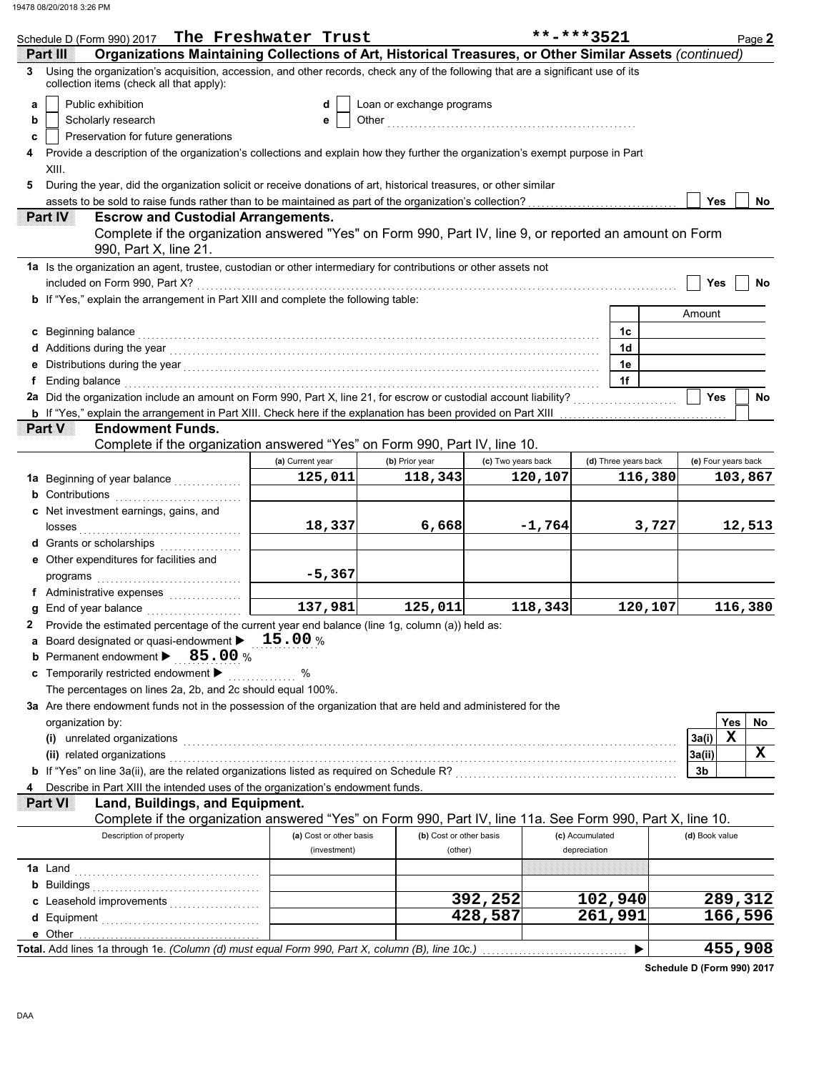Schedule D (Form 990) 2017 The Freshwater Trust **-***3521 Page 2

## Part III Organizations Maintaining Collections of Art, Historical Treasures, or Other Similar Assets *(continued)*

3 Using the organization's acquisition, accession, and other records, check any of the following that are a significant use of its collection items (check all that apply):

a [ ] Public exhibition
b [ ] Scholarly research
c [ ] Preservation for future generations
d [ ] Loan or exchange programs
e [ ] Other

4 Provide a description of the organization's collections and explain how they further the organization's exempt purpose in Part XIII.

5 During the year, did the organization solicit or receive donations of art, historical treasures, or other similar assets to be sold to raise funds rather than to be maintained as part of the organization's collection? [ ] Yes [ ] No

## Part IV Escrow and Custodial Arrangements.

Complete if the organization answered "Yes" on Form 990, Part IV, line 9, or reported an amount on Form 990, Part X, line 21.

1a Is the organization an agent, trustee, custodian or other intermediary for contributions or other assets not included on Form 990, Part X? [ ] Yes [ ] No

b If "Yes," explain the arrangement in Part XIII and complete the following table:

| | | Amount |
|---|---|---|
| c Beginning balance | 1c | |
| d Additions during the year | 1d | |
| e Distributions during the year | 1e | |
| f Ending balance | 1f | |

2a Did the organization include an amount on Form 990, Part X, line 21, for escrow or custodial account liability? [ ] Yes [ ] No

b If "Yes," explain the arrangement in Part XIII. Check here if the explanation has been provided on Part XIII [ ]

## Part V Endowment Funds.

Complete if the organization answered "Yes" on Form 990, Part IV, line 10.

| | (a) Current year | (b) Prior year | (c) Two years back | (d) Three years back | (e) Four years back |
|---|---|---|---|---|---|
| 1a Beginning of year balance | 125,011 | 118,343 | 120,107 | 116,380 | 103,867 |
| b Contributions | | | | | |
| c Net investment earnings, gains, and losses | 18,337 | 6,668 | -1,764 | 3,727 | 12,513 |
| d Grants or scholarships | | | | | |
| e Other expenditures for facilities and programs | -5,367 | | | | |
| f Administrative expenses | | | | | |
| g End of year balance | 137,981 | 125,011 | 118,343 | 120,107 | 116,380 |

2 Provide the estimated percentage of the current year end balance (line 1g, column (a)) held as:

a Board designated or quasi-endowment ▶ 15.00 %
b Permanent endowment ▶ 85.00 %
c Temporarily restricted endowment ▶ %

The percentages on lines 2a, 2b, and 2c should equal 100%.

3a Are there endowment funds not in the possession of the organization that are held and administered for the organization by:

| | | Yes | No |
|---|---|---|---|
| (i) unrelated organizations | 3a(i) | X | |
| (ii) related organizations | 3a(ii) | | X |
| b If "Yes" on line 3a(ii), are the related organizations listed as required on Schedule R? | 3b | | |

4 Describe in Part XIII the intended uses of the organization's endowment funds.

## Part VI Land, Buildings, and Equipment.

Complete if the organization answered "Yes" on Form 990, Part IV, line 11a. See Form 990, Part X, line 10.

| Description of property | (a) Cost or other basis (investment) | (b) Cost or other basis (other) | (c) Accumulated depreciation | (d) Book value |
|---|---|---|---|---|
| 1a Land | | | | |
| b Buildings | | | | |
| c Leasehold improvements | | 392,252 | 102,940 | 289,312 |
| d Equipment | | 428,587 | 261,991 | 166,596 |
| e Other | | | | |
| **Total.** Add lines 1a through 1e. *(Column (d) must equal Form 990, Part X, column (B), line 10c.)* ▶ | | | | 455,908 |

Schedule D (Form 990) 2017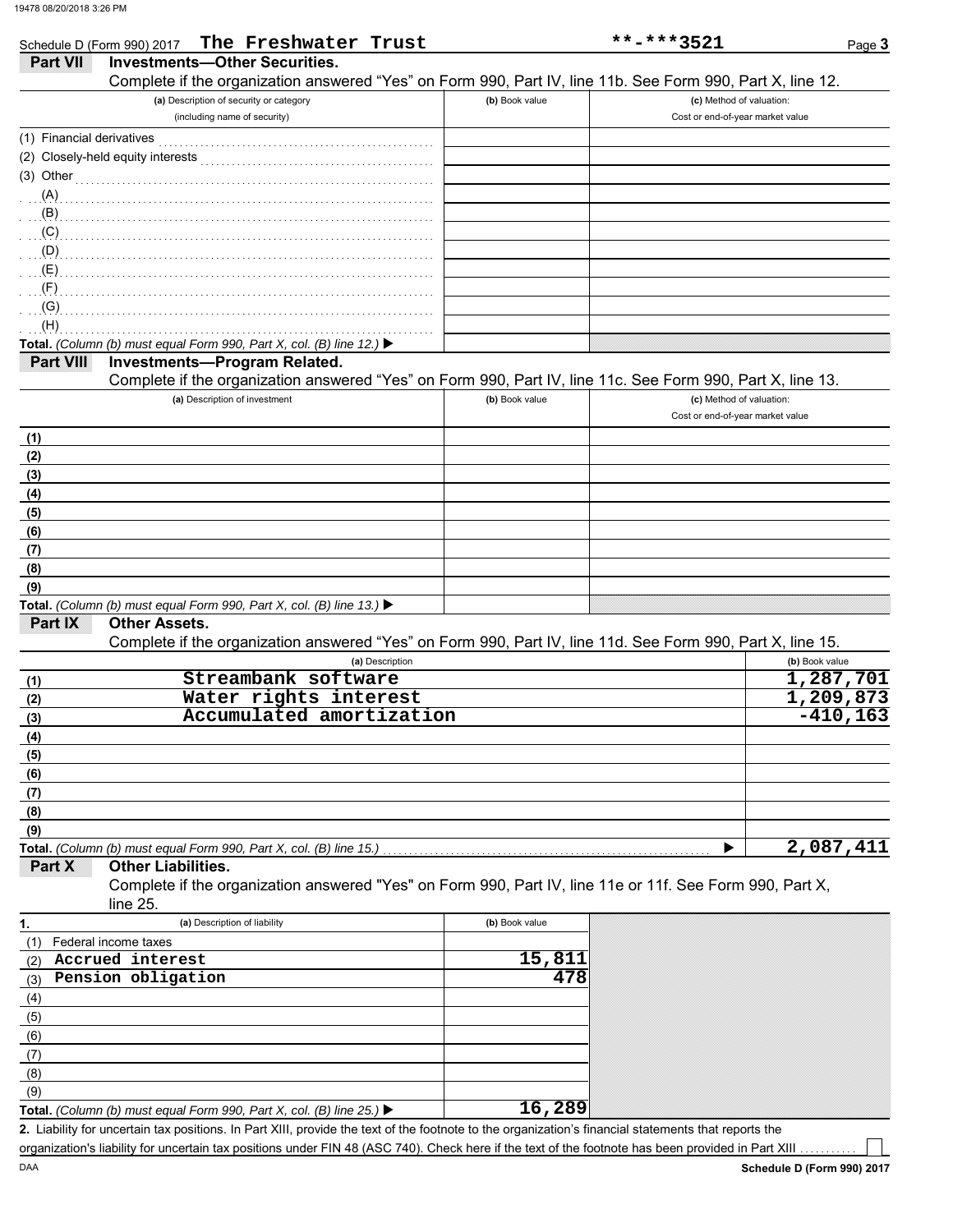Schedule D (Form 990) 2017 **The Freshwater Trust** **-***3521 Page **3**

## Part VII Investments—Other Securities.

Complete if the organization answered "Yes" on Form 990, Part IV, line 11b. See Form 990, Part X, line 12.

| (a) Description of security or category (including name of security) | (b) Book value | (c) Method of valuation: Cost or end-of-year market value |
|---|---|---|
| (1) Financial derivatives | | |
| (2) Closely-held equity interests | | |
| (3) Other | | |
| (A) | | |
| (B) | | |
| (C) | | |
| (D) | | |
| (E) | | |
| (F) | | |
| (G) | | |
| (H) | | |
| **Total.** *(Column (b) must equal Form 990, Part X, col. (B) line 12.)* ▶ | | |

## Part VIII Investments—Program Related.

Complete if the organization answered "Yes" on Form 990, Part IV, line 11c. See Form 990, Part X, line 13.

| (a) Description of investment | (b) Book value | (c) Method of valuation: Cost or end-of-year market value |
|---|---|---|
| (1) | | |
| (2) | | |
| (3) | | |
| (4) | | |
| (5) | | |
| (6) | | |
| (7) | | |
| (8) | | |
| (9) | | |
| **Total.** *(Column (b) must equal Form 990, Part X, col. (B) line 13.)* ▶ | | |

## Part IX Other Assets.

Complete if the organization answered "Yes" on Form 990, Part IV, line 11d. See Form 990, Part X, line 15.

| | (a) Description | (b) Book value |
|---|---|---|
| (1) | Streambank software | 1,287,701 |
| (2) | Water rights interest | 1,209,873 |
| (3) | Accumulated amortization | -410,163 |
| (4) | | |
| (5) | | |
| (6) | | |
| (7) | | |
| (8) | | |
| (9) | | |
| **Total.** | *(Column (b) must equal Form 990, Part X, col. (B) line 15.)* ▶ | 2,087,411 |

## Part X Other Liabilities.

Complete if the organization answered "Yes" on Form 990, Part IV, line 11e or 11f. See Form 990, Part X, line 25.

| 1. (a) Description of liability | (b) Book value |
|---|---|
| (1) Federal income taxes | |
| (2) Accrued interest | 15,811 |
| (3) Pension obligation | 478 |
| (4) | |
| (5) | |
| (6) | |
| (7) | |
| (8) | |
| (9) | |
| **Total.** *(Column (b) must equal Form 990, Part X, col. (B) line 25.)* ▶ | 16,289 |

**2.** Liability for uncertain tax positions. In Part XIII, provide the text of the footnote to the organization's financial statements that reports the organization's liability for uncertain tax positions under FIN 48 (ASC 740). Check here if the text of the footnote has been provided in Part XIII ☐

DAA **Schedule D (Form 990) 2017**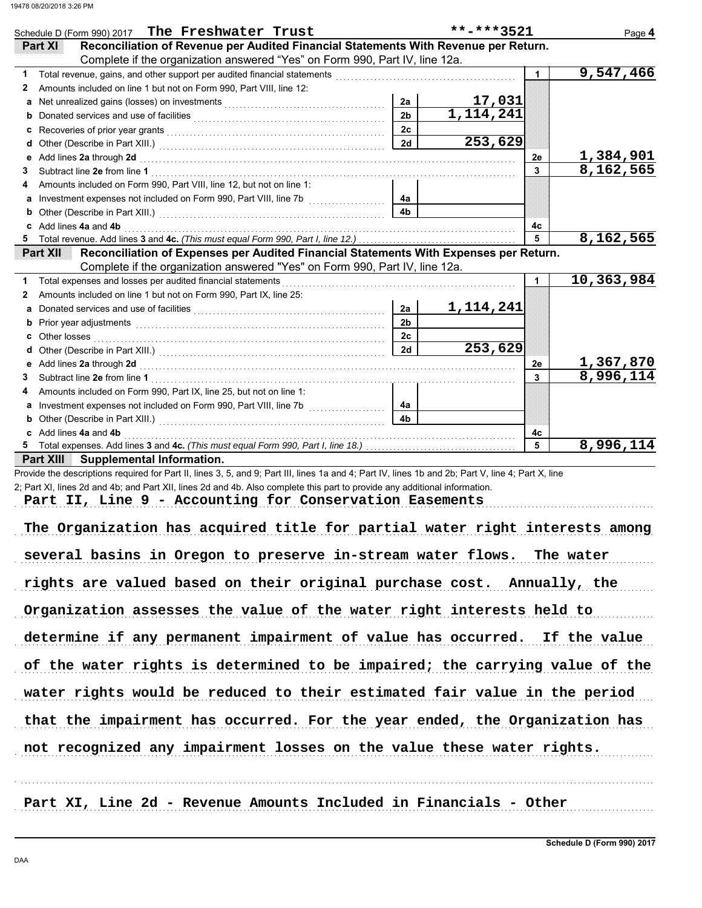Schedule D (Form 990) 2017 **The Freshwater Trust** **-***3521

## Part XI Reconciliation of Revenue per Audited Financial Statements With Revenue per Return.

Complete if the organization answered "Yes" on Form 990, Part IV, line 12a.

| | | | | | |
|---|---|---|---|---|---|
| 1 | Total revenue, gains, and other support per audited financial statements | | | 1 | 9,547,466 |
| 2 | Amounts included on line 1 but not on Form 990, Part VIII, line 12: | | | | |
| a | Net unrealized gains (losses) on investments | 2a | 17,031 | | |
| b | Donated services and use of facilities | 2b | 1,114,241 | | |
| c | Recoveries of prior year grants | 2c | | | |
| d | Other (Describe in Part XIII.) | 2d | 253,629 | | |
| e | Add lines **2a** through **2d** | | | 2e | 1,384,901 |
| 3 | Subtract line **2e** from line **1** | | | 3 | 8,162,565 |
| 4 | Amounts included on Form 990, Part VIII, line 12, but not on line 1: | | | | |
| a | Investment expenses not included on Form 990, Part VIII, line 7b | 4a | | | |
| b | Other (Describe in Part XIII.) | 4b | | | |
| c | Add lines **4a** and **4b** | | | 4c | |
| 5 | Total revenue. Add lines **3** and **4c.** *(This must equal Form 990, Part I, line 12.)* | | | 5 | 8,162,565 |

## Part XII Reconciliation of Expenses per Audited Financial Statements With Expenses per Return.

Complete if the organization answered "Yes" on Form 990, Part IV, line 12a.

| | | | | | |
|---|---|---|---|---|---|
| 1 | Total expenses and losses per audited financial statements | | | 1 | 10,363,984 |
| 2 | Amounts included on line 1 but not on Form 990, Part IX, line 25: | | | | |
| a | Donated services and use of facilities | 2a | 1,114,241 | | |
| b | Prior year adjustments | 2b | | | |
| c | Other losses | 2c | | | |
| d | Other (Describe in Part XIII.) | 2d | 253,629 | | |
| e | Add lines **2a** through **2d** | | | 2e | 1,367,870 |
| 3 | Subtract line **2e** from line **1** | | | 3 | 8,996,114 |
| 4 | Amounts included on Form 990, Part IX, line 25, but not on line 1: | | | | |
| a | Investment expenses not included on Form 990, Part VIII, line 7b | 4a | | | |
| b | Other (Describe in Part XIII.) | 4b | | | |
| c | Add lines **4a** and **4b** | | | 4c | |
| 5 | Total expenses. Add lines **3** and **4c.** *(This must equal Form 990, Part I, line 18.)* | | | 5 | 8,996,114 |

## Part XIII Supplemental Information.

Provide the descriptions required for Part II, lines 3, 5, and 9; Part III, lines 1a and 4; Part IV, lines 1b and 2b; Part V, line 4; Part X, line 2; Part XI, lines 2d and 4b; and Part XII, lines 2d and 4b. Also complete this part to provide any additional information.

**Part II, Line 9 - Accounting for Conservation Easements**

The Organization has acquired title for partial water right interests among several basins in Oregon to preserve in-stream water flows. The water rights are valued based on their original purchase cost. Annually, the Organization assesses the value of the water right interests held to determine if any permanent impairment of value has occurred. If the value of the water rights is determined to be impaired; the carrying value of the water rights would be reduced to their estimated fair value in the period that the impairment has occurred. For the year ended, the Organization has not recognized any impairment losses on the value these water rights.

**Part XI, Line 2d - Revenue Amounts Included in Financials - Other**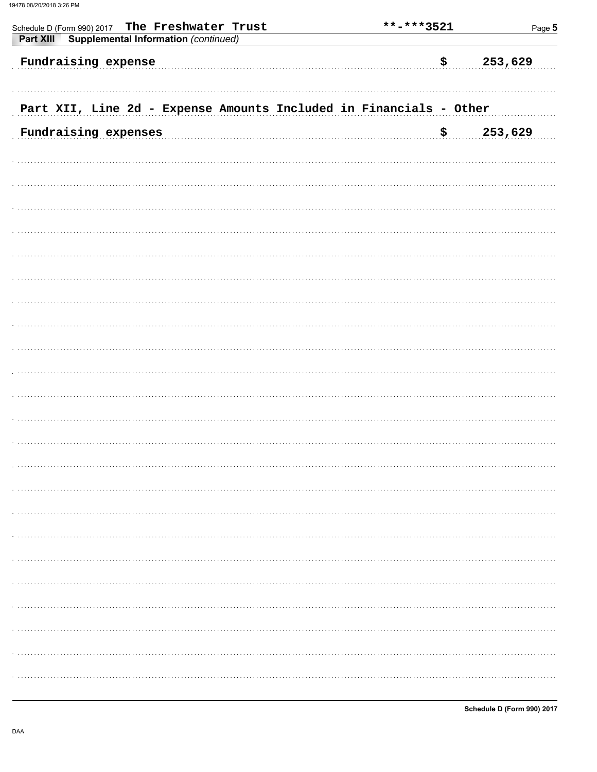Schedule D (Form 990) 2017 The Freshwater Trust **-***3521

**Part XIII Supplemental Information** *(continued)*

Fundraising expense $ 253,629

Part XII, Line 2d - Expense Amounts Included in Financials - Other

Fundraising expenses $ 253,629

Schedule D (Form 990) 2017

DAA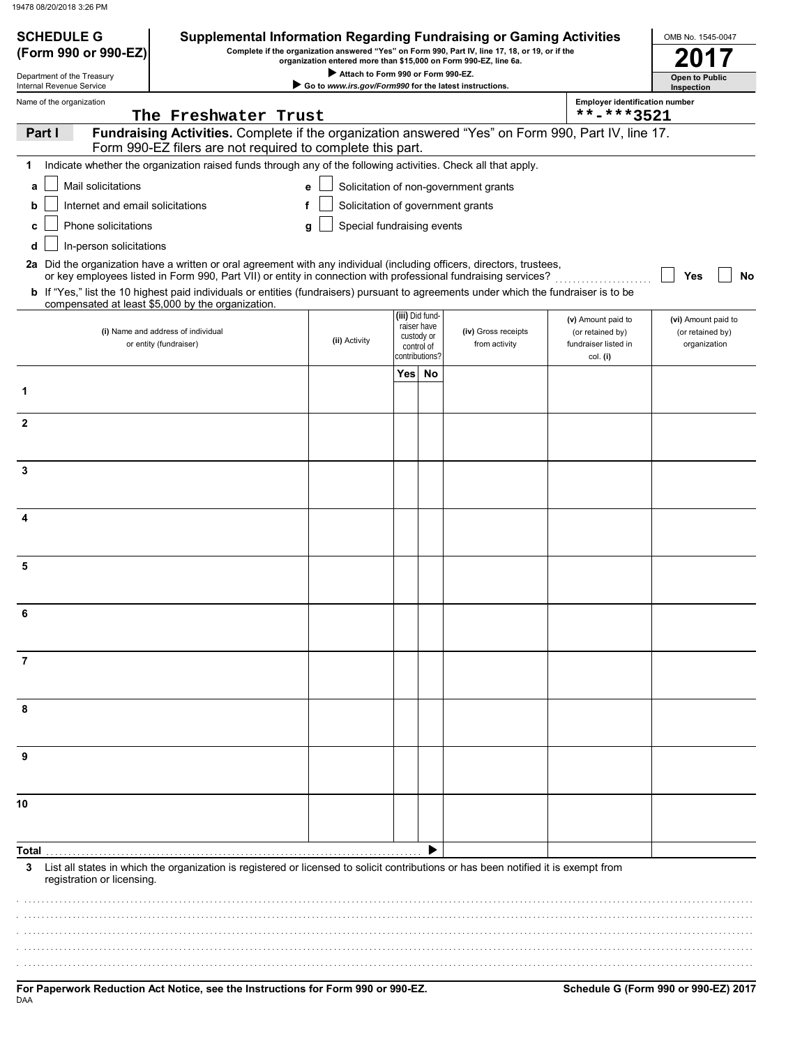19478 08/20/2018 3:26 PM

**SCHEDULE G (Form 990 or 990-EZ)**

Department of the Treasury
Internal Revenue Service

# Supplemental Information Regarding Fundraising or Gaming Activities

**Complete if the organization answered "Yes" on Form 990, Part IV, line 17, 18, or 19, or if the organization entered more than $15,000 on Form 990-EZ, line 6a.**

▶ Attach to Form 990 or Form 990-EZ.

▶ Go to *www.irs.gov/Form990* for the latest instructions.

OMB No. 1545-0047

**2017**

**Open to Public Inspection**

Name of the organization: The Freshwater Trust

Employer identification number: **-***3521

## Part I — Fundraising Activities. Complete if the organization answered "Yes" on Form 990, Part IV, line 17. Form 990-EZ filers are not required to complete this part.

**1** Indicate whether the organization raised funds through any of the following activities. Check all that apply.

- **a** ☐ Mail solicitations
- **b** ☐ Internet and email solicitations
- **c** ☐ Phone solicitations
- **d** ☐ In-person solicitations
- **e** ☐ Solicitation of non-government grants
- **f** ☐ Solicitation of government grants
- **g** ☐ Special fundraising events

**2a** Did the organization have a written or oral agreement with any individual (including officers, directors, trustees, or key employees listed in Form 990, Part VII) or entity in connection with professional fundraising services? ☐ Yes ☐ No

**b** If "Yes," list the 10 highest paid individuals or entities (fundraisers) pursuant to agreements under which the fundraiser is to be compensated at least $5,000 by the organization.

| | (i) Name and address of individual or entity (fundraiser) | (ii) Activity | (iii) Did fundraiser have custody or control of contributions? Yes | No | (iv) Gross receipts from activity | (v) Amount paid to (or retained by) fundraiser listed in col. (i) | (vi) Amount paid to (or retained by) organization |
|---|---|---|---|---|---|---|---|
| 1 | | | | | | | |
| 2 | | | | | | | |
| 3 | | | | | | | |
| 4 | | | | | | | |
| 5 | | | | | | | |
| 6 | | | | | | | |
| 7 | | | | | | | |
| 8 | | | | | | | |
| 9 | | | | | | | |
| 10 | | | | | | | |
| **Total** | | | | ▶ | | | |

**3** List all states in which the organization is registered or licensed to solicit contributions or has been notified it is exempt from registration or licensing.

**For Paperwork Reduction Act Notice, see the Instructions for Form 990 or 990-EZ.**

DAA

**Schedule G (Form 990 or 990-EZ) 2017**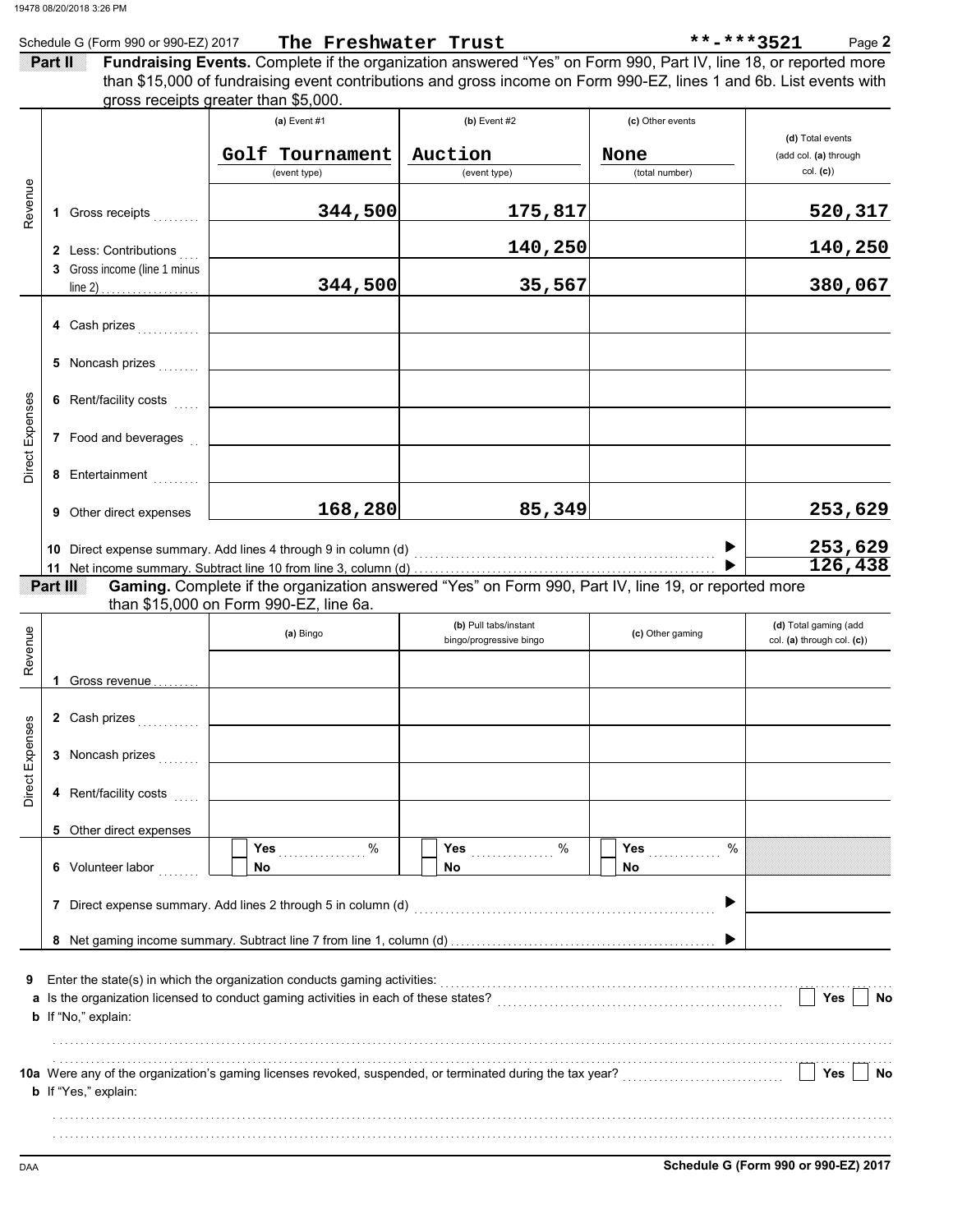Schedule G (Form 990 or 990-EZ) 2017 **The Freshwater Trust** **-***3521 Page **2**

**Part II** **Fundraising Events.** Complete if the organization answered "Yes" on Form 990, Part IV, line 18, or reported more than $15,000 of fundraising event contributions and gross income on Form 990-EZ, lines 1 and 6b. List events with gross receipts greater than $5,000.

| | | (a) Event #1 | (b) Event #2 | (c) Other events | (d) Total events (add col. (a) through col. (c)) |
|---|---|---|---|---|---|
| | | Golf Tournament (event type) | Auction (event type) | None (total number) | |
| Revenue | 1 Gross receipts | 344,500 | 175,817 | | 520,317 |
| | 2 Less: Contributions | | 140,250 | | 140,250 |
| | 3 Gross income (line 1 minus line 2) | 344,500 | 35,567 | | 380,067 |
| Direct Expenses | 4 Cash prizes | | | | |
| | 5 Noncash prizes | | | | |
| | 6 Rent/facility costs | | | | |
| | 7 Food and beverages | | | | |
| | 8 Entertainment | | | | |
| | 9 Other direct expenses | 168,280 | 85,349 | | 253,629 |
| | 10 Direct expense summary. Add lines 4 through 9 in column (d) | | | | 253,629 |
| | 11 Net income summary. Subtract line 10 from line 3, column (d) | | | | 126,438 |

**Part III** **Gaming.** Complete if the organization answered "Yes" on Form 990, Part IV, line 19, or reported more than $15,000 on Form 990-EZ, line 6a.

| | | (a) Bingo | (b) Pull tabs/instant bingo/progressive bingo | (c) Other gaming | (d) Total gaming (add col. (a) through col. (c)) |
|---|---|---|---|---|---|
| Revenue | 1 Gross revenue | | | | |
| Direct Expenses | 2 Cash prizes | | | | |
| | 3 Noncash prizes | | | | |
| | 4 Rent/facility costs | | | | |
| | 5 Other direct expenses | | | | |
| | 6 Volunteer labor | Yes ____ % / No | Yes ____ % / No | Yes ____ % / No | |
| | 7 Direct expense summary. Add lines 2 through 5 in column (d) | | | | |
| | 8 Net gaming income summary. Subtract line 7 from line 1, column (d) | | | | |

**9** Enter the state(s) in which the organization conducts gaming activities:

**a** Is the organization licensed to conduct gaming activities in each of these states? Yes No

**b** If "No," explain:

**10a** Were any of the organization's gaming licenses revoked, suspended, or terminated during the tax year? Yes No

**b** If "Yes," explain:

DAA **Schedule G (Form 990 or 990-EZ) 2017**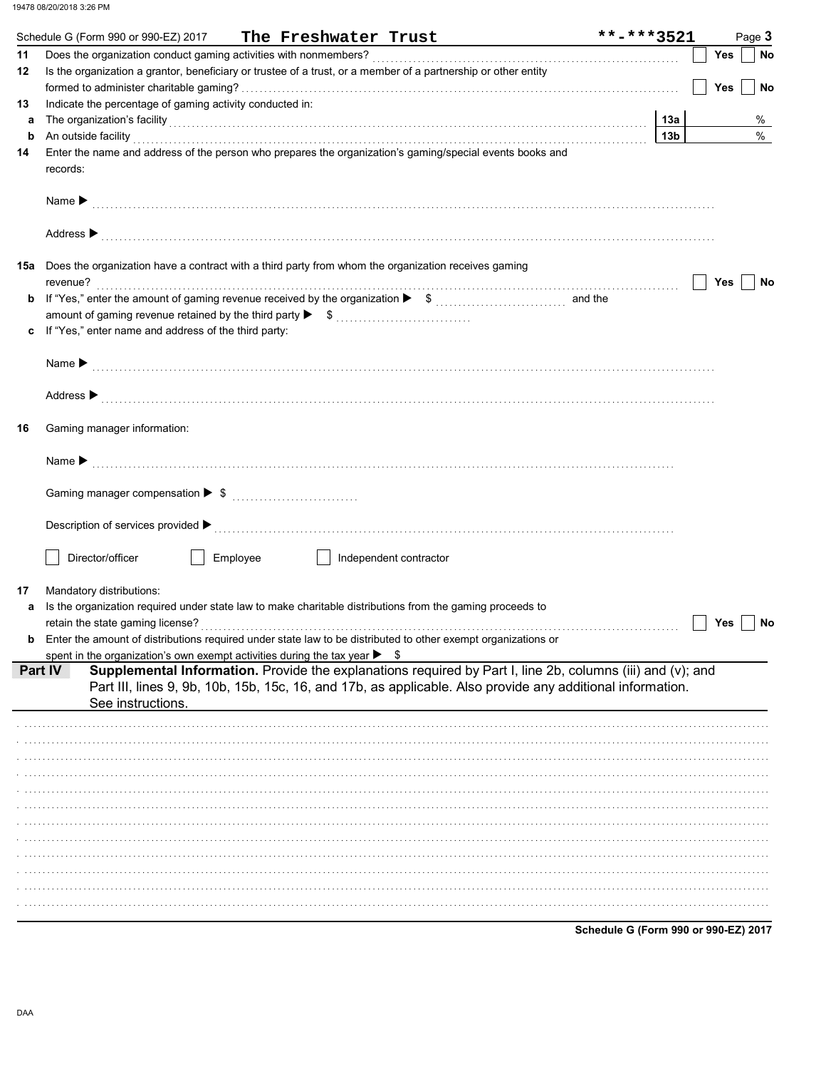Schedule G (Form 990 or 990-EZ) 2017 **The Freshwater Trust** **-***3521 Page **3**

**11** Does the organization conduct gaming activities with nonmembers? ☐ Yes ☐ No

**12** Is the organization a grantor, beneficiary or trustee of a trust, or a member of a partnership or other entity formed to administer charitable gaming? ☐ Yes ☐ No

**13** Indicate the percentage of gaming activity conducted in:

**a** The organization's facility **13a** %

**b** An outside facility **13b** %

**14** Enter the name and address of the person who prepares the organization's gaming/special events books and records:

Name ▶

Address ▶

**15a** Does the organization have a contract with a third party from whom the organization receives gaming revenue? ☐ Yes ☐ No

**b** If "Yes," enter the amount of gaming revenue received by the organization ▶ $ and the amount of gaming revenue retained by the third party ▶ $

**c** If "Yes," enter name and address of the third party:

Name ▶

Address ▶

**16** Gaming manager information:

Name ▶

Gaming manager compensation ▶ $

Description of services provided ▶

☐ Director/officer ☐ Employee ☐ Independent contractor

**17** Mandatory distributions:

**a** Is the organization required under state law to make charitable distributions from the gaming proceeds to retain the state gaming license? ☐ Yes ☐ No

**b** Enter the amount of distributions required under state law to be distributed to other exempt organizations or spent in the organization's own exempt activities during the tax year ▶ $

**Part IV** **Supplemental Information.** Provide the explanations required by Part I, line 2b, columns (iii) and (v); and Part III, lines 9, 9b, 10b, 15b, 15c, 16, and 17b, as applicable. Also provide any additional information. See instructions.

Schedule G (Form 990 or 990-EZ) 2017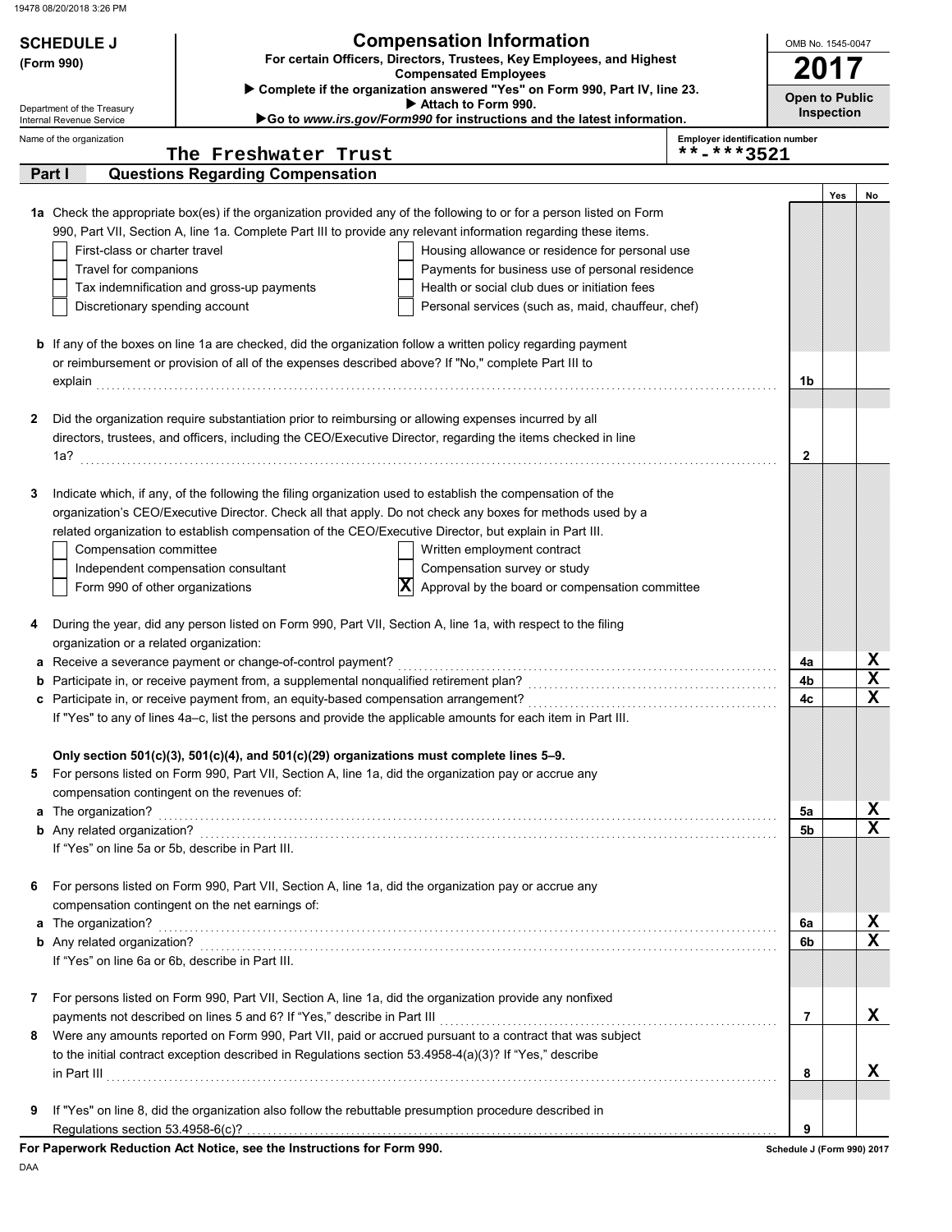**SCHEDULE J**
**(Form 990)**

Department of the Treasury
Internal Revenue Service

# Compensation Information

**For certain Officers, Directors, Trustees, Key Employees, and Highest Compensated Employees**

▶ Complete if the organization answered "Yes" on Form 990, Part IV, line 23.
▶ Attach to Form 990.
▶Go to *www.irs.gov/Form990* for instructions and the latest information.

OMB No. 1545-0047

**2017**

**Open to Public Inspection**

Name of the organization: The Freshwater Trust

Employer identification number: **-***3521

## Part I — Questions Regarding Compensation

| | | | Yes | No |
|---|---|---|---|---|
| **1a** | Check the appropriate box(es) if the organization provided any of the following to or for a person listed on Form 990, Part VII, Section A, line 1a. Complete Part III to provide any relevant information regarding these items.<br>☐ First-class or charter travel ☐ Housing allowance or residence for personal use<br>☐ Travel for companions ☐ Payments for business use of personal residence<br>☐ Tax indemnification and gross-up payments ☐ Health or social club dues or initiation fees<br>☐ Discretionary spending account ☐ Personal services (such as, maid, chauffeur, chef) | | | |
| **b** | If any of the boxes on line 1a are checked, did the organization follow a written policy regarding payment or reimbursement or provision of all of the expenses described above? If "No," complete Part III to explain | 1b | | |
| **2** | Did the organization require substantiation prior to reimbursing or allowing expenses incurred by all directors, trustees, and officers, including the CEO/Executive Director, regarding the items checked in line 1a? | 2 | | |
| **3** | Indicate which, if any, of the following the filing organization used to establish the compensation of the organization's CEO/Executive Director. Check all that apply. Do not check any boxes for methods used by a related organization to establish compensation of the CEO/Executive Director, but explain in Part III.<br>☐ Compensation committee ☐ Written employment contract<br>☐ Independent compensation consultant ☐ Compensation survey or study<br>☐ Form 990 of other organizations ☒ Approval by the board or compensation committee | | | |
| **4** | During the year, did any person listed on Form 990, Part VII, Section A, line 1a, with respect to the filing organization or a related organization: | | | |
| **a** | Receive a severance payment or change-of-control payment? | 4a | | X |
| **b** | Participate in, or receive payment from, a supplemental nonqualified retirement plan? | 4b | | X |
| **c** | Participate in, or receive payment from, an equity-based compensation arrangement? | 4c | | X |
| | If "Yes" to any of lines 4a–c, list the persons and provide the applicable amounts for each item in Part III. | | | |
| | **Only section 501(c)(3), 501(c)(4), and 501(c)(29) organizations must complete lines 5–9.** | | | |
| **5** | For persons listed on Form 990, Part VII, Section A, line 1a, did the organization pay or accrue any compensation contingent on the revenues of: | | | |
| **a** | The organization? | 5a | | X |
| **b** | Any related organization? | 5b | | X |
| | If "Yes" on line 5a or 5b, describe in Part III. | | | |
| **6** | For persons listed on Form 990, Part VII, Section A, line 1a, did the organization pay or accrue any compensation contingent on the net earnings of: | | | |
| **a** | The organization? | 6a | | X |
| **b** | Any related organization? | 6b | | X |
| | If "Yes" on line 6a or 6b, describe in Part III. | | | |
| **7** | For persons listed on Form 990, Part VII, Section A, line 1a, did the organization provide any nonfixed payments not described on lines 5 and 6? If "Yes," describe in Part III | 7 | | X |
| **8** | Were any amounts reported on Form 990, Part VII, paid or accrued pursuant to a contract that was subject to the initial contract exception described in Regulations section 53.4958-4(a)(3)? If "Yes," describe in Part III | 8 | | X |
| **9** | If "Yes" on line 8, did the organization also follow the rebuttable presumption procedure described in Regulations section 53.4958-6(c)? | 9 | | |

**For Paperwork Reduction Act Notice, see the Instructions for Form 990.**

Schedule J (Form 990) 2017

DAA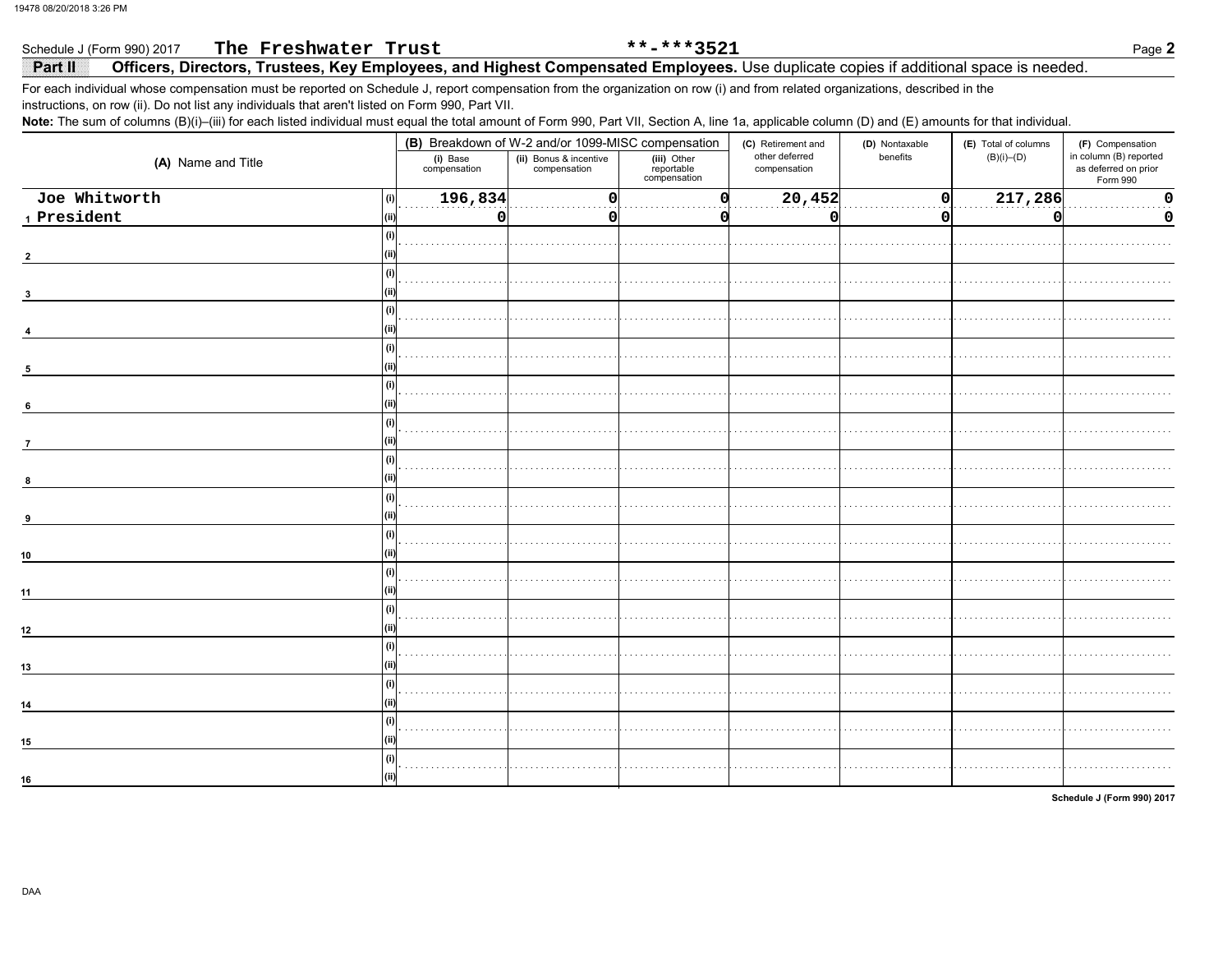Schedule J (Form 990) 2017 **The Freshwater Trust** **-***3521

**Part II** **Officers, Directors, Trustees, Key Employees, and Highest Compensated Employees.** Use duplicate copies if additional space is needed.

For each individual whose compensation must be reported on Schedule J, report compensation from the organization on row (i) and from related organizations, described in the instructions, on row (ii). Do not list any individuals that aren't listed on Form 990, Part VII.

**Note:** The sum of columns (B)(i)–(iii) for each listed individual must equal the total amount of Form 990, Part VII, Section A, line 1a, applicable column (D) and (E) amounts for that individual.

| (A) Name and Title | | (B) Breakdown of W-2 and/or 1099-MISC compensation | | | (C) Retirement and other deferred compensation | (D) Nontaxable benefits | (E) Total of columns (B)(i)–(D) | (F) Compensation in column (B) reported as deferred on prior Form 990 |
|---|---|---|---|---|---|---|---|---|
| | | (i) Base compensation | (ii) Bonus & incentive compensation | (iii) Other reportable compensation | | | | |
| 1 Joe Whitworth President | (i) | 196,834 | 0 | 0 | 20,452 | 0 | 217,286 | 0 |
| | (ii) | 0 | 0 | 0 | 0 | 0 | 0 | 0 |
| 2 | (i) | | | | | | | |
| | (ii) | | | | | | | |
| 3 | (i) | | | | | | | |
| | (ii) | | | | | | | |
| 4 | (i) | | | | | | | |
| | (ii) | | | | | | | |
| 5 | (i) | | | | | | | |
| | (ii) | | | | | | | |
| 6 | (i) | | | | | | | |
| | (ii) | | | | | | | |
| 7 | (i) | | | | | | | |
| | (ii) | | | | | | | |
| 8 | (i) | | | | | | | |
| | (ii) | | | | | | | |
| 9 | (i) | | | | | | | |
| | (ii) | | | | | | | |
| 10 | (i) | | | | | | | |
| | (ii) | | | | | | | |
| 11 | (i) | | | | | | | |
| | (ii) | | | | | | | |
| 12 | (i) | | | | | | | |
| | (ii) | | | | | | | |
| 13 | (i) | | | | | | | |
| | (ii) | | | | | | | |
| 14 | (i) | | | | | | | |
| | (ii) | | | | | | | |
| 15 | (i) | | | | | | | |
| | (ii) | | | | | | | |
| 16 | (i) | | | | | | | |
| | (ii) | | | | | | | |

Schedule J (Form 990) 2017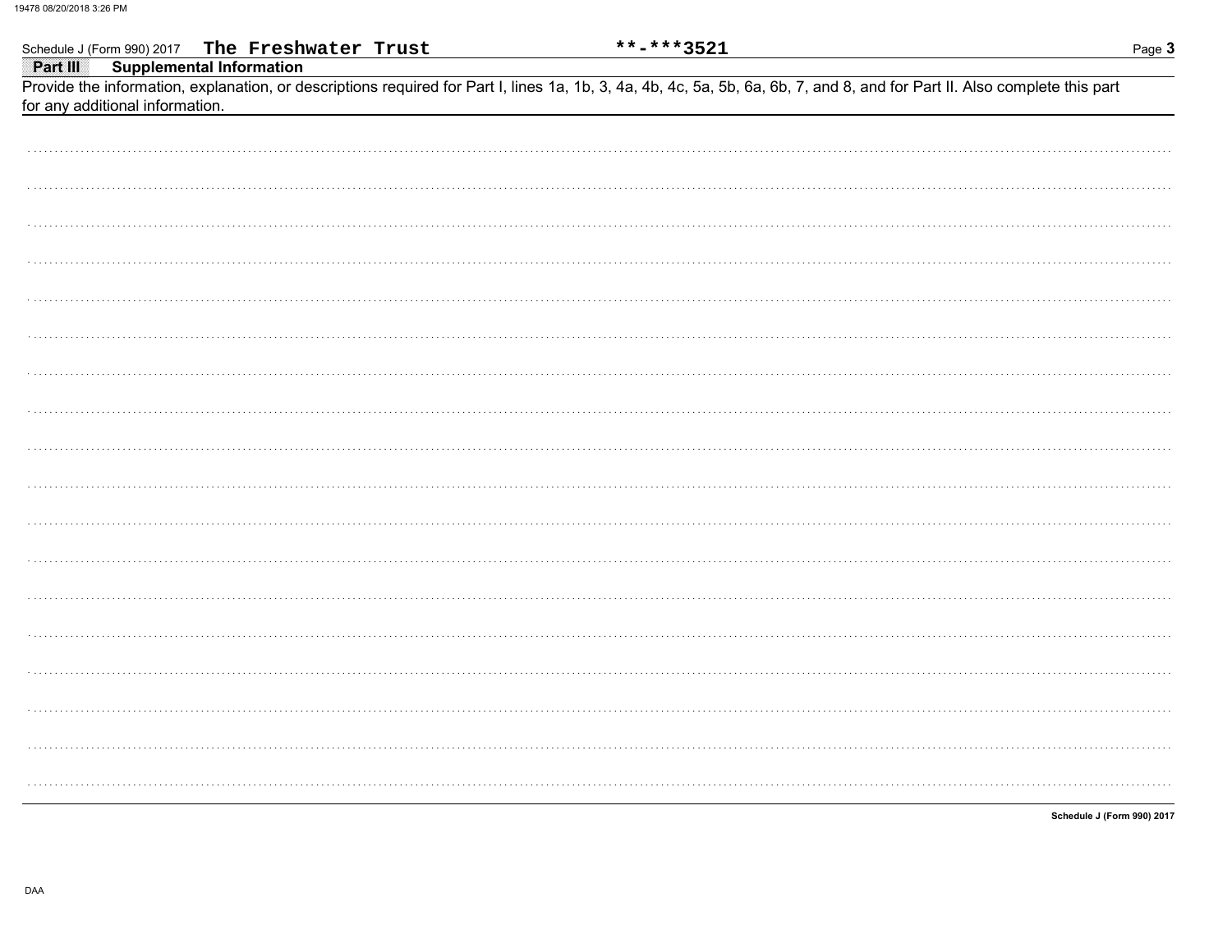Schedule J (Form 990) 2017 The Freshwater Trust **-***3521

## Part III Supplemental Information

Provide the information, explanation, or descriptions required for Part I, lines 1a, 1b, 3, 4a, 4b, 4c, 5a, 5b, 6a, 6b, 7, and 8, and for Part II. Also complete this part for any additional information.

Schedule J (Form 990) 2017

DAA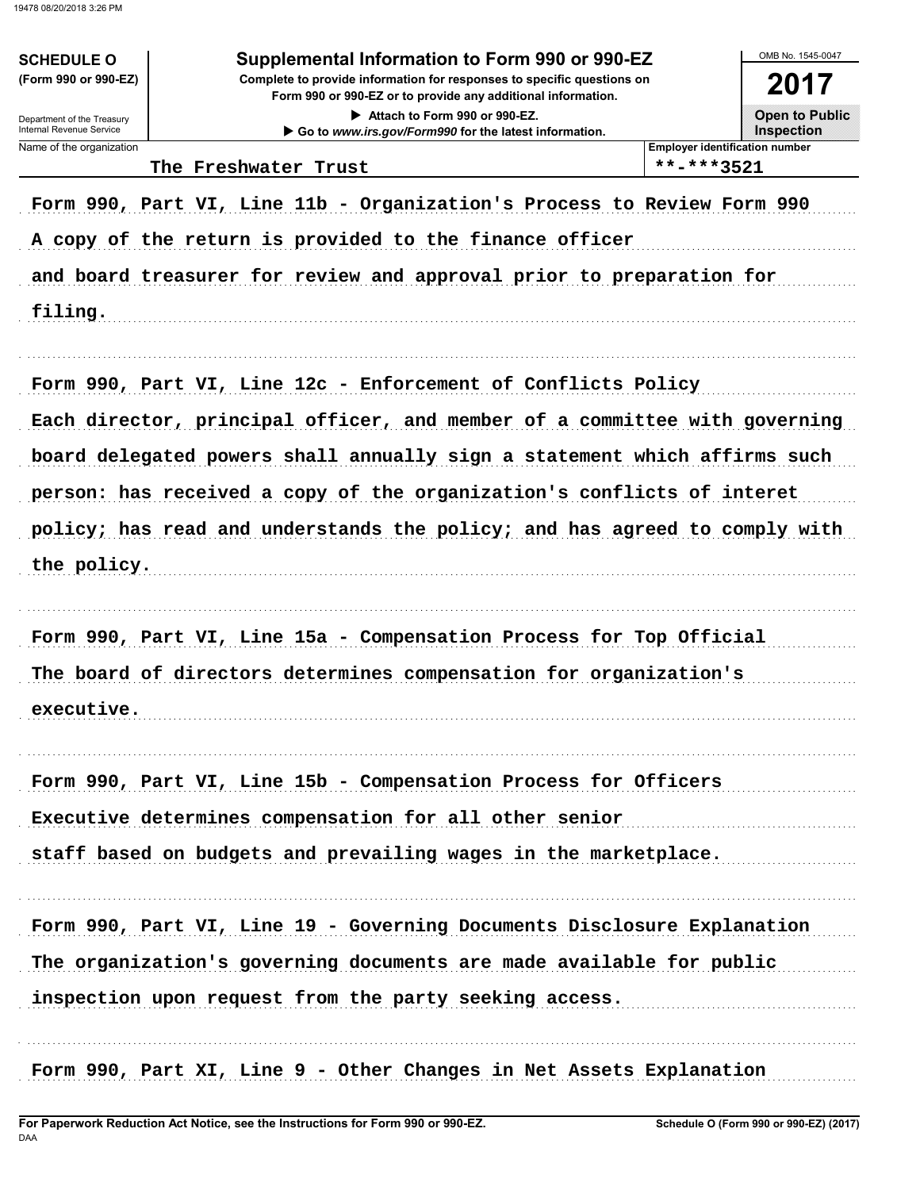**SCHEDULE O**
**(Form 990 or 990-EZ)**

Department of the Treasury
Internal Revenue Service

# Supplemental Information to Form 990 or 990-EZ

**Complete to provide information for responses to specific questions on Form 990 or 990-EZ or to provide any additional information.**

▶ Attach to Form 990 or 990-EZ.
▶ Go to *www.irs.gov/Form990* for the latest information.

OMB No. 1545-0047

**2017**

**Open to Public Inspection**

| Name of the organization | Employer identification number |
|---|---|
| The Freshwater Trust | **-***3521 |

Form 990, Part VI, Line 11b - Organization's Process to Review Form 990
A copy of the return is provided to the finance officer
and board treasurer for review and approval prior to preparation for
filing.

Form 990, Part VI, Line 12c - Enforcement of Conflicts Policy
Each director, principal officer, and member of a committee with governing
board delegated powers shall annually sign a statement which affirms such
person: has received a copy of the organization's conflicts of interet
policy; has read and understands the policy; and has agreed to comply with
the policy.

Form 990, Part VI, Line 15a - Compensation Process for Top Official
The board of directors determines compensation for organization's
executive.

Form 990, Part VI, Line 15b - Compensation Process for Officers
Executive determines compensation for all other senior
staff based on budgets and prevailing wages in the marketplace.

Form 990, Part VI, Line 19 - Governing Documents Disclosure Explanation
The organization's governing documents are made available for public
inspection upon request from the party seeking access.

Form 990, Part XI, Line 9 - Other Changes in Net Assets Explanation

**For Paperwork Reduction Act Notice, see the Instructions for Form 990 or 990-EZ.**
DAA

**Schedule O (Form 990 or 990-EZ) (2017)**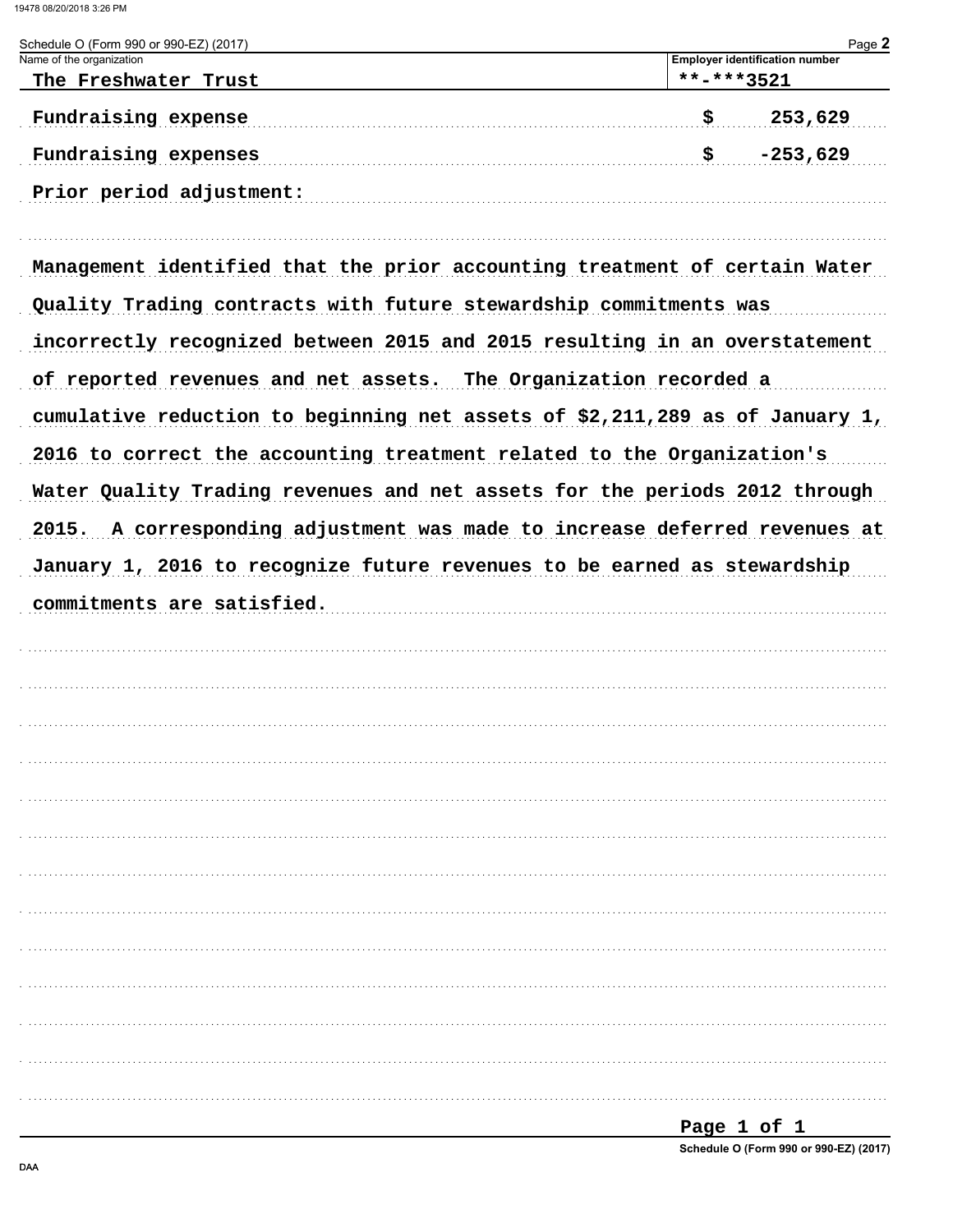Schedule O (Form 990 or 990-EZ) (2017)

Name of the organization: The Freshwater Trust

Employer identification number: **-***3521

| | |
|---|---|
| Fundraising expense | $ 253,629 |
| Fundraising expenses | $ -253,629 |

Prior period adjustment:

Management identified that the prior accounting treatment of certain Water Quality Trading contracts with future stewardship commitments was incorrectly recognized between 2015 and 2015 resulting in an overstatement of reported revenues and net assets. The Organization recorded a cumulative reduction to beginning net assets of $2,211,289 as of January 1, 2016 to correct the accounting treatment related to the Organization's Water Quality Trading revenues and net assets for the periods 2012 through 2015. A corresponding adjustment was made to increase deferred revenues at January 1, 2016 to recognize future revenues to be earned as stewardship commitments are satisfied.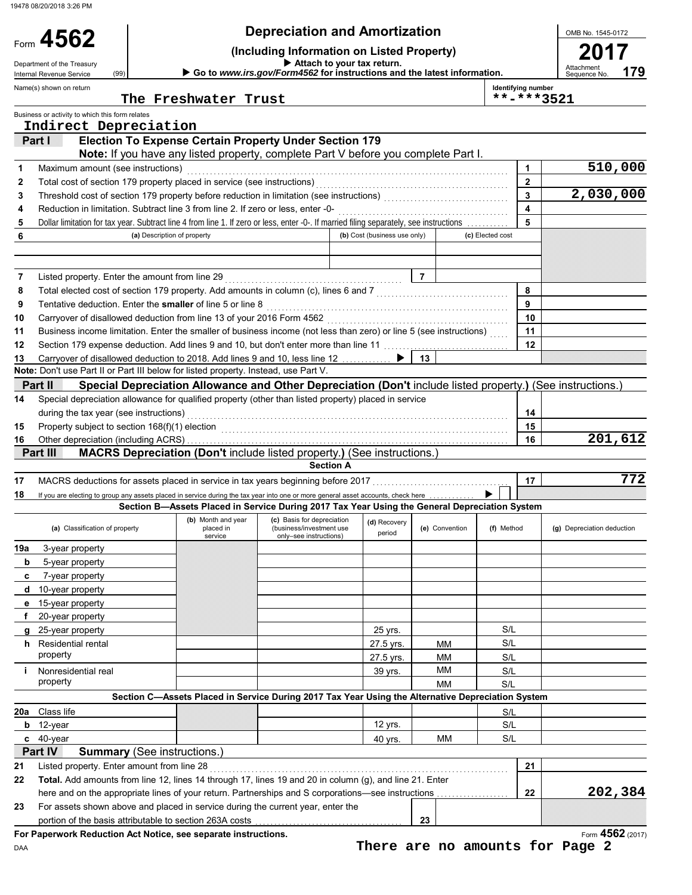19478 08/20/2018 3:26 PM

# Form 4562 — Depreciation and Amortization

**(Including Information on Listed Property)**

▶ Attach to your tax return.

▶ Go to *www.irs.gov/Form4562* for instructions and the latest information.

Department of the Treasury
Internal Revenue Service (99)

OMB No. 1545-0172

**2017**

Attachment Sequence No. **179**

Name(s) shown on return: **The Freshwater Trust**

Identifying number: **\*\*-\*\*\*3521**

Business or activity to which this form relates: **Indirect Depreciation**

## Part I — Election To Expense Certain Property Under Section 179

**Note:** If you have any listed property, complete Part V before you complete Part I.

| Line | Description | Box | Amount |
|---|---|---|---|
| 1 | Maximum amount (see instructions) | 1 | 510,000 |
| 2 | Total cost of section 179 property placed in service (see instructions) | 2 | |
| 3 | Threshold cost of section 179 property before reduction in limitation (see instructions) | 3 | 2,030,000 |
| 4 | Reduction in limitation. Subtract line 3 from line 2. If zero or less, enter -0- | 4 | |
| 5 | Dollar limitation for tax year. Subtract line 4 from line 1. If zero or less, enter -0-. If married filing separately, see instructions | 5 | |

| 6 | (a) Description of property | (b) Cost (business use only) | (c) Elected cost |
|---|---|---|---|
| | | | |
| | | | |

| Line | Description | Box | Amount |
|---|---|---|---|
| 7 | Listed property. Enter the amount from line 29 | 7 | |
| 8 | Total elected cost of section 179 property. Add amounts in column (c), lines 6 and 7 | 8 | |
| 9 | Tentative deduction. Enter the **smaller** of line 5 or line 8 | 9 | |
| 10 | Carryover of disallowed deduction from line 13 of your 2016 Form 4562 | 10 | |
| 11 | Business income limitation. Enter the smaller of business income (not less than zero) or line 5 (see instructions) | 11 | |
| 12 | Section 179 expense deduction. Add lines 9 and 10, but don't enter more than line 11 | 12 | |
| 13 | Carryover of disallowed deduction to 2018. Add lines 9 and 10, less line 12 ▶ | 13 | |

**Note:** Don't use Part II or Part III below for listed property. Instead, use Part V.

## Part II — Special Depreciation Allowance and Other Depreciation (Don't include listed property.) (See instructions.)

| Line | Description | Box | Amount |
|---|---|---|---|
| 14 | Special depreciation allowance for qualified property (other than listed property) placed in service during the tax year (see instructions) | 14 | |
| 15 | Property subject to section 168(f)(1) election | 15 | |
| 16 | Other depreciation (including ACRS) | 16 | 201,612 |

## Part III — MACRS Depreciation (Don't include listed property.) (See instructions.)

### Section A

| Line | Description | Box | Amount |
|---|---|---|---|
| 17 | MACRS deductions for assets placed in service in tax years beginning before 2017 | 17 | 772 |
| 18 | If you are electing to group any assets placed in service during the tax year into one or more general asset accounts, check here ▶ ☐ | | |

### Section B—Assets Placed in Service During 2017 Tax Year Using the General Depreciation System

| (a) Classification of property | (b) Month and year placed in service | (c) Basis for depreciation (business/investment use only–see instructions) | (d) Recovery period | (e) Convention | (f) Method | (g) Depreciation deduction |
|---|---|---|---|---|---|---|
| 19a 3-year property | | | | | | |
| b 5-year property | | | | | | |
| c 7-year property | | | | | | |
| d 10-year property | | | | | | |
| e 15-year property | | | | | | |
| f 20-year property | | | | | | |
| g 25-year property | | | 25 yrs. | | S/L | |
| h Residential rental property | | | 27.5 yrs. | MM | S/L | |
| | | | 27.5 yrs. | MM | S/L | |
| i Nonresidential real property | | | 39 yrs. | MM | S/L | |
| | | | | MM | S/L | |

### Section C—Assets Placed in Service During 2017 Tax Year Using the Alternative Depreciation System

| (a) Classification of property | (b) Month and year placed in service | (c) Basis for depreciation | (d) Recovery period | (e) Convention | (f) Method | (g) Depreciation deduction |
|---|---|---|---|---|---|---|
| 20a Class life | | | | | S/L | |
| b 12-year | | | 12 yrs. | | S/L | |
| c 40-year | | | 40 yrs. | MM | S/L | |

## Part IV — Summary (See instructions.)

| Line | Description | Box | Amount |
|---|---|---|---|
| 21 | Listed property. Enter amount from line 28 | 21 | |
| 22 | **Total.** Add amounts from line 12, lines 14 through 17, lines 19 and 20 in column (g), and line 21. Enter here and on the appropriate lines of your return. Partnerships and S corporations—see instructions | 22 | 202,384 |
| 23 | For assets shown above and placed in service during the current year, enter the portion of the basis attributable to section 263A costs | 23 | |

**For Paperwork Reduction Act Notice, see separate instructions.**

DAA

Form **4562** (2017)

**There are no amounts for Page 2**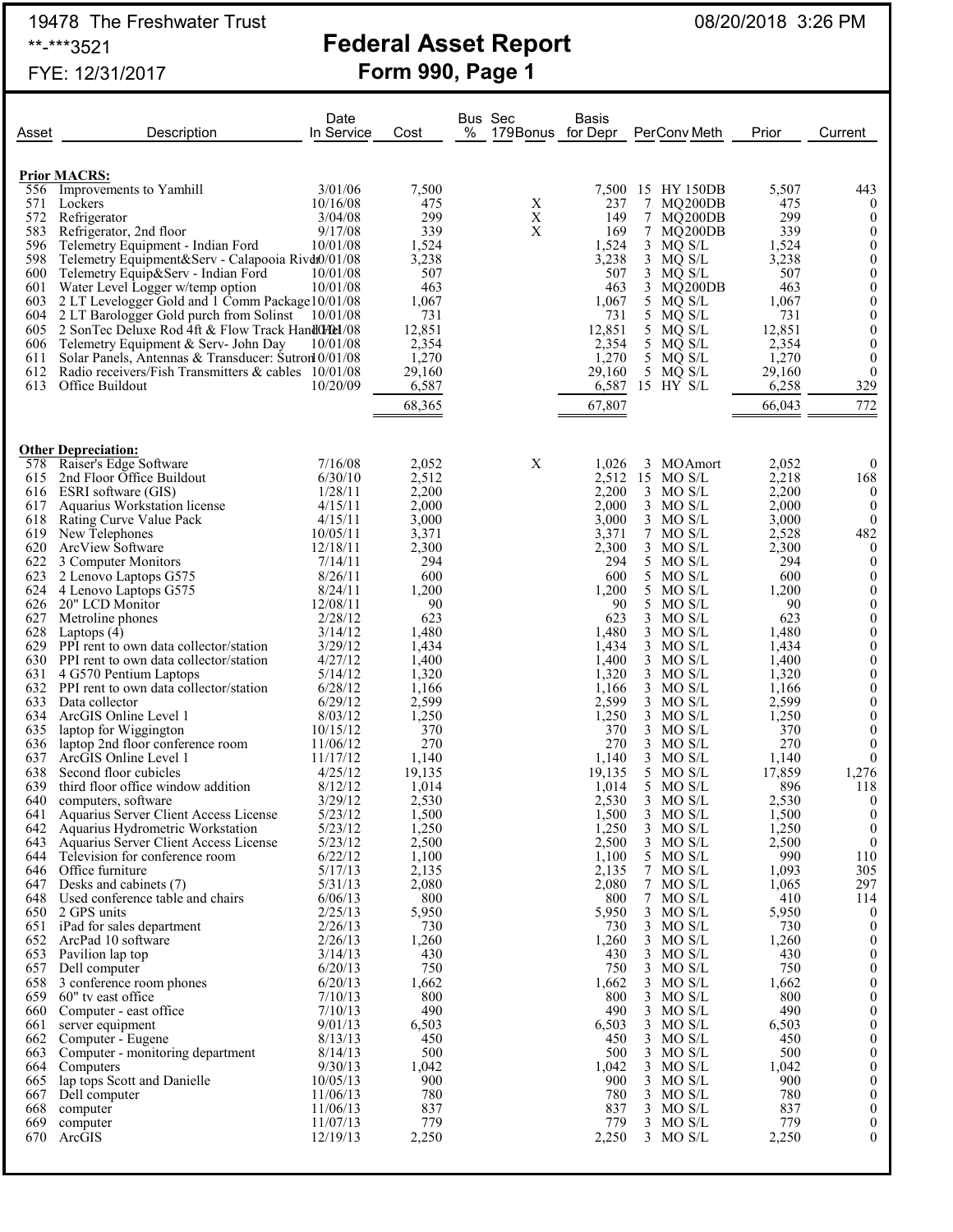19478 The Freshwater Trust

**-***3521

FYE: 12/31/2017

08/20/2018 3:26 PM

# Federal Asset Report

## Form 990, Page 1

| Asset | Description | Date In Service | Cost | Bus % | Sec 179Bonus | Basis for Depr | Per | Conv Meth | Prior | Current |
|---|---|---|---|---|---|---|---|---|---|---|
| **Prior MACRS:** | | | | | | | | | | |
| 556 | Improvements to Yamhill | 3/01/06 | 7,500 | | | 7,500 | 15 | HY 150DB | 5,507 | 443 |
| 571 | Lockers | 10/16/08 | 475 | | X | 237 | 7 | MQ200DB | 475 | 0 |
| 572 | Refrigerator | 3/04/08 | 299 | | X | 149 | 7 | MQ200DB | 299 | 0 |
| 583 | Refrigerator, 2nd floor | 9/17/08 | 339 | | X | 169 | 7 | MQ200DB | 339 | 0 |
| 596 | Telemetry Equipment - Indian Ford | 10/01/08 | 1,524 | | | 1,524 | 3 | MQ S/L | 1,524 | 0 |
| 598 | Telemetry Equipment&Serv - Calapooia River | 10/01/08 | 3,238 | | | 3,238 | 3 | MQ S/L | 3,238 | 0 |
| 600 | Telemetry Equip&Serv - Indian Ford | 10/01/08 | 507 | | | 507 | 3 | MQ S/L | 507 | 0 |
| 601 | Water Level Logger w/temp option | 10/01/08 | 463 | | | 463 | 3 | MQ200DB | 463 | 0 |
| 603 | 2 LT Levelogger Gold and 1 Comm Package | 10/01/08 | 1,067 | | | 1,067 | 5 | MQ S/L | 1,067 | 0 |
| 604 | 2 LT Barologger Gold purch from Solinst | 10/01/08 | 731 | | | 731 | 5 | MQ S/L | 731 | 0 |
| 605 | 2 SonTec Deluxe Rod 4ft & Flow Track Hand Held | 10/01/08 | 12,851 | | | 12,851 | 5 | MQ S/L | 12,851 | 0 |
| 606 | Telemetry Equipment & Serv- John Day | 10/01/08 | 2,354 | | | 2,354 | 5 | MQ S/L | 2,354 | 0 |
| 611 | Solar Panels, Antennas & Transducer: Sutron | 10/01/08 | 1,270 | | | 1,270 | 5 | MQ S/L | 1,270 | 0 |
| 612 | Radio receivers/Fish Transmitters & cables | 10/01/08 | 29,160 | | | 29,160 | 5 | MQ S/L | 29,160 | 0 |
| 613 | Office Buildout | 10/20/09 | 6,587 | | | 6,587 | 15 | HY S/L | 6,258 | 329 |
| | | | 68,365 | | | 67,807 | | | 66,043 | 772 |
| **Other Depreciation:** | | | | | | | | | | |
| 578 | Raiser's Edge Software | 7/16/08 | 2,052 | | X | 1,026 | 3 | MO Amort | 2,052 | 0 |
| 615 | 2nd Floor Office Buildout | 6/30/10 | 2,512 | | | 2,512 | 15 | MO S/L | 2,218 | 168 |
| 616 | ESRI software (GIS) | 1/28/11 | 2,200 | | | 2,200 | 3 | MO S/L | 2,200 | 0 |
| 617 | Aquarius Workstation license | 4/15/11 | 2,000 | | | 2,000 | 3 | MO S/L | 2,000 | 0 |
| 618 | Rating Curve Value Pack | 4/15/11 | 3,000 | | | 3,000 | 3 | MO S/L | 3,000 | 0 |
| 619 | New Telephones | 10/05/11 | 3,371 | | | 3,371 | 7 | MO S/L | 2,528 | 482 |
| 620 | ArcView Software | 12/18/11 | 2,300 | | | 2,300 | 3 | MO S/L | 2,300 | 0 |
| 622 | 3 Computer Monitors | 7/14/11 | 294 | | | 294 | 5 | MO S/L | 294 | 0 |
| 623 | 2 Lenovo Laptops G575 | 8/26/11 | 600 | | | 600 | 5 | MO S/L | 600 | 0 |
| 624 | 4 Lenovo Laptops G575 | 8/24/11 | 1,200 | | | 1,200 | 5 | MO S/L | 1,200 | 0 |
| 626 | 20" LCD Monitor | 12/08/11 | 90 | | | 90 | 5 | MO S/L | 90 | 0 |
| 627 | Metroline phones | 2/28/12 | 623 | | | 623 | 3 | MO S/L | 623 | 0 |
| 628 | Laptops (4) | 3/14/12 | 1,480 | | | 1,480 | 3 | MO S/L | 1,480 | 0 |
| 629 | PPI rent to own data collector/station | 3/29/12 | 1,434 | | | 1,434 | 3 | MO S/L | 1,434 | 0 |
| 630 | PPI rent to own data collector/station | 4/27/12 | 1,400 | | | 1,400 | 3 | MO S/L | 1,400 | 0 |
| 631 | 4 G570 Pentium Laptops | 5/14/12 | 1,320 | | | 1,320 | 3 | MO S/L | 1,320 | 0 |
| 632 | PPI rent to own data collector/station | 6/28/12 | 1,166 | | | 1,166 | 3 | MO S/L | 1,166 | 0 |
| 633 | Data collector | 6/29/12 | 2,599 | | | 2,599 | 3 | MO S/L | 2,599 | 0 |
| 634 | ArcGIS Online Level 1 | 8/03/12 | 1,250 | | | 1,250 | 3 | MO S/L | 1,250 | 0 |
| 635 | laptop for Wiggington | 10/15/12 | 370 | | | 370 | 3 | MO S/L | 370 | 0 |
| 636 | laptop 2nd floor conference room | 11/06/12 | 270 | | | 270 | 3 | MO S/L | 270 | 0 |
| 637 | ArcGIS Online Level 1 | 11/17/12 | 1,140 | | | 1,140 | 3 | MO S/L | 1,140 | 0 |
| 638 | Second floor cubicles | 4/25/12 | 19,135 | | | 19,135 | 5 | MO S/L | 17,859 | 1,276 |
| 639 | third floor office window addition | 8/12/12 | 1,014 | | | 1,014 | 5 | MO S/L | 896 | 118 |
| 640 | computers, software | 3/29/12 | 2,530 | | | 2,530 | 3 | MO S/L | 2,530 | 0 |
| 641 | Aquarius Server Client Access License | 5/23/12 | 1,500 | | | 1,500 | 3 | MO S/L | 1,500 | 0 |
| 642 | Aquarius Hydrometric Workstation | 5/23/12 | 1,250 | | | 1,250 | 3 | MO S/L | 1,250 | 0 |
| 643 | Aquarius Server Client Access License | 5/23/12 | 2,500 | | | 2,500 | 3 | MO S/L | 2,500 | 0 |
| 644 | Television for conference room | 6/22/12 | 1,100 | | | 1,100 | 5 | MO S/L | 990 | 110 |
| 646 | Office furniture | 5/17/13 | 2,135 | | | 2,135 | 7 | MO S/L | 1,093 | 305 |
| 647 | Desks and cabinets (7) | 5/31/13 | 2,080 | | | 2,080 | 7 | MO S/L | 1,065 | 297 |
| 648 | Used conference table and chairs | 6/06/13 | 800 | | | 800 | 7 | MO S/L | 410 | 114 |
| 650 | 2 GPS units | 2/25/13 | 5,950 | | | 5,950 | 3 | MO S/L | 5,950 | 0 |
| 651 | iPad for sales department | 2/26/13 | 730 | | | 730 | 3 | MO S/L | 730 | 0 |
| 652 | ArcPad 10 software | 2/26/13 | 1,260 | | | 1,260 | 3 | MO S/L | 1,260 | 0 |
| 653 | Pavilion lap top | 3/14/13 | 430 | | | 430 | 3 | MO S/L | 430 | 0 |
| 657 | Dell computer | 6/20/13 | 750 | | | 750 | 3 | MO S/L | 750 | 0 |
| 658 | 3 conference room phones | 6/20/13 | 1,662 | | | 1,662 | 3 | MO S/L | 1,662 | 0 |
| 659 | 60" tv east office | 7/10/13 | 800 | | | 800 | 3 | MO S/L | 800 | 0 |
| 660 | Computer - east office | 7/10/13 | 490 | | | 490 | 3 | MO S/L | 490 | 0 |
| 661 | server equipment | 9/01/13 | 6,503 | | | 6,503 | 3 | MO S/L | 6,503 | 0 |
| 662 | Computer - Eugene | 8/13/13 | 450 | | | 450 | 3 | MO S/L | 450 | 0 |
| 663 | Computer - monitoring department | 8/14/13 | 500 | | | 500 | 3 | MO S/L | 500 | 0 |
| 664 | Computers | 9/30/13 | 1,042 | | | 1,042 | 3 | MO S/L | 1,042 | 0 |
| 665 | lap tops Scott and Danielle | 10/05/13 | 900 | | | 900 | 3 | MO S/L | 900 | 0 |
| 667 | Dell computer | 11/06/13 | 780 | | | 780 | 3 | MO S/L | 780 | 0 |
| 668 | computer | 11/06/13 | 837 | | | 837 | 3 | MO S/L | 837 | 0 |
| 669 | computer | 11/07/13 | 779 | | | 779 | 3 | MO S/L | 779 | 0 |
| 670 | ArcGIS | 12/19/13 | 2,250 | | | 2,250 | 3 | MO S/L | 2,250 | 0 |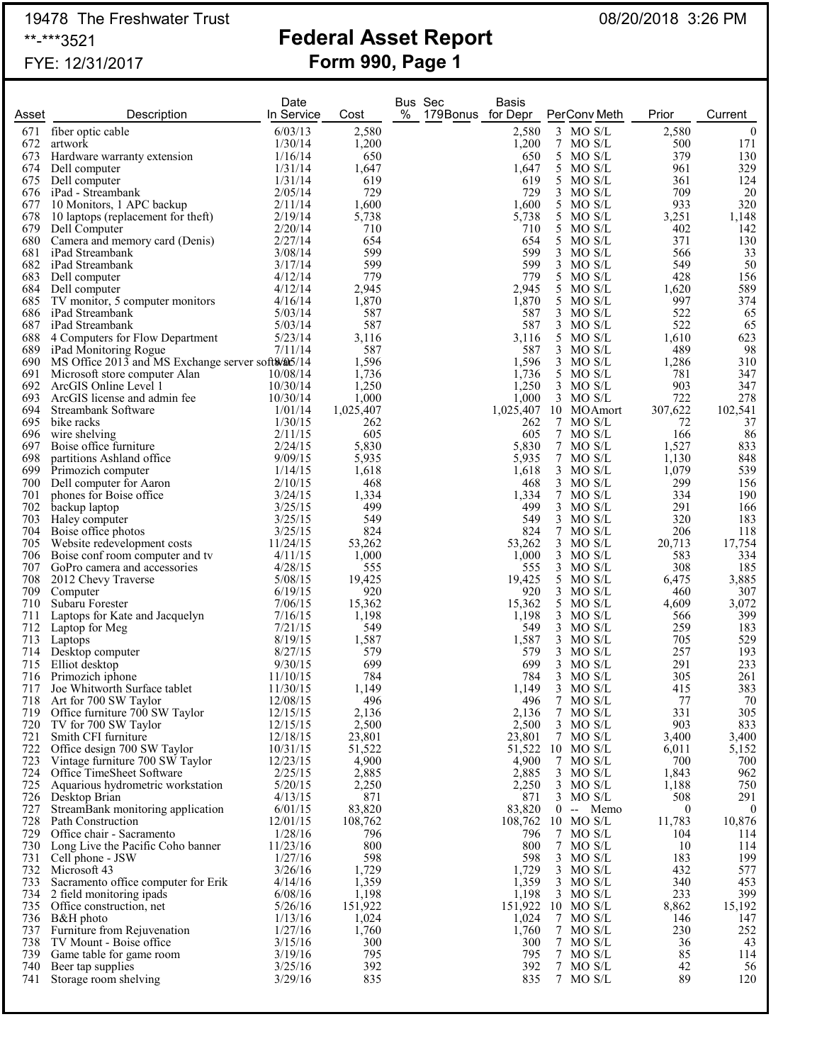19478 The Freshwater Trust

**-***3521

FYE: 12/31/2017

08/20/2018 3:26 PM

# Federal Asset Report
## Form 990, Page 1

| Asset | Description | Date In Service | Cost | Bus % | Sec 179Bonus | Basis for Depr | Per | Conv | Meth | Prior | Current |
|---|---|---|---|---|---|---|---|---|---|---|---|
| 671 | fiber optic cable | 6/03/13 | 2,580 | | | 2,580 | 3 | MO | S/L | 2,580 | 0 |
| 672 | artwork | 1/30/14 | 1,200 | | | 1,200 | 7 | MO | S/L | 500 | 171 |
| 673 | Hardware warranty extension | 1/16/14 | 650 | | | 650 | 5 | MO | S/L | 379 | 130 |
| 674 | Dell computer | 1/31/14 | 1,647 | | | 1,647 | 5 | MO | S/L | 961 | 329 |
| 675 | Dell computer | 1/31/14 | 619 | | | 619 | 5 | MO | S/L | 361 | 124 |
| 676 | iPad - Streambank | 2/05/14 | 729 | | | 729 | 3 | MO | S/L | 709 | 20 |
| 677 | 10 Monitors, 1 APC backup | 2/11/14 | 1,600 | | | 1,600 | 5 | MO | S/L | 933 | 320 |
| 678 | 10 laptops (replacement for theft) | 2/19/14 | 5,738 | | | 5,738 | 5 | MO | S/L | 3,251 | 1,148 |
| 679 | Dell Computer | 2/20/14 | 710 | | | 710 | 5 | MO | S/L | 402 | 142 |
| 680 | Camera and memory card (Denis) | 2/27/14 | 654 | | | 654 | 5 | MO | S/L | 371 | 130 |
| 681 | iPad Streambank | 3/08/14 | 599 | | | 599 | 3 | MO | S/L | 566 | 33 |
| 682 | iPad Streambank | 3/17/14 | 599 | | | 599 | 3 | MO | S/L | 549 | 50 |
| 683 | Dell computer | 4/12/14 | 779 | | | 779 | 5 | MO | S/L | 428 | 156 |
| 684 | Dell computer | 4/12/14 | 2,945 | | | 2,945 | 5 | MO | S/L | 1,620 | 589 |
| 685 | TV monitor, 5 computer monitors | 4/16/14 | 1,870 | | | 1,870 | 5 | MO | S/L | 997 | 374 |
| 686 | iPad Streambank | 5/03/14 | 587 | | | 587 | 3 | MO | S/L | 522 | 65 |
| 687 | iPad Streambank | 5/03/14 | 587 | | | 587 | 3 | MO | S/L | 522 | 65 |
| 688 | 4 Computers for Flow Department | 5/23/14 | 3,116 | | | 3,116 | 5 | MO | S/L | 1,610 | 623 |
| 689 | iPad Monitoring Rogue | 7/11/14 | 587 | | | 587 | 3 | MO | S/L | 489 | 98 |
| 690 | MS Office 2013 and MS Exchange server software | 8/05/14 | 1,596 | | | 1,596 | 3 | MO | S/L | 1,286 | 310 |
| 691 | Microsoft store computer Alan | 10/08/14 | 1,736 | | | 1,736 | 5 | MO | S/L | 781 | 347 |
| 692 | ArcGIS Online Level 1 | 10/30/14 | 1,250 | | | 1,250 | 3 | MO | S/L | 903 | 347 |
| 693 | ArcGIS license and admin fee | 10/30/14 | 1,000 | | | 1,000 | 3 | MO | S/L | 722 | 278 |
| 694 | Streambank Software | 1/01/14 | 1,025,407 | | | 1,025,407 | 10 | MO | Amort | 307,622 | 102,541 |
| 695 | bike racks | 1/30/15 | 262 | | | 262 | 7 | MO | S/L | 72 | 37 |
| 696 | wire shelving | 2/11/15 | 605 | | | 605 | 7 | MO | S/L | 166 | 86 |
| 697 | Boise office furniture | 2/24/15 | 5,830 | | | 5,830 | 7 | MO | S/L | 1,527 | 833 |
| 698 | partitions Ashland office | 9/09/15 | 5,935 | | | 5,935 | 7 | MO | S/L | 1,130 | 848 |
| 699 | Primozich computer | 1/14/15 | 1,618 | | | 1,618 | 3 | MO | S/L | 1,079 | 539 |
| 700 | Dell computer for Aaron | 2/10/15 | 468 | | | 468 | 3 | MO | S/L | 299 | 156 |
| 701 | phones for Boise office | 3/24/15 | 1,334 | | | 1,334 | 7 | MO | S/L | 334 | 190 |
| 702 | backup laptop | 3/25/15 | 499 | | | 499 | 3 | MO | S/L | 291 | 166 |
| 703 | Haley computer | 3/25/15 | 549 | | | 549 | 3 | MO | S/L | 320 | 183 |
| 704 | Boise office photos | 3/25/15 | 824 | | | 824 | 7 | MO | S/L | 206 | 118 |
| 705 | Website redevelopment costs | 11/24/15 | 53,262 | | | 53,262 | 3 | MO | S/L | 20,713 | 17,754 |
| 706 | Boise conf room computer and tv | 4/11/15 | 1,000 | | | 1,000 | 3 | MO | S/L | 583 | 334 |
| 707 | GoPro camera and accessories | 4/28/15 | 555 | | | 555 | 3 | MO | S/L | 308 | 185 |
| 708 | 2012 Chevy Traverse | 5/08/15 | 19,425 | | | 19,425 | 5 | MO | S/L | 6,475 | 3,885 |
| 709 | Computer | 6/19/15 | 920 | | | 920 | 3 | MO | S/L | 460 | 307 |
| 710 | Subaru Forester | 7/06/15 | 15,362 | | | 15,362 | 5 | MO | S/L | 4,609 | 3,072 |
| 711 | Laptops for Kate and Jacquelyn | 7/16/15 | 1,198 | | | 1,198 | 3 | MO | S/L | 566 | 399 |
| 712 | Laptop for Meg | 7/21/15 | 549 | | | 549 | 3 | MO | S/L | 259 | 183 |
| 713 | Laptops | 8/19/15 | 1,587 | | | 1,587 | 3 | MO | S/L | 705 | 529 |
| 714 | Desktop computer | 8/27/15 | 579 | | | 579 | 3 | MO | S/L | 257 | 193 |
| 715 | Elliot desktop | 9/30/15 | 699 | | | 699 | 3 | MO | S/L | 291 | 233 |
| 716 | Primozich iphone | 11/10/15 | 784 | | | 784 | 3 | MO | S/L | 305 | 261 |
| 717 | Joe Whitworth Surface tablet | 11/30/15 | 1,149 | | | 1,149 | 3 | MO | S/L | 415 | 383 |
| 718 | Art for 700 SW Taylor | 12/08/15 | 496 | | | 496 | 7 | MO | S/L | 77 | 70 |
| 719 | Office furniture 700 SW Taylor | 12/15/15 | 2,136 | | | 2,136 | 7 | MO | S/L | 331 | 305 |
| 720 | TV for 700 SW Taylor | 12/15/15 | 2,500 | | | 2,500 | 3 | MO | S/L | 903 | 833 |
| 721 | Smith CFI furniture | 12/18/15 | 23,801 | | | 23,801 | 7 | MO | S/L | 3,400 | 3,400 |
| 722 | Office design 700 SW Taylor | 10/31/15 | 51,522 | | | 51,522 | 10 | MO | S/L | 6,011 | 5,152 |
| 723 | Vintage furniture 700 SW Taylor | 12/23/15 | 4,900 | | | 4,900 | 7 | MO | S/L | 700 | 700 |
| 724 | Office TimeSheet Software | 2/25/15 | 2,885 | | | 2,885 | 3 | MO | S/L | 1,843 | 962 |
| 725 | Aquarious hydrometric workstation | 5/20/15 | 2,250 | | | 2,250 | 3 | MO | S/L | 1,188 | 750 |
| 726 | Desktop Brian | 4/13/15 | 871 | | | 871 | 3 | MO | S/L | 508 | 291 |
| 727 | StreamBank monitoring application | 6/01/15 | 83,820 | | | 83,820 | 0 | -- | Memo | 0 | 0 |
| 728 | Path Construction | 12/01/15 | 108,762 | | | 108,762 | 10 | MO | S/L | 11,783 | 10,876 |
| 729 | Office chair - Sacramento | 1/28/16 | 796 | | | 796 | 7 | MO | S/L | 104 | 114 |
| 730 | Long Live the Pacific Coho banner | 11/23/16 | 800 | | | 800 | 7 | MO | S/L | 10 | 114 |
| 731 | Cell phone - JSW | 1/27/16 | 598 | | | 598 | 3 | MO | S/L | 183 | 199 |
| 732 | Microsoft 43 | 3/26/16 | 1,729 | | | 1,729 | 3 | MO | S/L | 432 | 577 |
| 733 | Sacramento office computer for Erik | 4/14/16 | 1,359 | | | 1,359 | 3 | MO | S/L | 340 | 453 |
| 734 | 2 field monitoring ipads | 6/08/16 | 1,198 | | | 1,198 | 3 | MO | S/L | 233 | 399 |
| 735 | Office construction, net | 5/26/16 | 151,922 | | | 151,922 | 10 | MO | S/L | 8,862 | 15,192 |
| 736 | B&H photo | 1/13/16 | 1,024 | | | 1,024 | 7 | MO | S/L | 146 | 147 |
| 737 | Furniture from Rejuvenation | 1/27/16 | 1,760 | | | 1,760 | 7 | MO | S/L | 230 | 252 |
| 738 | TV Mount - Boise office | 3/15/16 | 300 | | | 300 | 7 | MO | S/L | 36 | 43 |
| 739 | Game table for game room | 3/19/16 | 795 | | | 795 | 7 | MO | S/L | 85 | 114 |
| 740 | Beer tap supplies | 3/25/16 | 392 | | | 392 | 7 | MO | S/L | 42 | 56 |
| 741 | Storage room shelving | 3/29/16 | 835 | | | 835 | 7 | MO | S/L | 89 | 120 |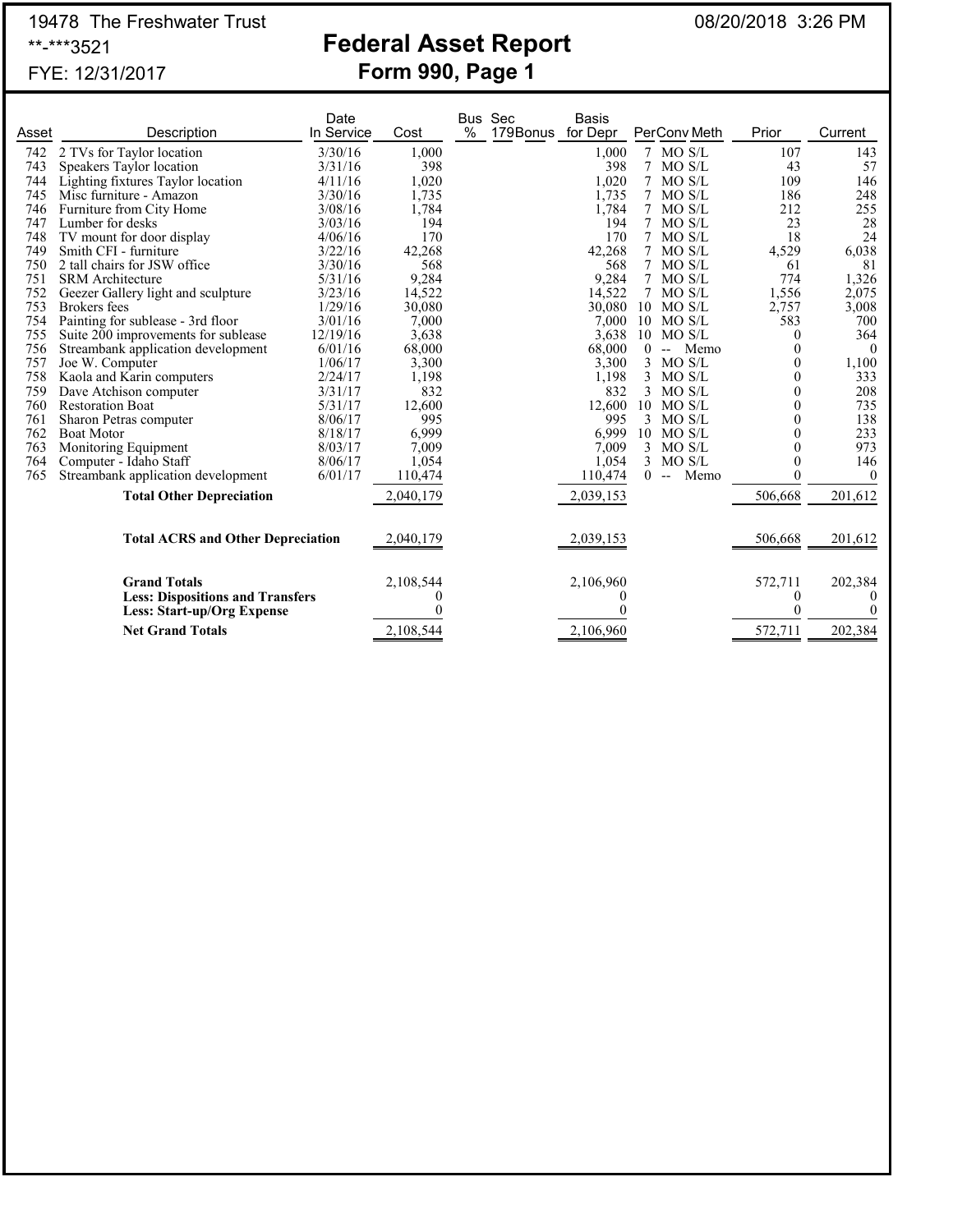19478 The Freshwater Trust

**-***3521

FYE: 12/31/2017

08/20/2018 3:26 PM

# Federal Asset Report
## Form 990, Page 1

| Asset | Description | Date In Service | Cost | Bus % | Sec 179Bonus | Basis for Depr | Per | Conv | Meth | Prior | Current |
|---|---|---|---|---|---|---|---|---|---|---|---|
| 742 | 2 TVs for Taylor location | 3/30/16 | 1,000 | | | 1,000 | 7 | MO | S/L | 107 | 143 |
| 743 | Speakers Taylor location | 3/31/16 | 398 | | | 398 | 7 | MO | S/L | 43 | 57 |
| 744 | Lighting fixtures Taylor location | 4/11/16 | 1,020 | | | 1,020 | 7 | MO | S/L | 109 | 146 |
| 745 | Misc furniture - Amazon | 3/30/16 | 1,735 | | | 1,735 | 7 | MO | S/L | 186 | 248 |
| 746 | Furniture from City Home | 3/08/16 | 1,784 | | | 1,784 | 7 | MO | S/L | 212 | 255 |
| 747 | Lumber for desks | 3/03/16 | 194 | | | 194 | 7 | MO | S/L | 23 | 28 |
| 748 | TV mount for door display | 4/06/16 | 170 | | | 170 | 7 | MO | S/L | 18 | 24 |
| 749 | Smith CFI - furniture | 3/22/16 | 42,268 | | | 42,268 | 7 | MO | S/L | 4,529 | 6,038 |
| 750 | 2 tall chairs for JSW office | 3/30/16 | 568 | | | 568 | 7 | MO | S/L | 61 | 81 |
| 751 | SRM Architecture | 5/31/16 | 9,284 | | | 9,284 | 7 | MO | S/L | 774 | 1,326 |
| 752 | Geezer Gallery light and sculpture | 3/23/16 | 14,522 | | | 14,522 | 7 | MO | S/L | 1,556 | 2,075 |
| 753 | Brokers fees | 1/29/16 | 30,080 | | | 30,080 | 10 | MO | S/L | 2,757 | 3,008 |
| 754 | Painting for sublease - 3rd floor | 3/01/16 | 7,000 | | | 7,000 | 10 | MO | S/L | 583 | 700 |
| 755 | Suite 200 improvements for sublease | 12/19/16 | 3,638 | | | 3,638 | 10 | MO | S/L | 0 | 364 |
| 756 | Streambank application development | 6/01/16 | 68,000 | | | 68,000 | 0 | -- | Memo | 0 | 0 |
| 757 | Joe W. Computer | 1/06/17 | 3,300 | | | 3,300 | 3 | MO | S/L | 0 | 1,100 |
| 758 | Kaola and Karin computers | 2/24/17 | 1,198 | | | 1,198 | 3 | MO | S/L | 0 | 333 |
| 759 | Dave Atchison computer | 3/31/17 | 832 | | | 832 | 3 | MO | S/L | 0 | 208 |
| 760 | Restoration Boat | 5/31/17 | 12,600 | | | 12,600 | 10 | MO | S/L | 0 | 735 |
| 761 | Sharon Petras computer | 8/06/17 | 995 | | | 995 | 3 | MO | S/L | 0 | 138 |
| 762 | Boat Motor | 8/18/17 | 6,999 | | | 6,999 | 10 | MO | S/L | 0 | 233 |
| 763 | Monitoring Equipment | 8/03/17 | 7,009 | | | 7,009 | 3 | MO | S/L | 0 | 973 |
| 764 | Computer - Idaho Staff | 8/06/17 | 1,054 | | | 1,054 | 3 | MO | S/L | 0 | 146 |
| 765 | Streambank application development | 6/01/17 | 110,474 | | | 110,474 | 0 | -- | Memo | 0 | 0 |
| | **Total Other Depreciation** | | 2,040,179 | | | 2,039,153 | | | | 506,668 | 201,612 |
| | **Total ACRS and Other Depreciation** | | 2,040,179 | | | 2,039,153 | | | | 506,668 | 201,612 |
| | **Grand Totals** | | 2,108,544 | | | 2,106,960 | | | | 572,711 | 202,384 |
| | **Less: Dispositions and Transfers** | | 0 | | | 0 | | | | 0 | 0 |
| | **Less: Start-up/Org Expense** | | 0 | | | 0 | | | | 0 | 0 |
| | **Net Grand Totals** | | 2,108,544 | | | 2,106,960 | | | | 572,711 | 202,384 |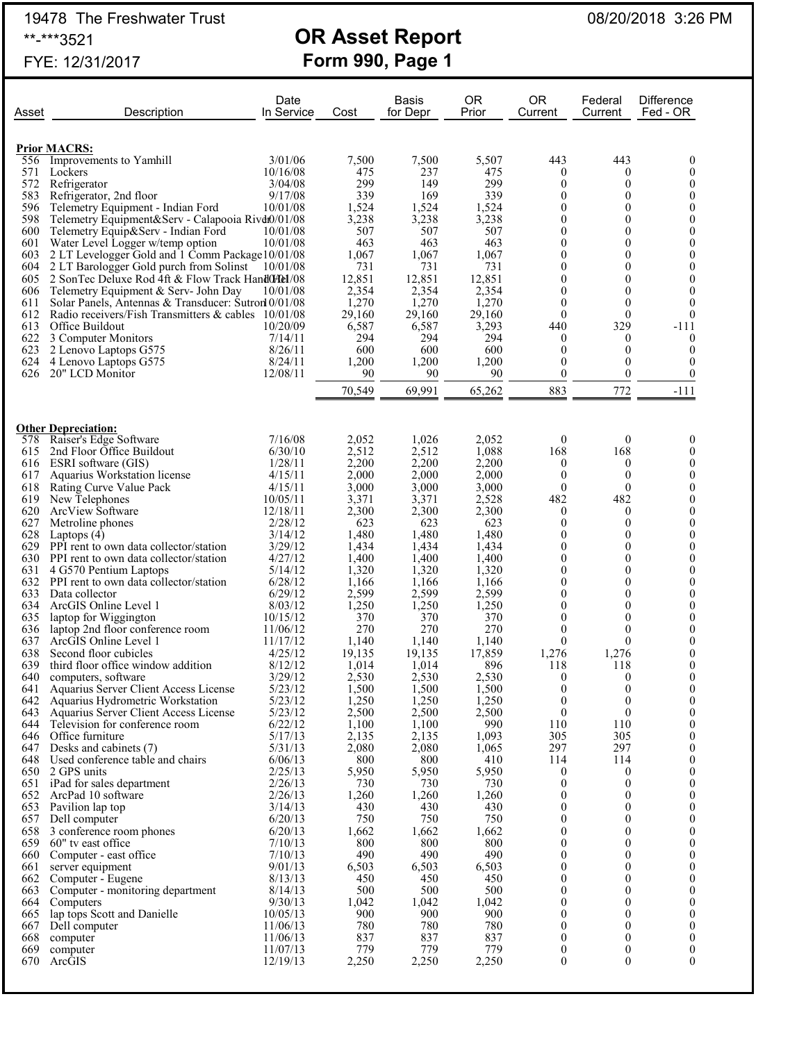19478 The Freshwater Trust

**-***3521

FYE: 12/31/2017

# OR Asset Report
## Form 990, Page 1

08/20/2018 3:26 PM

| Asset | Description | Date In Service | Cost | Basis for Depr | OR Prior | OR Current | Federal Current | Difference Fed - OR |
|---|---|---|---|---|---|---|---|---|
| **Prior MACRS:** | | | | | | | | |
| 556 | Improvements to Yamhill | 3/01/06 | 7,500 | 7,500 | 5,507 | 443 | 443 | 0 |
| 571 | Lockers | 10/16/08 | 475 | 237 | 475 | 0 | 0 | 0 |
| 572 | Refrigerator | 3/04/08 | 299 | 149 | 299 | 0 | 0 | 0 |
| 583 | Refrigerator, 2nd floor | 9/17/08 | 339 | 169 | 339 | 0 | 0 | 0 |
| 596 | Telemetry Equipment - Indian Ford | 10/01/08 | 1,524 | 1,524 | 1,524 | 0 | 0 | 0 |
| 598 | Telemetry Equipment&Serv - Calapooia River | 10/01/08 | 3,238 | 3,238 | 3,238 | 0 | 0 | 0 |
| 600 | Telemetry Equip&Serv - Indian Ford | 10/01/08 | 507 | 507 | 507 | 0 | 0 | 0 |
| 601 | Water Level Logger w/temp option | 10/01/08 | 463 | 463 | 463 | 0 | 0 | 0 |
| 603 | 2 LT Levelogger Gold and 1 Comm Package | 10/01/08 | 1,067 | 1,067 | 1,067 | 0 | 0 | 0 |
| 604 | 2 LT Barologger Gold purch from Solinst | 10/01/08 | 731 | 731 | 731 | 0 | 0 | 0 |
| 605 | 2 SonTec Deluxe Rod 4ft & Flow Track Hand Hel | 10/01/08 | 12,851 | 12,851 | 12,851 | 0 | 0 | 0 |
| 606 | Telemetry Equipment & Serv- John Day | 10/01/08 | 2,354 | 2,354 | 2,354 | 0 | 0 | 0 |
| 611 | Solar Panels, Antennas & Transducer: Sutron | 10/01/08 | 1,270 | 1,270 | 1,270 | 0 | 0 | 0 |
| 612 | Radio receivers/Fish Transmitters & cables | 10/01/08 | 29,160 | 29,160 | 29,160 | 0 | 0 | 0 |
| 613 | Office Buildout | 10/20/09 | 6,587 | 6,587 | 3,293 | 440 | 329 | -111 |
| 622 | 3 Computer Monitors | 7/14/11 | 294 | 294 | 294 | 0 | 0 | 0 |
| 623 | 2 Lenovo Laptops G575 | 8/26/11 | 600 | 600 | 600 | 0 | 0 | 0 |
| 624 | 4 Lenovo Laptops G575 | 8/24/11 | 1,200 | 1,200 | 1,200 | 0 | 0 | 0 |
| 626 | 20" LCD Monitor | 12/08/11 | 90 | 90 | 90 | 0 | 0 | 0 |
| | | | 70,549 | 69,991 | 65,262 | 883 | 772 | -111 |
| **Other Depreciation:** | | | | | | | | |
| 578 | Raiser's Edge Software | 7/16/08 | 2,052 | 1,026 | 2,052 | 0 | 0 | 0 |
| 615 | 2nd Floor Office Buildout | 6/30/10 | 2,512 | 2,512 | 1,088 | 168 | 168 | 0 |
| 616 | ESRI software (GIS) | 1/28/11 | 2,200 | 2,200 | 2,200 | 0 | 0 | 0 |
| 617 | Aquarius Workstation license | 4/15/11 | 2,000 | 2,000 | 2,000 | 0 | 0 | 0 |
| 618 | Rating Curve Value Pack | 4/15/11 | 3,000 | 3,000 | 3,000 | 0 | 0 | 0 |
| 619 | New Telephones | 10/05/11 | 3,371 | 3,371 | 2,528 | 482 | 482 | 0 |
| 620 | ArcView Software | 12/18/11 | 2,300 | 2,300 | 2,300 | 0 | 0 | 0 |
| 627 | Metroline phones | 2/28/12 | 623 | 623 | 623 | 0 | 0 | 0 |
| 628 | Laptops (4) | 3/14/12 | 1,480 | 1,480 | 1,480 | 0 | 0 | 0 |
| 629 | PPI rent to own data collector/station | 3/29/12 | 1,434 | 1,434 | 1,434 | 0 | 0 | 0 |
| 630 | PPI rent to own data collector/station | 4/27/12 | 1,400 | 1,400 | 1,400 | 0 | 0 | 0 |
| 631 | 4 G570 Pentium Laptops | 5/14/12 | 1,320 | 1,320 | 1,320 | 0 | 0 | 0 |
| 632 | PPI rent to own data collector/station | 6/28/12 | 1,166 | 1,166 | 1,166 | 0 | 0 | 0 |
| 633 | Data collector | 6/29/12 | 2,599 | 2,599 | 2,599 | 0 | 0 | 0 |
| 634 | ArcGIS Online Level 1 | 8/03/12 | 1,250 | 1,250 | 1,250 | 0 | 0 | 0 |
| 635 | laptop for Wiggington | 10/15/12 | 370 | 370 | 370 | 0 | 0 | 0 |
| 636 | laptop 2nd floor conference room | 11/06/12 | 270 | 270 | 270 | 0 | 0 | 0 |
| 637 | ArcGIS Online Level 1 | 11/17/12 | 1,140 | 1,140 | 1,140 | 0 | 0 | 0 |
| 638 | Second floor cubicles | 4/25/12 | 19,135 | 19,135 | 17,859 | 1,276 | 1,276 | 0 |
| 639 | third floor office window addition | 8/12/12 | 1,014 | 1,014 | 896 | 118 | 118 | 0 |
| 640 | computers, software | 3/29/12 | 2,530 | 2,530 | 2,530 | 0 | 0 | 0 |
| 641 | Aquarius Server Client Access License | 5/23/12 | 1,500 | 1,500 | 1,500 | 0 | 0 | 0 |
| 642 | Aquarius Hydrometric Workstation | 5/23/12 | 1,250 | 1,250 | 1,250 | 0 | 0 | 0 |
| 643 | Aquarius Server Client Access License | 5/23/12 | 2,500 | 2,500 | 2,500 | 0 | 0 | 0 |
| 644 | Television for conference room | 6/22/12 | 1,100 | 1,100 | 990 | 110 | 110 | 0 |
| 646 | Office furniture | 5/17/13 | 2,135 | 2,135 | 1,093 | 305 | 305 | 0 |
| 647 | Desks and cabinets (7) | 5/31/13 | 2,080 | 2,080 | 1,065 | 297 | 297 | 0 |
| 648 | Used conference table and chairs | 6/06/13 | 800 | 800 | 410 | 114 | 114 | 0 |
| 650 | 2 GPS units | 2/25/13 | 5,950 | 5,950 | 5,950 | 0 | 0 | 0 |
| 651 | iPad for sales department | 2/26/13 | 730 | 730 | 730 | 0 | 0 | 0 |
| 652 | ArcPad 10 software | 2/26/13 | 1,260 | 1,260 | 1,260 | 0 | 0 | 0 |
| 653 | Pavilion lap top | 3/14/13 | 430 | 430 | 430 | 0 | 0 | 0 |
| 657 | Dell computer | 6/20/13 | 750 | 750 | 750 | 0 | 0 | 0 |
| 658 | 3 conference room phones | 6/20/13 | 1,662 | 1,662 | 1,662 | 0 | 0 | 0 |
| 659 | 60" tv east office | 7/10/13 | 800 | 800 | 800 | 0 | 0 | 0 |
| 660 | Computer - east office | 7/10/13 | 490 | 490 | 490 | 0 | 0 | 0 |
| 661 | server equipment | 9/01/13 | 6,503 | 6,503 | 6,503 | 0 | 0 | 0 |
| 662 | Computer - Eugene | 8/13/13 | 450 | 450 | 450 | 0 | 0 | 0 |
| 663 | Computer - monitoring department | 8/14/13 | 500 | 500 | 500 | 0 | 0 | 0 |
| 664 | Computers | 9/30/13 | 1,042 | 1,042 | 1,042 | 0 | 0 | 0 |
| 665 | lap tops Scott and Danielle | 10/05/13 | 900 | 900 | 900 | 0 | 0 | 0 |
| 667 | Dell computer | 11/06/13 | 780 | 780 | 780 | 0 | 0 | 0 |
| 668 | computer | 11/06/13 | 837 | 837 | 837 | 0 | 0 | 0 |
| 669 | computer | 11/07/13 | 779 | 779 | 779 | 0 | 0 | 0 |
| 670 | ArcGIS | 12/19/13 | 2,250 | 2,250 | 2,250 | 0 | 0 | 0 |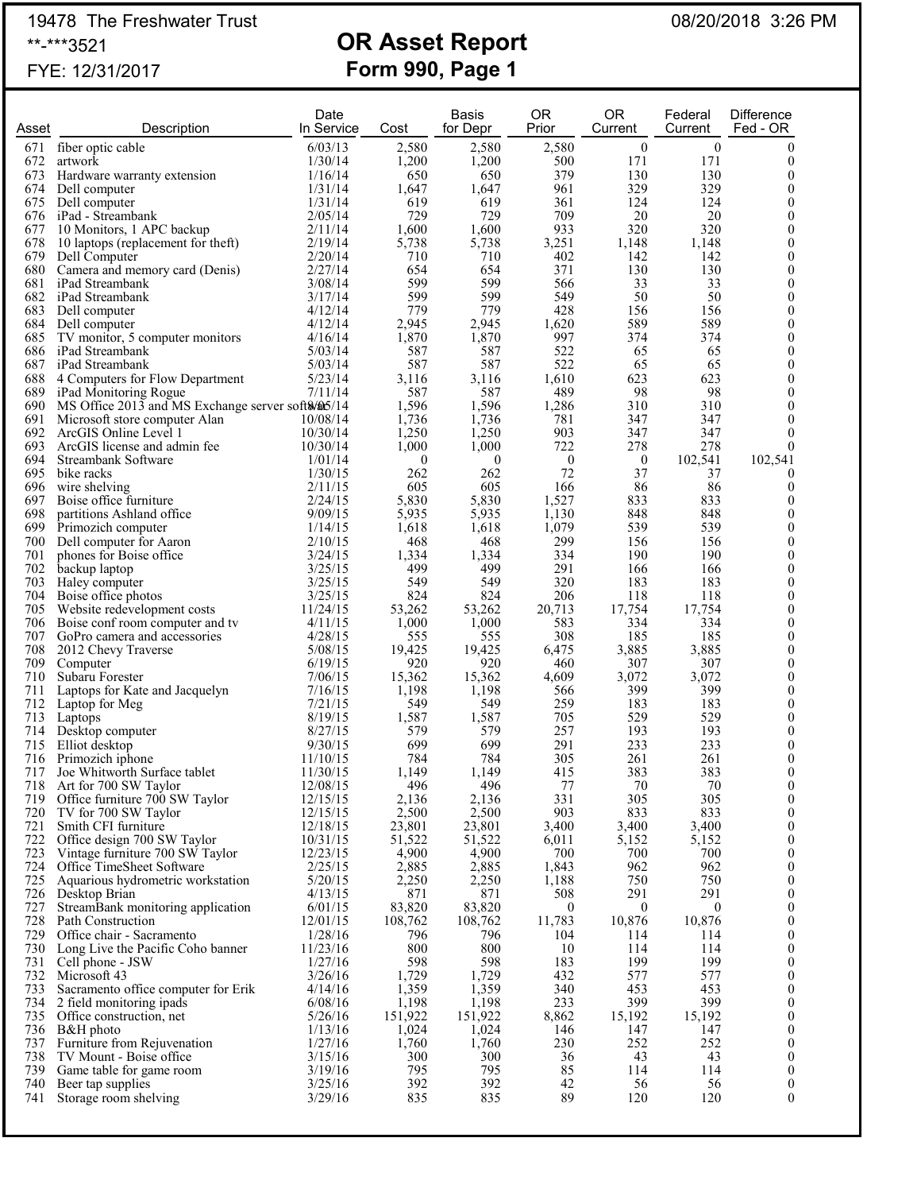19478 The Freshwater Trust

**-***3521

FYE: 12/31/2017

08/20/2018 3:26 PM

# OR Asset Report

## Form 990, Page 1

| Asset | Description | Date In Service | Cost | Basis for Depr | OR Prior | OR Current | Federal Current | Difference Fed - OR |
|---|---|---|---|---|---|---|---|---|
| 671 | fiber optic cable | 6/03/13 | 2,580 | 2,580 | 2,580 | 0 | 0 | 0 |
| 672 | artwork | 1/30/14 | 1,200 | 1,200 | 500 | 171 | 171 | 0 |
| 673 | Hardware warranty extension | 1/16/14 | 650 | 650 | 379 | 130 | 130 | 0 |
| 674 | Dell computer | 1/31/14 | 1,647 | 1,647 | 961 | 329 | 329 | 0 |
| 675 | Dell computer | 1/31/14 | 619 | 619 | 361 | 124 | 124 | 0 |
| 676 | iPad - Streambank | 2/05/14 | 729 | 729 | 709 | 20 | 20 | 0 |
| 677 | 10 Monitors, 1 APC backup | 2/11/14 | 1,600 | 1,600 | 933 | 320 | 320 | 0 |
| 678 | 10 laptops (replacement for theft) | 2/19/14 | 5,738 | 5,738 | 3,251 | 1,148 | 1,148 | 0 |
| 679 | Dell Computer | 2/20/14 | 710 | 710 | 402 | 142 | 142 | 0 |
| 680 | Camera and memory card (Denis) | 2/27/14 | 654 | 654 | 371 | 130 | 130 | 0 |
| 681 | iPad Streambank | 3/08/14 | 599 | 599 | 566 | 33 | 33 | 0 |
| 682 | iPad Streambank | 3/17/14 | 599 | 599 | 549 | 50 | 50 | 0 |
| 683 | Dell computer | 4/12/14 | 779 | 779 | 428 | 156 | 156 | 0 |
| 684 | Dell computer | 4/12/14 | 2,945 | 2,945 | 1,620 | 589 | 589 | 0 |
| 685 | TV monitor, 5 computer monitors | 4/16/14 | 1,870 | 1,870 | 997 | 374 | 374 | 0 |
| 686 | iPad Streambank | 5/03/14 | 587 | 587 | 522 | 65 | 65 | 0 |
| 687 | iPad Streambank | 5/03/14 | 587 | 587 | 522 | 65 | 65 | 0 |
| 688 | 4 Computers for Flow Department | 5/23/14 | 3,116 | 3,116 | 1,610 | 623 | 623 | 0 |
| 689 | iPad Monitoring Rogue | 7/11/14 | 587 | 587 | 489 | 98 | 98 | 0 |
| 690 | MS Office 2013 and MS Exchange server soft | 8/05/14 | 1,596 | 1,596 | 1,286 | 310 | 310 | 0 |
| 691 | Microsoft store computer Alan | 10/08/14 | 1,736 | 1,736 | 781 | 347 | 347 | 0 |
| 692 | ArcGIS Online Level 1 | 10/30/14 | 1,250 | 1,250 | 903 | 347 | 347 | 0 |
| 693 | ArcGIS license and admin fee | 10/30/14 | 1,000 | 1,000 | 722 | 278 | 278 | 0 |
| 694 | Streambank Software | 1/01/14 | 0 | 0 | 0 | 0 | 102,541 | 102,541 |
| 695 | bike racks | 1/30/15 | 262 | 262 | 72 | 37 | 37 | 0 |
| 696 | wire shelving | 2/11/15 | 605 | 605 | 166 | 86 | 86 | 0 |
| 697 | Boise office furniture | 2/24/15 | 5,830 | 5,830 | 1,527 | 833 | 833 | 0 |
| 698 | partitions Ashland office | 9/09/15 | 5,935 | 5,935 | 1,130 | 848 | 848 | 0 |
| 699 | Primozich computer | 1/14/15 | 1,618 | 1,618 | 1,079 | 539 | 539 | 0 |
| 700 | Dell computer for Aaron | 2/10/15 | 468 | 468 | 299 | 156 | 156 | 0 |
| 701 | phones for Boise office | 3/24/15 | 1,334 | 1,334 | 334 | 190 | 190 | 0 |
| 702 | backup laptop | 3/25/15 | 499 | 499 | 291 | 166 | 166 | 0 |
| 703 | Haley computer | 3/25/15 | 549 | 549 | 320 | 183 | 183 | 0 |
| 704 | Boise office photos | 3/25/15 | 824 | 824 | 206 | 118 | 118 | 0 |
| 705 | Website redevelopment costs | 11/24/15 | 53,262 | 53,262 | 20,713 | 17,754 | 17,754 | 0 |
| 706 | Boise conf room computer and tv | 4/11/15 | 1,000 | 1,000 | 583 | 334 | 334 | 0 |
| 707 | GoPro camera and accessories | 4/28/15 | 555 | 555 | 308 | 185 | 185 | 0 |
| 708 | 2012 Chevy Traverse | 5/08/15 | 19,425 | 19,425 | 6,475 | 3,885 | 3,885 | 0 |
| 709 | Computer | 6/19/15 | 920 | 920 | 460 | 307 | 307 | 0 |
| 710 | Subaru Forester | 7/06/15 | 15,362 | 15,362 | 4,609 | 3,072 | 3,072 | 0 |
| 711 | Laptops for Kate and Jacquelyn | 7/16/15 | 1,198 | 1,198 | 566 | 399 | 399 | 0 |
| 712 | Laptop for Meg | 7/21/15 | 549 | 549 | 259 | 183 | 183 | 0 |
| 713 | Laptops | 8/19/15 | 1,587 | 1,587 | 705 | 529 | 529 | 0 |
| 714 | Desktop computer | 8/27/15 | 579 | 579 | 257 | 193 | 193 | 0 |
| 715 | Elliot desktop | 9/30/15 | 699 | 699 | 291 | 233 | 233 | 0 |
| 716 | Primozich iphone | 11/10/15 | 784 | 784 | 305 | 261 | 261 | 0 |
| 717 | Joe Whitworth Surface tablet | 11/30/15 | 1,149 | 1,149 | 415 | 383 | 383 | 0 |
| 718 | Art for 700 SW Taylor | 12/08/15 | 496 | 496 | 77 | 70 | 70 | 0 |
| 719 | Office furniture 700 SW Taylor | 12/15/15 | 2,136 | 2,136 | 331 | 305 | 305 | 0 |
| 720 | TV for 700 SW Taylor | 12/15/15 | 2,500 | 2,500 | 903 | 833 | 833 | 0 |
| 721 | Smith CFI furniture | 12/18/15 | 23,801 | 23,801 | 3,400 | 3,400 | 3,400 | 0 |
| 722 | Office design 700 SW Taylor | 10/31/15 | 51,522 | 51,522 | 6,011 | 5,152 | 5,152 | 0 |
| 723 | Vintage furniture 700 SW Taylor | 12/23/15 | 4,900 | 4,900 | 700 | 700 | 700 | 0 |
| 724 | Office TimeSheet Software | 2/25/15 | 2,885 | 2,885 | 1,843 | 962 | 962 | 0 |
| 725 | Aquarious hydrometric workstation | 5/20/15 | 2,250 | 2,250 | 1,188 | 750 | 750 | 0 |
| 726 | Desktop Brian | 4/13/15 | 871 | 871 | 508 | 291 | 291 | 0 |
| 727 | StreamBank monitoring application | 6/01/15 | 83,820 | 83,820 | 0 | 0 | 0 | 0 |
| 728 | Path Construction | 12/01/15 | 108,762 | 108,762 | 11,783 | 10,876 | 10,876 | 0 |
| 729 | Office chair - Sacramento | 1/28/16 | 796 | 796 | 104 | 114 | 114 | 0 |
| 730 | Long Live the Pacific Coho banner | 11/23/16 | 800 | 800 | 10 | 114 | 114 | 0 |
| 731 | Cell phone - JSW | 1/27/16 | 598 | 598 | 183 | 199 | 199 | 0 |
| 732 | Microsoft 43 | 3/26/16 | 1,729 | 1,729 | 432 | 577 | 577 | 0 |
| 733 | Sacramento office computer for Erik | 4/14/16 | 1,359 | 1,359 | 340 | 453 | 453 | 0 |
| 734 | 2 field monitoring ipads | 6/08/16 | 1,198 | 1,198 | 233 | 399 | 399 | 0 |
| 735 | Office construction, net | 5/26/16 | 151,922 | 151,922 | 8,862 | 15,192 | 15,192 | 0 |
| 736 | B&H photo | 1/13/16 | 1,024 | 1,024 | 146 | 147 | 147 | 0 |
| 737 | Furniture from Rejuvenation | 1/27/16 | 1,760 | 1,760 | 230 | 252 | 252 | 0 |
| 738 | TV Mount - Boise office | 3/15/16 | 300 | 300 | 36 | 43 | 43 | 0 |
| 739 | Game table for game room | 3/19/16 | 795 | 795 | 85 | 114 | 114 | 0 |
| 740 | Beer tap supplies | 3/25/16 | 392 | 392 | 42 | 56 | 56 | 0 |
| 741 | Storage room shelving | 3/29/16 | 835 | 835 | 89 | 120 | 120 | 0 |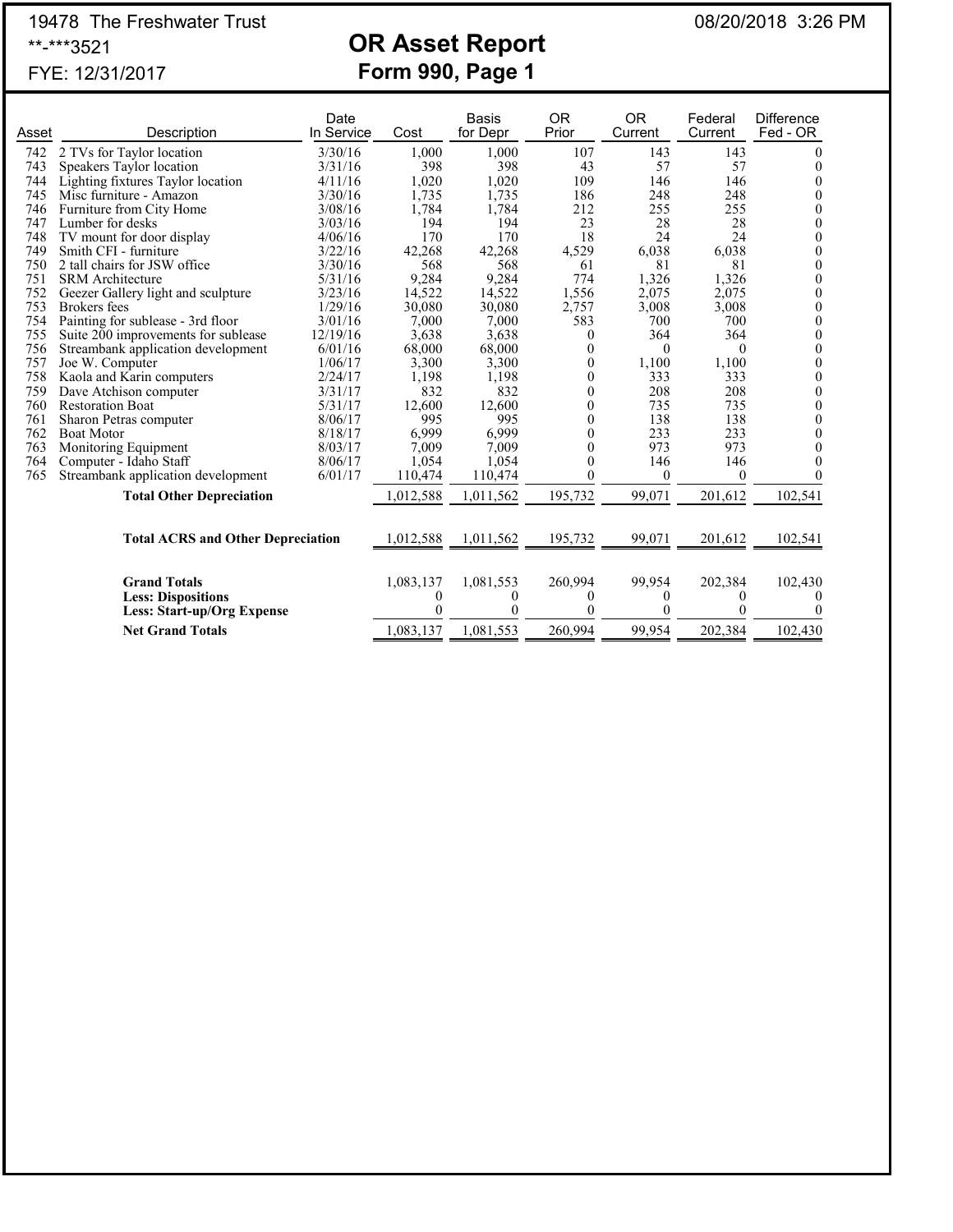19478 The Freshwater Trust

**-***3521

FYE: 12/31/2017

08/20/2018 3:26 PM

# OR Asset Report
## Form 990, Page 1

| Asset | Description | Date In Service | Cost | Basis for Depr | OR Prior | OR Current | Federal Current | Difference Fed - OR |
|---|---|---|---|---|---|---|---|---|
| 742 | 2 TVs for Taylor location | 3/30/16 | 1,000 | 1,000 | 107 | 143 | 143 | 0 |
| 743 | Speakers Taylor location | 3/31/16 | 398 | 398 | 43 | 57 | 57 | 0 |
| 744 | Lighting fixtures Taylor location | 4/11/16 | 1,020 | 1,020 | 109 | 146 | 146 | 0 |
| 745 | Misc furniture - Amazon | 3/30/16 | 1,735 | 1,735 | 186 | 248 | 248 | 0 |
| 746 | Furniture from City Home | 3/08/16 | 1,784 | 1,784 | 212 | 255 | 255 | 0 |
| 747 | Lumber for desks | 3/03/16 | 194 | 194 | 23 | 28 | 28 | 0 |
| 748 | TV mount for door display | 4/06/16 | 170 | 170 | 18 | 24 | 24 | 0 |
| 749 | Smith CFI - furniture | 3/22/16 | 42,268 | 42,268 | 4,529 | 6,038 | 6,038 | 0 |
| 750 | 2 tall chairs for JSW office | 3/30/16 | 568 | 568 | 61 | 81 | 81 | 0 |
| 751 | SRM Architecture | 5/31/16 | 9,284 | 9,284 | 774 | 1,326 | 1,326 | 0 |
| 752 | Geezer Gallery light and sculpture | 3/23/16 | 14,522 | 14,522 | 1,556 | 2,075 | 2,075 | 0 |
| 753 | Brokers fees | 1/29/16 | 30,080 | 30,080 | 2,757 | 3,008 | 3,008 | 0 |
| 754 | Painting for sublease - 3rd floor | 3/01/16 | 7,000 | 7,000 | 583 | 700 | 700 | 0 |
| 755 | Suite 200 improvements for sublease | 12/19/16 | 3,638 | 3,638 | 0 | 364 | 364 | 0 |
| 756 | Streambank application development | 6/01/16 | 68,000 | 68,000 | 0 | 0 | 0 | 0 |
| 757 | Joe W. Computer | 1/06/17 | 3,300 | 3,300 | 0 | 1,100 | 1,100 | 0 |
| 758 | Kaola and Karin computers | 2/24/17 | 1,198 | 1,198 | 0 | 333 | 333 | 0 |
| 759 | Dave Atchison computer | 3/31/17 | 832 | 832 | 0 | 208 | 208 | 0 |
| 760 | Restoration Boat | 5/31/17 | 12,600 | 12,600 | 0 | 735 | 735 | 0 |
| 761 | Sharon Petras computer | 8/06/17 | 995 | 995 | 0 | 138 | 138 | 0 |
| 762 | Boat Motor | 8/18/17 | 6,999 | 6,999 | 0 | 233 | 233 | 0 |
| 763 | Monitoring Equipment | 8/03/17 | 7,009 | 7,009 | 0 | 973 | 973 | 0 |
| 764 | Computer - Idaho Staff | 8/06/17 | 1,054 | 1,054 | 0 | 146 | 146 | 0 |
| 765 | Streambank application development | 6/01/17 | 110,474 | 110,474 | 0 | 0 | 0 | 0 |
| | **Total Other Depreciation** | | 1,012,588 | 1,011,562 | 195,732 | 99,071 | 201,612 | 102,541 |
| | **Total ACRS and Other Depreciation** | | 1,012,588 | 1,011,562 | 195,732 | 99,071 | 201,612 | 102,541 |
| | **Grand Totals** | | 1,083,137 | 1,081,553 | 260,994 | 99,954 | 202,384 | 102,430 |
| | **Less: Dispositions** | | 0 | 0 | 0 | 0 | 0 | 0 |
| | **Less: Start-up/Org Expense** | | 0 | 0 | 0 | 0 | 0 | 0 |
| | **Net Grand Totals** | | 1,083,137 | 1,081,553 | 260,994 | 99,954 | 202,384 | 102,430 |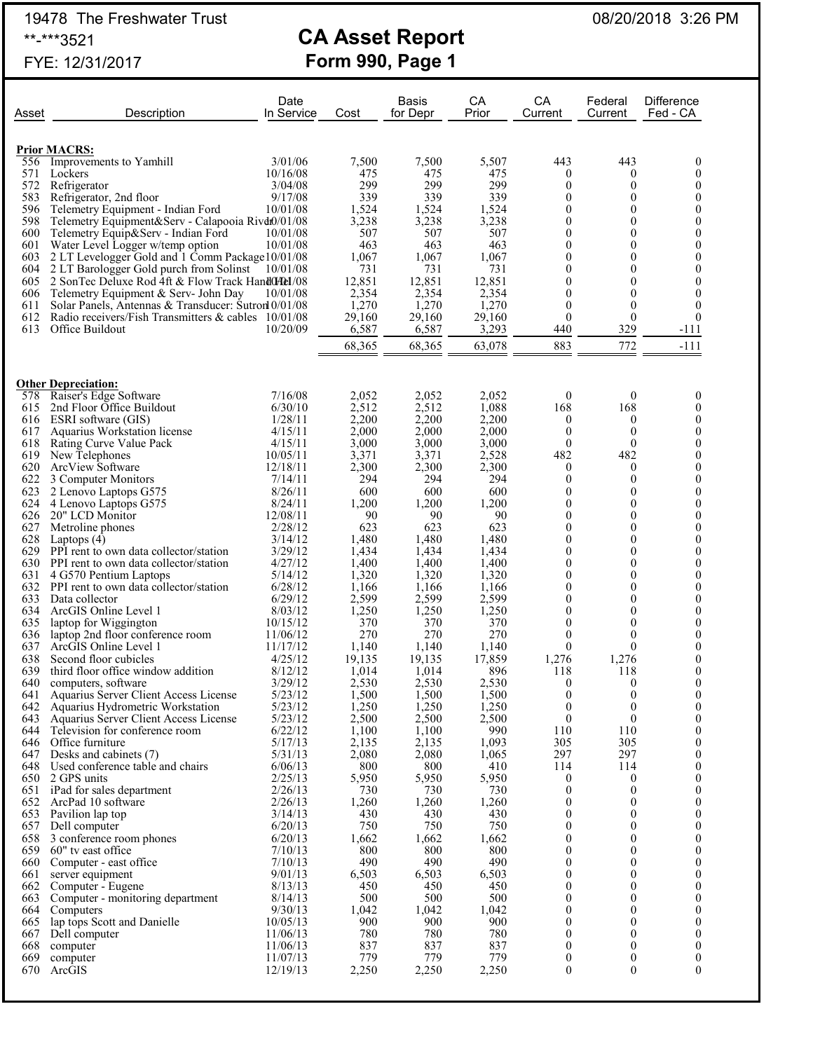19478 The Freshwater Trust
**-***3521
FYE: 12/31/2017

# CA Asset Report
## Form 990, Page 1

08/20/2018 3:26 PM

| Asset | Description | Date In Service | Cost | Basis for Depr | CA Prior | CA Current | Federal Current | Difference Fed - CA |
|---|---|---|---|---|---|---|---|---|
| **Prior MACRS:** | | | | | | | | |
| 556 | Improvements to Yamhill | 3/01/06 | 7,500 | 7,500 | 5,507 | 443 | 443 | 0 |
| 571 | Lockers | 10/16/08 | 475 | 475 | 475 | 0 | 0 | 0 |
| 572 | Refrigerator | 3/04/08 | 299 | 299 | 299 | 0 | 0 | 0 |
| 583 | Refrigerator, 2nd floor | 9/17/08 | 339 | 339 | 339 | 0 | 0 | 0 |
| 596 | Telemetry Equipment - Indian Ford | 10/01/08 | 1,524 | 1,524 | 1,524 | 0 | 0 | 0 |
| 598 | Telemetry Equipment&Serv - Calapooia River | 10/01/08 | 3,238 | 3,238 | 3,238 | 0 | 0 | 0 |
| 600 | Telemetry Equip&Serv - Indian Ford | 10/01/08 | 507 | 507 | 507 | 0 | 0 | 0 |
| 601 | Water Level Logger w/temp option | 10/01/08 | 463 | 463 | 463 | 0 | 0 | 0 |
| 603 | 2 LT Levelogger Gold and 1 Comm Package | 10/01/08 | 1,067 | 1,067 | 1,067 | 0 | 0 | 0 |
| 604 | 2 LT Barologger Gold purch from Solinst | 10/01/08 | 731 | 731 | 731 | 0 | 0 | 0 |
| 605 | 2 SonTec Deluxe Rod 4ft & Flow Track Hand Held | 10/01/08 | 12,851 | 12,851 | 12,851 | 0 | 0 | 0 |
| 606 | Telemetry Equipment & Serv- John Day | 10/01/08 | 2,354 | 2,354 | 2,354 | 0 | 0 | 0 |
| 611 | Solar Panels, Antennas & Transducer: Sutron | 10/01/08 | 1,270 | 1,270 | 1,270 | 0 | 0 | 0 |
| 612 | Radio receivers/Fish Transmitters & cables | 10/01/08 | 29,160 | 29,160 | 29,160 | 0 | 0 | 0 |
| 613 | Office Buildout | 10/20/09 | 6,587 | 6,587 | 3,293 | 440 | 329 | -111 |
| | | | 68,365 | 68,365 | 63,078 | 883 | 772 | -111 |
| **Other Depreciation:** | | | | | | | | |
| 578 | Raiser's Edge Software | 7/16/08 | 2,052 | 2,052 | 2,052 | 0 | 0 | 0 |
| 615 | 2nd Floor Office Buildout | 6/30/10 | 2,512 | 2,512 | 1,088 | 168 | 168 | 0 |
| 616 | ESRI software (GIS) | 1/28/11 | 2,200 | 2,200 | 2,200 | 0 | 0 | 0 |
| 617 | Aquarius Workstation license | 4/15/11 | 2,000 | 2,000 | 2,000 | 0 | 0 | 0 |
| 618 | Rating Curve Value Pack | 4/15/11 | 3,000 | 3,000 | 3,000 | 0 | 0 | 0 |
| 619 | New Telephones | 10/05/11 | 3,371 | 3,371 | 2,528 | 482 | 482 | 0 |
| 620 | ArcView Software | 12/18/11 | 2,300 | 2,300 | 2,300 | 0 | 0 | 0 |
| 622 | 3 Computer Monitors | 7/14/11 | 294 | 294 | 294 | 0 | 0 | 0 |
| 623 | 2 Lenovo Laptops G575 | 8/26/11 | 600 | 600 | 600 | 0 | 0 | 0 |
| 624 | 4 Lenovo Laptops G575 | 8/24/11 | 1,200 | 1,200 | 1,200 | 0 | 0 | 0 |
| 626 | 20" LCD Monitor | 12/08/11 | 90 | 90 | 90 | 0 | 0 | 0 |
| 627 | Metroline phones | 2/28/12 | 623 | 623 | 623 | 0 | 0 | 0 |
| 628 | Laptops (4) | 3/14/12 | 1,480 | 1,480 | 1,480 | 0 | 0 | 0 |
| 629 | PPI rent to own data collector/station | 3/29/12 | 1,434 | 1,434 | 1,434 | 0 | 0 | 0 |
| 630 | PPI rent to own data collector/station | 4/27/12 | 1,400 | 1,400 | 1,400 | 0 | 0 | 0 |
| 631 | 4 G570 Pentium Laptops | 5/14/12 | 1,320 | 1,320 | 1,320 | 0 | 0 | 0 |
| 632 | PPI rent to own data collector/station | 6/28/12 | 1,166 | 1,166 | 1,166 | 0 | 0 | 0 |
| 633 | Data collector | 6/29/12 | 2,599 | 2,599 | 2,599 | 0 | 0 | 0 |
| 634 | ArcGIS Online Level 1 | 8/03/12 | 1,250 | 1,250 | 1,250 | 0 | 0 | 0 |
| 635 | laptop for Wiggington | 10/15/12 | 370 | 370 | 370 | 0 | 0 | 0 |
| 636 | laptop 2nd floor conference room | 11/06/12 | 270 | 270 | 270 | 0 | 0 | 0 |
| 637 | ArcGIS Online Level 1 | 11/17/12 | 1,140 | 1,140 | 1,140 | 0 | 0 | 0 |
| 638 | Second floor cubicles | 4/25/12 | 19,135 | 19,135 | 17,859 | 1,276 | 1,276 | 0 |
| 639 | third floor office window addition | 8/12/12 | 1,014 | 1,014 | 896 | 118 | 118 | 0 |
| 640 | computers, software | 3/29/12 | 2,530 | 2,530 | 2,530 | 0 | 0 | 0 |
| 641 | Aquarius Server Client Access License | 5/23/12 | 1,500 | 1,500 | 1,500 | 0 | 0 | 0 |
| 642 | Aquarius Hydrometric Workstation | 5/23/12 | 1,250 | 1,250 | 1,250 | 0 | 0 | 0 |
| 643 | Aquarius Server Client Access License | 5/23/12 | 2,500 | 2,500 | 2,500 | 0 | 0 | 0 |
| 644 | Television for conference room | 6/22/12 | 1,100 | 1,100 | 990 | 110 | 110 | 0 |
| 646 | Office furniture | 5/17/13 | 2,135 | 2,135 | 1,093 | 305 | 305 | 0 |
| 647 | Desks and cabinets (7) | 5/31/13 | 2,080 | 2,080 | 1,065 | 297 | 297 | 0 |
| 648 | Used conference table and chairs | 6/06/13 | 800 | 800 | 410 | 114 | 114 | 0 |
| 650 | 2 GPS units | 2/25/13 | 5,950 | 5,950 | 5,950 | 0 | 0 | 0 |
| 651 | iPad for sales department | 2/26/13 | 730 | 730 | 730 | 0 | 0 | 0 |
| 652 | ArcPad 10 software | 2/26/13 | 1,260 | 1,260 | 1,260 | 0 | 0 | 0 |
| 653 | Pavilion lap top | 3/14/13 | 430 | 430 | 430 | 0 | 0 | 0 |
| 657 | Dell computer | 6/20/13 | 750 | 750 | 750 | 0 | 0 | 0 |
| 658 | 3 conference room phones | 6/20/13 | 1,662 | 1,662 | 1,662 | 0 | 0 | 0 |
| 659 | 60" tv east office | 7/10/13 | 800 | 800 | 800 | 0 | 0 | 0 |
| 660 | Computer - east office | 7/10/13 | 490 | 490 | 490 | 0 | 0 | 0 |
| 661 | server equipment | 9/01/13 | 6,503 | 6,503 | 6,503 | 0 | 0 | 0 |
| 662 | Computer - Eugene | 8/13/13 | 450 | 450 | 450 | 0 | 0 | 0 |
| 663 | Computer - monitoring department | 8/14/13 | 500 | 500 | 500 | 0 | 0 | 0 |
| 664 | Computers | 9/30/13 | 1,042 | 1,042 | 1,042 | 0 | 0 | 0 |
| 665 | lap tops Scott and Danielle | 10/05/13 | 900 | 900 | 900 | 0 | 0 | 0 |
| 667 | Dell computer | 11/06/13 | 780 | 780 | 780 | 0 | 0 | 0 |
| 668 | computer | 11/06/13 | 837 | 837 | 837 | 0 | 0 | 0 |
| 669 | computer | 11/07/13 | 779 | 779 | 779 | 0 | 0 | 0 |
| 670 | ArcGIS | 12/19/13 | 2,250 | 2,250 | 2,250 | 0 | 0 | 0 |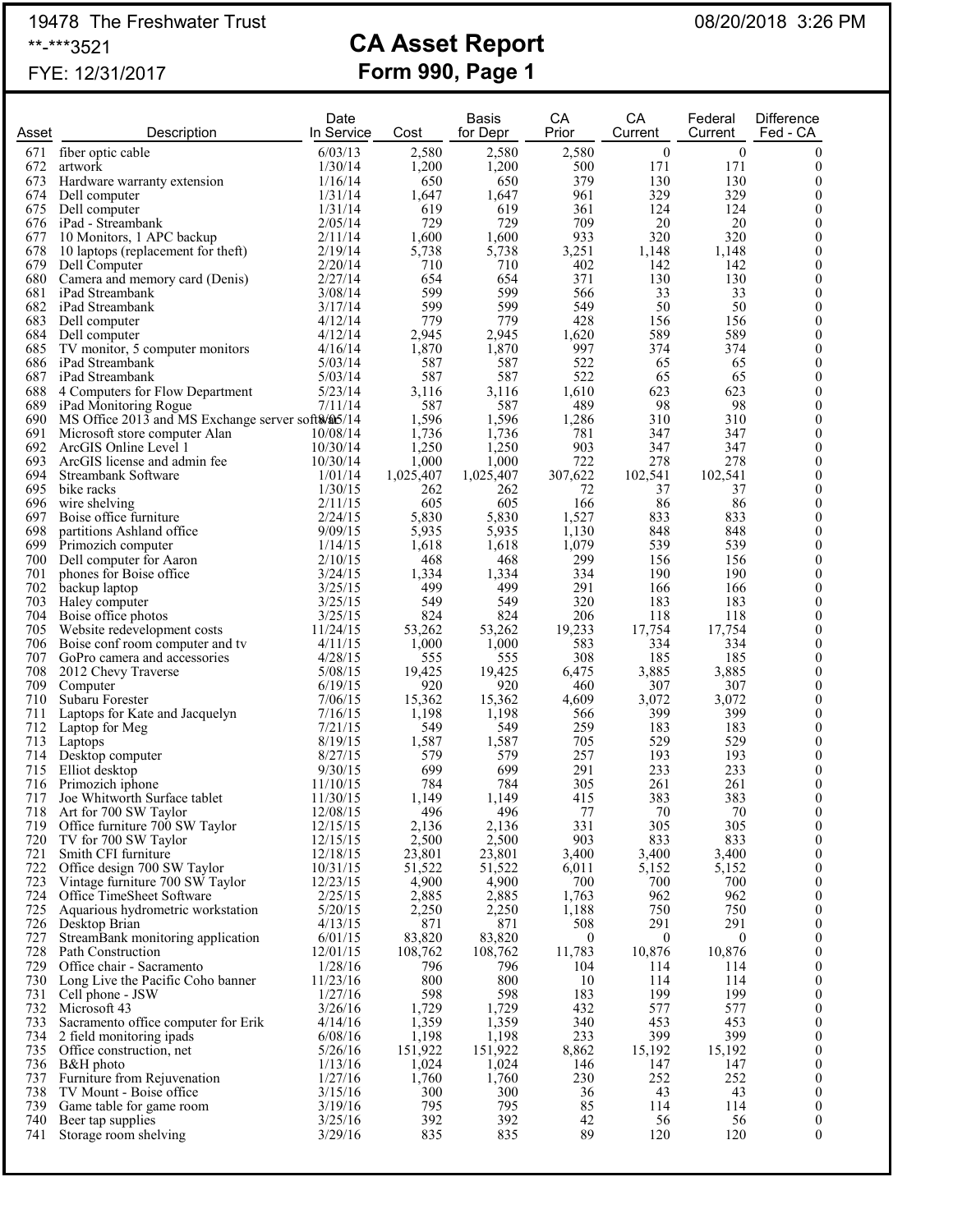19478 The Freshwater Trust

**-***3521

FYE: 12/31/2017

08/20/2018 3:26 PM

# CA Asset Report
## Form 990, Page 1

| Asset | Description | Date In Service | Cost | Basis for Depr | CA Prior | CA Current | Federal Current | Difference Fed - CA |
|---|---|---|---|---|---|---|---|---|
| 671 | fiber optic cable | 6/03/13 | 2,580 | 2,580 | 2,580 | 0 | 0 | 0 |
| 672 | artwork | 1/30/14 | 1,200 | 1,200 | 500 | 171 | 171 | 0 |
| 673 | Hardware warranty extension | 1/16/14 | 650 | 650 | 379 | 130 | 130 | 0 |
| 674 | Dell computer | 1/31/14 | 1,647 | 1,647 | 961 | 329 | 329 | 0 |
| 675 | Dell computer | 1/31/14 | 619 | 619 | 361 | 124 | 124 | 0 |
| 676 | iPad - Streambank | 2/05/14 | 729 | 729 | 709 | 20 | 20 | 0 |
| 677 | 10 Monitors, 1 APC backup | 2/11/14 | 1,600 | 1,600 | 933 | 320 | 320 | 0 |
| 678 | 10 laptops (replacement for theft) | 2/19/14 | 5,738 | 5,738 | 3,251 | 1,148 | 1,148 | 0 |
| 679 | Dell Computer | 2/20/14 | 710 | 710 | 402 | 142 | 142 | 0 |
| 680 | Camera and memory card (Denis) | 2/27/14 | 654 | 654 | 371 | 130 | 130 | 0 |
| 681 | iPad Streambank | 3/08/14 | 599 | 599 | 566 | 33 | 33 | 0 |
| 682 | iPad Streambank | 3/17/14 | 599 | 599 | 549 | 50 | 50 | 0 |
| 683 | Dell computer | 4/12/14 | 779 | 779 | 428 | 156 | 156 | 0 |
| 684 | Dell computer | 4/12/14 | 2,945 | 2,945 | 1,620 | 589 | 589 | 0 |
| 685 | TV monitor, 5 computer monitors | 4/16/14 | 1,870 | 1,870 | 997 | 374 | 374 | 0 |
| 686 | iPad Streambank | 5/03/14 | 587 | 587 | 522 | 65 | 65 | 0 |
| 687 | iPad Streambank | 5/03/14 | 587 | 587 | 522 | 65 | 65 | 0 |
| 688 | 4 Computers for Flow Department | 5/23/14 | 3,116 | 3,116 | 1,610 | 623 | 623 | 0 |
| 689 | iPad Monitoring Rogue | 7/11/14 | 587 | 587 | 489 | 98 | 98 | 0 |
| 690 | MS Office 2013 and MS Exchange server soft | 8/05/14 | 1,596 | 1,596 | 1,286 | 310 | 310 | 0 |
| 691 | Microsoft store computer Alan | 10/08/14 | 1,736 | 1,736 | 781 | 347 | 347 | 0 |
| 692 | ArcGIS Online Level 1 | 10/30/14 | 1,250 | 1,250 | 903 | 347 | 347 | 0 |
| 693 | ArcGIS license and admin fee | 10/30/14 | 1,000 | 1,000 | 722 | 278 | 278 | 0 |
| 694 | Streambank Software | 1/01/14 | 1,025,407 | 1,025,407 | 307,622 | 102,541 | 102,541 | 0 |
| 695 | bike racks | 1/30/15 | 262 | 262 | 72 | 37 | 37 | 0 |
| 696 | wire shelving | 2/11/15 | 605 | 605 | 166 | 86 | 86 | 0 |
| 697 | Boise office furniture | 2/24/15 | 5,830 | 5,830 | 1,527 | 833 | 833 | 0 |
| 698 | partitions Ashland office | 9/09/15 | 5,935 | 5,935 | 1,130 | 848 | 848 | 0 |
| 699 | Primozich computer | 1/14/15 | 1,618 | 1,618 | 1,079 | 539 | 539 | 0 |
| 700 | Dell computer for Aaron | 2/10/15 | 468 | 468 | 299 | 156 | 156 | 0 |
| 701 | phones for Boise office | 3/24/15 | 1,334 | 1,334 | 334 | 190 | 190 | 0 |
| 702 | backup laptop | 3/25/15 | 499 | 499 | 291 | 166 | 166 | 0 |
| 703 | Haley computer | 3/25/15 | 549 | 549 | 320 | 183 | 183 | 0 |
| 704 | Boise office photos | 3/25/15 | 824 | 824 | 206 | 118 | 118 | 0 |
| 705 | Website redevelopment costs | 11/24/15 | 53,262 | 53,262 | 19,233 | 17,754 | 17,754 | 0 |
| 706 | Boise conf room computer and tv | 4/11/15 | 1,000 | 1,000 | 583 | 334 | 334 | 0 |
| 707 | GoPro camera and accessories | 4/28/15 | 555 | 555 | 308 | 185 | 185 | 0 |
| 708 | 2012 Chevy Traverse | 5/08/15 | 19,425 | 19,425 | 6,475 | 3,885 | 3,885 | 0 |
| 709 | Computer | 6/19/15 | 920 | 920 | 460 | 307 | 307 | 0 |
| 710 | Subaru Forester | 7/06/15 | 15,362 | 15,362 | 4,609 | 3,072 | 3,072 | 0 |
| 711 | Laptops for Kate and Jacquelyn | 7/16/15 | 1,198 | 1,198 | 566 | 399 | 399 | 0 |
| 712 | Laptop for Meg | 7/21/15 | 549 | 549 | 259 | 183 | 183 | 0 |
| 713 | Laptops | 8/19/15 | 1,587 | 1,587 | 705 | 529 | 529 | 0 |
| 714 | Desktop computer | 8/27/15 | 579 | 579 | 257 | 193 | 193 | 0 |
| 715 | Elliot desktop | 9/30/15 | 699 | 699 | 291 | 233 | 233 | 0 |
| 716 | Primozich iphone | 11/10/15 | 784 | 784 | 305 | 261 | 261 | 0 |
| 717 | Joe Whitworth Surface tablet | 11/30/15 | 1,149 | 1,149 | 415 | 383 | 383 | 0 |
| 718 | Art for 700 SW Taylor | 12/08/15 | 496 | 496 | 77 | 70 | 70 | 0 |
| 719 | Office furniture 700 SW Taylor | 12/15/15 | 2,136 | 2,136 | 331 | 305 | 305 | 0 |
| 720 | TV for 700 SW Taylor | 12/15/15 | 2,500 | 2,500 | 903 | 833 | 833 | 0 |
| 721 | Smith CFI furniture | 12/18/15 | 23,801 | 23,801 | 3,400 | 3,400 | 3,400 | 0 |
| 722 | Office design 700 SW Taylor | 10/31/15 | 51,522 | 51,522 | 6,011 | 5,152 | 5,152 | 0 |
| 723 | Vintage furniture 700 SW Taylor | 12/23/15 | 4,900 | 4,900 | 700 | 700 | 700 | 0 |
| 724 | Office TimeSheet Software | 2/25/15 | 2,885 | 2,885 | 1,763 | 962 | 962 | 0 |
| 725 | Aquarious hydrometric workstation | 5/20/15 | 2,250 | 2,250 | 1,188 | 750 | 750 | 0 |
| 726 | Desktop Brian | 4/13/15 | 871 | 871 | 508 | 291 | 291 | 0 |
| 727 | StreamBank monitoring application | 6/01/15 | 83,820 | 83,820 | 0 | 0 | 0 | 0 |
| 728 | Path Construction | 12/01/15 | 108,762 | 108,762 | 11,783 | 10,876 | 10,876 | 0 |
| 729 | Office chair - Sacramento | 1/28/16 | 796 | 796 | 104 | 114 | 114 | 0 |
| 730 | Long Live the Pacific Coho banner | 11/23/16 | 800 | 800 | 10 | 114 | 114 | 0 |
| 731 | Cell phone - JSW | 1/27/16 | 598 | 598 | 183 | 199 | 199 | 0 |
| 732 | Microsoft 43 | 3/26/16 | 1,729 | 1,729 | 432 | 577 | 577 | 0 |
| 733 | Sacramento office computer for Erik | 4/14/16 | 1,359 | 1,359 | 340 | 453 | 453 | 0 |
| 734 | 2 field monitoring ipads | 6/08/16 | 1,198 | 1,198 | 233 | 399 | 399 | 0 |
| 735 | Office construction, net | 5/26/16 | 151,922 | 151,922 | 8,862 | 15,192 | 15,192 | 0 |
| 736 | B&H photo | 1/13/16 | 1,024 | 1,024 | 146 | 147 | 147 | 0 |
| 737 | Furniture from Rejuvenation | 1/27/16 | 1,760 | 1,760 | 230 | 252 | 252 | 0 |
| 738 | TV Mount - Boise office | 3/15/16 | 300 | 300 | 36 | 43 | 43 | 0 |
| 739 | Game table for game room | 3/19/16 | 795 | 795 | 85 | 114 | 114 | 0 |
| 740 | Beer tap supplies | 3/25/16 | 392 | 392 | 42 | 56 | 56 | 0 |
| 741 | Storage room shelving | 3/29/16 | 835 | 835 | 89 | 120 | 120 | 0 |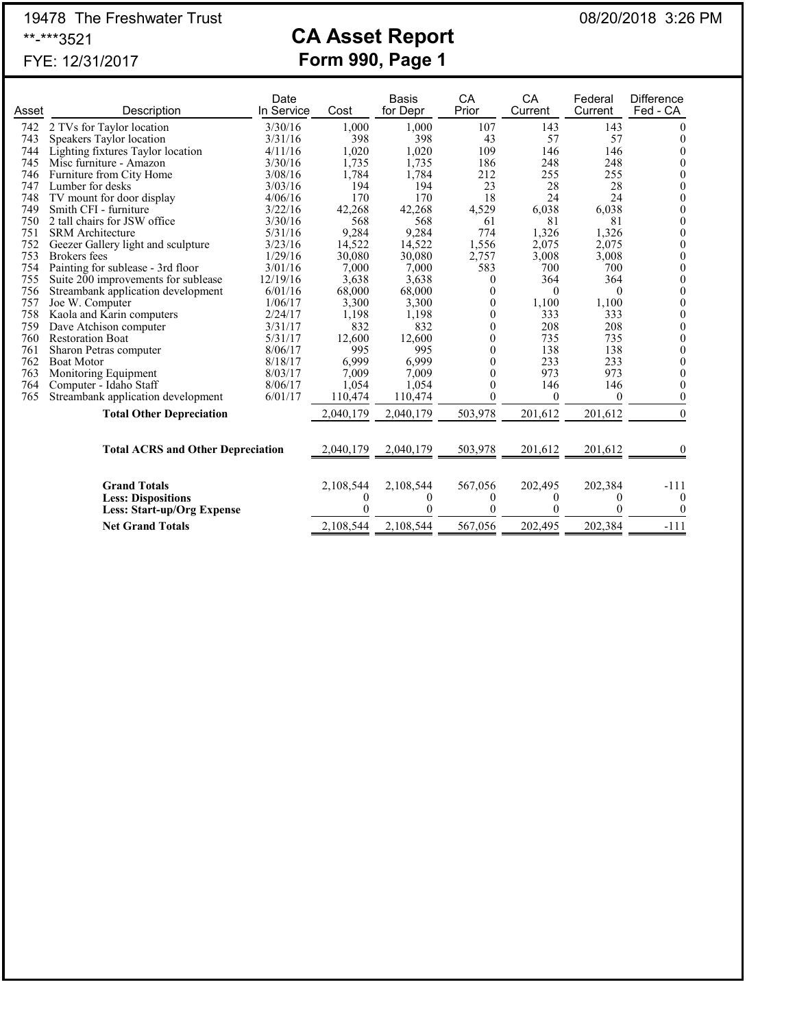19478 The Freshwater Trust

**-***3521

FYE: 12/31/2017

# CA Asset Report
## Form 990, Page 1

08/20/2018 3:26 PM

| Asset | Description | Date In Service | Cost | Basis for Depr | CA Prior | CA Current | Federal Current | Difference Fed - CA |
|---|---|---|---|---|---|---|---|---|
| 742 | 2 TVs for Taylor location | 3/30/16 | 1,000 | 1,000 | 107 | 143 | 143 | 0 |
| 743 | Speakers Taylor location | 3/31/16 | 398 | 398 | 43 | 57 | 57 | 0 |
| 744 | Lighting fixtures Taylor location | 4/11/16 | 1,020 | 1,020 | 109 | 146 | 146 | 0 |
| 745 | Misc furniture - Amazon | 3/30/16 | 1,735 | 1,735 | 186 | 248 | 248 | 0 |
| 746 | Furniture from City Home | 3/08/16 | 1,784 | 1,784 | 212 | 255 | 255 | 0 |
| 747 | Lumber for desks | 3/03/16 | 194 | 194 | 23 | 28 | 28 | 0 |
| 748 | TV mount for door display | 4/06/16 | 170 | 170 | 18 | 24 | 24 | 0 |
| 749 | Smith CFI - furniture | 3/22/16 | 42,268 | 42,268 | 4,529 | 6,038 | 6,038 | 0 |
| 750 | 2 tall chairs for JSW office | 3/30/16 | 568 | 568 | 61 | 81 | 81 | 0 |
| 751 | SRM Architecture | 5/31/16 | 9,284 | 9,284 | 774 | 1,326 | 1,326 | 0 |
| 752 | Geezer Gallery light and sculpture | 3/23/16 | 14,522 | 14,522 | 1,556 | 2,075 | 2,075 | 0 |
| 753 | Brokers fees | 1/29/16 | 30,080 | 30,080 | 2,757 | 3,008 | 3,008 | 0 |
| 754 | Painting for sublease - 3rd floor | 3/01/16 | 7,000 | 7,000 | 583 | 700 | 700 | 0 |
| 755 | Suite 200 improvements for sublease | 12/19/16 | 3,638 | 3,638 | 0 | 364 | 364 | 0 |
| 756 | Streambank application development | 6/01/16 | 68,000 | 68,000 | 0 | 0 | 0 | 0 |
| 757 | Joe W. Computer | 1/06/17 | 3,300 | 3,300 | 0 | 1,100 | 1,100 | 0 |
| 758 | Kaola and Karin computers | 2/24/17 | 1,198 | 1,198 | 0 | 333 | 333 | 0 |
| 759 | Dave Atchison computer | 3/31/17 | 832 | 832 | 0 | 208 | 208 | 0 |
| 760 | Restoration Boat | 5/31/17 | 12,600 | 12,600 | 0 | 735 | 735 | 0 |
| 761 | Sharon Petras computer | 8/06/17 | 995 | 995 | 0 | 138 | 138 | 0 |
| 762 | Boat Motor | 8/18/17 | 6,999 | 6,999 | 0 | 233 | 233 | 0 |
| 763 | Monitoring Equipment | 8/03/17 | 7,009 | 7,009 | 0 | 973 | 973 | 0 |
| 764 | Computer - Idaho Staff | 8/06/17 | 1,054 | 1,054 | 0 | 146 | 146 | 0 |
| 765 | Streambank application development | 6/01/17 | 110,474 | 110,474 | 0 | 0 | 0 | 0 |
| | **Total Other Depreciation** | | 2,040,179 | 2,040,179 | 503,978 | 201,612 | 201,612 | 0 |
| | **Total ACRS and Other Depreciation** | | 2,040,179 | 2,040,179 | 503,978 | 201,612 | 201,612 | 0 |
| | **Grand Totals** | | 2,108,544 | 2,108,544 | 567,056 | 202,495 | 202,384 | -111 |
| | **Less: Dispositions** | | 0 | 0 | 0 | 0 | 0 | 0 |
| | **Less: Start-up/Org Expense** | | 0 | 0 | 0 | 0 | 0 | 0 |
| | **Net Grand Totals** | | 2,108,544 | 2,108,544 | 567,056 | 202,495 | 202,384 | -111 |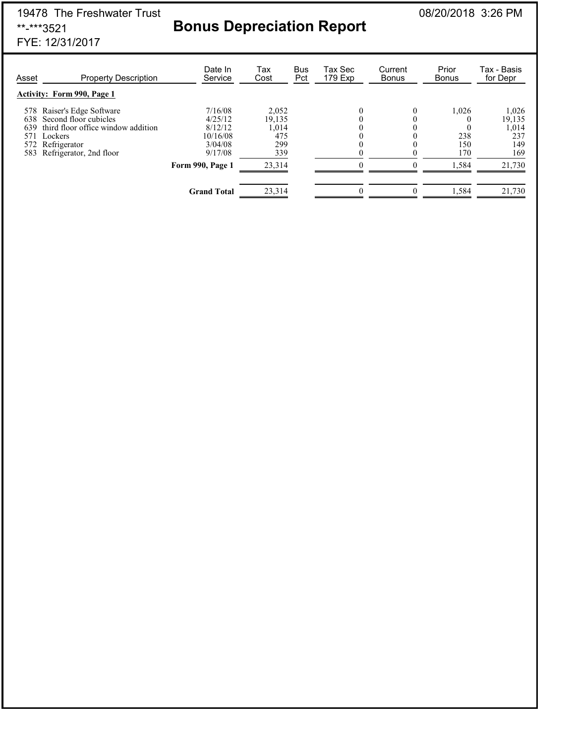19478 The Freshwater Trust
**-***3521
FYE: 12/31/2017

08/20/2018 3:26 PM

# Bonus Depreciation Report

| Asset | Property Description | Date In Service | Tax Cost | Bus Pct | Tax Sec 179 Exp | Current Bonus | Prior Bonus | Tax - Basis for Depr |
|---|---|---|---|---|---|---|---|---|
| **Activity: Form 990, Page 1** | | | | | | | | |
| 578 | Raiser's Edge Software | 7/16/08 | 2,052 | | 0 | 0 | 1,026 | 1,026 |
| 638 | Second floor cubicles | 4/25/12 | 19,135 | | 0 | 0 | 0 | 19,135 |
| 639 | third floor office window addition | 8/12/12 | 1,014 | | 0 | 0 | 0 | 1,014 |
| 571 | Lockers | 10/16/08 | 475 | | 0 | 0 | 238 | 237 |
| 572 | Refrigerator | 3/04/08 | 299 | | 0 | 0 | 150 | 149 |
| 583 | Refrigerator, 2nd floor | 9/17/08 | 339 | | 0 | 0 | 170 | 169 |
| | | **Form 990, Page 1** | 23,314 | | 0 | 0 | 1,584 | 21,730 |
| | | **Grand Total** | 23,314 | | 0 | 0 | 1,584 | 21,730 |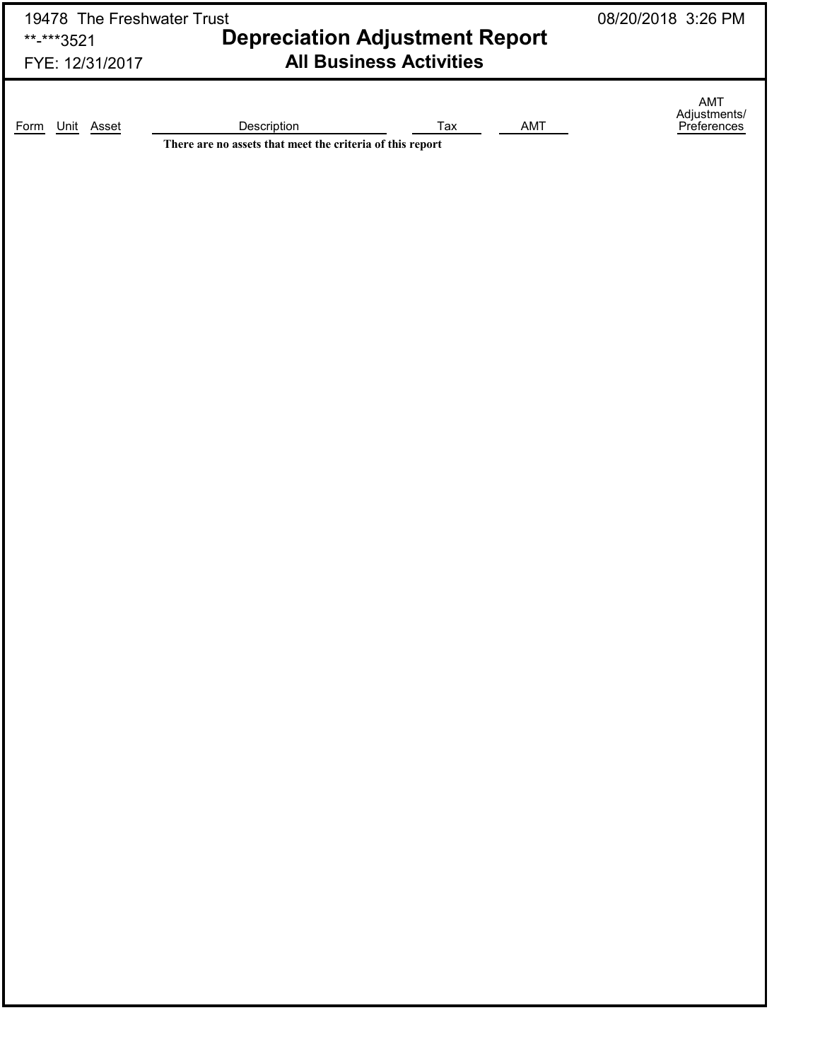19478 The Freshwater Trust

**-***3521

FYE: 12/31/2017

08/20/2018 3:26 PM

# Depreciation Adjustment Report

## All Business Activities

| Form | Unit | Asset | Description | Tax | AMT | AMT Adjustments/ Preferences |
|---|---|---|---|---|---|---|

**There are no assets that meet the criteria of this report**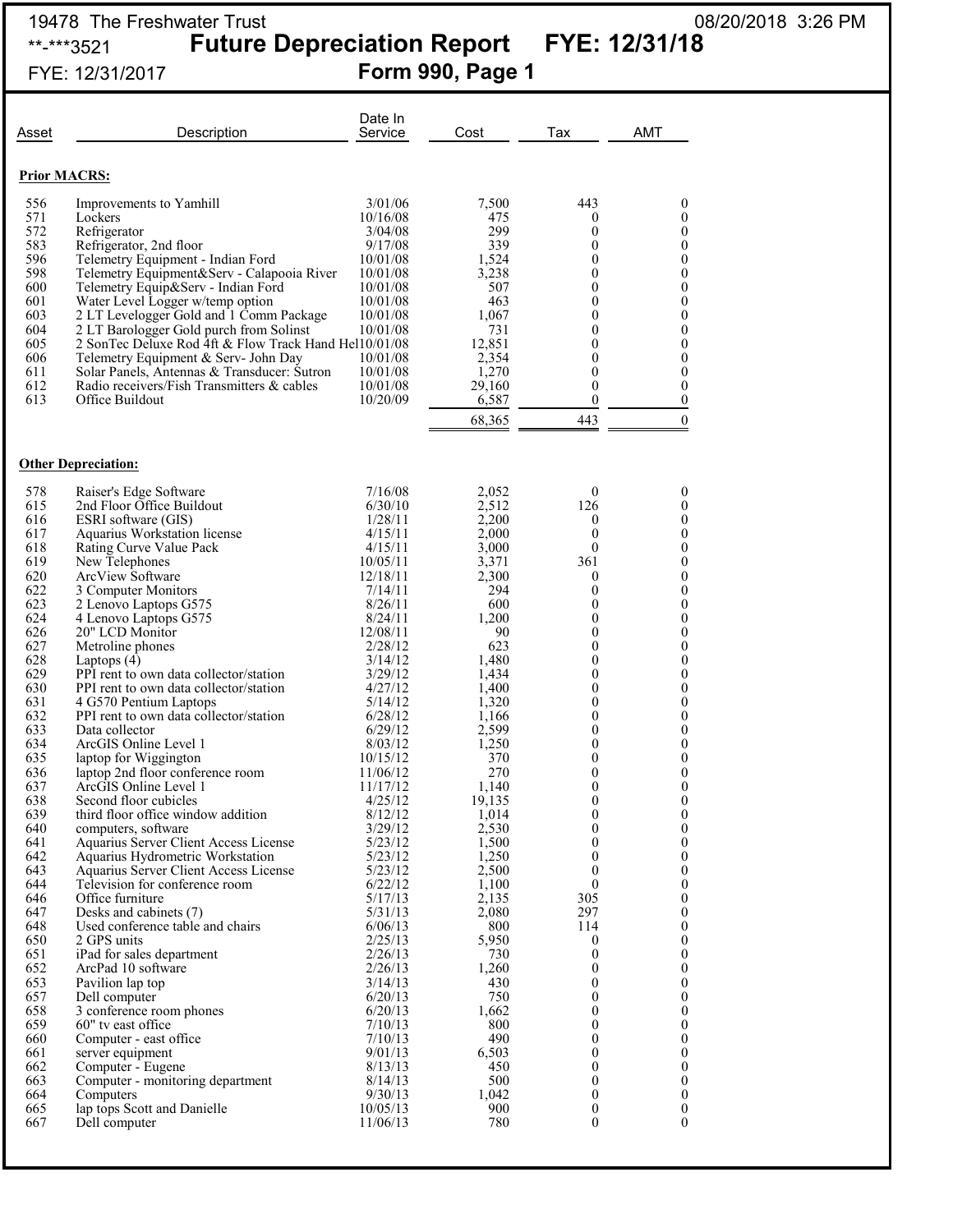19478 The Freshwater Trust
**-***3521
FYE: 12/31/2017

08/20/2018 3:26 PM

# Future Depreciation Report FYE: 12/31/18

## Form 990, Page 1

| Asset | Description | Date In Service | Cost | Tax | AMT |
|---|---|---|---|---|---|
| **Prior MACRS:** | | | | | |
| 556 | Improvements to Yamhill | 3/01/06 | 7,500 | 443 | 0 |
| 571 | Lockers | 10/16/08 | 475 | 0 | 0 |
| 572 | Refrigerator | 3/04/08 | 299 | 0 | 0 |
| 583 | Refrigerator, 2nd floor | 9/17/08 | 339 | 0 | 0 |
| 596 | Telemetry Equipment - Indian Ford | 10/01/08 | 1,524 | 0 | 0 |
| 598 | Telemetry Equipment&Serv - Calapooia River | 10/01/08 | 3,238 | 0 | 0 |
| 600 | Telemetry Equip&Serv - Indian Ford | 10/01/08 | 507 | 0 | 0 |
| 601 | Water Level Logger w/temp option | 10/01/08 | 463 | 0 | 0 |
| 603 | 2 LT Levelogger Gold and 1 Comm Package | 10/01/08 | 1,067 | 0 | 0 |
| 604 | 2 LT Barologger Gold purch from Solinst | 10/01/08 | 731 | 0 | 0 |
| 605 | 2 SonTec Deluxe Rod 4ft & Flow Track Hand Hel | 10/01/08 | 12,851 | 0 | 0 |
| 606 | Telemetry Equipment & Serv- John Day | 10/01/08 | 2,354 | 0 | 0 |
| 611 | Solar Panels, Antennas & Transducer: Sutron | 10/01/08 | 1,270 | 0 | 0 |
| 612 | Radio receivers/Fish Transmitters & cables | 10/01/08 | 29,160 | 0 | 0 |
| 613 | Office Buildout | 10/20/09 | 6,587 | 0 | 0 |
| | | | 68,365 | 443 | 0 |
| **Other Depreciation:** | | | | | |
| 578 | Raiser's Edge Software | 7/16/08 | 2,052 | 0 | 0 |
| 615 | 2nd Floor Office Buildout | 6/30/10 | 2,512 | 126 | 0 |
| 616 | ESRI software (GIS) | 1/28/11 | 2,200 | 0 | 0 |
| 617 | Aquarius Workstation license | 4/15/11 | 2,000 | 0 | 0 |
| 618 | Rating Curve Value Pack | 4/15/11 | 3,000 | 0 | 0 |
| 619 | New Telephones | 10/05/11 | 3,371 | 361 | 0 |
| 620 | ArcView Software | 12/18/11 | 2,300 | 0 | 0 |
| 622 | 3 Computer Monitors | 7/14/11 | 294 | 0 | 0 |
| 623 | 2 Lenovo Laptops G575 | 8/26/11 | 600 | 0 | 0 |
| 624 | 4 Lenovo Laptops G575 | 8/24/11 | 1,200 | 0 | 0 |
| 626 | 20" LCD Monitor | 12/08/11 | 90 | 0 | 0 |
| 627 | Metroline phones | 2/28/12 | 623 | 0 | 0 |
| 628 | Laptops (4) | 3/14/12 | 1,480 | 0 | 0 |
| 629 | PPI rent to own data collector/station | 3/29/12 | 1,434 | 0 | 0 |
| 630 | PPI rent to own data collector/station | 4/27/12 | 1,400 | 0 | 0 |
| 631 | 4 G570 Pentium Laptops | 5/14/12 | 1,320 | 0 | 0 |
| 632 | PPI rent to own data collector/station | 6/28/12 | 1,166 | 0 | 0 |
| 633 | Data collector | 6/29/12 | 2,599 | 0 | 0 |
| 634 | ArcGIS Online Level 1 | 8/03/12 | 1,250 | 0 | 0 |
| 635 | laptop for Wiggington | 10/15/12 | 370 | 0 | 0 |
| 636 | laptop 2nd floor conference room | 11/06/12 | 270 | 0 | 0 |
| 637 | ArcGIS Online Level 1 | 11/17/12 | 1,140 | 0 | 0 |
| 638 | Second floor cubicles | 4/25/12 | 19,135 | 0 | 0 |
| 639 | third floor office window addition | 8/12/12 | 1,014 | 0 | 0 |
| 640 | computers, software | 3/29/12 | 2,530 | 0 | 0 |
| 641 | Aquarius Server Client Access License | 5/23/12 | 1,500 | 0 | 0 |
| 642 | Aquarius Hydrometric Workstation | 5/23/12 | 1,250 | 0 | 0 |
| 643 | Aquarius Server Client Access License | 5/23/12 | 2,500 | 0 | 0 |
| 644 | Television for conference room | 6/22/12 | 1,100 | 0 | 0 |
| 646 | Office furniture | 5/17/13 | 2,135 | 305 | 0 |
| 647 | Desks and cabinets (7) | 5/31/13 | 2,080 | 297 | 0 |
| 648 | Used conference table and chairs | 6/06/13 | 800 | 114 | 0 |
| 650 | 2 GPS units | 2/25/13 | 5,950 | 0 | 0 |
| 651 | iPad for sales department | 2/26/13 | 730 | 0 | 0 |
| 652 | ArcPad 10 software | 2/26/13 | 1,260 | 0 | 0 |
| 653 | Pavilion lap top | 3/14/13 | 430 | 0 | 0 |
| 657 | Dell computer | 6/20/13 | 750 | 0 | 0 |
| 658 | 3 conference room phones | 6/20/13 | 1,662 | 0 | 0 |
| 659 | 60" tv east office | 7/10/13 | 800 | 0 | 0 |
| 660 | Computer - east office | 7/10/13 | 490 | 0 | 0 |
| 661 | server equipment | 9/01/13 | 6,503 | 0 | 0 |
| 662 | Computer - Eugene | 8/13/13 | 450 | 0 | 0 |
| 663 | Computer - monitoring department | 8/14/13 | 500 | 0 | 0 |
| 664 | Computers | 9/30/13 | 1,042 | 0 | 0 |
| 665 | lap tops Scott and Danielle | 10/05/13 | 900 | 0 | 0 |
| 667 | Dell computer | 11/06/13 | 780 | 0 | 0 |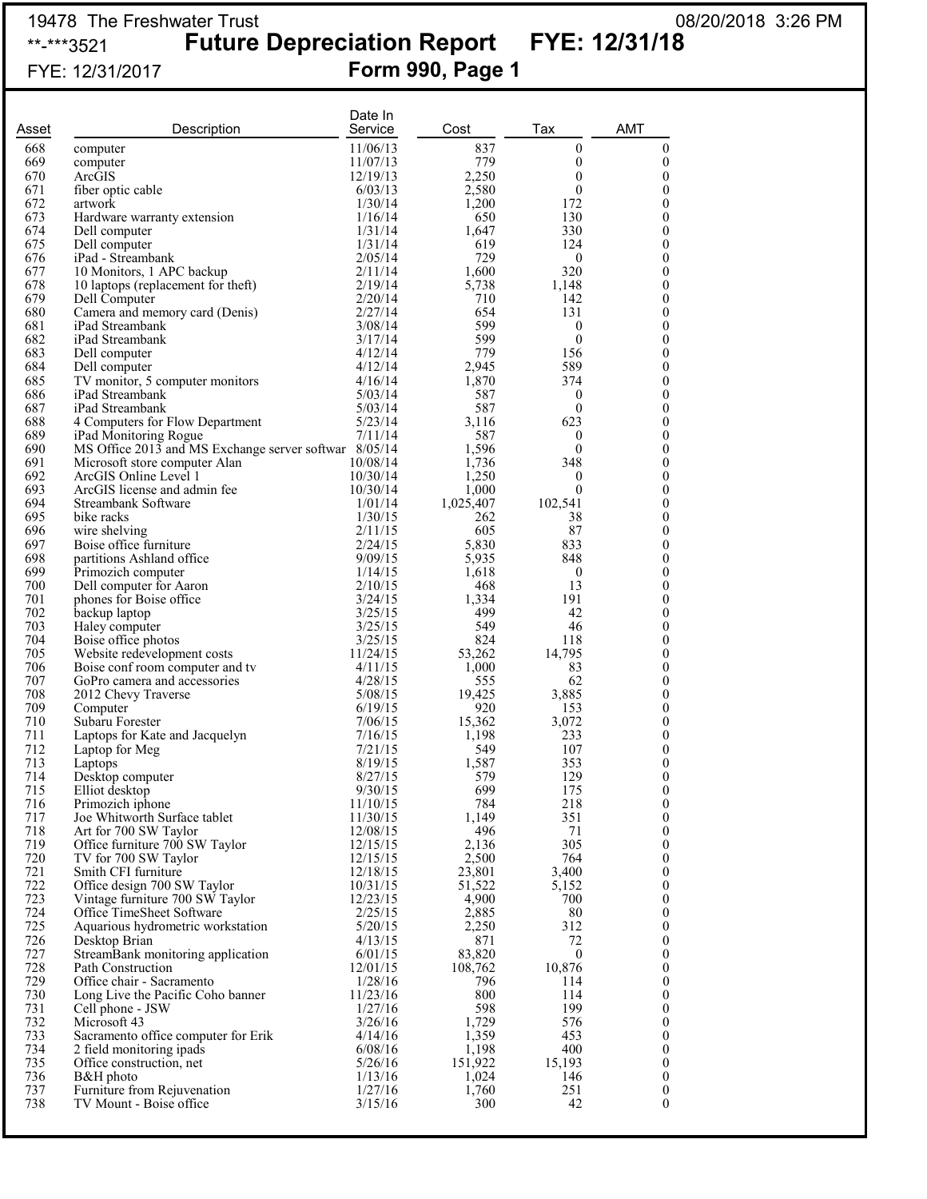19478 The Freshwater Trust 08/20/2018 3:26 PM

**-***3521

# Future Depreciation Report FYE: 12/31/18

FYE: 12/31/2017

## Form 990, Page 1

| Asset | Description | Date In Service | Cost | Tax | AMT |
|---|---|---|---|---|---|
| 668 | computer | 11/06/13 | 837 | 0 | 0 |
| 669 | computer | 11/07/13 | 779 | 0 | 0 |
| 670 | ArcGIS | 12/19/13 | 2,250 | 0 | 0 |
| 671 | fiber optic cable | 6/03/13 | 2,580 | 0 | 0 |
| 672 | artwork | 1/30/14 | 1,200 | 172 | 0 |
| 673 | Hardware warranty extension | 1/16/14 | 650 | 130 | 0 |
| 674 | Dell computer | 1/31/14 | 1,647 | 330 | 0 |
| 675 | Dell computer | 1/31/14 | 619 | 124 | 0 |
| 676 | iPad - Streambank | 2/05/14 | 729 | 0 | 0 |
| 677 | 10 Monitors, 1 APC backup | 2/11/14 | 1,600 | 320 | 0 |
| 678 | 10 laptops (replacement for theft) | 2/19/14 | 5,738 | 1,148 | 0 |
| 679 | Dell Computer | 2/20/14 | 710 | 142 | 0 |
| 680 | Camera and memory card (Denis) | 2/27/14 | 654 | 131 | 0 |
| 681 | iPad Streambank | 3/08/14 | 599 | 0 | 0 |
| 682 | iPad Streambank | 3/17/14 | 599 | 0 | 0 |
| 683 | Dell computer | 4/12/14 | 779 | 156 | 0 |
| 684 | Dell computer | 4/12/14 | 2,945 | 589 | 0 |
| 685 | TV monitor, 5 computer monitors | 4/16/14 | 1,870 | 374 | 0 |
| 686 | iPad Streambank | 5/03/14 | 587 | 0 | 0 |
| 687 | iPad Streambank | 5/03/14 | 587 | 0 | 0 |
| 688 | 4 Computers for Flow Department | 5/23/14 | 3,116 | 623 | 0 |
| 689 | iPad Monitoring Rogue | 7/11/14 | 587 | 0 | 0 |
| 690 | MS Office 2013 and MS Exchange server softwar | 8/05/14 | 1,596 | 0 | 0 |
| 691 | Microsoft store computer Alan | 10/08/14 | 1,736 | 348 | 0 |
| 692 | ArcGIS Online Level 1 | 10/30/14 | 1,250 | 0 | 0 |
| 693 | ArcGIS license and admin fee | 10/30/14 | 1,000 | 0 | 0 |
| 694 | Streambank Software | 1/01/14 | 1,025,407 | 102,541 | 0 |
| 695 | bike racks | 1/30/15 | 262 | 38 | 0 |
| 696 | wire shelving | 2/11/15 | 605 | 87 | 0 |
| 697 | Boise office furniture | 2/24/15 | 5,830 | 833 | 0 |
| 698 | partitions Ashland office | 9/09/15 | 5,935 | 848 | 0 |
| 699 | Primozich computer | 1/14/15 | 1,618 | 0 | 0 |
| 700 | Dell computer for Aaron | 2/10/15 | 468 | 13 | 0 |
| 701 | phones for Boise office | 3/24/15 | 1,334 | 191 | 0 |
| 702 | backup laptop | 3/25/15 | 499 | 42 | 0 |
| 703 | Haley computer | 3/25/15 | 549 | 46 | 0 |
| 704 | Boise office photos | 3/25/15 | 824 | 118 | 0 |
| 705 | Website redevelopment costs | 11/24/15 | 53,262 | 14,795 | 0 |
| 706 | Boise conf room computer and tv | 4/11/15 | 1,000 | 83 | 0 |
| 707 | GoPro camera and accessories | 4/28/15 | 555 | 62 | 0 |
| 708 | 2012 Chevy Traverse | 5/08/15 | 19,425 | 3,885 | 0 |
| 709 | Computer | 6/19/15 | 920 | 153 | 0 |
| 710 | Subaru Forester | 7/06/15 | 15,362 | 3,072 | 0 |
| 711 | Laptops for Kate and Jacquelyn | 7/16/15 | 1,198 | 233 | 0 |
| 712 | Laptop for Meg | 7/21/15 | 549 | 107 | 0 |
| 713 | Laptops | 8/19/15 | 1,587 | 353 | 0 |
| 714 | Desktop computer | 8/27/15 | 579 | 129 | 0 |
| 715 | Elliot desktop | 9/30/15 | 699 | 175 | 0 |
| 716 | Primozich iphone | 11/10/15 | 784 | 218 | 0 |
| 717 | Joe Whitworth Surface tablet | 11/30/15 | 1,149 | 351 | 0 |
| 718 | Art for 700 SW Taylor | 12/08/15 | 496 | 71 | 0 |
| 719 | Office furniture 700 SW Taylor | 12/15/15 | 2,136 | 305 | 0 |
| 720 | TV for 700 SW Taylor | 12/15/15 | 2,500 | 764 | 0 |
| 721 | Smith CFI furniture | 12/18/15 | 23,801 | 3,400 | 0 |
| 722 | Office design 700 SW Taylor | 10/31/15 | 51,522 | 5,152 | 0 |
| 723 | Vintage furniture 700 SW Taylor | 12/23/15 | 4,900 | 700 | 0 |
| 724 | Office TimeSheet Software | 2/25/15 | 2,885 | 80 | 0 |
| 725 | Aquarious hydrometric workstation | 5/20/15 | 2,250 | 312 | 0 |
| 726 | Desktop Brian | 4/13/15 | 871 | 72 | 0 |
| 727 | StreamBank monitoring application | 6/01/15 | 83,820 | 0 | 0 |
| 728 | Path Construction | 12/01/15 | 108,762 | 10,876 | 0 |
| 729 | Office chair - Sacramento | 1/28/16 | 796 | 114 | 0 |
| 730 | Long Live the Pacific Coho banner | 11/23/16 | 800 | 114 | 0 |
| 731 | Cell phone - JSW | 1/27/16 | 598 | 199 | 0 |
| 732 | Microsoft 43 | 3/26/16 | 1,729 | 576 | 0 |
| 733 | Sacramento office computer for Erik | 4/14/16 | 1,359 | 453 | 0 |
| 734 | 2 field monitoring ipads | 6/08/16 | 1,198 | 400 | 0 |
| 735 | Office construction, net | 5/26/16 | 151,922 | 15,193 | 0 |
| 736 | B&H photo | 1/13/16 | 1,024 | 146 | 0 |
| 737 | Furniture from Rejuvenation | 1/27/16 | 1,760 | 251 | 0 |
| 738 | TV Mount - Boise office | 3/15/16 | 300 | 42 | 0 |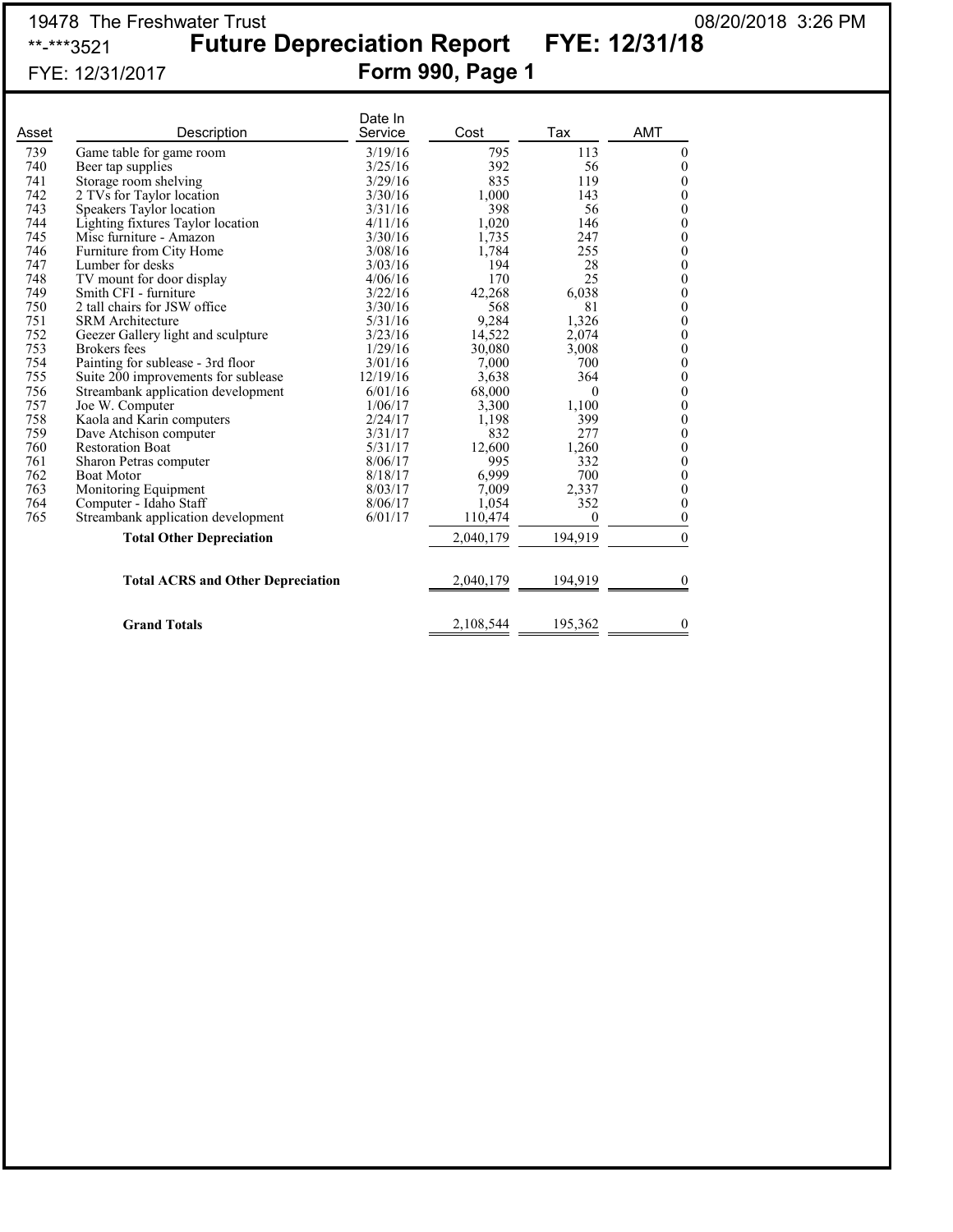19478 The Freshwater Trust 08/20/2018 3:26 PM

**-***3521

# Future Depreciation Report FYE: 12/31/18

FYE: 12/31/2017

## Form 990, Page 1

| Asset | Description | Date In Service | Cost | Tax | AMT |
|---|---|---|---|---|---|
| 739 | Game table for game room | 3/19/16 | 795 | 113 | 0 |
| 740 | Beer tap supplies | 3/25/16 | 392 | 56 | 0 |
| 741 | Storage room shelving | 3/29/16 | 835 | 119 | 0 |
| 742 | 2 TVs for Taylor location | 3/30/16 | 1,000 | 143 | 0 |
| 743 | Speakers Taylor location | 3/31/16 | 398 | 56 | 0 |
| 744 | Lighting fixtures Taylor location | 4/11/16 | 1,020 | 146 | 0 |
| 745 | Misc furniture - Amazon | 3/30/16 | 1,735 | 247 | 0 |
| 746 | Furniture from City Home | 3/08/16 | 1,784 | 255 | 0 |
| 747 | Lumber for desks | 3/03/16 | 194 | 28 | 0 |
| 748 | TV mount for door display | 4/06/16 | 170 | 25 | 0 |
| 749 | Smith CFI - furniture | 3/22/16 | 42,268 | 6,038 | 0 |
| 750 | 2 tall chairs for JSW office | 3/30/16 | 568 | 81 | 0 |
| 751 | SRM Architecture | 5/31/16 | 9,284 | 1,326 | 0 |
| 752 | Geezer Gallery light and sculpture | 3/23/16 | 14,522 | 2,074 | 0 |
| 753 | Brokers fees | 1/29/16 | 30,080 | 3,008 | 0 |
| 754 | Painting for sublease - 3rd floor | 3/01/16 | 7,000 | 700 | 0 |
| 755 | Suite 200 improvements for sublease | 12/19/16 | 3,638 | 364 | 0 |
| 756 | Streambank application development | 6/01/16 | 68,000 | 0 | 0 |
| 757 | Joe W. Computer | 1/06/17 | 3,300 | 1,100 | 0 |
| 758 | Kaola and Karin computers | 2/24/17 | 1,198 | 399 | 0 |
| 759 | Dave Atchison computer | 3/31/17 | 832 | 277 | 0 |
| 760 | Restoration Boat | 5/31/17 | 12,600 | 1,260 | 0 |
| 761 | Sharon Petras computer | 8/06/17 | 995 | 332 | 0 |
| 762 | Boat Motor | 8/18/17 | 6,999 | 700 | 0 |
| 763 | Monitoring Equipment | 8/03/17 | 7,009 | 2,337 | 0 |
| 764 | Computer - Idaho Staff | 8/06/17 | 1,054 | 352 | 0 |
| 765 | Streambank application development | 6/01/17 | 110,474 | 0 | 0 |
| | **Total Other Depreciation** | | 2,040,179 | 194,919 | 0 |
| | **Total ACRS and Other Depreciation** | | 2,040,179 | 194,919 | 0 |
| | **Grand Totals** | | 2,108,544 | 195,362 | 0 |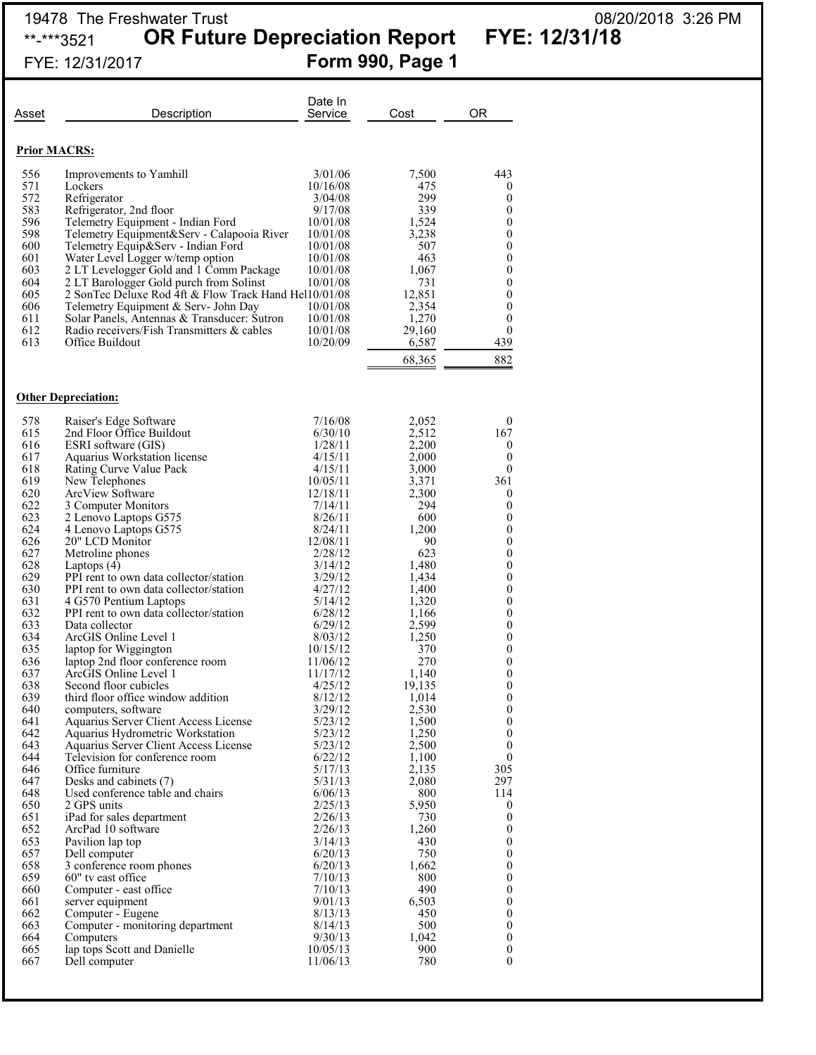19478 The Freshwater Trust
**-***3521
FYE: 12/31/2017

# OR Future Depreciation Report FYE: 12/31/18

## Form 990, Page 1

08/20/2018 3:26 PM

| Asset | Description | Date In Service | Cost | OR |
|---|---|---|---|---|
| **Prior MACRS:** | | | | |
| 556 | Improvements to Yamhill | 3/01/06 | 7,500 | 443 |
| 571 | Lockers | 10/16/08 | 475 | 0 |
| 572 | Refrigerator | 3/04/08 | 299 | 0 |
| 583 | Refrigerator, 2nd floor | 9/17/08 | 339 | 0 |
| 596 | Telemetry Equipment - Indian Ford | 10/01/08 | 1,524 | 0 |
| 598 | Telemetry Equipment&Serv - Calapooia River | 10/01/08 | 3,238 | 0 |
| 600 | Telemetry Equip&Serv - Indian Ford | 10/01/08 | 507 | 0 |
| 601 | Water Level Logger w/temp option | 10/01/08 | 463 | 0 |
| 603 | 2 LT Levelogger Gold and 1 Comm Package | 10/01/08 | 1,067 | 0 |
| 604 | 2 LT Barologger Gold purch from Solinst | 10/01/08 | 731 | 0 |
| 605 | 2 SonTec Deluxe Rod 4ft & Flow Track Hand Hel | 10/01/08 | 12,851 | 0 |
| 606 | Telemetry Equipment & Serv- John Day | 10/01/08 | 2,354 | 0 |
| 611 | Solar Panels, Antennas & Transducer: Sutron | 10/01/08 | 1,270 | 0 |
| 612 | Radio receivers/Fish Transmitters & cables | 10/01/08 | 29,160 | 0 |
| 613 | Office Buildout | 10/20/09 | 6,587 | 439 |
| | | | 68,365 | 882 |
| **Other Depreciation:** | | | | |
| 578 | Raiser's Edge Software | 7/16/08 | 2,052 | 0 |
| 615 | 2nd Floor Office Buildout | 6/30/10 | 2,512 | 167 |
| 616 | ESRI software (GIS) | 1/28/11 | 2,200 | 0 |
| 617 | Aquarius Workstation license | 4/15/11 | 2,000 | 0 |
| 618 | Rating Curve Value Pack | 4/15/11 | 3,000 | 0 |
| 619 | New Telephones | 10/05/11 | 3,371 | 361 |
| 620 | ArcView Software | 12/18/11 | 2,300 | 0 |
| 622 | 3 Computer Monitors | 7/14/11 | 294 | 0 |
| 623 | 2 Lenovo Laptops G575 | 8/26/11 | 600 | 0 |
| 624 | 4 Lenovo Laptops G575 | 8/24/11 | 1,200 | 0 |
| 626 | 20" LCD Monitor | 12/08/11 | 90 | 0 |
| 627 | Metroline phones | 2/28/12 | 623 | 0 |
| 628 | Laptops (4) | 3/14/12 | 1,480 | 0 |
| 629 | PPI rent to own data collector/station | 3/29/12 | 1,434 | 0 |
| 630 | PPI rent to own data collector/station | 4/27/12 | 1,400 | 0 |
| 631 | 4 G570 Pentium Laptops | 5/14/12 | 1,320 | 0 |
| 632 | PPI rent to own data collector/station | 6/28/12 | 1,166 | 0 |
| 633 | Data collector | 6/29/12 | 2,599 | 0 |
| 634 | ArcGIS Online Level 1 | 8/03/12 | 1,250 | 0 |
| 635 | laptop for Wiggington | 10/15/12 | 370 | 0 |
| 636 | laptop 2nd floor conference room | 11/06/12 | 270 | 0 |
| 637 | ArcGIS Online Level 1 | 11/17/12 | 1,140 | 0 |
| 638 | Second floor cubicles | 4/25/12 | 19,135 | 0 |
| 639 | third floor office window addition | 8/12/12 | 1,014 | 0 |
| 640 | computers, software | 3/29/12 | 2,530 | 0 |
| 641 | Aquarius Server Client Access License | 5/23/12 | 1,500 | 0 |
| 642 | Aquarius Hydrometric Workstation | 5/23/12 | 1,250 | 0 |
| 643 | Aquarius Server Client Access License | 5/23/12 | 2,500 | 0 |
| 644 | Television for conference room | 6/22/12 | 1,100 | 0 |
| 646 | Office furniture | 5/17/13 | 2,135 | 305 |
| 647 | Desks and cabinets (7) | 5/31/13 | 2,080 | 297 |
| 648 | Used conference table and chairs | 6/06/13 | 800 | 114 |
| 650 | 2 GPS units | 2/25/13 | 5,950 | 0 |
| 651 | iPad for sales department | 2/26/13 | 730 | 0 |
| 652 | ArcPad 10 software | 2/26/13 | 1,260 | 0 |
| 653 | Pavilion lap top | 3/14/13 | 430 | 0 |
| 657 | Dell computer | 6/20/13 | 750 | 0 |
| 658 | 3 conference room phones | 6/20/13 | 1,662 | 0 |
| 659 | 60" tv east office | 7/10/13 | 800 | 0 |
| 660 | Computer - east office | 7/10/13 | 490 | 0 |
| 661 | server equipment | 9/01/13 | 6,503 | 0 |
| 662 | Computer - Eugene | 8/13/13 | 450 | 0 |
| 663 | Computer - monitoring department | 8/14/13 | 500 | 0 |
| 664 | Computers | 9/30/13 | 1,042 | 0 |
| 665 | lap tops Scott and Danielle | 10/05/13 | 900 | 0 |
| 667 | Dell computer | 11/06/13 | 780 | 0 |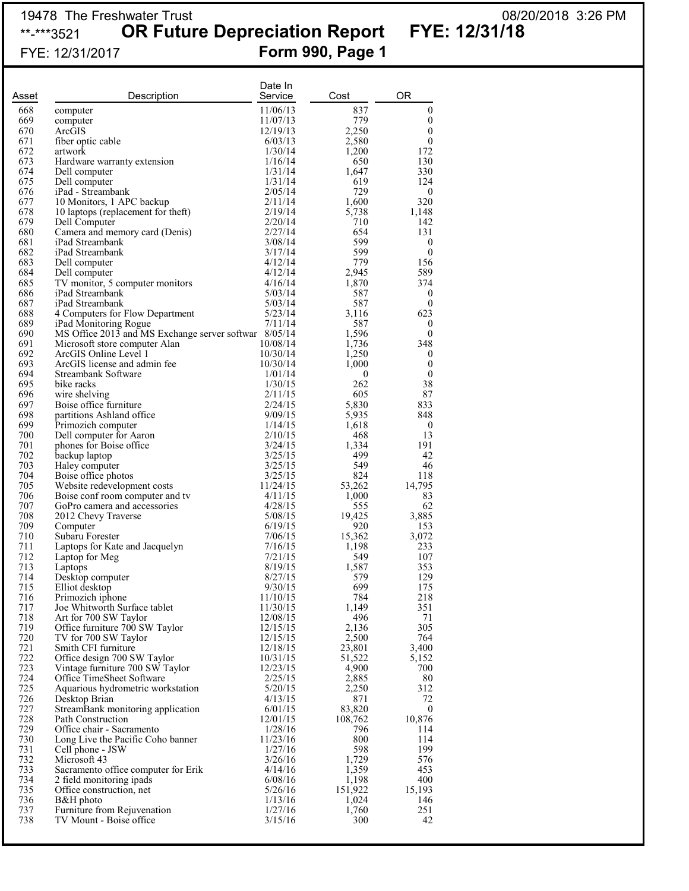19478 The Freshwater Trust

**-***3521

# OR Future Depreciation Report FYE: 12/31/18

FYE: 12/31/2017

## Form 990, Page 1

| Asset | Description | Date In Service | Cost | OR |
|---|---|---|---|---|
| 668 | computer | 11/06/13 | 837 | 0 |
| 669 | computer | 11/07/13 | 779 | 0 |
| 670 | ArcGIS | 12/19/13 | 2,250 | 0 |
| 671 | fiber optic cable | 6/03/13 | 2,580 | 0 |
| 672 | artwork | 1/30/14 | 1,200 | 172 |
| 673 | Hardware warranty extension | 1/16/14 | 650 | 130 |
| 674 | Dell computer | 1/31/14 | 1,647 | 330 |
| 675 | Dell computer | 1/31/14 | 619 | 124 |
| 676 | iPad - Streambank | 2/05/14 | 729 | 0 |
| 677 | 10 Monitors, 1 APC backup | 2/11/14 | 1,600 | 320 |
| 678 | 10 laptops (replacement for theft) | 2/19/14 | 5,738 | 1,148 |
| 679 | Dell Computer | 2/20/14 | 710 | 142 |
| 680 | Camera and memory card (Denis) | 2/27/14 | 654 | 131 |
| 681 | iPad Streambank | 3/08/14 | 599 | 0 |
| 682 | iPad Streambank | 3/17/14 | 599 | 0 |
| 683 | Dell computer | 4/12/14 | 779 | 156 |
| 684 | Dell computer | 4/12/14 | 2,945 | 589 |
| 685 | TV monitor, 5 computer monitors | 4/16/14 | 1,870 | 374 |
| 686 | iPad Streambank | 5/03/14 | 587 | 0 |
| 687 | iPad Streambank | 5/03/14 | 587 | 0 |
| 688 | 4 Computers for Flow Department | 5/23/14 | 3,116 | 623 |
| 689 | iPad Monitoring Rogue | 7/11/14 | 587 | 0 |
| 690 | MS Office 2013 and MS Exchange server softwar | 8/05/14 | 1,596 | 0 |
| 691 | Microsoft store computer Alan | 10/08/14 | 1,736 | 348 |
| 692 | ArcGIS Online Level 1 | 10/30/14 | 1,250 | 0 |
| 693 | ArcGIS license and admin fee | 10/30/14 | 1,000 | 0 |
| 694 | Streambank Software | 1/01/14 | 0 | 0 |
| 695 | bike racks | 1/30/15 | 262 | 38 |
| 696 | wire shelving | 2/11/15 | 605 | 87 |
| 697 | Boise office furniture | 2/24/15 | 5,830 | 833 |
| 698 | partitions Ashland office | 9/09/15 | 5,935 | 848 |
| 699 | Primozich computer | 1/14/15 | 1,618 | 0 |
| 700 | Dell computer for Aaron | 2/10/15 | 468 | 13 |
| 701 | phones for Boise office | 3/24/15 | 1,334 | 191 |
| 702 | backup laptop | 3/25/15 | 499 | 42 |
| 703 | Haley computer | 3/25/15 | 549 | 46 |
| 704 | Boise office photos | 3/25/15 | 824 | 118 |
| 705 | Website redevelopment costs | 11/24/15 | 53,262 | 14,795 |
| 706 | Boise conf room computer and tv | 4/11/15 | 1,000 | 83 |
| 707 | GoPro camera and accessories | 4/28/15 | 555 | 62 |
| 708 | 2012 Chevy Traverse | 5/08/15 | 19,425 | 3,885 |
| 709 | Computer | 6/19/15 | 920 | 153 |
| 710 | Subaru Forester | 7/06/15 | 15,362 | 3,072 |
| 711 | Laptops for Kate and Jacquelyn | 7/16/15 | 1,198 | 233 |
| 712 | Laptop for Meg | 7/21/15 | 549 | 107 |
| 713 | Laptops | 8/19/15 | 1,587 | 353 |
| 714 | Desktop computer | 8/27/15 | 579 | 129 |
| 715 | Elliot desktop | 9/30/15 | 699 | 175 |
| 716 | Primozich iphone | 11/10/15 | 784 | 218 |
| 717 | Joe Whitworth Surface tablet | 11/30/15 | 1,149 | 351 |
| 718 | Art for 700 SW Taylor | 12/08/15 | 496 | 71 |
| 719 | Office furniture 700 SW Taylor | 12/15/15 | 2,136 | 305 |
| 720 | TV for 700 SW Taylor | 12/15/15 | 2,500 | 764 |
| 721 | Smith CFI furniture | 12/18/15 | 23,801 | 3,400 |
| 722 | Office design 700 SW Taylor | 10/31/15 | 51,522 | 5,152 |
| 723 | Vintage furniture 700 SW Taylor | 12/23/15 | 4,900 | 700 |
| 724 | Office TimeSheet Software | 2/25/15 | 2,885 | 80 |
| 725 | Aquarious hydrometric workstation | 5/20/15 | 2,250 | 312 |
| 726 | Desktop Brian | 4/13/15 | 871 | 72 |
| 727 | StreamBank monitoring application | 6/01/15 | 83,820 | 0 |
| 728 | Path Construction | 12/01/15 | 108,762 | 10,876 |
| 729 | Office chair - Sacramento | 1/28/16 | 796 | 114 |
| 730 | Long Live the Pacific Coho banner | 11/23/16 | 800 | 114 |
| 731 | Cell phone - JSW | 1/27/16 | 598 | 199 |
| 732 | Microsoft 43 | 3/26/16 | 1,729 | 576 |
| 733 | Sacramento office computer for Erik | 4/14/16 | 1,359 | 453 |
| 734 | 2 field monitoring ipads | 6/08/16 | 1,198 | 400 |
| 735 | Office construction, net | 5/26/16 | 151,922 | 15,193 |
| 736 | B&H photo | 1/13/16 | 1,024 | 146 |
| 737 | Furniture from Rejuvenation | 1/27/16 | 1,760 | 251 |
| 738 | TV Mount - Boise office | 3/15/16 | 300 | 42 |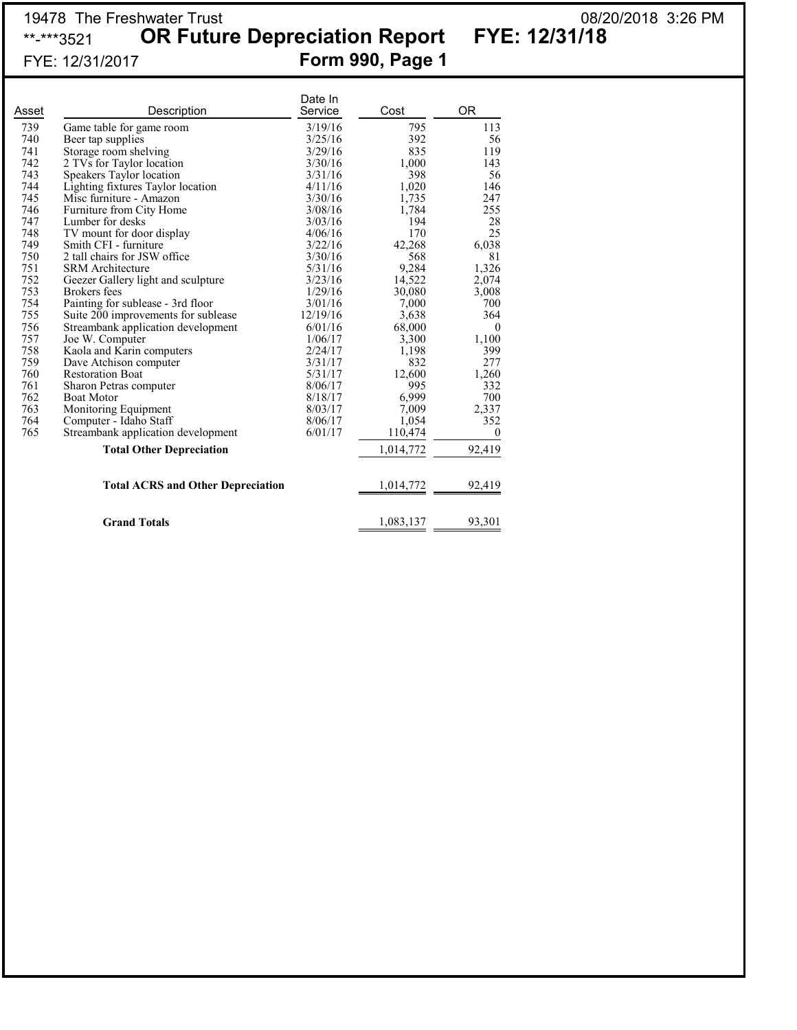19478 The Freshwater Trust
**-***3521

# OR Future Depreciation Report FYE: 12/31/18

FYE: 12/31/2017

## Form 990, Page 1

08/20/2018 3:26 PM

| Asset | Description | Date In Service | Cost | OR |
|---|---|---|---|---|
| 739 | Game table for game room | 3/19/16 | 795 | 113 |
| 740 | Beer tap supplies | 3/25/16 | 392 | 56 |
| 741 | Storage room shelving | 3/29/16 | 835 | 119 |
| 742 | 2 TVs for Taylor location | 3/30/16 | 1,000 | 143 |
| 743 | Speakers Taylor location | 3/31/16 | 398 | 56 |
| 744 | Lighting fixtures Taylor location | 4/11/16 | 1,020 | 146 |
| 745 | Misc furniture - Amazon | 3/30/16 | 1,735 | 247 |
| 746 | Furniture from City Home | 3/08/16 | 1,784 | 255 |
| 747 | Lumber for desks | 3/03/16 | 194 | 28 |
| 748 | TV mount for door display | 4/06/16 | 170 | 25 |
| 749 | Smith CFI - furniture | 3/22/16 | 42,268 | 6,038 |
| 750 | 2 tall chairs for JSW office | 3/30/16 | 568 | 81 |
| 751 | SRM Architecture | 5/31/16 | 9,284 | 1,326 |
| 752 | Geezer Gallery light and sculpture | 3/23/16 | 14,522 | 2,074 |
| 753 | Brokers fees | 1/29/16 | 30,080 | 3,008 |
| 754 | Painting for sublease - 3rd floor | 3/01/16 | 7,000 | 700 |
| 755 | Suite 200 improvements for sublease | 12/19/16 | 3,638 | 364 |
| 756 | Streambank application development | 6/01/16 | 68,000 | 0 |
| 757 | Joe W. Computer | 1/06/17 | 3,300 | 1,100 |
| 758 | Kaola and Karin computers | 2/24/17 | 1,198 | 399 |
| 759 | Dave Atchison computer | 3/31/17 | 832 | 277 |
| 760 | Restoration Boat | 5/31/17 | 12,600 | 1,260 |
| 761 | Sharon Petras computer | 8/06/17 | 995 | 332 |
| 762 | Boat Motor | 8/18/17 | 6,999 | 700 |
| 763 | Monitoring Equipment | 8/03/17 | 7,009 | 2,337 |
| 764 | Computer - Idaho Staff | 8/06/17 | 1,054 | 352 |
| 765 | Streambank application development | 6/01/17 | 110,474 | 0 |
| | **Total Other Depreciation** | | 1,014,772 | 92,419 |
| | **Total ACRS and Other Depreciation** | | 1,014,772 | 92,419 |
| | **Grand Totals** | | 1,083,137 | 93,301 |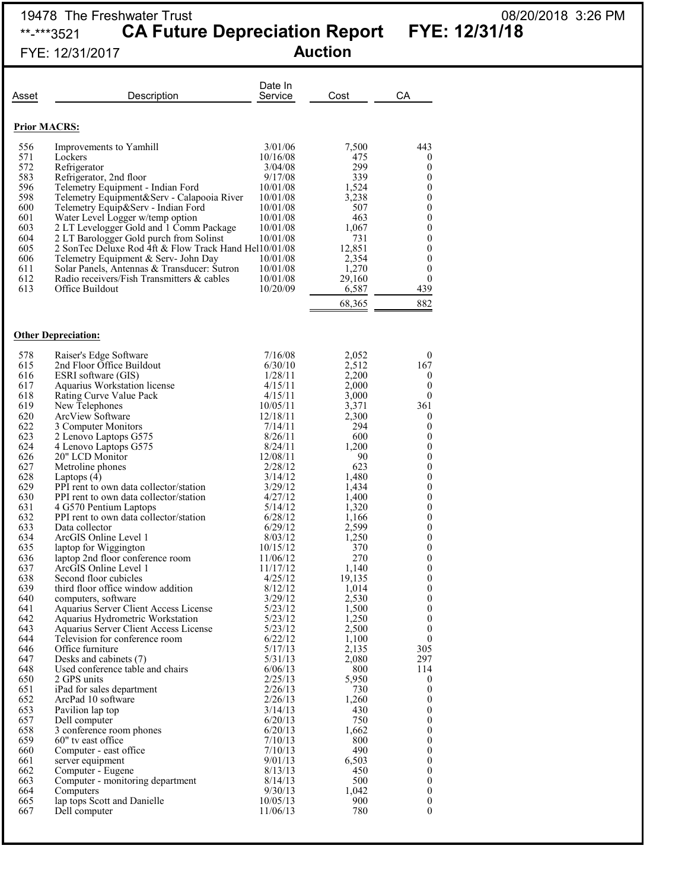19478 The Freshwater Trust
**-***3521

# CA Future Depreciation Report FYE: 12/31/18

FYE: 12/31/2017

## Auction

| Asset | Description | Date In Service | Cost | CA |
|---|---|---|---|---|
| **Prior MACRS:** | | | | |
| 556 | Improvements to Yamhill | 3/01/06 | 7,500 | 443 |
| 571 | Lockers | 10/16/08 | 475 | 0 |
| 572 | Refrigerator | 3/04/08 | 299 | 0 |
| 583 | Refrigerator, 2nd floor | 9/17/08 | 339 | 0 |
| 596 | Telemetry Equipment - Indian Ford | 10/01/08 | 1,524 | 0 |
| 598 | Telemetry Equipment&Serv - Calapooia River | 10/01/08 | 3,238 | 0 |
| 600 | Telemetry Equip&Serv - Indian Ford | 10/01/08 | 507 | 0 |
| 601 | Water Level Logger w/temp option | 10/01/08 | 463 | 0 |
| 603 | 2 LT Levelogger Gold and 1 Comm Package | 10/01/08 | 1,067 | 0 |
| 604 | 2 LT Barologger Gold purch from Solinst | 10/01/08 | 731 | 0 |
| 605 | 2 SonTec Deluxe Rod 4ft & Flow Track Hand Hel | 10/01/08 | 12,851 | 0 |
| 606 | Telemetry Equipment & Serv- John Day | 10/01/08 | 2,354 | 0 |
| 611 | Solar Panels, Antennas & Transducer: Sutron | 10/01/08 | 1,270 | 0 |
| 612 | Radio receivers/Fish Transmitters & cables | 10/01/08 | 29,160 | 0 |
| 613 | Office Buildout | 10/20/09 | 6,587 | 439 |
| | | | 68,365 | 882 |
| **Other Depreciation:** | | | | |
| 578 | Raiser's Edge Software | 7/16/08 | 2,052 | 0 |
| 615 | 2nd Floor Office Buildout | 6/30/10 | 2,512 | 167 |
| 616 | ESRI software (GIS) | 1/28/11 | 2,200 | 0 |
| 617 | Aquarius Workstation license | 4/15/11 | 2,000 | 0 |
| 618 | Rating Curve Value Pack | 4/15/11 | 3,000 | 0 |
| 619 | New Telephones | 10/05/11 | 3,371 | 361 |
| 620 | ArcView Software | 12/18/11 | 2,300 | 0 |
| 622 | 3 Computer Monitors | 7/14/11 | 294 | 0 |
| 623 | 2 Lenovo Laptops G575 | 8/26/11 | 600 | 0 |
| 624 | 4 Lenovo Laptops G575 | 8/24/11 | 1,200 | 0 |
| 626 | 20" LCD Monitor | 12/08/11 | 90 | 0 |
| 627 | Metroline phones | 2/28/12 | 623 | 0 |
| 628 | Laptops (4) | 3/14/12 | 1,480 | 0 |
| 629 | PPI rent to own data collector/station | 3/29/12 | 1,434 | 0 |
| 630 | PPI rent to own data collector/station | 4/27/12 | 1,400 | 0 |
| 631 | 4 G570 Pentium Laptops | 5/14/12 | 1,320 | 0 |
| 632 | PPI rent to own data collector/station | 6/28/12 | 1,166 | 0 |
| 633 | Data collector | 6/29/12 | 2,599 | 0 |
| 634 | ArcGIS Online Level 1 | 8/03/12 | 1,250 | 0 |
| 635 | laptop for Wiggington | 10/15/12 | 370 | 0 |
| 636 | laptop 2nd floor conference room | 11/06/12 | 270 | 0 |
| 637 | ArcGIS Online Level 1 | 11/17/12 | 1,140 | 0 |
| 638 | Second floor cubicles | 4/25/12 | 19,135 | 0 |
| 639 | third floor office window addition | 8/12/12 | 1,014 | 0 |
| 640 | computers, software | 3/29/12 | 2,530 | 0 |
| 641 | Aquarius Server Client Access License | 5/23/12 | 1,500 | 0 |
| 642 | Aquarius Hydrometric Workstation | 5/23/12 | 1,250 | 0 |
| 643 | Aquarius Server Client Access License | 5/23/12 | 2,500 | 0 |
| 644 | Television for conference room | 6/22/12 | 1,100 | 0 |
| 646 | Office furniture | 5/17/13 | 2,135 | 305 |
| 647 | Desks and cabinets (7) | 5/31/13 | 2,080 | 297 |
| 648 | Used conference table and chairs | 6/06/13 | 800 | 114 |
| 650 | 2 GPS units | 2/25/13 | 5,950 | 0 |
| 651 | iPad for sales department | 2/26/13 | 730 | 0 |
| 652 | ArcPad 10 software | 2/26/13 | 1,260 | 0 |
| 653 | Pavilion lap top | 3/14/13 | 430 | 0 |
| 657 | Dell computer | 6/20/13 | 750 | 0 |
| 658 | 3 conference room phones | 6/20/13 | 1,662 | 0 |
| 659 | 60" tv east office | 7/10/13 | 800 | 0 |
| 660 | Computer - east office | 7/10/13 | 490 | 0 |
| 661 | server equipment | 9/01/13 | 6,503 | 0 |
| 662 | Computer - Eugene | 8/13/13 | 450 | 0 |
| 663 | Computer - monitoring department | 8/14/13 | 500 | 0 |
| 664 | Computers | 9/30/13 | 1,042 | 0 |
| 665 | lap tops Scott and Danielle | 10/05/13 | 900 | 0 |
| 667 | Dell computer | 11/06/13 | 780 | 0 |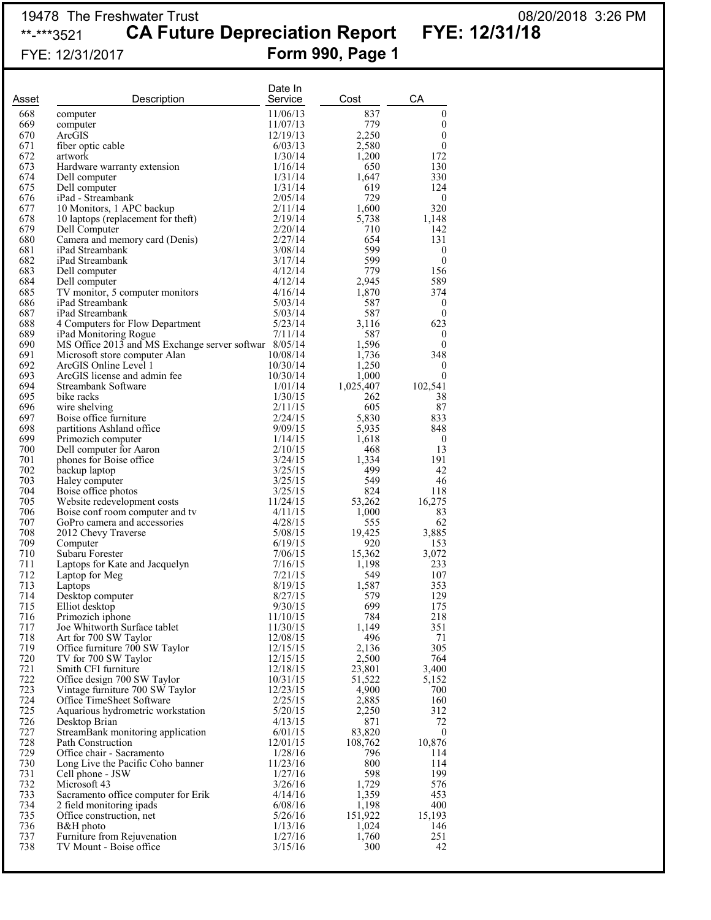19478 The Freshwater Trust

08/20/2018 3:26 PM

**-***3521

# CA Future Depreciation Report FYE: 12/31/18

FYE: 12/31/2017

## Form 990, Page 1

| Asset | Description | Date In Service | Cost | CA |
|---|---|---|---|---|
| 668 | computer | 11/06/13 | 837 | 0 |
| 669 | computer | 11/07/13 | 779 | 0 |
| 670 | ArcGIS | 12/19/13 | 2,250 | 0 |
| 671 | fiber optic cable | 6/03/13 | 2,580 | 0 |
| 672 | artwork | 1/30/14 | 1,200 | 172 |
| 673 | Hardware warranty extension | 1/16/14 | 650 | 130 |
| 674 | Dell computer | 1/31/14 | 1,647 | 330 |
| 675 | Dell computer | 1/31/14 | 619 | 124 |
| 676 | iPad - Streambank | 2/05/14 | 729 | 0 |
| 677 | 10 Monitors, 1 APC backup | 2/11/14 | 1,600 | 320 |
| 678 | 10 laptops (replacement for theft) | 2/19/14 | 5,738 | 1,148 |
| 679 | Dell Computer | 2/20/14 | 710 | 142 |
| 680 | Camera and memory card (Denis) | 2/27/14 | 654 | 131 |
| 681 | iPad Streambank | 3/08/14 | 599 | 0 |
| 682 | iPad Streambank | 3/17/14 | 599 | 0 |
| 683 | Dell computer | 4/12/14 | 779 | 156 |
| 684 | Dell computer | 4/12/14 | 2,945 | 589 |
| 685 | TV monitor, 5 computer monitors | 4/16/14 | 1,870 | 374 |
| 686 | iPad Streambank | 5/03/14 | 587 | 0 |
| 687 | iPad Streambank | 5/03/14 | 587 | 0 |
| 688 | 4 Computers for Flow Department | 5/23/14 | 3,116 | 623 |
| 689 | iPad Monitoring Rogue | 7/11/14 | 587 | 0 |
| 690 | MS Office 2013 and MS Exchange server softwar | 8/05/14 | 1,596 | 0 |
| 691 | Microsoft store computer Alan | 10/08/14 | 1,736 | 348 |
| 692 | ArcGIS Online Level 1 | 10/30/14 | 1,250 | 0 |
| 693 | ArcGIS license and admin fee | 10/30/14 | 1,000 | 0 |
| 694 | Streambank Software | 1/01/14 | 1,025,407 | 102,541 |
| 695 | bike racks | 1/30/15 | 262 | 38 |
| 696 | wire shelving | 2/11/15 | 605 | 87 |
| 697 | Boise office furniture | 2/24/15 | 5,830 | 833 |
| 698 | partitions Ashland office | 9/09/15 | 5,935 | 848 |
| 699 | Primozich computer | 1/14/15 | 1,618 | 0 |
| 700 | Dell computer for Aaron | 2/10/15 | 468 | 13 |
| 701 | phones for Boise office | 3/24/15 | 1,334 | 191 |
| 702 | backup laptop | 3/25/15 | 499 | 42 |
| 703 | Haley computer | 3/25/15 | 549 | 46 |
| 704 | Boise office photos | 3/25/15 | 824 | 118 |
| 705 | Website redevelopment costs | 11/24/15 | 53,262 | 16,275 |
| 706 | Boise conf room computer and tv | 4/11/15 | 1,000 | 83 |
| 707 | GoPro camera and accessories | 4/28/15 | 555 | 62 |
| 708 | 2012 Chevy Traverse | 5/08/15 | 19,425 | 3,885 |
| 709 | Computer | 6/19/15 | 920 | 153 |
| 710 | Subaru Forester | 7/06/15 | 15,362 | 3,072 |
| 711 | Laptops for Kate and Jacquelyn | 7/16/15 | 1,198 | 233 |
| 712 | Laptop for Meg | 7/21/15 | 549 | 107 |
| 713 | Laptops | 8/19/15 | 1,587 | 353 |
| 714 | Desktop computer | 8/27/15 | 579 | 129 |
| 715 | Elliot desktop | 9/30/15 | 699 | 175 |
| 716 | Primozich iphone | 11/10/15 | 784 | 218 |
| 717 | Joe Whitworth Surface tablet | 11/30/15 | 1,149 | 351 |
| 718 | Art for 700 SW Taylor | 12/08/15 | 496 | 71 |
| 719 | Office furniture 700 SW Taylor | 12/15/15 | 2,136 | 305 |
| 720 | TV for 700 SW Taylor | 12/15/15 | 2,500 | 764 |
| 721 | Smith CFI furniture | 12/18/15 | 23,801 | 3,400 |
| 722 | Office design 700 SW Taylor | 10/31/15 | 51,522 | 5,152 |
| 723 | Vintage furniture 700 SW Taylor | 12/23/15 | 4,900 | 700 |
| 724 | Office TimeSheet Software | 2/25/15 | 2,885 | 160 |
| 725 | Aquarious hydrometric workstation | 5/20/15 | 2,250 | 312 |
| 726 | Desktop Brian | 4/13/15 | 871 | 72 |
| 727 | StreamBank monitoring application | 6/01/15 | 83,820 | 0 |
| 728 | Path Construction | 12/01/15 | 108,762 | 10,876 |
| 729 | Office chair - Sacramento | 1/28/16 | 796 | 114 |
| 730 | Long Live the Pacific Coho banner | 11/23/16 | 800 | 114 |
| 731 | Cell phone - JSW | 1/27/16 | 598 | 199 |
| 732 | Microsoft 43 | 3/26/16 | 1,729 | 576 |
| 733 | Sacramento office computer for Erik | 4/14/16 | 1,359 | 453 |
| 734 | 2 field monitoring ipads | 6/08/16 | 1,198 | 400 |
| 735 | Office construction, net | 5/26/16 | 151,922 | 15,193 |
| 736 | B&H photo | 1/13/16 | 1,024 | 146 |
| 737 | Furniture from Rejuvenation | 1/27/16 | 1,760 | 251 |
| 738 | TV Mount - Boise office | 3/15/16 | 300 | 42 |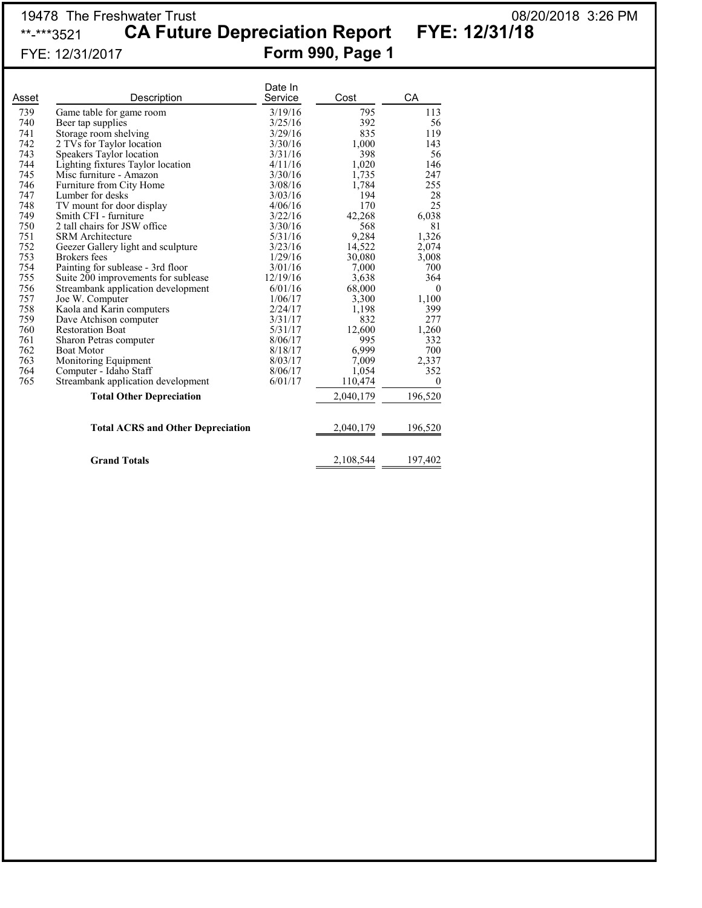19478 The Freshwater Trust

**-***3521

# CA Future Depreciation Report FYE: 12/31/18

FYE: 12/31/2017

## Form 990, Page 1

08/20/2018 3:26 PM

| Asset | Description | Date In Service | Cost | CA |
|---|---|---|---|---|
| 739 | Game table for game room | 3/19/16 | 795 | 113 |
| 740 | Beer tap supplies | 3/25/16 | 392 | 56 |
| 741 | Storage room shelving | 3/29/16 | 835 | 119 |
| 742 | 2 TVs for Taylor location | 3/30/16 | 1,000 | 143 |
| 743 | Speakers Taylor location | 3/31/16 | 398 | 56 |
| 744 | Lighting fixtures Taylor location | 4/11/16 | 1,020 | 146 |
| 745 | Misc furniture - Amazon | 3/30/16 | 1,735 | 247 |
| 746 | Furniture from City Home | 3/08/16 | 1,784 | 255 |
| 747 | Lumber for desks | 3/03/16 | 194 | 28 |
| 748 | TV mount for door display | 4/06/16 | 170 | 25 |
| 749 | Smith CFI - furniture | 3/22/16 | 42,268 | 6,038 |
| 750 | 2 tall chairs for JSW office | 3/30/16 | 568 | 81 |
| 751 | SRM Architecture | 5/31/16 | 9,284 | 1,326 |
| 752 | Geezer Gallery light and sculpture | 3/23/16 | 14,522 | 2,074 |
| 753 | Brokers fees | 1/29/16 | 30,080 | 3,008 |
| 754 | Painting for sublease - 3rd floor | 3/01/16 | 7,000 | 700 |
| 755 | Suite 200 improvements for sublease | 12/19/16 | 3,638 | 364 |
| 756 | Streambank application development | 6/01/16 | 68,000 | 0 |
| 757 | Joe W. Computer | 1/06/17 | 3,300 | 1,100 |
| 758 | Kaola and Karin computers | 2/24/17 | 1,198 | 399 |
| 759 | Dave Atchison computer | 3/31/17 | 832 | 277 |
| 760 | Restoration Boat | 5/31/17 | 12,600 | 1,260 |
| 761 | Sharon Petras computer | 8/06/17 | 995 | 332 |
| 762 | Boat Motor | 8/18/17 | 6,999 | 700 |
| 763 | Monitoring Equipment | 8/03/17 | 7,009 | 2,337 |
| 764 | Computer - Idaho Staff | 8/06/17 | 1,054 | 352 |
| 765 | Streambank application development | 6/01/17 | 110,474 | 0 |
| | **Total Other Depreciation** | | 2,040,179 | 196,520 |
| | **Total ACRS and Other Depreciation** | | 2,040,179 | 196,520 |
| | **Grand Totals** | | 2,108,544 | 197,402 |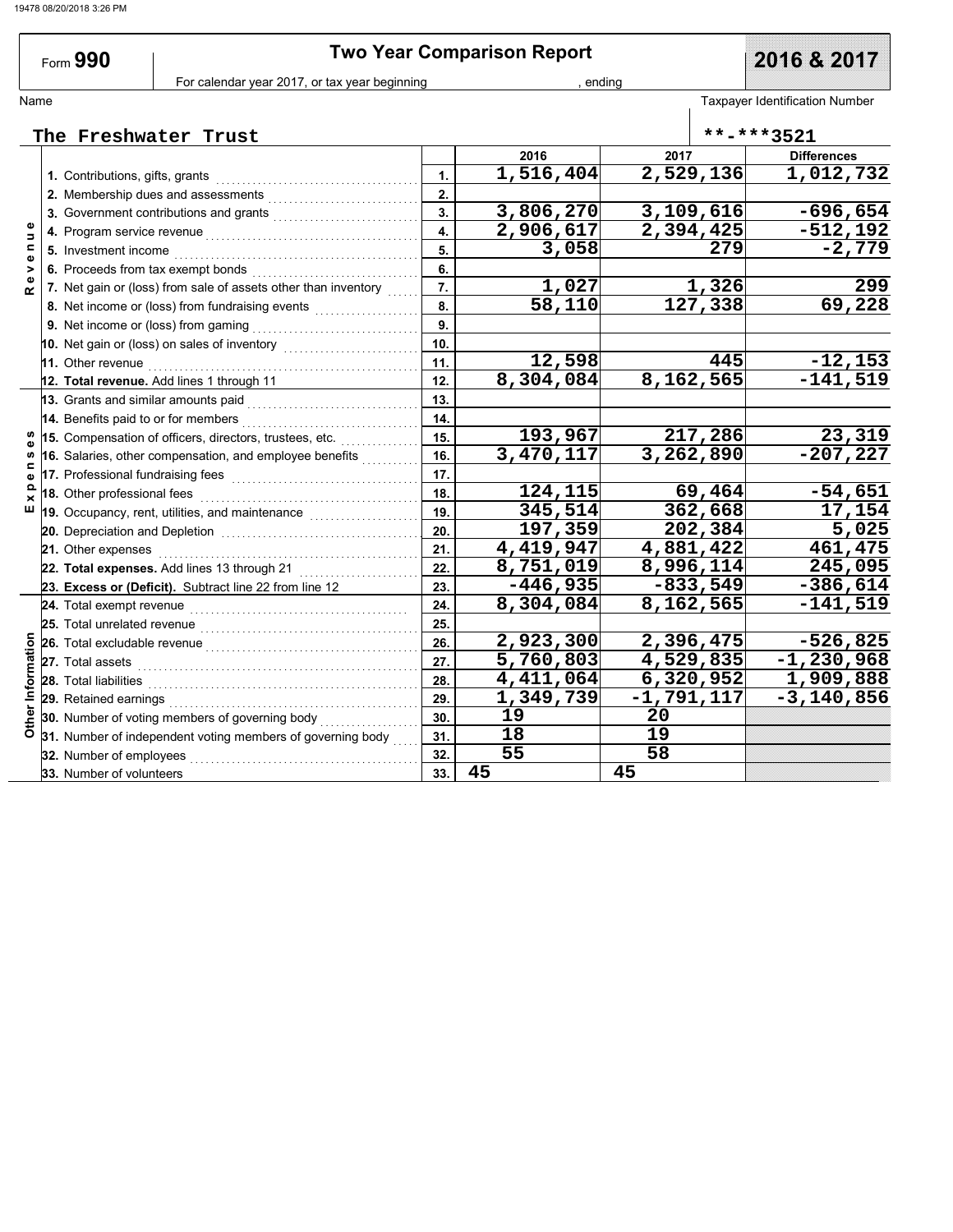Form **990**

# Two Year Comparison Report

**2016 & 2017**

For calendar year 2017, or tax year beginning , ending

Name: The Freshwater Trust

Taxpayer Identification Number: **-***3521

| Section | Line | No. | 2016 | 2017 | Differences |
|---|---|---|---|---|---|
| Revenue | 1. Contributions, gifts, grants | 1. | 1,516,404 | 2,529,136 | 1,012,732 |
| | 2. Membership dues and assessments | 2. | | | |
| | 3. Government contributions and grants | 3. | 3,806,270 | 3,109,616 | -696,654 |
| | 4. Program service revenue | 4. | 2,906,617 | 2,394,425 | -512,192 |
| | 5. Investment income | 5. | 3,058 | 279 | -2,779 |
| | 6. Proceeds from tax exempt bonds | 6. | | | |
| | 7. Net gain or (loss) from sale of assets other than inventory | 7. | 1,027 | 1,326 | 299 |
| | 8. Net income or (loss) from fundraising events | 8. | 58,110 | 127,338 | 69,228 |
| | 9. Net income or (loss) from gaming | 9. | | | |
| | 10. Net gain or (loss) on sales of inventory | 10. | | | |
| | 11. Other revenue | 11. | 12,598 | 445 | -12,153 |
| | 12. **Total revenue.** Add lines 1 through 11 | 12. | 8,304,084 | 8,162,565 | -141,519 |
| Expenses | 13. Grants and similar amounts paid | 13. | | | |
| | 14. Benefits paid to or for members | 14. | | | |
| | 15. Compensation of officers, directors, trustees, etc. | 15. | 193,967 | 217,286 | 23,319 |
| | 16. Salaries, other compensation, and employee benefits | 16. | 3,470,117 | 3,262,890 | -207,227 |
| | 17. Professional fundraising fees | 17. | | | |
| | 18. Other professional fees | 18. | 124,115 | 69,464 | -54,651 |
| | 19. Occupancy, rent, utilities, and maintenance | 19. | 345,514 | 362,668 | 17,154 |
| | 20. Depreciation and Depletion | 20. | 197,359 | 202,384 | 5,025 |
| | 21. Other expenses | 21. | 4,419,947 | 4,881,422 | 461,475 |
| | 22. **Total expenses.** Add lines 13 through 21 | 22. | 8,751,019 | 8,996,114 | 245,095 |
| | 23. **Excess or (Deficit).** Subtract line 22 from line 12 | 23. | -446,935 | -833,549 | -386,614 |
| Other Information | 24. Total exempt revenue | 24. | 8,304,084 | 8,162,565 | -141,519 |
| | 25. Total unrelated revenue | 25. | | | |
| | 26. Total excludable revenue | 26. | 2,923,300 | 2,396,475 | -526,825 |
| | 27. Total assets | 27. | 5,760,803 | 4,529,835 | -1,230,968 |
| | 28. Total liabilities | 28. | 4,411,064 | 6,320,952 | 1,909,888 |
| | 29. Retained earnings | 29. | 1,349,739 | -1,791,117 | -3,140,856 |
| | 30. Number of voting members of governing body | 30. | 19 | 20 | |
| | 31. Number of independent voting members of governing body | 31. | 18 | 19 | |
| | 32. Number of employees | 32. | 55 | 58 | |
| | 33. Number of volunteers | 33. | 45 | 45 | |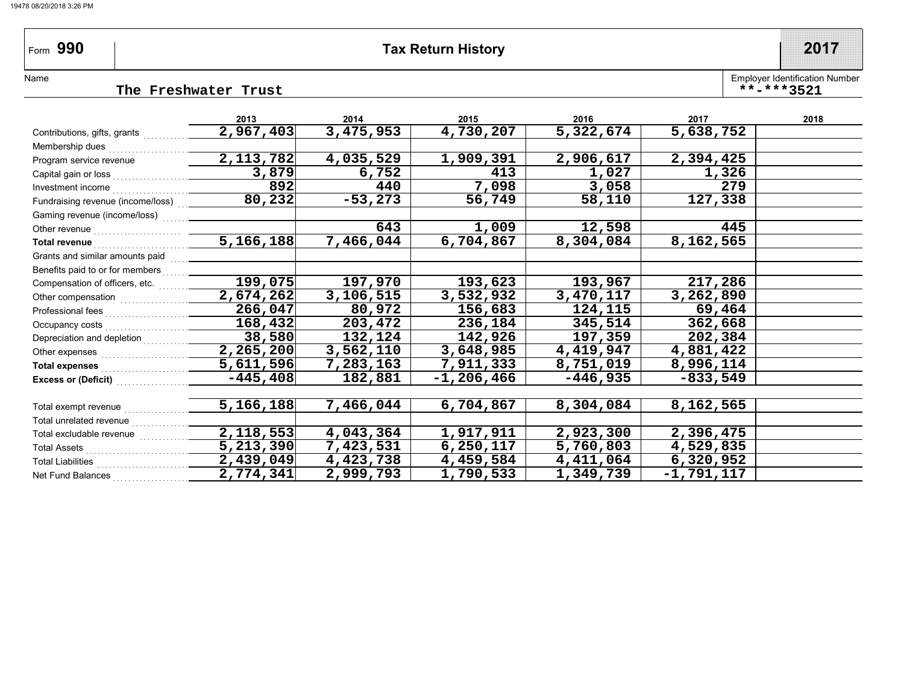Form **990** | **Tax Return History** | **2017**

Name: The Freshwater Trust

Employer Identification Number: **-***3521

| | 2013 | 2014 | 2015 | 2016 | 2017 | 2018 |
|---|---|---|---|---|---|---|
| Contributions, gifts, grants | 2,967,403 | 3,475,953 | 4,730,207 | 5,322,674 | 5,638,752 | |
| Membership dues | | | | | | |
| Program service revenue | 2,113,782 | 4,035,529 | 1,909,391 | 2,906,617 | 2,394,425 | |
| Capital gain or loss | 3,879 | 6,752 | 413 | 1,027 | 1,326 | |
| Investment income | 892 | 440 | 7,098 | 3,058 | 279 | |
| Fundraising revenue (income/loss) | 80,232 | -53,273 | 56,749 | 58,110 | 127,338 | |
| Gaming revenue (income/loss) | | | | | | |
| Other revenue | | 643 | 1,009 | 12,598 | 445 | |
| **Total revenue** | 5,166,188 | 7,466,044 | 6,704,867 | 8,304,084 | 8,162,565 | |
| Grants and similar amounts paid | | | | | | |
| Benefits paid to or for members | | | | | | |
| Compensation of officers, etc. | 199,075 | 197,970 | 193,623 | 193,967 | 217,286 | |
| Other compensation | 2,674,262 | 3,106,515 | 3,532,932 | 3,470,117 | 3,262,890 | |
| Professional fees | 266,047 | 80,972 | 156,683 | 124,115 | 69,464 | |
| Occupancy costs | 168,432 | 203,472 | 236,184 | 345,514 | 362,668 | |
| Depreciation and depletion | 38,580 | 132,124 | 142,926 | 197,359 | 202,384 | |
| Other expenses | 2,265,200 | 3,562,110 | 3,648,985 | 4,419,947 | 4,881,422 | |
| **Total expenses** | 5,611,596 | 7,283,163 | 7,911,333 | 8,751,019 | 8,996,114 | |
| **Excess or (Deficit)** | -445,408 | 182,881 | -1,206,466 | -446,935 | -833,549 | |
| Total exempt revenue | 5,166,188 | 7,466,044 | 6,704,867 | 8,304,084 | 8,162,565 | |
| Total unrelated revenue | | | | | | |
| Total excludable revenue | 2,118,553 | 4,043,364 | 1,917,911 | 2,923,300 | 2,396,475 | |
| Total Assets | 5,213,390 | 7,423,531 | 6,250,117 | 5,760,803 | 4,529,835 | |
| Total Liabilities | 2,439,049 | 4,423,738 | 4,459,584 | 4,411,064 | 6,320,952 | |
| Net Fund Balances | 2,774,341 | 2,999,793 | 1,790,533 | 1,349,739 | -1,791,117 | |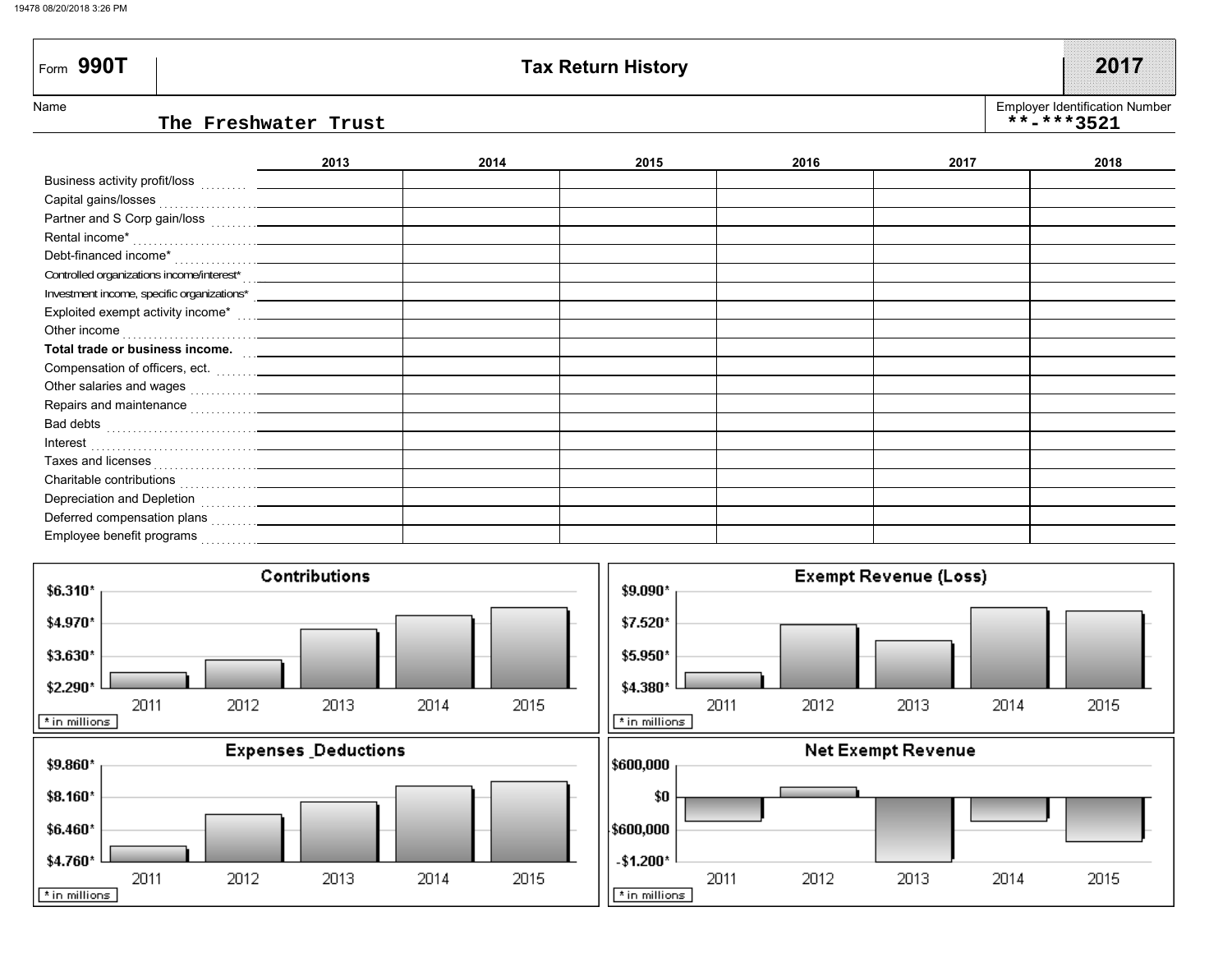Form **990T** — **Tax Return History** — **2017**

Name: The Freshwater Trust

Employer Identification Number: **-***3521

| | 2013 | 2014 | 2015 | 2016 | 2017 | 2018 |
|---|---|---|---|---|---|---|
| Business activity profit/loss | | | | | | |
| Capital gains/losses | | | | | | |
| Partner and S Corp gain/loss | | | | | | |
| Rental income* | | | | | | |
| Debt-financed income* | | | | | | |
| Controlled organizations income/interest* | | | | | | |
| Investment income, specific organizations* | | | | | | |
| Exploited exempt activity income* | | | | | | |
| Other income | | | | | | |
| **Total trade or business income.** | | | | | | |
| Compensation of officers, ect. | | | | | | |
| Other salaries and wages | | | | | | |
| Repairs and maintenance | | | | | | |
| Bad debts | | | | | | |
| Interest | | | | | | |
| Taxes and licenses | | | | | | |
| Charitable contributions | | | | | | |
| Depreciation and Depletion | | | | | | |
| Deferred compensation plans | | | | | | |
| Employee benefit programs | | | | | | |

**Contributions** (axis: $2.290*, $3.630*, $4.970*, $6.310*; years 2011–2015; * in millions)

**Exempt Revenue (Loss)** (axis: $4.380*, $5.950*, $7.520*, $9.090*; years 2011–2015; * in millions)

**Expenses _Deductions** (axis: $4.760*, $6.460*, $8.160*, $9.860*; years 2011–2015; * in millions)

**Net Exempt Revenue** (axis: -$1.200*, $600,000, $0, $600,000; years 2011–2015; * in millions)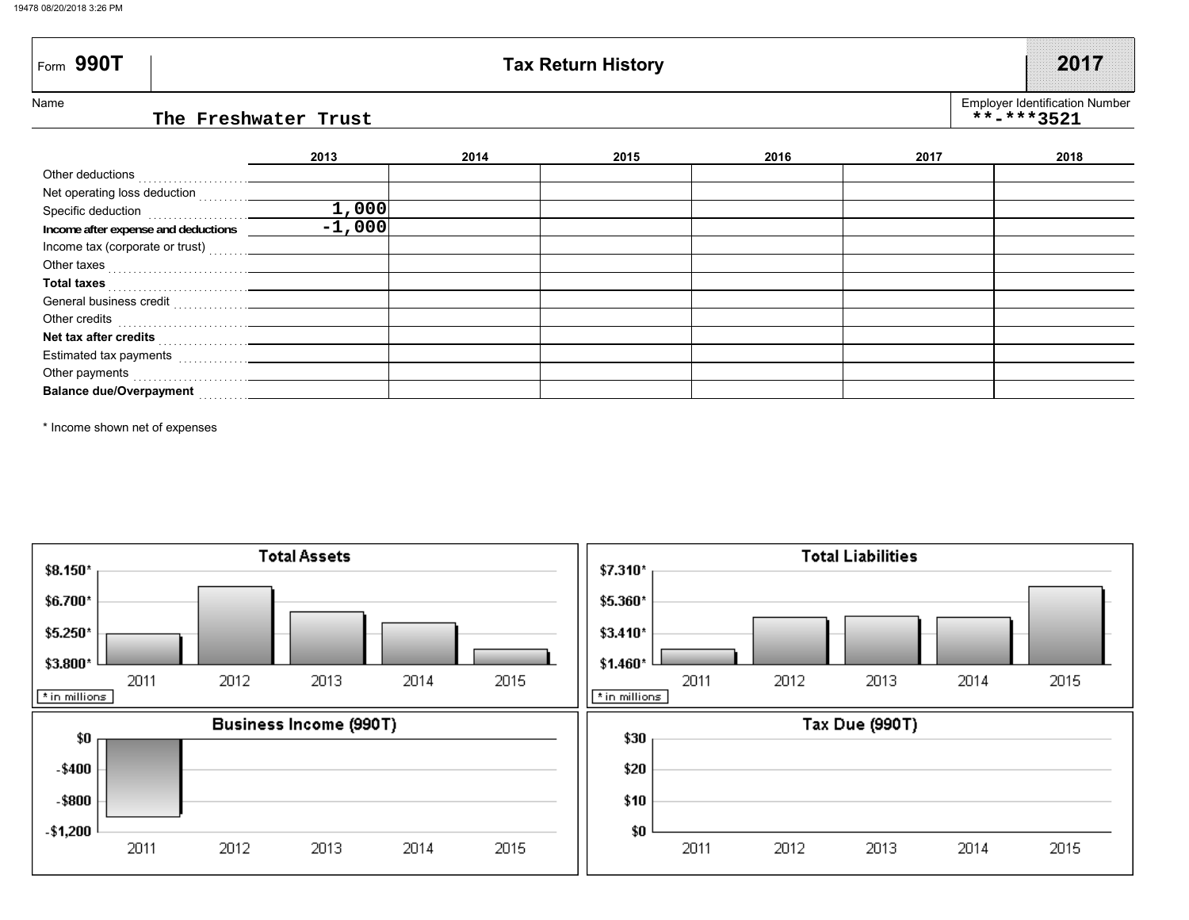Form **990T**

# Tax Return History

**2017**

Name: The Freshwater Trust

Employer Identification Number: **-***3521

| | 2013 | 2014 | 2015 | 2016 | 2017 | 2018 |
|---|---|---|---|---|---|---|
| Other deductions | | | | | | |
| Net operating loss deduction | | | | | | |
| Specific deduction | 1,000 | | | | | |
| **Income after expense and deductions** | -1,000 | | | | | |
| Income tax (corporate or trust) | | | | | | |
| Other taxes | | | | | | |
| **Total taxes** | | | | | | |
| General business credit | | | | | | |
| Other credits | | | | | | |
| **Net tax after credits** | | | | | | |
| Estimated tax payments | | | | | | |
| Other payments | | | | | | |
| **Balance due/Overpayment** | | | | | | |

* Income shown net of expenses

**Total Assets**

$8.150*, $6.700*, $5.250*, $3.800*

2011, 2012, 2013, 2014, 2015

* in millions

**Total Liabilities**

$7.310*, $5.360*, $3.410*, $1.460*

2011, 2012, 2013, 2014, 2015

* in millions

**Business Income (990T)**

$0, -$400, -$800, -$1,200

2011, 2012, 2013, 2014, 2015

**Tax Due (990T)**

$30, $20, $10, $0

2011, 2012, 2013, 2014, 2015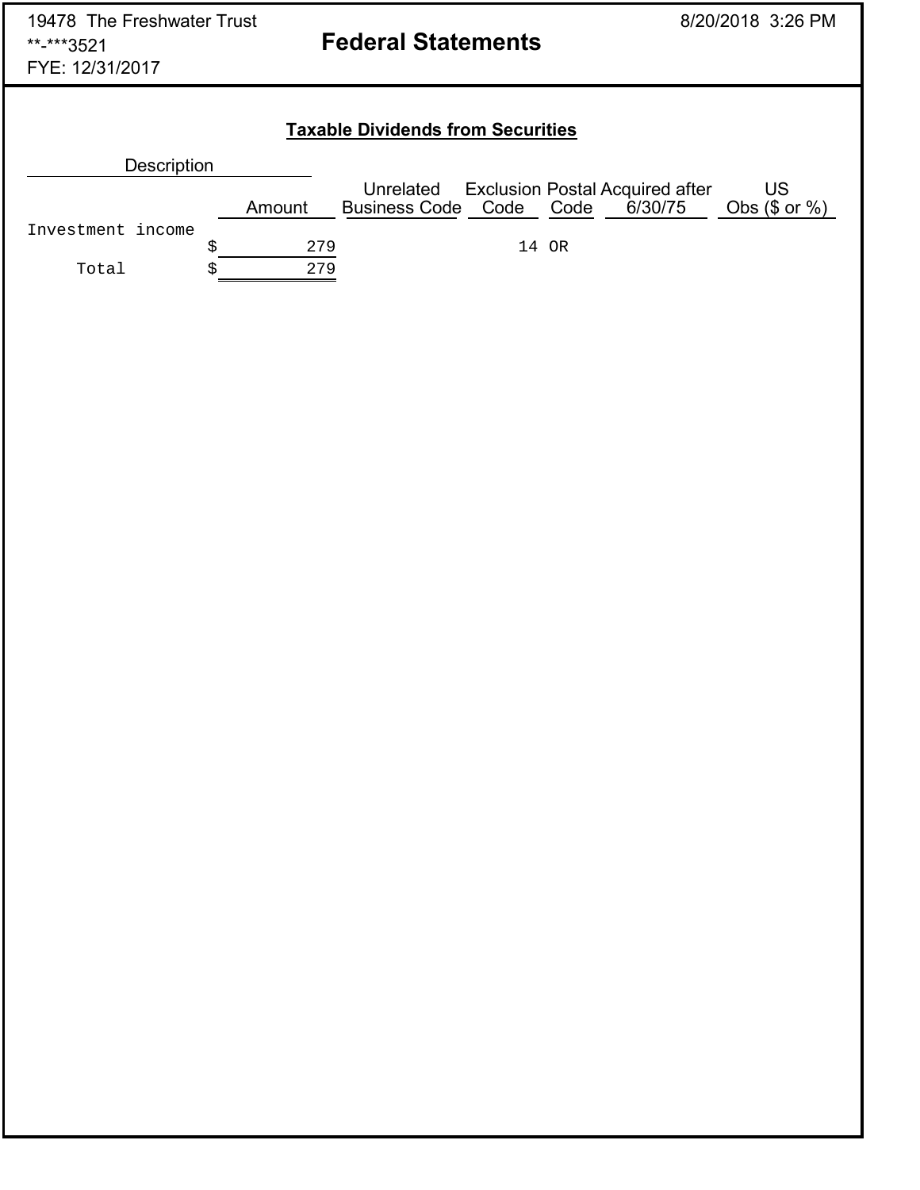19478 The Freshwater Trust
**-***3521
FYE: 12/31/2017

# Federal Statements

8/20/2018 3:26 PM

## Taxable Dividends from Securities

| Description | Amount | Unrelated Business Code | Exclusion Code | Postal Code | Acquired after 6/30/75 | US Obs ($ or %) |
|---|---|---|---|---|---|---|
| Investment income | $ 279 | | 14 | OR | | |
| Total | $ 279 | | | | | |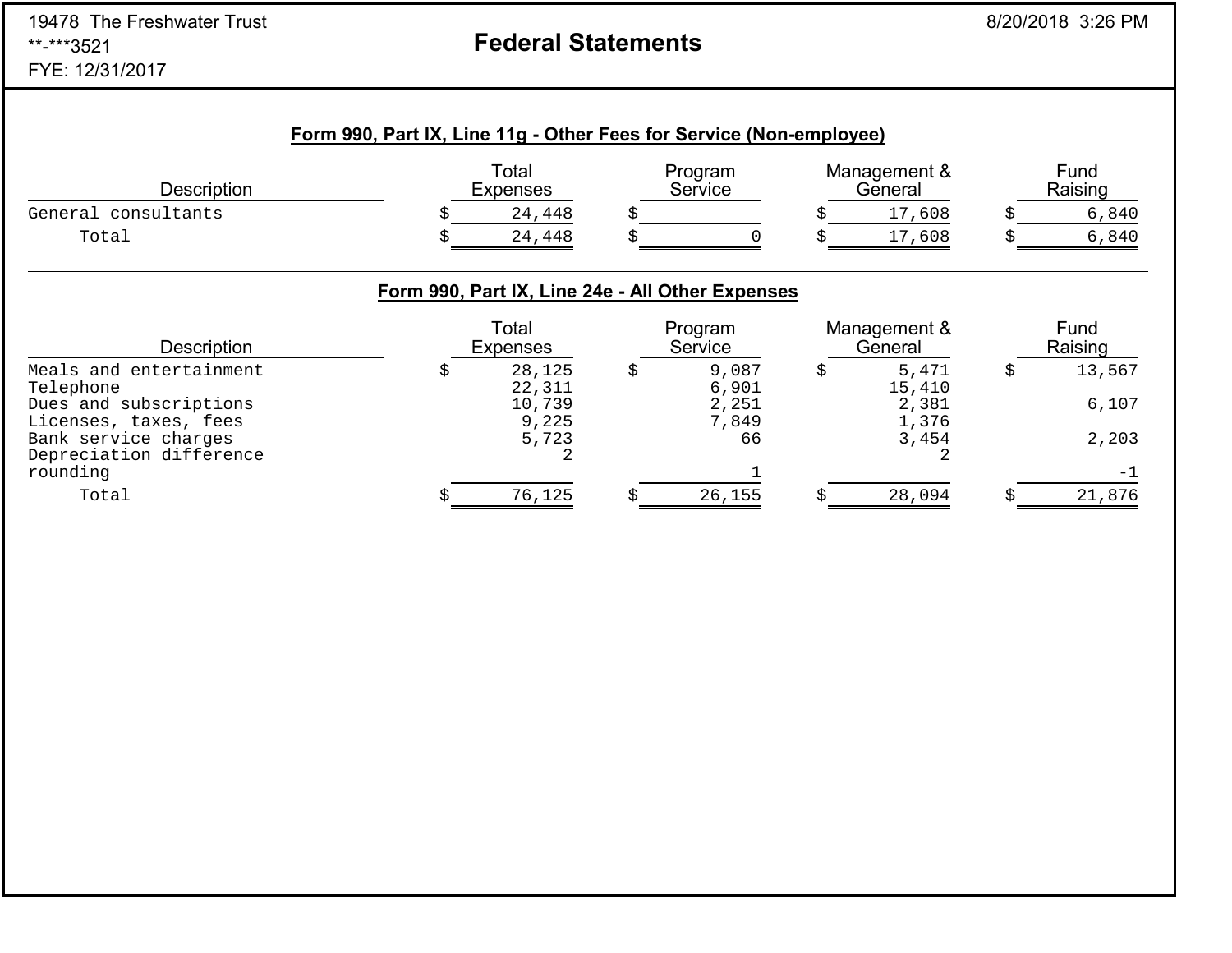### Form 990, Part IX, Line 11g - Other Fees for Service (Non-employee)

| Description | Total Expenses | Program Service | Management & General | Fund Raising |
|---|---|---|---|---|
| General consultants | $ 24,448 | $ | $ 17,608 | $ 6,840 |
| Total | $ 24,448 | $ 0 | $ 17,608 | $ 6,840 |

### Form 990, Part IX, Line 24e - All Other Expenses

| Description | Total Expenses | Program Service | Management & General | Fund Raising |
|---|---|---|---|---|
| Meals and entertainment | $ 28,125 | $ 9,087 | $ 5,471 | $ 13,567 |
| Telephone | 22,311 | 6,901 | 15,410 | |
| Dues and subscriptions | 10,739 | 2,251 | 2,381 | 6,107 |
| Licenses, taxes, fees | 9,225 | 7,849 | 1,376 | |
| Bank service charges | 5,723 | 66 | 3,454 | 2,203 |
| Depreciation difference rounding | 2 | 1 | 2 | -1 |
| Total | $ 76,125 | $ 26,155 | $ 28,094 | $ 21,876 |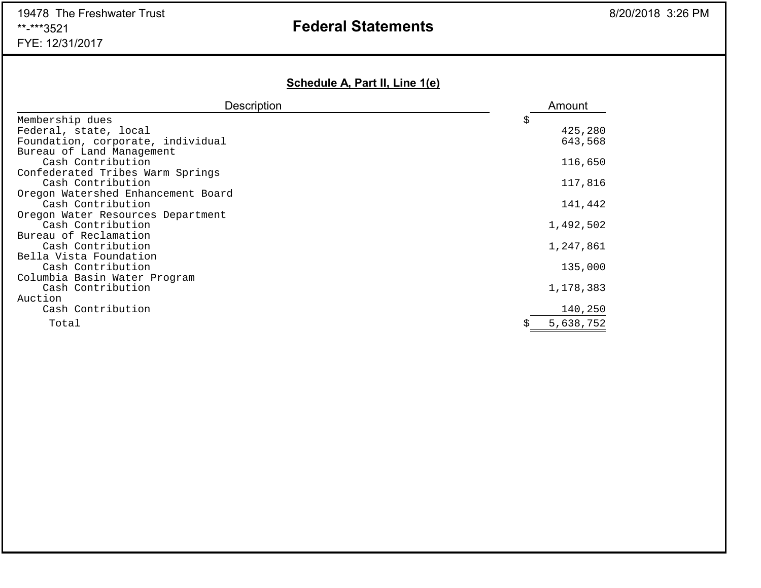19478 The Freshwater Trust
**-***3521
FYE: 12/31/2017

8/20/2018 3:26 PM

# Federal Statements

## Schedule A, Part II, Line 1(e)

| Description | Amount |
|---|---|
| Membership dues | $ |
| Federal, state, local | 425,280 |
| Foundation, corporate, individual | 643,568 |
| Bureau of Land Management | |
| Cash Contribution | 116,650 |
| Confederated Tribes Warm Springs | |
| Cash Contribution | 117,816 |
| Oregon Watershed Enhancement Board | |
| Cash Contribution | 141,442 |
| Oregon Water Resources Department | |
| Cash Contribution | 1,492,502 |
| Bureau of Reclamation | |
| Cash Contribution | 1,247,861 |
| Bella Vista Foundation | |
| Cash Contribution | 135,000 |
| Columbia Basin Water Program | |
| Cash Contribution | 1,178,383 |
| Auction | |
| Cash Contribution | 140,250 |
| Total | $ 5,638,752 |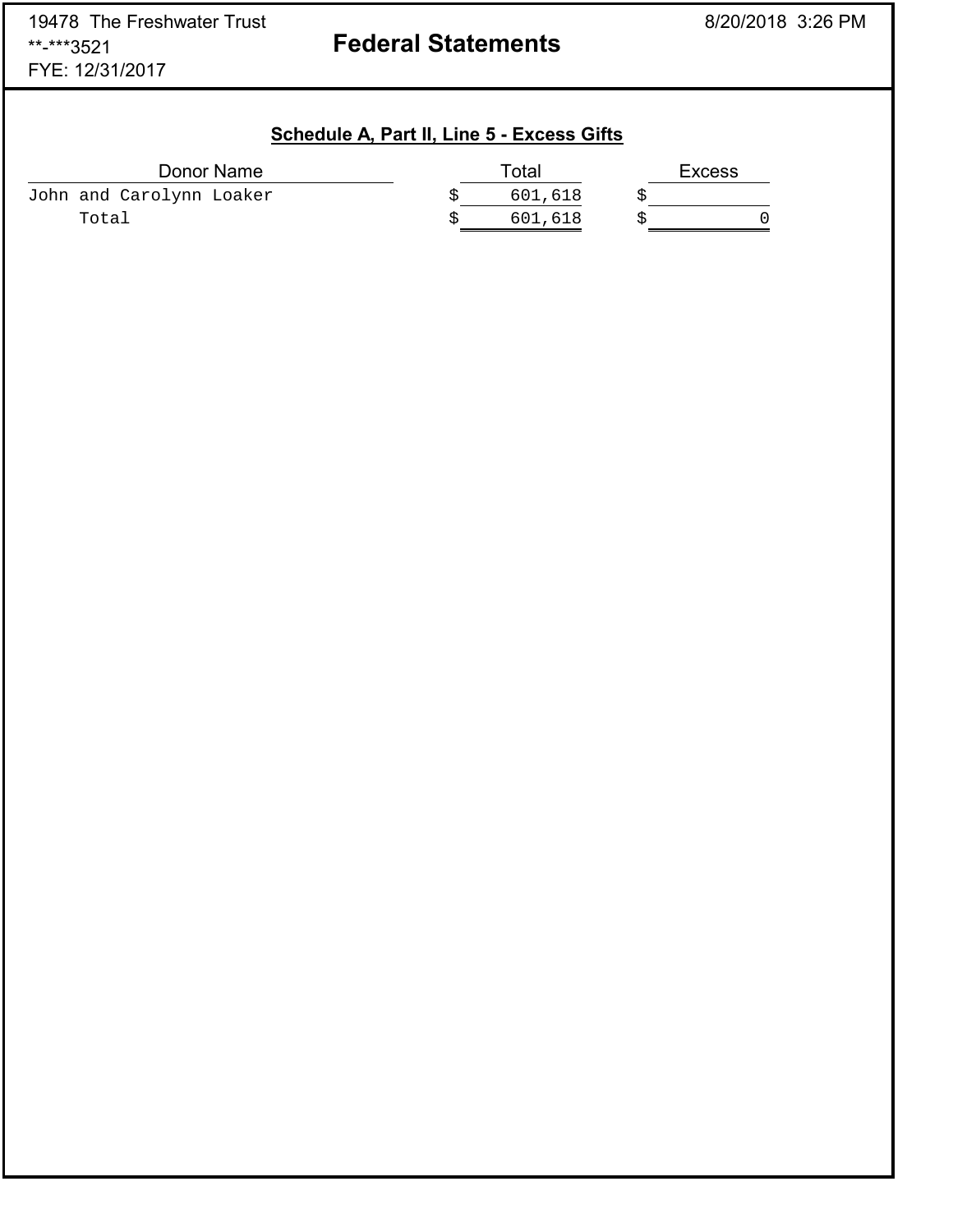19478 The Freshwater Trust
**-***3521
FYE: 12/31/2017

8/20/2018 3:26 PM

# Federal Statements

## Schedule A, Part II, Line 5 - Excess Gifts

| Donor Name | Total | Excess |
|---|---|---|
| John and Carolynn Loaker | $ 601,618 | $ |
| Total | $ 601,618 | $ 0 |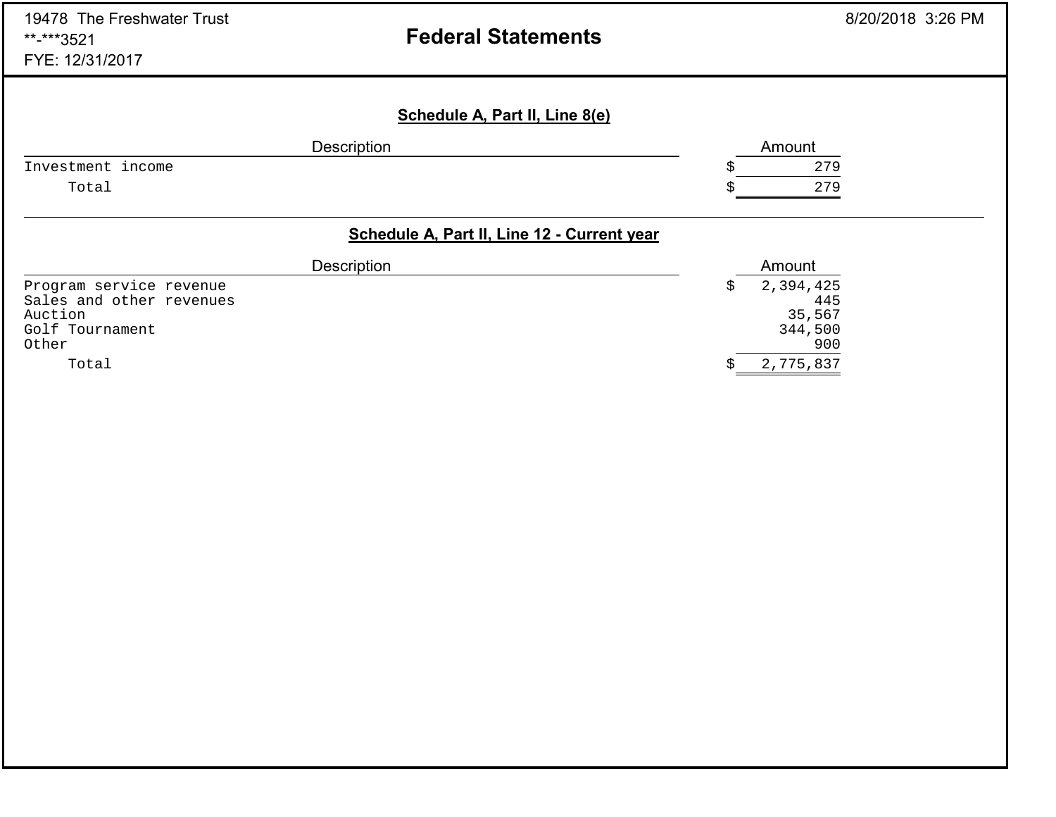19478 The Freshwater Trust
**-***3521
FYE: 12/31/2017

# Federal Statements

8/20/2018 3:26 PM

## Schedule A, Part II, Line 8(e)

| Description | Amount |
|---|---|
| Investment income | $ 279 |
| Total | $ 279 |

## Schedule A, Part II, Line 12 - Current year

| Description | Amount |
|---|---|
| Program service revenue | $ 2,394,425 |
| Sales and other revenues | 445 |
| Auction | 35,567 |
| Golf Tournament | 344,500 |
| Other | 900 |
| Total | $ 2,775,837 |